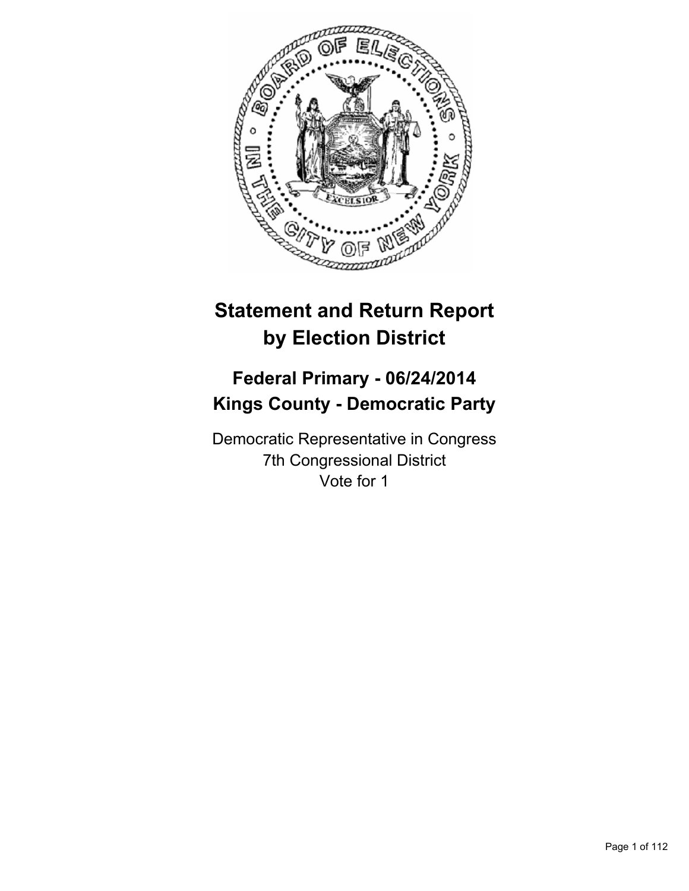# Statement and Return Report by Election District

## Federal Primary - 06/24/2014
## Kings County - Democratic Party

Democratic Representative in Congress
7th Congressional District
Vote for 1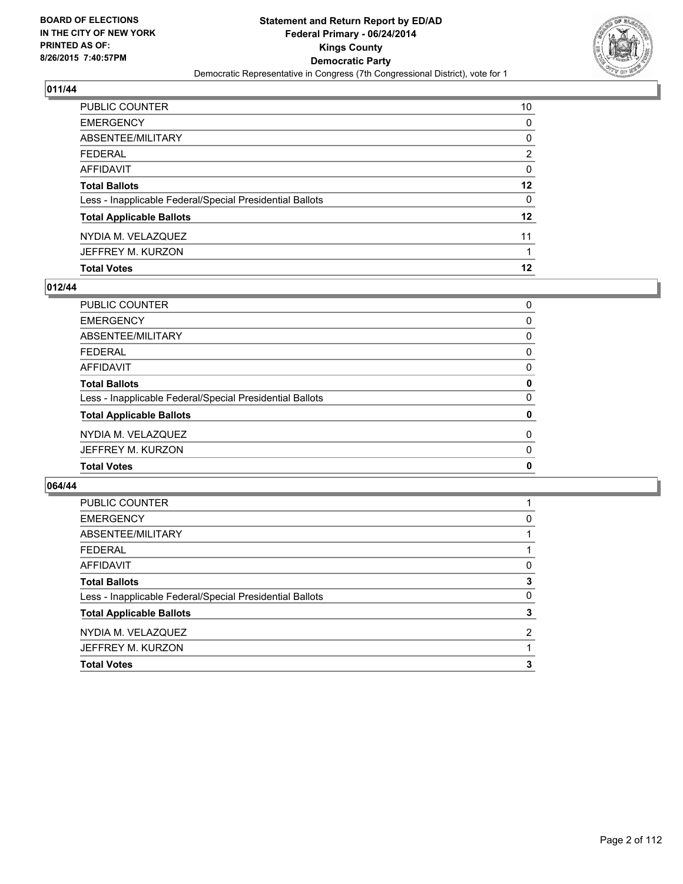BOARD OF ELECTIONS
IN THE CITY OF NEW YORK
PRINTED AS OF:
8/26/2015 7:40:57PM

**Statement and Return Report by ED/AD**
**Federal Primary - 06/24/2014**
**Kings County**
**Democratic Party**
Democratic Representative in Congress (7th Congressional District), vote for 1

## 011/44

| | |
|---|---|
| PUBLIC COUNTER | 10 |
| EMERGENCY | 0 |
| ABSENTEE/MILITARY | 0 |
| FEDERAL | 2 |
| AFFIDAVIT | 0 |
| **Total Ballots** | **12** |
| Less - Inapplicable Federal/Special Presidential Ballots | 0 |
| **Total Applicable Ballots** | **12** |
| NYDIA M. VELAZQUEZ | 11 |
| JEFFREY M. KURZON | 1 |
| **Total Votes** | **12** |

## 012/44

| | |
|---|---|
| PUBLIC COUNTER | 0 |
| EMERGENCY | 0 |
| ABSENTEE/MILITARY | 0 |
| FEDERAL | 0 |
| AFFIDAVIT | 0 |
| **Total Ballots** | **0** |
| Less - Inapplicable Federal/Special Presidential Ballots | 0 |
| **Total Applicable Ballots** | **0** |
| NYDIA M. VELAZQUEZ | 0 |
| JEFFREY M. KURZON | 0 |
| **Total Votes** | **0** |

## 064/44

| | |
|---|---|
| PUBLIC COUNTER | 1 |
| EMERGENCY | 0 |
| ABSENTEE/MILITARY | 1 |
| FEDERAL | 1 |
| AFFIDAVIT | 0 |
| **Total Ballots** | **3** |
| Less - Inapplicable Federal/Special Presidential Ballots | 0 |
| **Total Applicable Ballots** | **3** |
| NYDIA M. VELAZQUEZ | 2 |
| JEFFREY M. KURZON | 1 |
| **Total Votes** | **3** |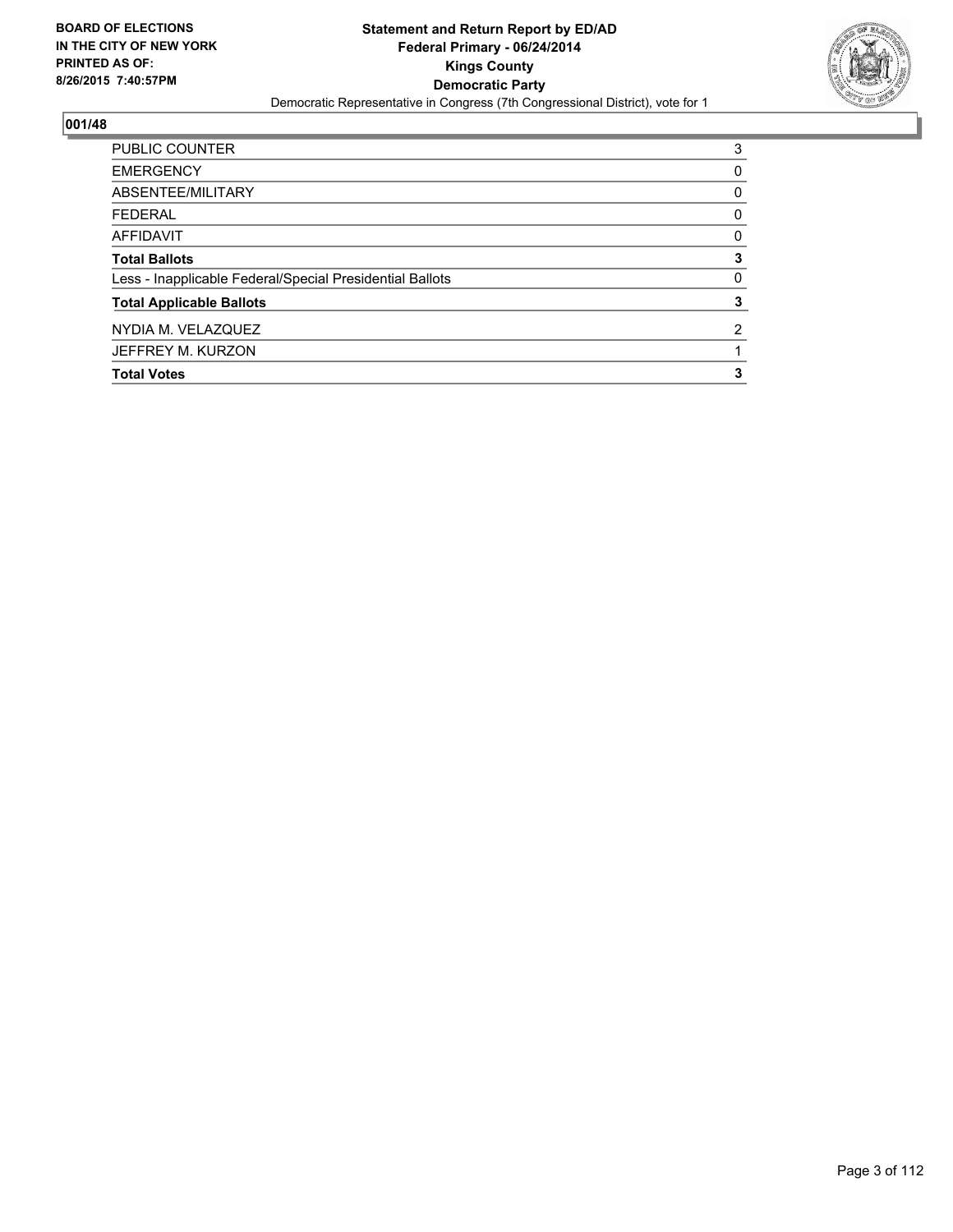BOARD OF ELECTIONS
IN THE CITY OF NEW YORK
PRINTED AS OF:
8/26/2015 7:40:57PM

**Statement and Return Report by ED/AD**
**Federal Primary - 06/24/2014**
**Kings County**
**Democratic Party**
Democratic Representative in Congress (7th Congressional District), vote for 1

## 001/48

| | |
|---|---|
| PUBLIC COUNTER | 3 |
| EMERGENCY | 0 |
| ABSENTEE/MILITARY | 0 |
| FEDERAL | 0 |
| AFFIDAVIT | 0 |
| **Total Ballots** | **3** |
| Less - Inapplicable Federal/Special Presidential Ballots | 0 |
| **Total Applicable Ballots** | **3** |
| NYDIA M. VELAZQUEZ | 2 |
| JEFFREY M. KURZON | 1 |
| **Total Votes** | **3** |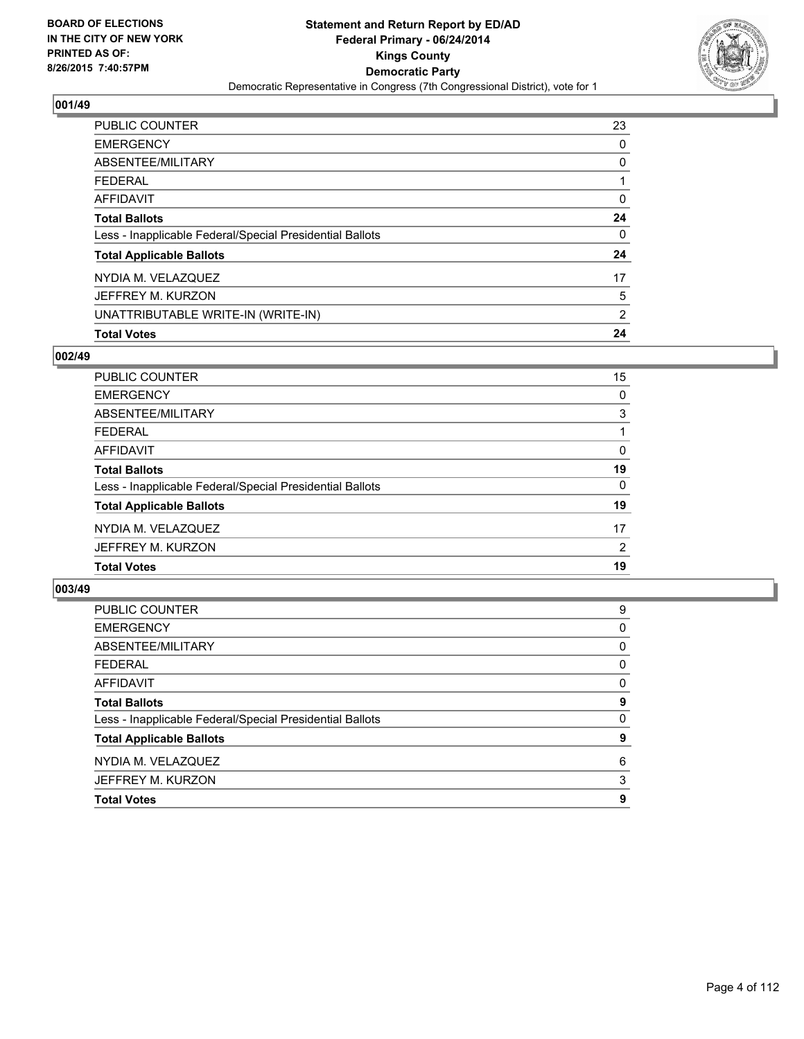BOARD OF ELECTIONS
IN THE CITY OF NEW YORK
PRINTED AS OF:
8/26/2015 7:40:57PM

**Statement and Return Report by ED/AD**
**Federal Primary - 06/24/2014**
**Kings County**
**Democratic Party**
Democratic Representative in Congress (7th Congressional District), vote for 1

### 001/49

| | |
|---|---|
| PUBLIC COUNTER | 23 |
| EMERGENCY | 0 |
| ABSENTEE/MILITARY | 0 |
| FEDERAL | 1 |
| AFFIDAVIT | 0 |
| **Total Ballots** | **24** |
| Less - Inapplicable Federal/Special Presidential Ballots | 0 |
| **Total Applicable Ballots** | **24** |
| NYDIA M. VELAZQUEZ | 17 |
| JEFFREY M. KURZON | 5 |
| UNATTRIBUTABLE WRITE-IN (WRITE-IN) | 2 |
| **Total Votes** | **24** |

### 002/49

| | |
|---|---|
| PUBLIC COUNTER | 15 |
| EMERGENCY | 0 |
| ABSENTEE/MILITARY | 3 |
| FEDERAL | 1 |
| AFFIDAVIT | 0 |
| **Total Ballots** | **19** |
| Less - Inapplicable Federal/Special Presidential Ballots | 0 |
| **Total Applicable Ballots** | **19** |
| NYDIA M. VELAZQUEZ | 17 |
| JEFFREY M. KURZON | 2 |
| **Total Votes** | **19** |

### 003/49

| | |
|---|---|
| PUBLIC COUNTER | 9 |
| EMERGENCY | 0 |
| ABSENTEE/MILITARY | 0 |
| FEDERAL | 0 |
| AFFIDAVIT | 0 |
| **Total Ballots** | **9** |
| Less - Inapplicable Federal/Special Presidential Ballots | 0 |
| **Total Applicable Ballots** | **9** |
| NYDIA M. VELAZQUEZ | 6 |
| JEFFREY M. KURZON | 3 |
| **Total Votes** | **9** |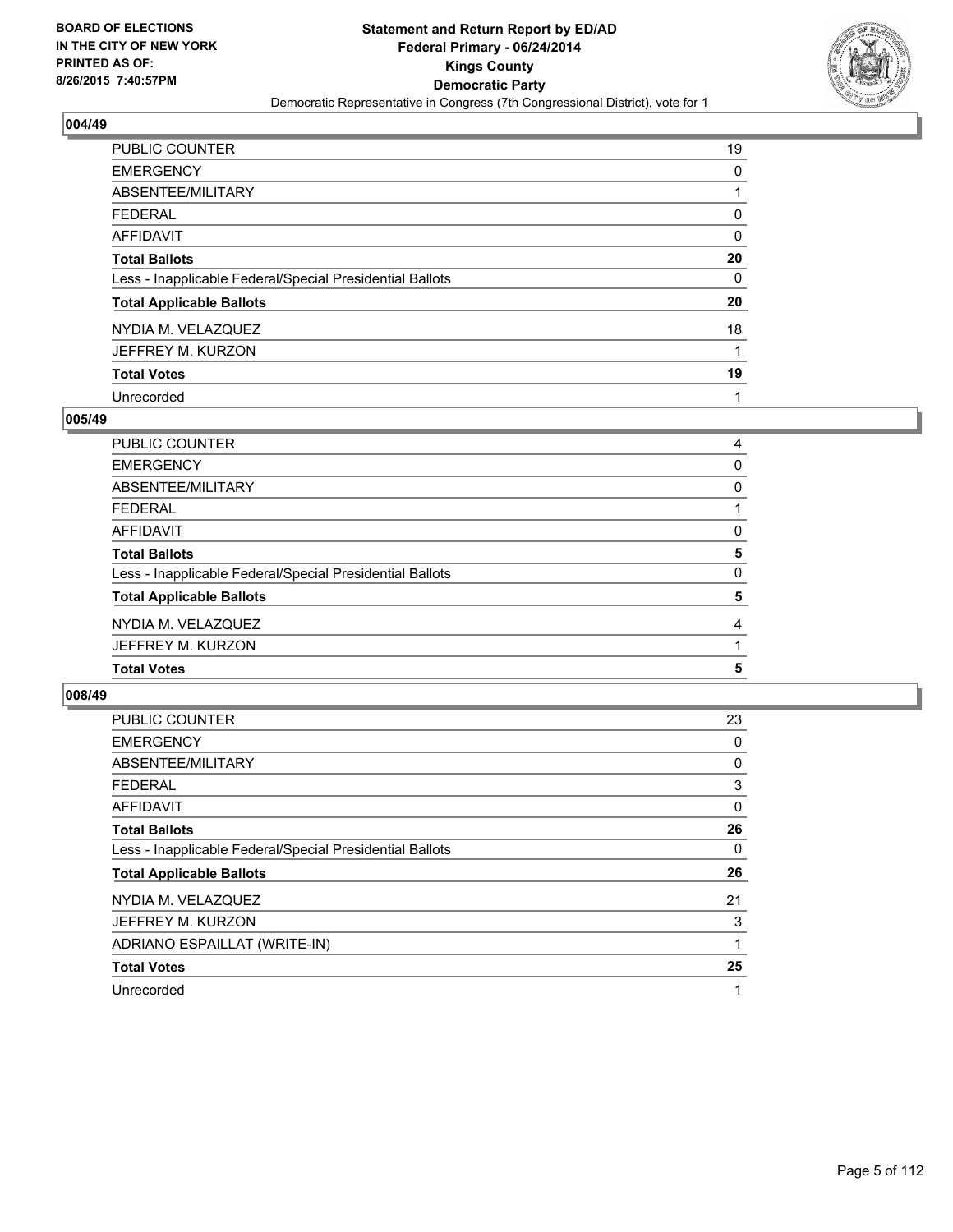BOARD OF ELECTIONS
IN THE CITY OF NEW YORK
PRINTED AS OF:
8/26/2015 7:40:57PM

**Statement and Return Report by ED/AD**
**Federal Primary - 06/24/2014**
**Kings County**
**Democratic Party**
Democratic Representative in Congress (7th Congressional District), vote for 1

### 004/49

| | |
|---|---|
| PUBLIC COUNTER | 19 |
| EMERGENCY | 0 |
| ABSENTEE/MILITARY | 1 |
| FEDERAL | 0 |
| AFFIDAVIT | 0 |
| **Total Ballots** | **20** |
| Less - Inapplicable Federal/Special Presidential Ballots | 0 |
| **Total Applicable Ballots** | **20** |
| NYDIA M. VELAZQUEZ | 18 |
| JEFFREY M. KURZON | 1 |
| **Total Votes** | **19** |
| Unrecorded | 1 |

### 005/49

| | |
|---|---|
| PUBLIC COUNTER | 4 |
| EMERGENCY | 0 |
| ABSENTEE/MILITARY | 0 |
| FEDERAL | 1 |
| AFFIDAVIT | 0 |
| **Total Ballots** | **5** |
| Less - Inapplicable Federal/Special Presidential Ballots | 0 |
| **Total Applicable Ballots** | **5** |
| NYDIA M. VELAZQUEZ | 4 |
| JEFFREY M. KURZON | 1 |
| **Total Votes** | **5** |

### 008/49

| | |
|---|---|
| PUBLIC COUNTER | 23 |
| EMERGENCY | 0 |
| ABSENTEE/MILITARY | 0 |
| FEDERAL | 3 |
| AFFIDAVIT | 0 |
| **Total Ballots** | **26** |
| Less - Inapplicable Federal/Special Presidential Ballots | 0 |
| **Total Applicable Ballots** | **26** |
| NYDIA M. VELAZQUEZ | 21 |
| JEFFREY M. KURZON | 3 |
| ADRIANO ESPAILLAT (WRITE-IN) | 1 |
| **Total Votes** | **25** |
| Unrecorded | 1 |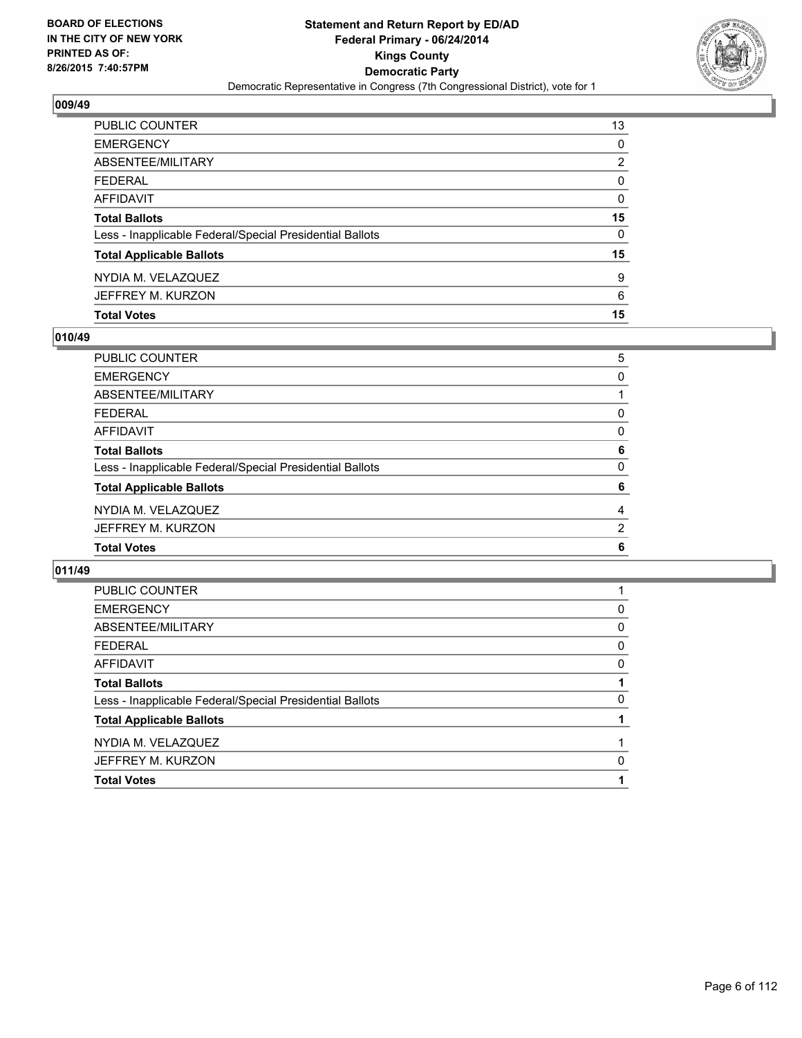## 009/49

| | |
|---|---|
| PUBLIC COUNTER | 13 |
| EMERGENCY | 0 |
| ABSENTEE/MILITARY | 2 |
| FEDERAL | 0 |
| AFFIDAVIT | 0 |
| **Total Ballots** | **15** |
| Less - Inapplicable Federal/Special Presidential Ballots | 0 |
| **Total Applicable Ballots** | **15** |
| NYDIA M. VELAZQUEZ | 9 |
| JEFFREY M. KURZON | 6 |
| **Total Votes** | **15** |

## 010/49

| | |
|---|---|
| PUBLIC COUNTER | 5 |
| EMERGENCY | 0 |
| ABSENTEE/MILITARY | 1 |
| FEDERAL | 0 |
| AFFIDAVIT | 0 |
| **Total Ballots** | **6** |
| Less - Inapplicable Federal/Special Presidential Ballots | 0 |
| **Total Applicable Ballots** | **6** |
| NYDIA M. VELAZQUEZ | 4 |
| JEFFREY M. KURZON | 2 |
| **Total Votes** | **6** |

## 011/49

| | |
|---|---|
| PUBLIC COUNTER | 1 |
| EMERGENCY | 0 |
| ABSENTEE/MILITARY | 0 |
| FEDERAL | 0 |
| AFFIDAVIT | 0 |
| **Total Ballots** | **1** |
| Less - Inapplicable Federal/Special Presidential Ballots | 0 |
| **Total Applicable Ballots** | **1** |
| NYDIA M. VELAZQUEZ | 1 |
| JEFFREY M. KURZON | 0 |
| **Total Votes** | **1** |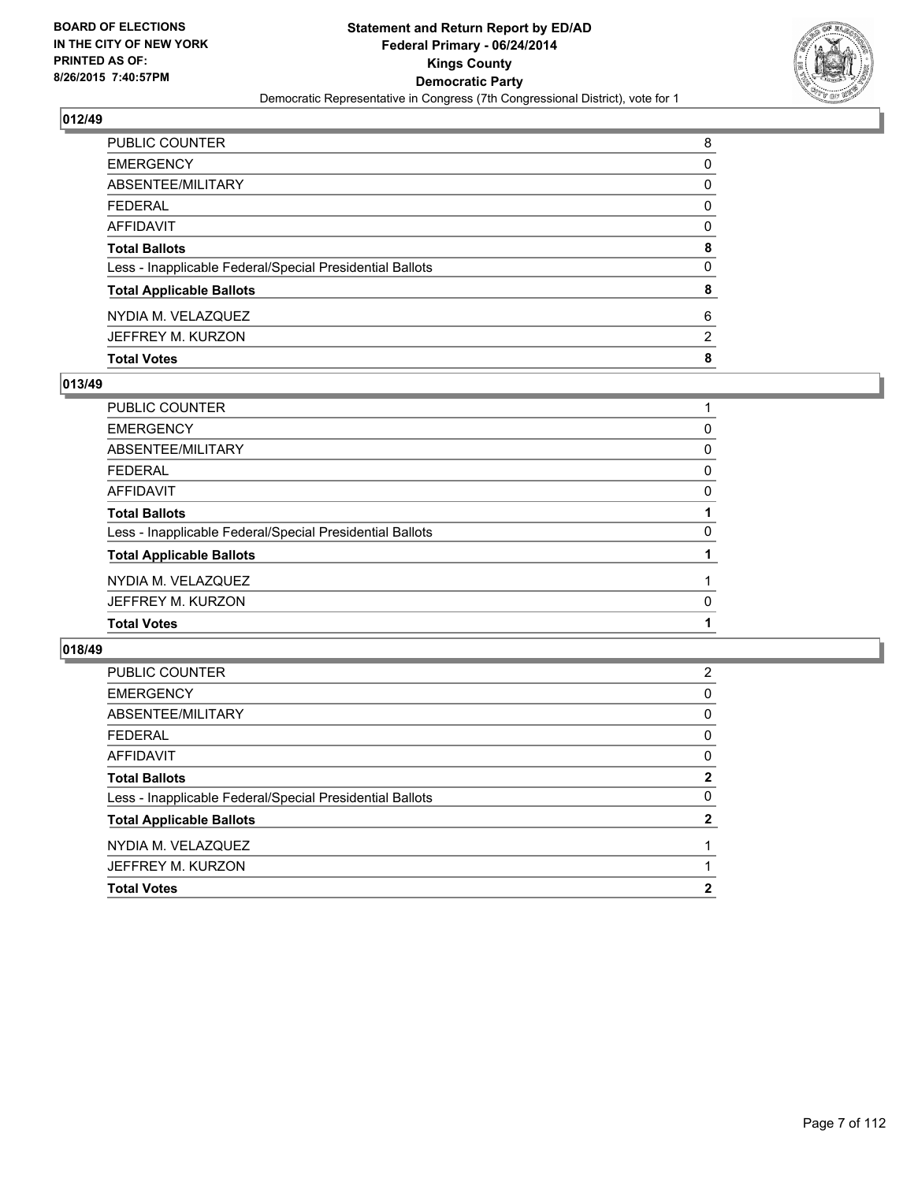## 012/49

| | |
|---|---|
| PUBLIC COUNTER | 8 |
| EMERGENCY | 0 |
| ABSENTEE/MILITARY | 0 |
| FEDERAL | 0 |
| AFFIDAVIT | 0 |
| **Total Ballots** | **8** |
| Less - Inapplicable Federal/Special Presidential Ballots | 0 |
| **Total Applicable Ballots** | **8** |
| NYDIA M. VELAZQUEZ | 6 |
| JEFFREY M. KURZON | 2 |
| **Total Votes** | **8** |

## 013/49

| | |
|---|---|
| PUBLIC COUNTER | 1 |
| EMERGENCY | 0 |
| ABSENTEE/MILITARY | 0 |
| FEDERAL | 0 |
| AFFIDAVIT | 0 |
| **Total Ballots** | **1** |
| Less - Inapplicable Federal/Special Presidential Ballots | 0 |
| **Total Applicable Ballots** | **1** |
| NYDIA M. VELAZQUEZ | 1 |
| JEFFREY M. KURZON | 0 |
| **Total Votes** | **1** |

## 018/49

| | |
|---|---|
| PUBLIC COUNTER | 2 |
| EMERGENCY | 0 |
| ABSENTEE/MILITARY | 0 |
| FEDERAL | 0 |
| AFFIDAVIT | 0 |
| **Total Ballots** | **2** |
| Less - Inapplicable Federal/Special Presidential Ballots | 0 |
| **Total Applicable Ballots** | **2** |
| NYDIA M. VELAZQUEZ | 1 |
| JEFFREY M. KURZON | 1 |
| **Total Votes** | **2** |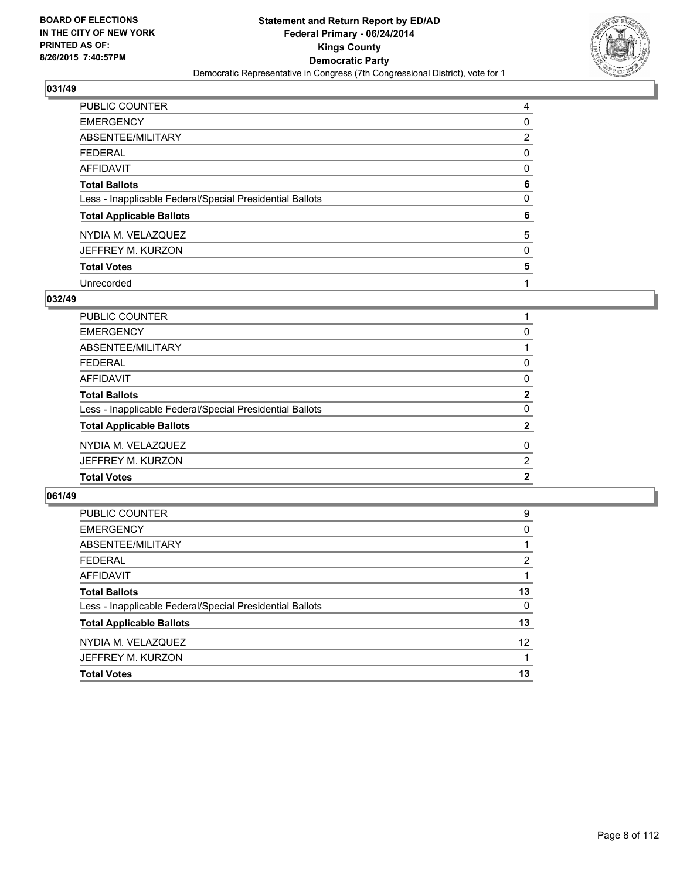BOARD OF ELECTIONS
IN THE CITY OF NEW YORK
PRINTED AS OF:
8/26/2015 7:40:57PM

**Statement and Return Report by ED/AD**
**Federal Primary - 06/24/2014**
**Kings County**
**Democratic Party**
Democratic Representative in Congress (7th Congressional District), vote for 1

## 031/49

| | |
|---|---|
| PUBLIC COUNTER | 4 |
| EMERGENCY | 0 |
| ABSENTEE/MILITARY | 2 |
| FEDERAL | 0 |
| AFFIDAVIT | 0 |
| **Total Ballots** | **6** |
| Less - Inapplicable Federal/Special Presidential Ballots | 0 |
| **Total Applicable Ballots** | **6** |
| NYDIA M. VELAZQUEZ | 5 |
| JEFFREY M. KURZON | 0 |
| **Total Votes** | **5** |
| Unrecorded | 1 |

## 032/49

| | |
|---|---|
| PUBLIC COUNTER | 1 |
| EMERGENCY | 0 |
| ABSENTEE/MILITARY | 1 |
| FEDERAL | 0 |
| AFFIDAVIT | 0 |
| **Total Ballots** | **2** |
| Less - Inapplicable Federal/Special Presidential Ballots | 0 |
| **Total Applicable Ballots** | **2** |
| NYDIA M. VELAZQUEZ | 0 |
| JEFFREY M. KURZON | 2 |
| **Total Votes** | **2** |

## 061/49

| | |
|---|---|
| PUBLIC COUNTER | 9 |
| EMERGENCY | 0 |
| ABSENTEE/MILITARY | 1 |
| FEDERAL | 2 |
| AFFIDAVIT | 1 |
| **Total Ballots** | **13** |
| Less - Inapplicable Federal/Special Presidential Ballots | 0 |
| **Total Applicable Ballots** | **13** |
| NYDIA M. VELAZQUEZ | 12 |
| JEFFREY M. KURZON | 1 |
| **Total Votes** | **13** |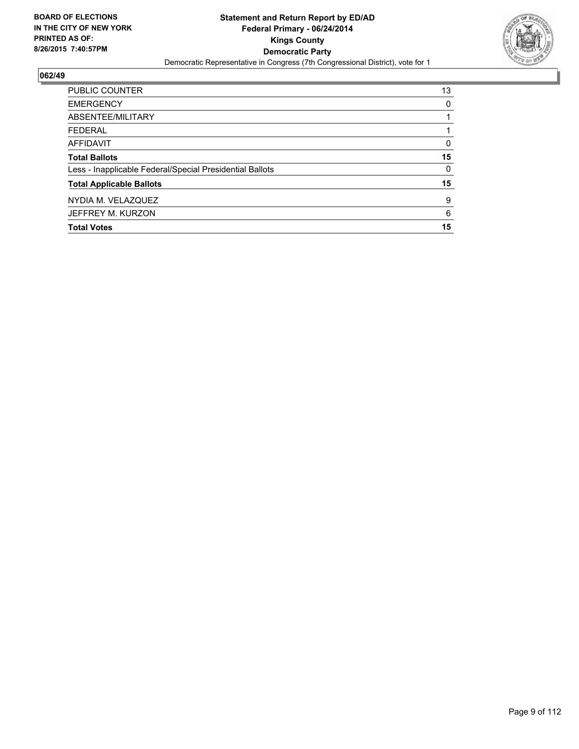**BOARD OF ELECTIONS IN THE CITY OF NEW YORK PRINTED AS OF: 8/26/2015 7:40:57PM**

**Statement and Return Report by ED/AD**
**Federal Primary - 06/24/2014**
**Kings County**
**Democratic Party**
Democratic Representative in Congress (7th Congressional District), vote for 1

## 062/49

| | |
|---|---|
| PUBLIC COUNTER | 13 |
| EMERGENCY | 0 |
| ABSENTEE/MILITARY | 1 |
| FEDERAL | 1 |
| AFFIDAVIT | 0 |
| **Total Ballots** | **15** |
| Less - Inapplicable Federal/Special Presidential Ballots | 0 |
| **Total Applicable Ballots** | **15** |
| NYDIA M. VELAZQUEZ | 9 |
| JEFFREY M. KURZON | 6 |
| **Total Votes** | **15** |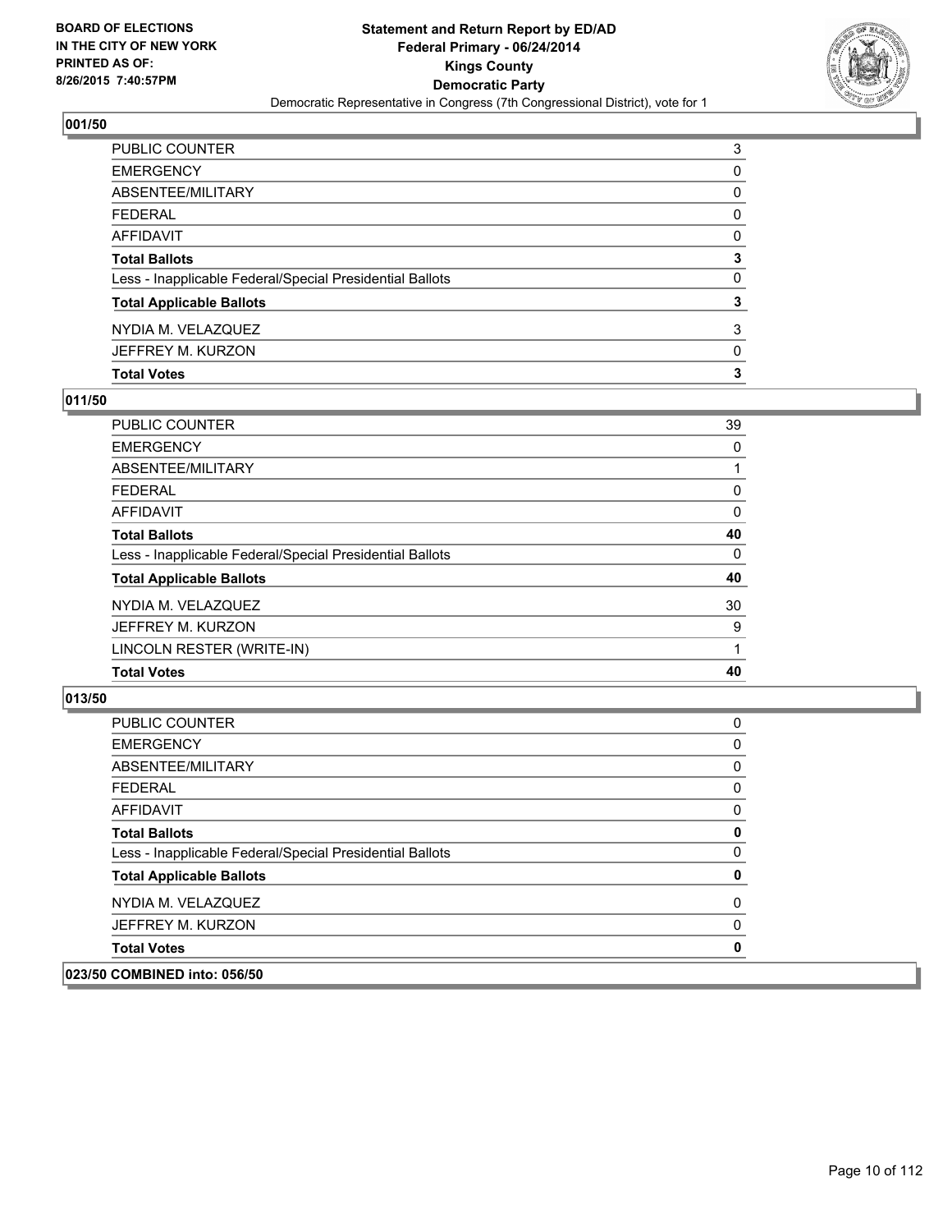BOARD OF ELECTIONS
IN THE CITY OF NEW YORK
PRINTED AS OF:
8/26/2015 7:40:57PM

**Statement and Return Report by ED/AD**
**Federal Primary - 06/24/2014**
**Kings County**
**Democratic Party**
Democratic Representative in Congress (7th Congressional District), vote for 1

### 001/50

| | |
|---|---|
| PUBLIC COUNTER | 3 |
| EMERGENCY | 0 |
| ABSENTEE/MILITARY | 0 |
| FEDERAL | 0 |
| AFFIDAVIT | 0 |
| **Total Ballots** | **3** |
| Less - Inapplicable Federal/Special Presidential Ballots | 0 |
| **Total Applicable Ballots** | **3** |
| NYDIA M. VELAZQUEZ | 3 |
| JEFFREY M. KURZON | 0 |
| **Total Votes** | **3** |

### 011/50

| | |
|---|---|
| PUBLIC COUNTER | 39 |
| EMERGENCY | 0 |
| ABSENTEE/MILITARY | 1 |
| FEDERAL | 0 |
| AFFIDAVIT | 0 |
| **Total Ballots** | **40** |
| Less - Inapplicable Federal/Special Presidential Ballots | 0 |
| **Total Applicable Ballots** | **40** |
| NYDIA M. VELAZQUEZ | 30 |
| JEFFREY M. KURZON | 9 |
| LINCOLN RESTER (WRITE-IN) | 1 |
| **Total Votes** | **40** |

### 013/50

| | |
|---|---|
| PUBLIC COUNTER | 0 |
| EMERGENCY | 0 |
| ABSENTEE/MILITARY | 0 |
| FEDERAL | 0 |
| AFFIDAVIT | 0 |
| **Total Ballots** | **0** |
| Less - Inapplicable Federal/Special Presidential Ballots | 0 |
| **Total Applicable Ballots** | **0** |
| NYDIA M. VELAZQUEZ | 0 |
| JEFFREY M. KURZON | 0 |
| **Total Votes** | **0** |

### 023/50 COMBINED into: 056/50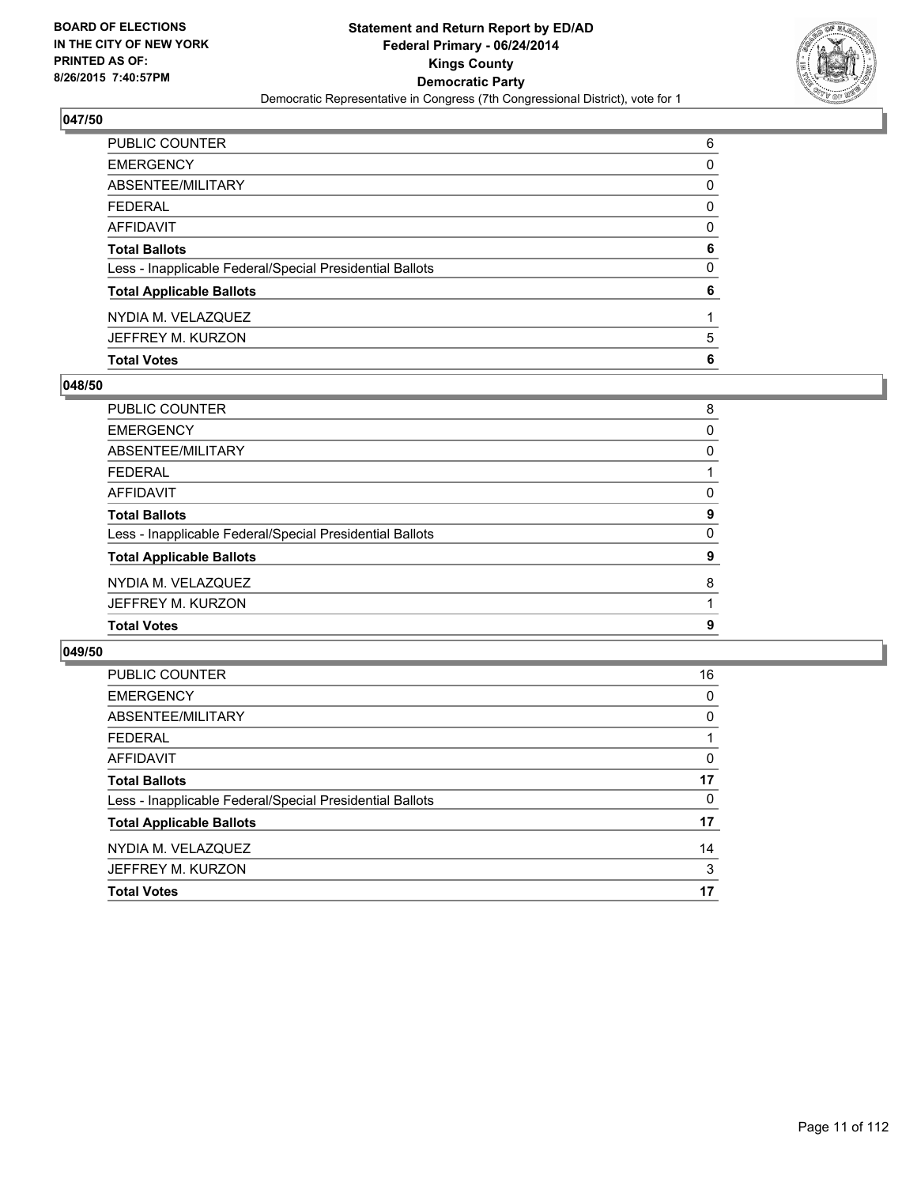**BOARD OF ELECTIONS IN THE CITY OF NEW YORK PRINTED AS OF: 8/26/2015 7:40:57PM**

**Statement and Return Report by ED/AD**
**Federal Primary - 06/24/2014**
**Kings County**
**Democratic Party**
Democratic Representative in Congress (7th Congressional District), vote for 1

### 047/50

| | |
|---|---|
| PUBLIC COUNTER | 6 |
| EMERGENCY | 0 |
| ABSENTEE/MILITARY | 0 |
| FEDERAL | 0 |
| AFFIDAVIT | 0 |
| **Total Ballots** | **6** |
| Less - Inapplicable Federal/Special Presidential Ballots | 0 |
| **Total Applicable Ballots** | **6** |
| NYDIA M. VELAZQUEZ | 1 |
| JEFFREY M. KURZON | 5 |
| **Total Votes** | **6** |

### 048/50

| | |
|---|---|
| PUBLIC COUNTER | 8 |
| EMERGENCY | 0 |
| ABSENTEE/MILITARY | 0 |
| FEDERAL | 1 |
| AFFIDAVIT | 0 |
| **Total Ballots** | **9** |
| Less - Inapplicable Federal/Special Presidential Ballots | 0 |
| **Total Applicable Ballots** | **9** |
| NYDIA M. VELAZQUEZ | 8 |
| JEFFREY M. KURZON | 1 |
| **Total Votes** | **9** |

### 049/50

| | |
|---|---|
| PUBLIC COUNTER | 16 |
| EMERGENCY | 0 |
| ABSENTEE/MILITARY | 0 |
| FEDERAL | 1 |
| AFFIDAVIT | 0 |
| **Total Ballots** | **17** |
| Less - Inapplicable Federal/Special Presidential Ballots | 0 |
| **Total Applicable Ballots** | **17** |
| NYDIA M. VELAZQUEZ | 14 |
| JEFFREY M. KURZON | 3 |
| **Total Votes** | **17** |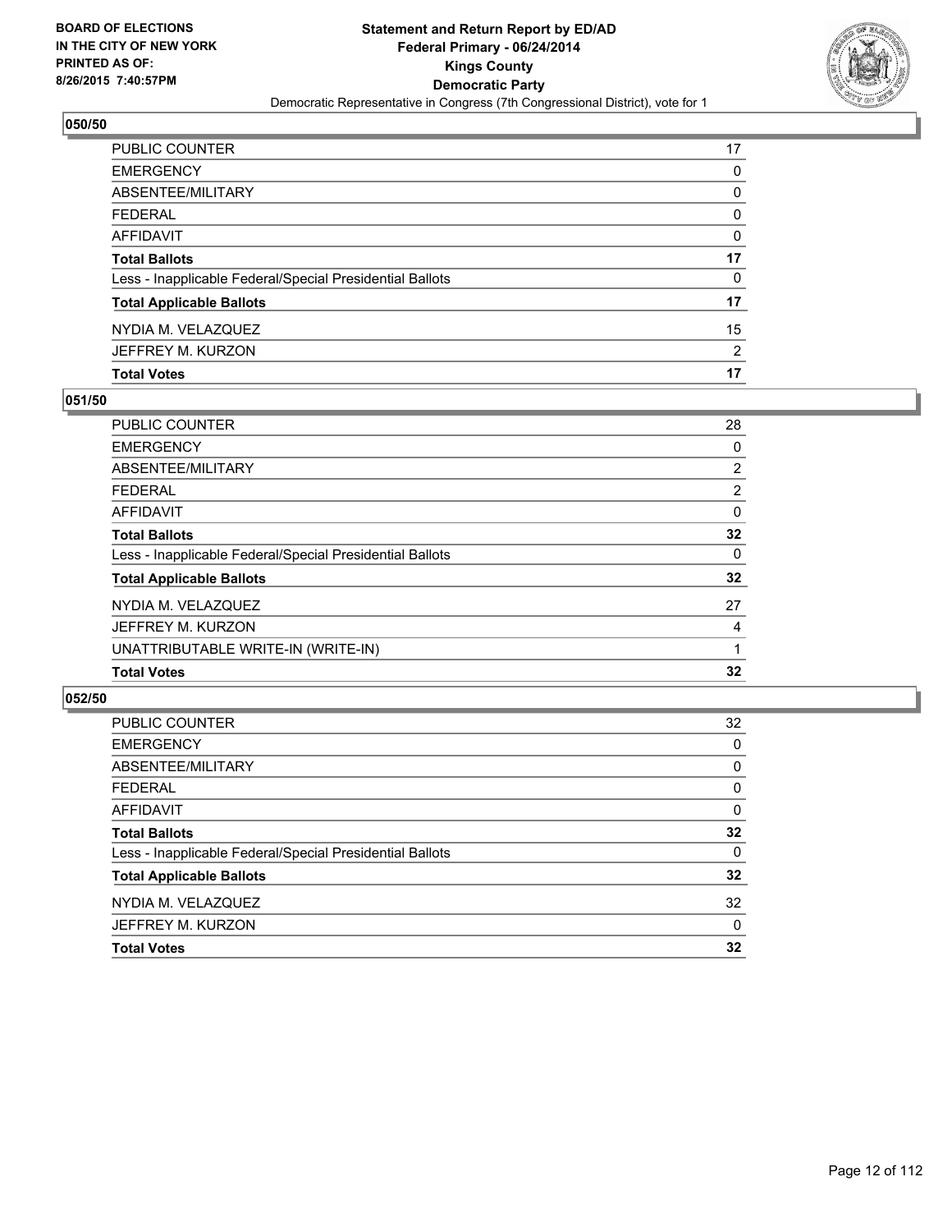BOARD OF ELECTIONS
IN THE CITY OF NEW YORK
PRINTED AS OF:
8/26/2015 7:40:57PM

**Statement and Return Report by ED/AD**
**Federal Primary - 06/24/2014**
**Kings County**
**Democratic Party**
Democratic Representative in Congress (7th Congressional District), vote for 1

### 050/50

| | |
|---|---|
| PUBLIC COUNTER | 17 |
| EMERGENCY | 0 |
| ABSENTEE/MILITARY | 0 |
| FEDERAL | 0 |
| AFFIDAVIT | 0 |
| **Total Ballots** | **17** |
| Less - Inapplicable Federal/Special Presidential Ballots | 0 |
| **Total Applicable Ballots** | **17** |
| NYDIA M. VELAZQUEZ | 15 |
| JEFFREY M. KURZON | 2 |
| **Total Votes** | **17** |

### 051/50

| | |
|---|---|
| PUBLIC COUNTER | 28 |
| EMERGENCY | 0 |
| ABSENTEE/MILITARY | 2 |
| FEDERAL | 2 |
| AFFIDAVIT | 0 |
| **Total Ballots** | **32** |
| Less - Inapplicable Federal/Special Presidential Ballots | 0 |
| **Total Applicable Ballots** | **32** |
| NYDIA M. VELAZQUEZ | 27 |
| JEFFREY M. KURZON | 4 |
| UNATTRIBUTABLE WRITE-IN (WRITE-IN) | 1 |
| **Total Votes** | **32** |

### 052/50

| | |
|---|---|
| PUBLIC COUNTER | 32 |
| EMERGENCY | 0 |
| ABSENTEE/MILITARY | 0 |
| FEDERAL | 0 |
| AFFIDAVIT | 0 |
| **Total Ballots** | **32** |
| Less - Inapplicable Federal/Special Presidential Ballots | 0 |
| **Total Applicable Ballots** | **32** |
| NYDIA M. VELAZQUEZ | 32 |
| JEFFREY M. KURZON | 0 |
| **Total Votes** | **32** |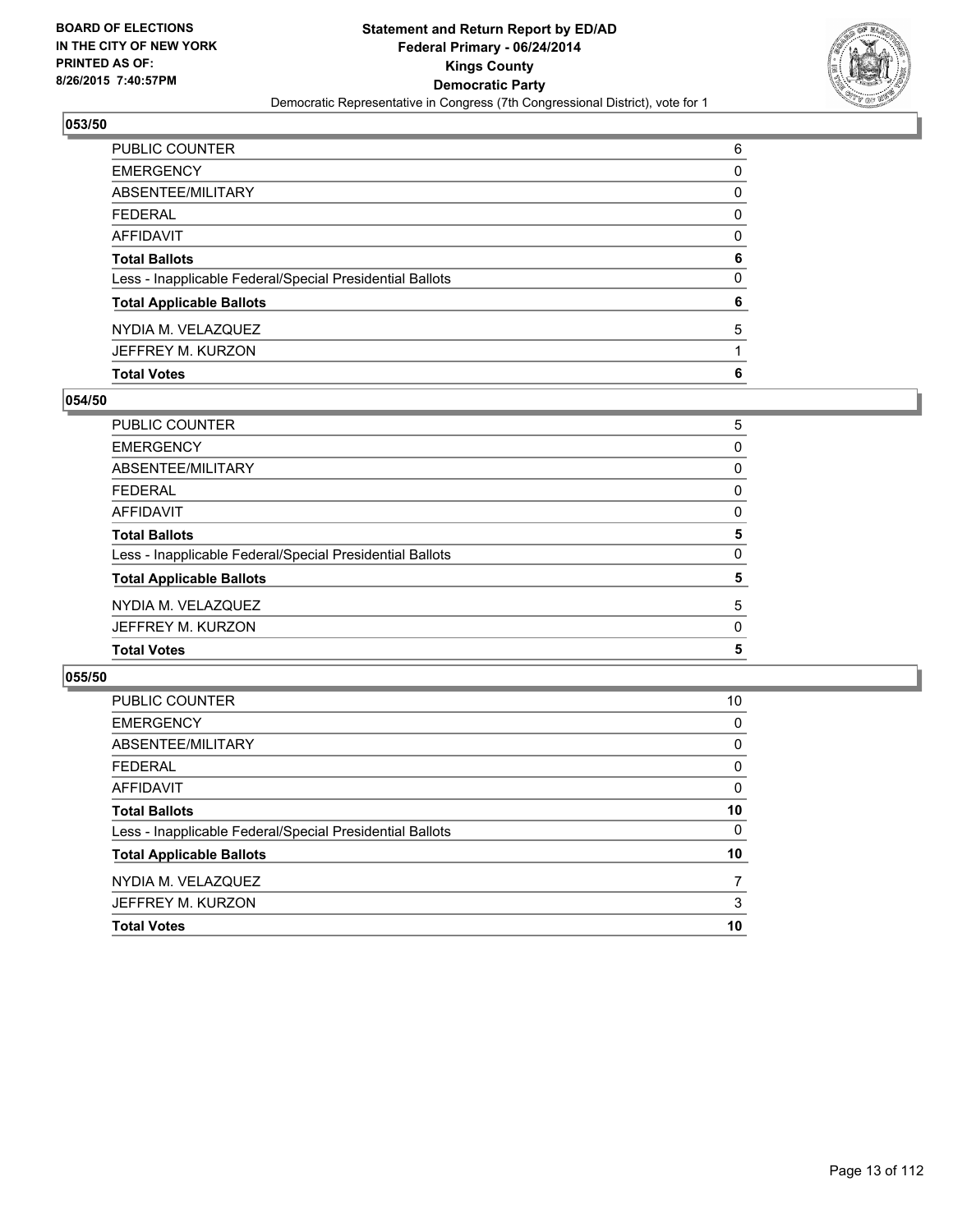**BOARD OF ELECTIONS IN THE CITY OF NEW YORK PRINTED AS OF: 8/26/2015 7:40:57PM**

**Statement and Return Report by ED/AD**
**Federal Primary - 06/24/2014**
**Kings County**
**Democratic Party**
Democratic Representative in Congress (7th Congressional District), vote for 1

## 053/50

| | |
|---|---|
| PUBLIC COUNTER | 6 |
| EMERGENCY | 0 |
| ABSENTEE/MILITARY | 0 |
| FEDERAL | 0 |
| AFFIDAVIT | 0 |
| **Total Ballots** | **6** |
| Less - Inapplicable Federal/Special Presidential Ballots | 0 |
| **Total Applicable Ballots** | **6** |
| NYDIA M. VELAZQUEZ | 5 |
| JEFFREY M. KURZON | 1 |
| **Total Votes** | **6** |

## 054/50

| | |
|---|---|
| PUBLIC COUNTER | 5 |
| EMERGENCY | 0 |
| ABSENTEE/MILITARY | 0 |
| FEDERAL | 0 |
| AFFIDAVIT | 0 |
| **Total Ballots** | **5** |
| Less - Inapplicable Federal/Special Presidential Ballots | 0 |
| **Total Applicable Ballots** | **5** |
| NYDIA M. VELAZQUEZ | 5 |
| JEFFREY M. KURZON | 0 |
| **Total Votes** | **5** |

## 055/50

| | |
|---|---|
| PUBLIC COUNTER | 10 |
| EMERGENCY | 0 |
| ABSENTEE/MILITARY | 0 |
| FEDERAL | 0 |
| AFFIDAVIT | 0 |
| **Total Ballots** | **10** |
| Less - Inapplicable Federal/Special Presidential Ballots | 0 |
| **Total Applicable Ballots** | **10** |
| NYDIA M. VELAZQUEZ | 7 |
| JEFFREY M. KURZON | 3 |
| **Total Votes** | **10** |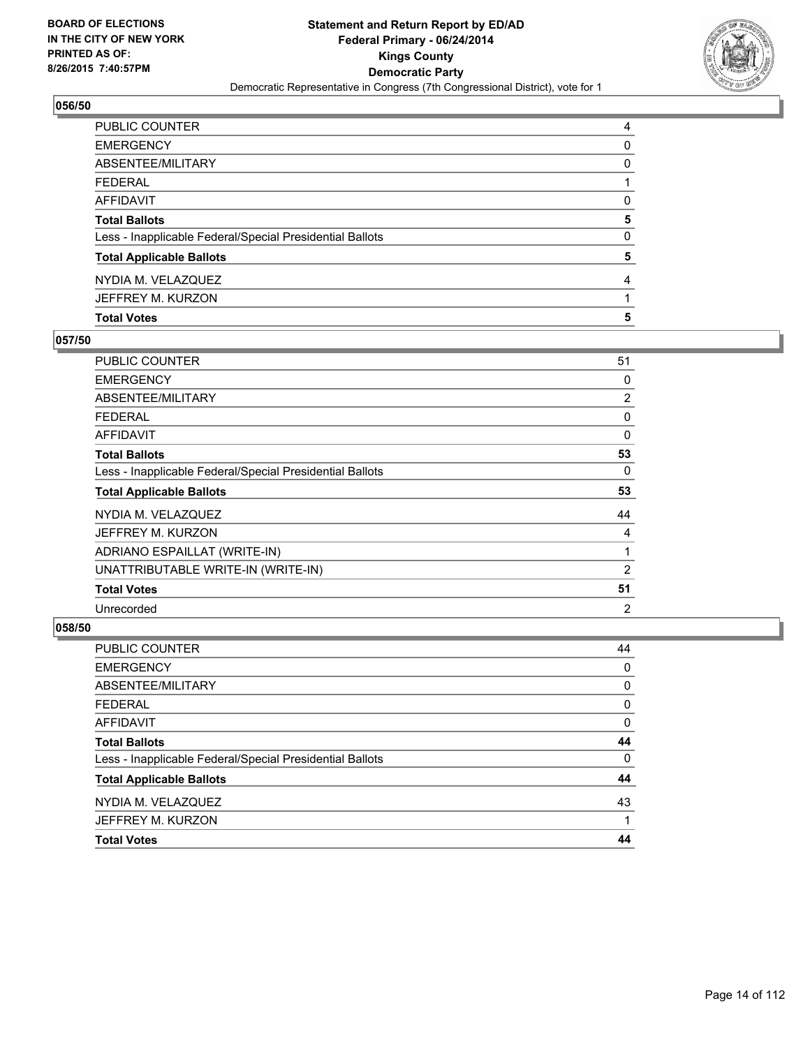BOARD OF ELECTIONS
IN THE CITY OF NEW YORK
PRINTED AS OF:
8/26/2015 7:40:57PM

**Statement and Return Report by ED/AD**
**Federal Primary - 06/24/2014**
**Kings County**
**Democratic Party**
Democratic Representative in Congress (7th Congressional District), vote for 1

## 056/50

| | |
|---|---|
| PUBLIC COUNTER | 4 |
| EMERGENCY | 0 |
| ABSENTEE/MILITARY | 0 |
| FEDERAL | 1 |
| AFFIDAVIT | 0 |
| **Total Ballots** | **5** |
| Less - Inapplicable Federal/Special Presidential Ballots | 0 |
| **Total Applicable Ballots** | **5** |
| NYDIA M. VELAZQUEZ | 4 |
| JEFFREY M. KURZON | 1 |
| **Total Votes** | **5** |

## 057/50

| | |
|---|---|
| PUBLIC COUNTER | 51 |
| EMERGENCY | 0 |
| ABSENTEE/MILITARY | 2 |
| FEDERAL | 0 |
| AFFIDAVIT | 0 |
| **Total Ballots** | **53** |
| Less - Inapplicable Federal/Special Presidential Ballots | 0 |
| **Total Applicable Ballots** | **53** |
| NYDIA M. VELAZQUEZ | 44 |
| JEFFREY M. KURZON | 4 |
| ADRIANO ESPAILLAT (WRITE-IN) | 1 |
| UNATTRIBUTABLE WRITE-IN (WRITE-IN) | 2 |
| **Total Votes** | **51** |
| Unrecorded | 2 |

## 058/50

| | |
|---|---|
| PUBLIC COUNTER | 44 |
| EMERGENCY | 0 |
| ABSENTEE/MILITARY | 0 |
| FEDERAL | 0 |
| AFFIDAVIT | 0 |
| **Total Ballots** | **44** |
| Less - Inapplicable Federal/Special Presidential Ballots | 0 |
| **Total Applicable Ballots** | **44** |
| NYDIA M. VELAZQUEZ | 43 |
| JEFFREY M. KURZON | 1 |
| **Total Votes** | **44** |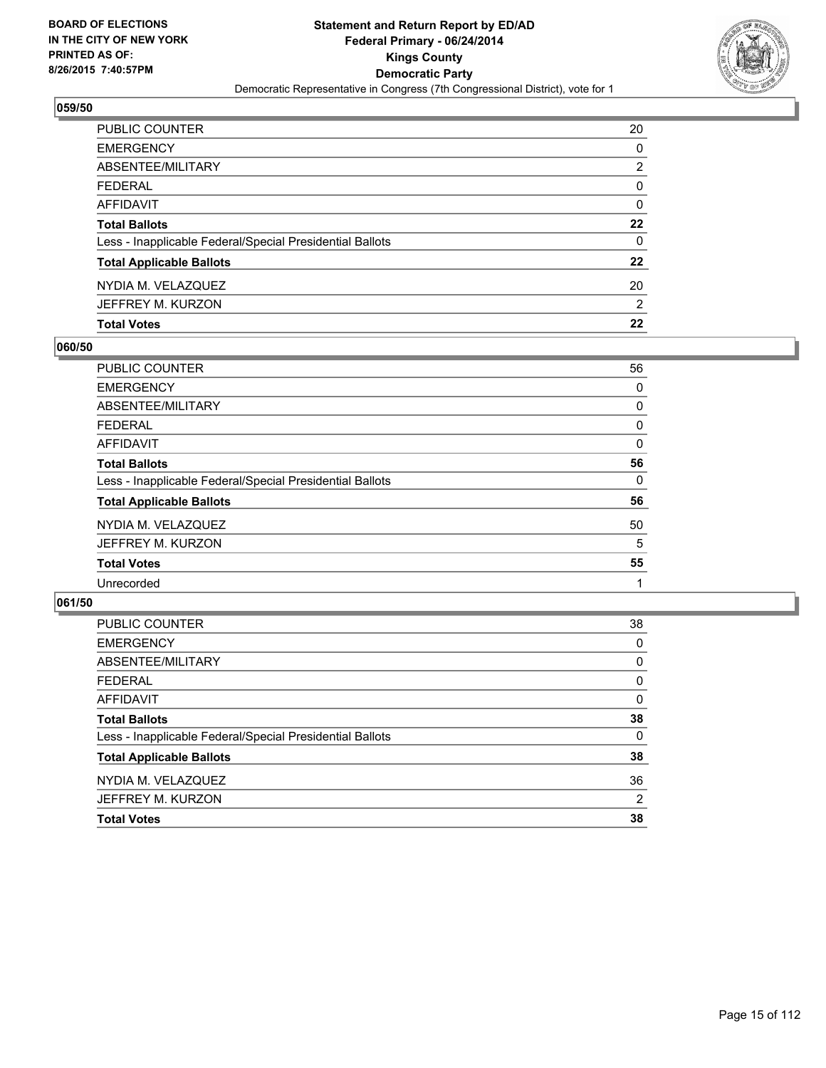BOARD OF ELECTIONS
IN THE CITY OF NEW YORK
PRINTED AS OF:
8/26/2015 7:40:57PM

**Statement and Return Report by ED/AD**
**Federal Primary - 06/24/2014**
**Kings County**
**Democratic Party**
Democratic Representative in Congress (7th Congressional District), vote for 1

### 059/50

| | |
|---|---|
| PUBLIC COUNTER | 20 |
| EMERGENCY | 0 |
| ABSENTEE/MILITARY | 2 |
| FEDERAL | 0 |
| AFFIDAVIT | 0 |
| **Total Ballots** | **22** |
| Less - Inapplicable Federal/Special Presidential Ballots | 0 |
| **Total Applicable Ballots** | **22** |
| NYDIA M. VELAZQUEZ | 20 |
| JEFFREY M. KURZON | 2 |
| **Total Votes** | **22** |

### 060/50

| | |
|---|---|
| PUBLIC COUNTER | 56 |
| EMERGENCY | 0 |
| ABSENTEE/MILITARY | 0 |
| FEDERAL | 0 |
| AFFIDAVIT | 0 |
| **Total Ballots** | **56** |
| Less - Inapplicable Federal/Special Presidential Ballots | 0 |
| **Total Applicable Ballots** | **56** |
| NYDIA M. VELAZQUEZ | 50 |
| JEFFREY M. KURZON | 5 |
| **Total Votes** | **55** |
| Unrecorded | 1 |

### 061/50

| | |
|---|---|
| PUBLIC COUNTER | 38 |
| EMERGENCY | 0 |
| ABSENTEE/MILITARY | 0 |
| FEDERAL | 0 |
| AFFIDAVIT | 0 |
| **Total Ballots** | **38** |
| Less - Inapplicable Federal/Special Presidential Ballots | 0 |
| **Total Applicable Ballots** | **38** |
| NYDIA M. VELAZQUEZ | 36 |
| JEFFREY M. KURZON | 2 |
| **Total Votes** | **38** |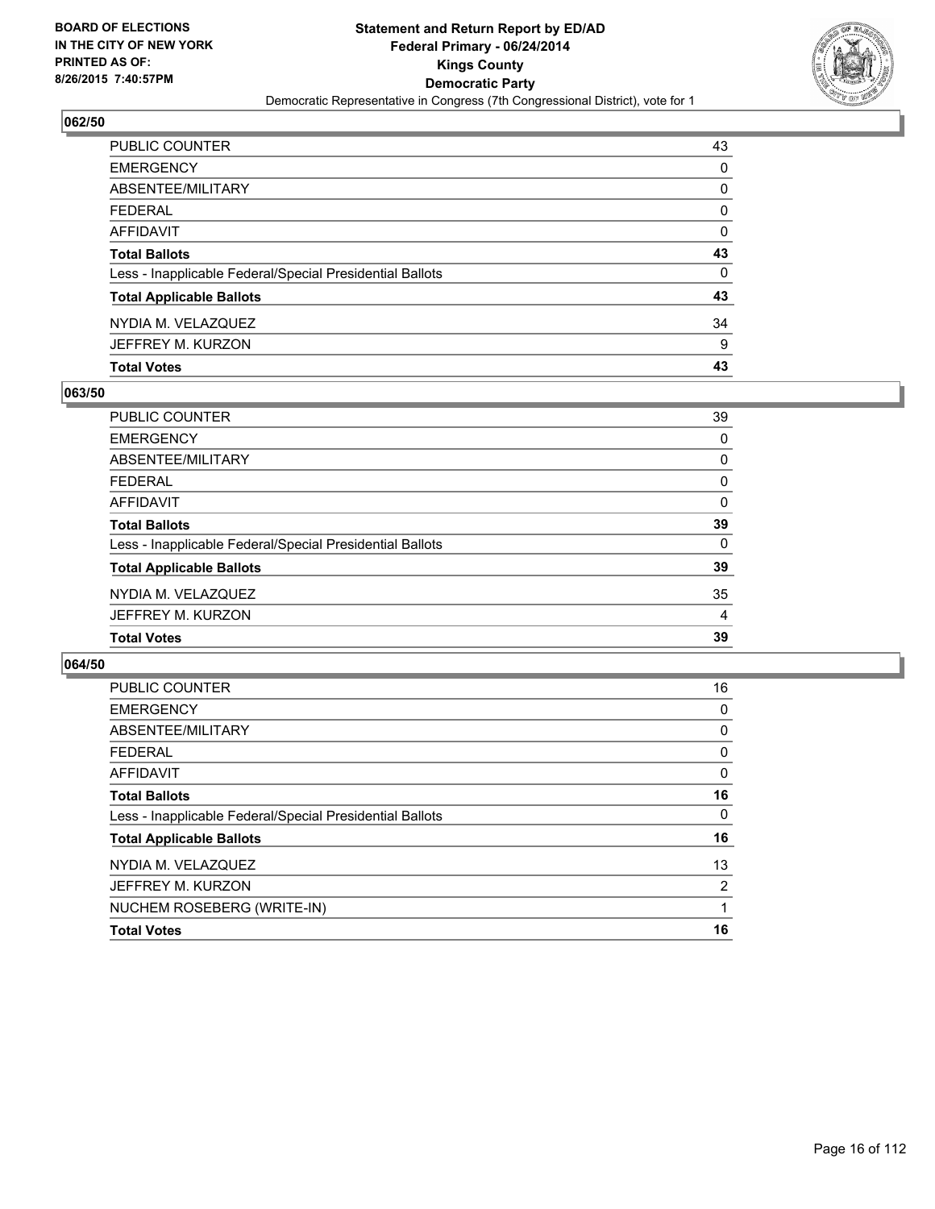**BOARD OF ELECTIONS IN THE CITY OF NEW YORK PRINTED AS OF: 8/26/2015 7:40:57PM**

**Statement and Return Report by ED/AD**
**Federal Primary - 06/24/2014**
**Kings County**
**Democratic Party**
Democratic Representative in Congress (7th Congressional District), vote for 1

### 062/50

| | |
|---|---|
| PUBLIC COUNTER | 43 |
| EMERGENCY | 0 |
| ABSENTEE/MILITARY | 0 |
| FEDERAL | 0 |
| AFFIDAVIT | 0 |
| **Total Ballots** | **43** |
| Less - Inapplicable Federal/Special Presidential Ballots | 0 |
| **Total Applicable Ballots** | **43** |
| NYDIA M. VELAZQUEZ | 34 |
| JEFFREY M. KURZON | 9 |
| **Total Votes** | **43** |

### 063/50

| | |
|---|---|
| PUBLIC COUNTER | 39 |
| EMERGENCY | 0 |
| ABSENTEE/MILITARY | 0 |
| FEDERAL | 0 |
| AFFIDAVIT | 0 |
| **Total Ballots** | **39** |
| Less - Inapplicable Federal/Special Presidential Ballots | 0 |
| **Total Applicable Ballots** | **39** |
| NYDIA M. VELAZQUEZ | 35 |
| JEFFREY M. KURZON | 4 |
| **Total Votes** | **39** |

### 064/50

| | |
|---|---|
| PUBLIC COUNTER | 16 |
| EMERGENCY | 0 |
| ABSENTEE/MILITARY | 0 |
| FEDERAL | 0 |
| AFFIDAVIT | 0 |
| **Total Ballots** | **16** |
| Less - Inapplicable Federal/Special Presidential Ballots | 0 |
| **Total Applicable Ballots** | **16** |
| NYDIA M. VELAZQUEZ | 13 |
| JEFFREY M. KURZON | 2 |
| NUCHEM ROSEBERG (WRITE-IN) | 1 |
| **Total Votes** | **16** |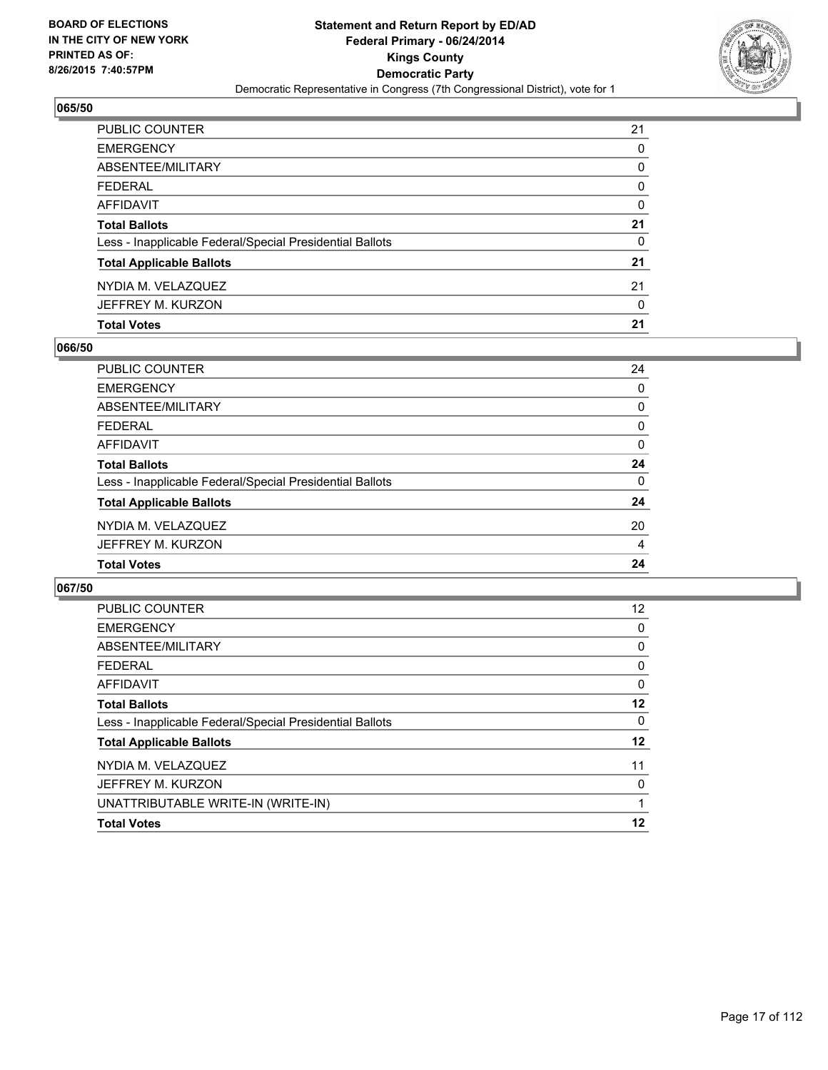BOARD OF ELECTIONS
IN THE CITY OF NEW YORK
PRINTED AS OF:
8/26/2015 7:40:57PM

**Statement and Return Report by ED/AD**
**Federal Primary - 06/24/2014**
**Kings County**
**Democratic Party**
Democratic Representative in Congress (7th Congressional District), vote for 1

### 065/50

| | |
|---|---|
| PUBLIC COUNTER | 21 |
| EMERGENCY | 0 |
| ABSENTEE/MILITARY | 0 |
| FEDERAL | 0 |
| AFFIDAVIT | 0 |
| **Total Ballots** | **21** |
| Less - Inapplicable Federal/Special Presidential Ballots | 0 |
| **Total Applicable Ballots** | **21** |
| NYDIA M. VELAZQUEZ | 21 |
| JEFFREY M. KURZON | 0 |
| **Total Votes** | **21** |

### 066/50

| | |
|---|---|
| PUBLIC COUNTER | 24 |
| EMERGENCY | 0 |
| ABSENTEE/MILITARY | 0 |
| FEDERAL | 0 |
| AFFIDAVIT | 0 |
| **Total Ballots** | **24** |
| Less - Inapplicable Federal/Special Presidential Ballots | 0 |
| **Total Applicable Ballots** | **24** |
| NYDIA M. VELAZQUEZ | 20 |
| JEFFREY M. KURZON | 4 |
| **Total Votes** | **24** |

### 067/50

| | |
|---|---|
| PUBLIC COUNTER | 12 |
| EMERGENCY | 0 |
| ABSENTEE/MILITARY | 0 |
| FEDERAL | 0 |
| AFFIDAVIT | 0 |
| **Total Ballots** | **12** |
| Less - Inapplicable Federal/Special Presidential Ballots | 0 |
| **Total Applicable Ballots** | **12** |
| NYDIA M. VELAZQUEZ | 11 |
| JEFFREY M. KURZON | 0 |
| UNATTRIBUTABLE WRITE-IN (WRITE-IN) | 1 |
| **Total Votes** | **12** |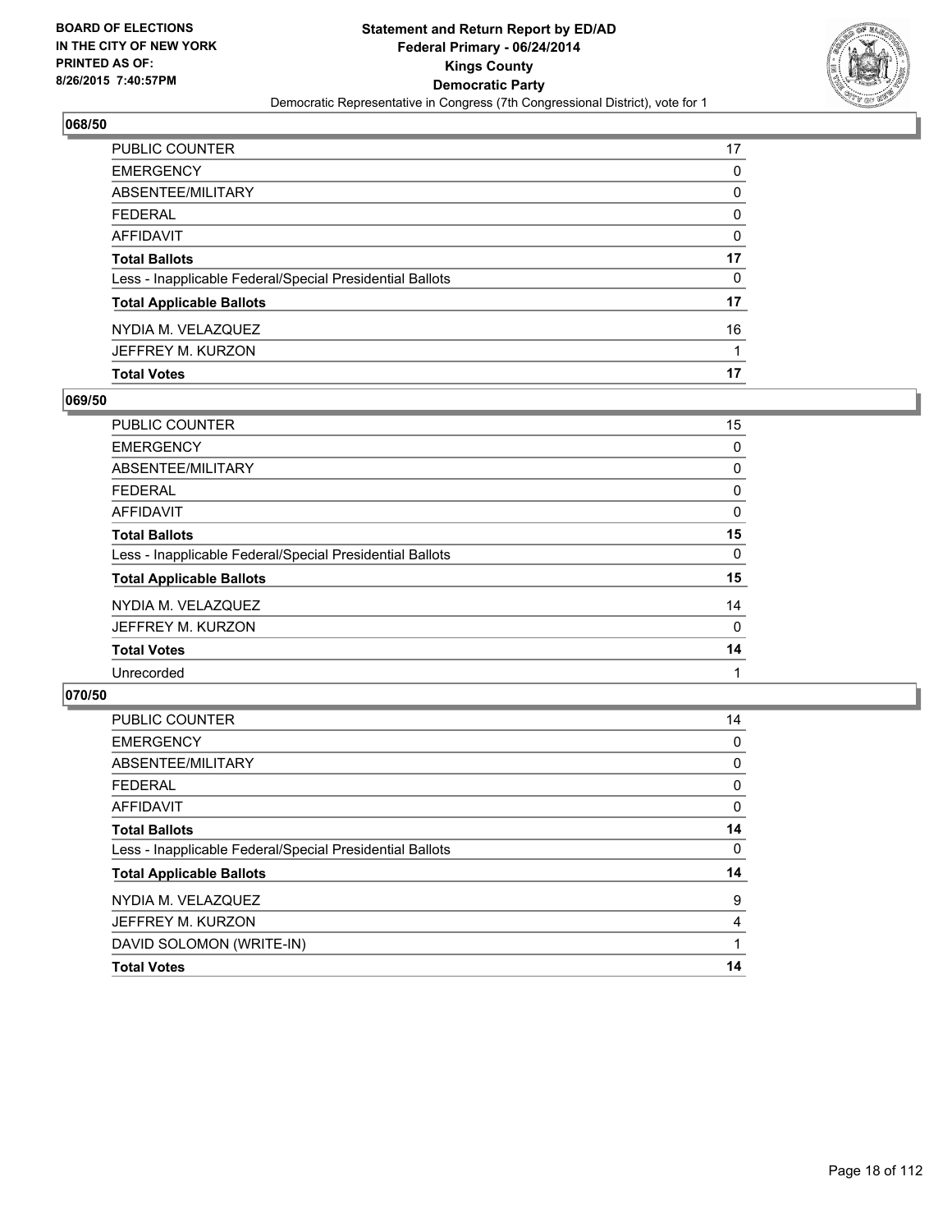**Statement and Return Report by ED/AD**
**Federal Primary - 06/24/2014**
**Kings County**
**Democratic Party**
Democratic Representative in Congress (7th Congressional District), vote for 1

BOARD OF ELECTIONS
IN THE CITY OF NEW YORK
PRINTED AS OF:
8/26/2015 7:40:57PM

### 068/50

| | |
|---|---|
| PUBLIC COUNTER | 17 |
| EMERGENCY | 0 |
| ABSENTEE/MILITARY | 0 |
| FEDERAL | 0 |
| AFFIDAVIT | 0 |
| **Total Ballots** | **17** |
| Less - Inapplicable Federal/Special Presidential Ballots | 0 |
| **Total Applicable Ballots** | **17** |
| NYDIA M. VELAZQUEZ | 16 |
| JEFFREY M. KURZON | 1 |
| **Total Votes** | **17** |

### 069/50

| | |
|---|---|
| PUBLIC COUNTER | 15 |
| EMERGENCY | 0 |
| ABSENTEE/MILITARY | 0 |
| FEDERAL | 0 |
| AFFIDAVIT | 0 |
| **Total Ballots** | **15** |
| Less - Inapplicable Federal/Special Presidential Ballots | 0 |
| **Total Applicable Ballots** | **15** |
| NYDIA M. VELAZQUEZ | 14 |
| JEFFREY M. KURZON | 0 |
| **Total Votes** | **14** |
| Unrecorded | 1 |

### 070/50

| | |
|---|---|
| PUBLIC COUNTER | 14 |
| EMERGENCY | 0 |
| ABSENTEE/MILITARY | 0 |
| FEDERAL | 0 |
| AFFIDAVIT | 0 |
| **Total Ballots** | **14** |
| Less - Inapplicable Federal/Special Presidential Ballots | 0 |
| **Total Applicable Ballots** | **14** |
| NYDIA M. VELAZQUEZ | 9 |
| JEFFREY M. KURZON | 4 |
| DAVID SOLOMON (WRITE-IN) | 1 |
| **Total Votes** | **14** |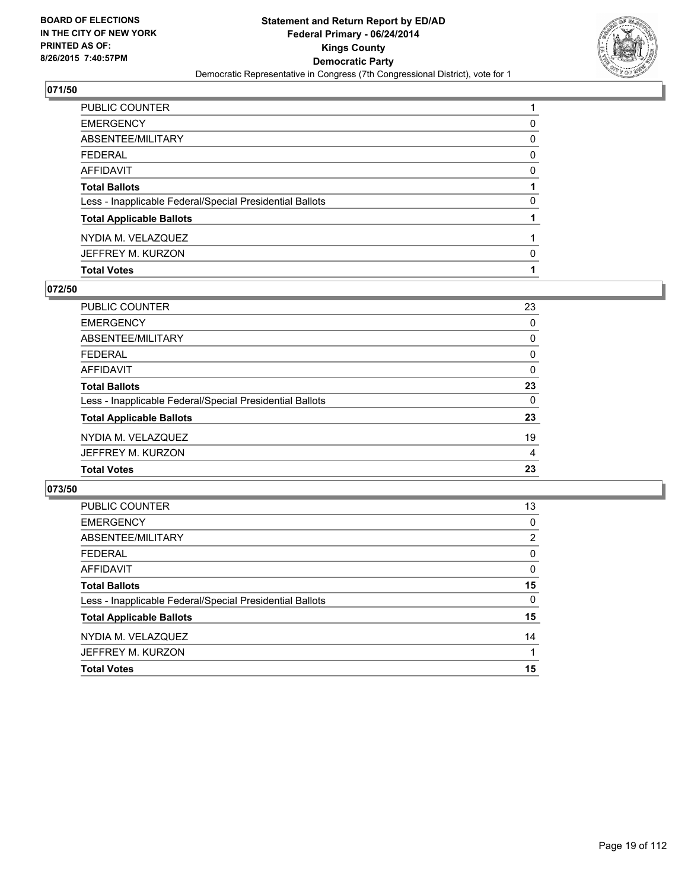**BOARD OF ELECTIONS IN THE CITY OF NEW YORK PRINTED AS OF: 8/26/2015 7:40:57PM**

**Statement and Return Report by ED/AD**
**Federal Primary - 06/24/2014**
**Kings County**
**Democratic Party**
Democratic Representative in Congress (7th Congressional District), vote for 1

### 071/50

| | |
|---|---|
| PUBLIC COUNTER | 1 |
| EMERGENCY | 0 |
| ABSENTEE/MILITARY | 0 |
| FEDERAL | 0 |
| AFFIDAVIT | 0 |
| **Total Ballots** | **1** |
| Less - Inapplicable Federal/Special Presidential Ballots | 0 |
| **Total Applicable Ballots** | **1** |
| NYDIA M. VELAZQUEZ | 1 |
| JEFFREY M. KURZON | 0 |
| **Total Votes** | **1** |

### 072/50

| | |
|---|---|
| PUBLIC COUNTER | 23 |
| EMERGENCY | 0 |
| ABSENTEE/MILITARY | 0 |
| FEDERAL | 0 |
| AFFIDAVIT | 0 |
| **Total Ballots** | **23** |
| Less - Inapplicable Federal/Special Presidential Ballots | 0 |
| **Total Applicable Ballots** | **23** |
| NYDIA M. VELAZQUEZ | 19 |
| JEFFREY M. KURZON | 4 |
| **Total Votes** | **23** |

### 073/50

| | |
|---|---|
| PUBLIC COUNTER | 13 |
| EMERGENCY | 0 |
| ABSENTEE/MILITARY | 2 |
| FEDERAL | 0 |
| AFFIDAVIT | 0 |
| **Total Ballots** | **15** |
| Less - Inapplicable Federal/Special Presidential Ballots | 0 |
| **Total Applicable Ballots** | **15** |
| NYDIA M. VELAZQUEZ | 14 |
| JEFFREY M. KURZON | 1 |
| **Total Votes** | **15** |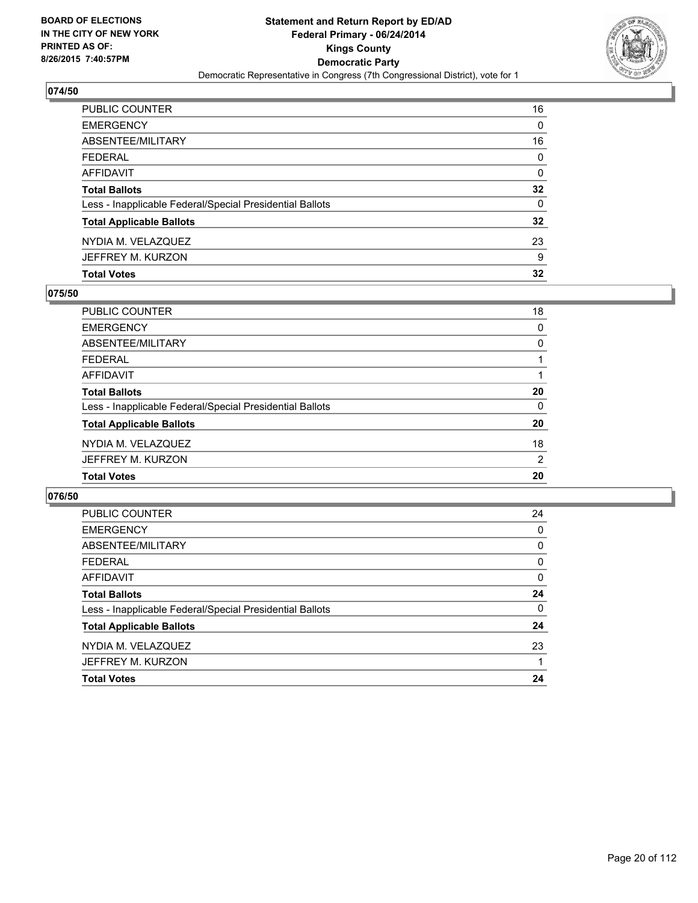**BOARD OF ELECTIONS IN THE CITY OF NEW YORK PRINTED AS OF: 8/26/2015 7:40:57PM**

# Statement and Return Report by ED/AD
## Federal Primary - 06/24/2014
## Kings County
## Democratic Party
Democratic Representative in Congress (7th Congressional District), vote for 1

### 074/50

| | |
|---|---|
| PUBLIC COUNTER | 16 |
| EMERGENCY | 0 |
| ABSENTEE/MILITARY | 16 |
| FEDERAL | 0 |
| AFFIDAVIT | 0 |
| **Total Ballots** | **32** |
| Less - Inapplicable Federal/Special Presidential Ballots | 0 |
| **Total Applicable Ballots** | **32** |
| NYDIA M. VELAZQUEZ | 23 |
| JEFFREY M. KURZON | 9 |
| **Total Votes** | **32** |

### 075/50

| | |
|---|---|
| PUBLIC COUNTER | 18 |
| EMERGENCY | 0 |
| ABSENTEE/MILITARY | 0 |
| FEDERAL | 1 |
| AFFIDAVIT | 1 |
| **Total Ballots** | **20** |
| Less - Inapplicable Federal/Special Presidential Ballots | 0 |
| **Total Applicable Ballots** | **20** |
| NYDIA M. VELAZQUEZ | 18 |
| JEFFREY M. KURZON | 2 |
| **Total Votes** | **20** |

### 076/50

| | |
|---|---|
| PUBLIC COUNTER | 24 |
| EMERGENCY | 0 |
| ABSENTEE/MILITARY | 0 |
| FEDERAL | 0 |
| AFFIDAVIT | 0 |
| **Total Ballots** | **24** |
| Less - Inapplicable Federal/Special Presidential Ballots | 0 |
| **Total Applicable Ballots** | **24** |
| NYDIA M. VELAZQUEZ | 23 |
| JEFFREY M. KURZON | 1 |
| **Total Votes** | **24** |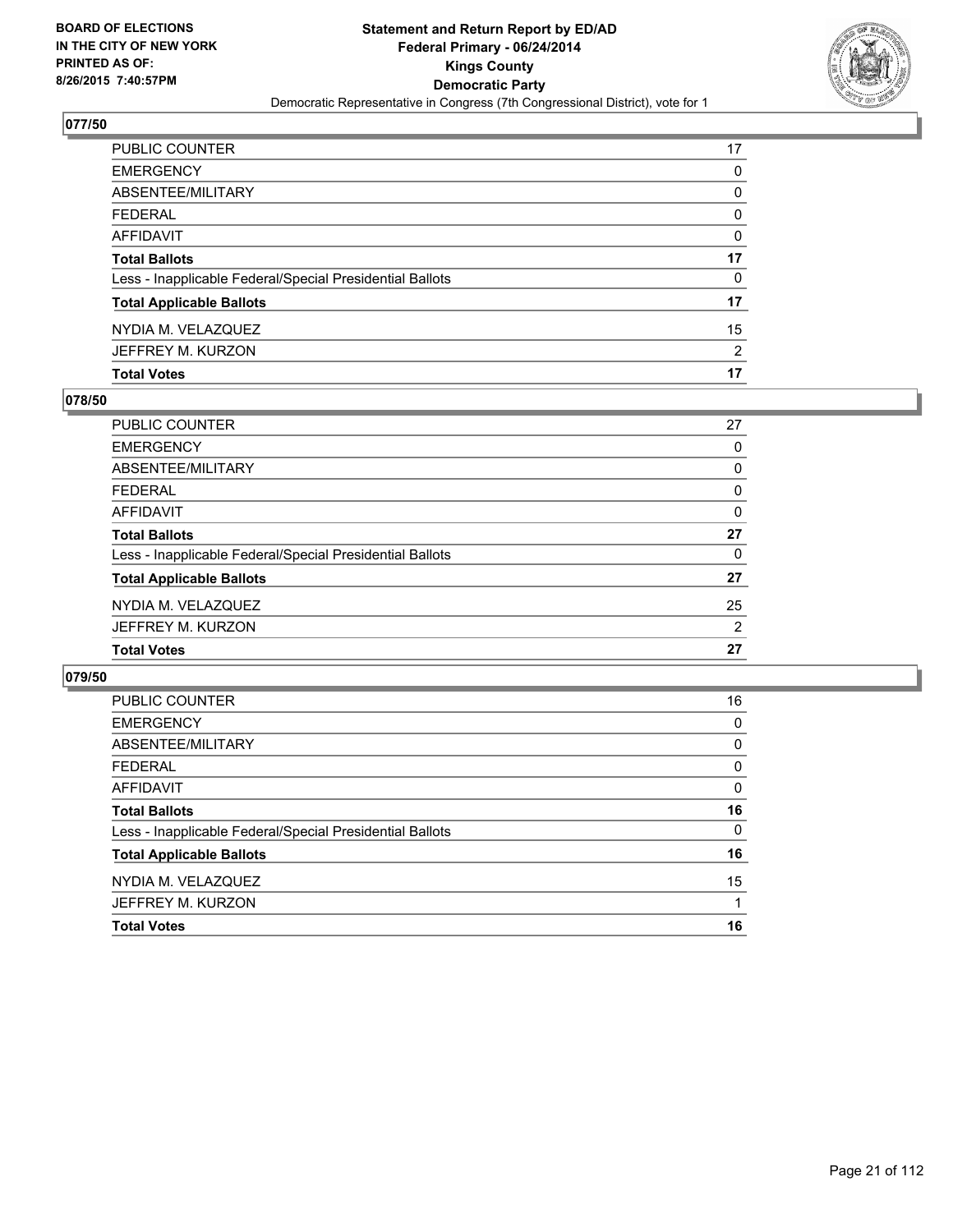**BOARD OF ELECTIONS IN THE CITY OF NEW YORK PRINTED AS OF: 8/26/2015 7:40:57PM**

**Statement and Return Report by ED/AD**
**Federal Primary - 06/24/2014**
**Kings County**
**Democratic Party**
Democratic Representative in Congress (7th Congressional District), vote for 1

## 077/50

| | |
|---|---|
| PUBLIC COUNTER | 17 |
| EMERGENCY | 0 |
| ABSENTEE/MILITARY | 0 |
| FEDERAL | 0 |
| AFFIDAVIT | 0 |
| **Total Ballots** | **17** |
| Less - Inapplicable Federal/Special Presidential Ballots | 0 |
| **Total Applicable Ballots** | **17** |
| NYDIA M. VELAZQUEZ | 15 |
| JEFFREY M. KURZON | 2 |
| **Total Votes** | **17** |

## 078/50

| | |
|---|---|
| PUBLIC COUNTER | 27 |
| EMERGENCY | 0 |
| ABSENTEE/MILITARY | 0 |
| FEDERAL | 0 |
| AFFIDAVIT | 0 |
| **Total Ballots** | **27** |
| Less - Inapplicable Federal/Special Presidential Ballots | 0 |
| **Total Applicable Ballots** | **27** |
| NYDIA M. VELAZQUEZ | 25 |
| JEFFREY M. KURZON | 2 |
| **Total Votes** | **27** |

## 079/50

| | |
|---|---|
| PUBLIC COUNTER | 16 |
| EMERGENCY | 0 |
| ABSENTEE/MILITARY | 0 |
| FEDERAL | 0 |
| AFFIDAVIT | 0 |
| **Total Ballots** | **16** |
| Less - Inapplicable Federal/Special Presidential Ballots | 0 |
| **Total Applicable Ballots** | **16** |
| NYDIA M. VELAZQUEZ | 15 |
| JEFFREY M. KURZON | 1 |
| **Total Votes** | **16** |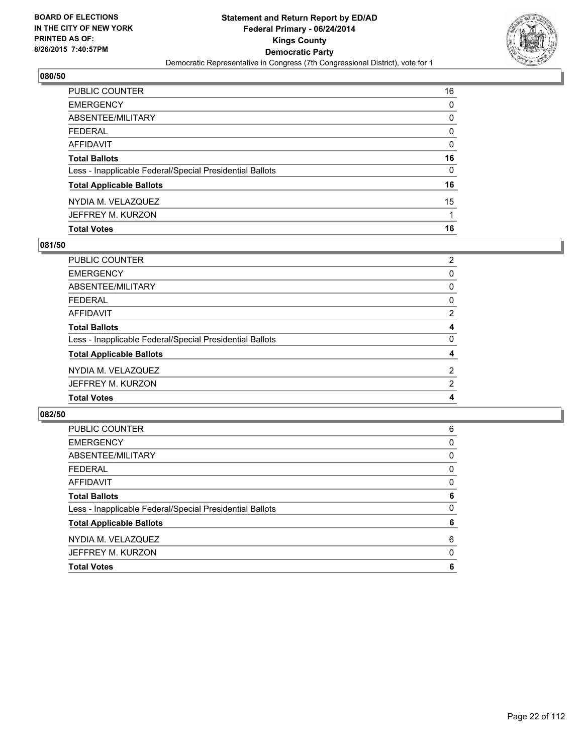BOARD OF ELECTIONS
IN THE CITY OF NEW YORK
PRINTED AS OF:
8/26/2015 7:40:57PM

**Statement and Return Report by ED/AD**
**Federal Primary - 06/24/2014**
**Kings County**
**Democratic Party**
Democratic Representative in Congress (7th Congressional District), vote for 1

## 080/50

| | |
|---|---|
| PUBLIC COUNTER | 16 |
| EMERGENCY | 0 |
| ABSENTEE/MILITARY | 0 |
| FEDERAL | 0 |
| AFFIDAVIT | 0 |
| **Total Ballots** | **16** |
| Less - Inapplicable Federal/Special Presidential Ballots | 0 |
| **Total Applicable Ballots** | **16** |
| NYDIA M. VELAZQUEZ | 15 |
| JEFFREY M. KURZON | 1 |
| **Total Votes** | **16** |

## 081/50

| | |
|---|---|
| PUBLIC COUNTER | 2 |
| EMERGENCY | 0 |
| ABSENTEE/MILITARY | 0 |
| FEDERAL | 0 |
| AFFIDAVIT | 2 |
| **Total Ballots** | **4** |
| Less - Inapplicable Federal/Special Presidential Ballots | 0 |
| **Total Applicable Ballots** | **4** |
| NYDIA M. VELAZQUEZ | 2 |
| JEFFREY M. KURZON | 2 |
| **Total Votes** | **4** |

## 082/50

| | |
|---|---|
| PUBLIC COUNTER | 6 |
| EMERGENCY | 0 |
| ABSENTEE/MILITARY | 0 |
| FEDERAL | 0 |
| AFFIDAVIT | 0 |
| **Total Ballots** | **6** |
| Less - Inapplicable Federal/Special Presidential Ballots | 0 |
| **Total Applicable Ballots** | **6** |
| NYDIA M. VELAZQUEZ | 6 |
| JEFFREY M. KURZON | 0 |
| **Total Votes** | **6** |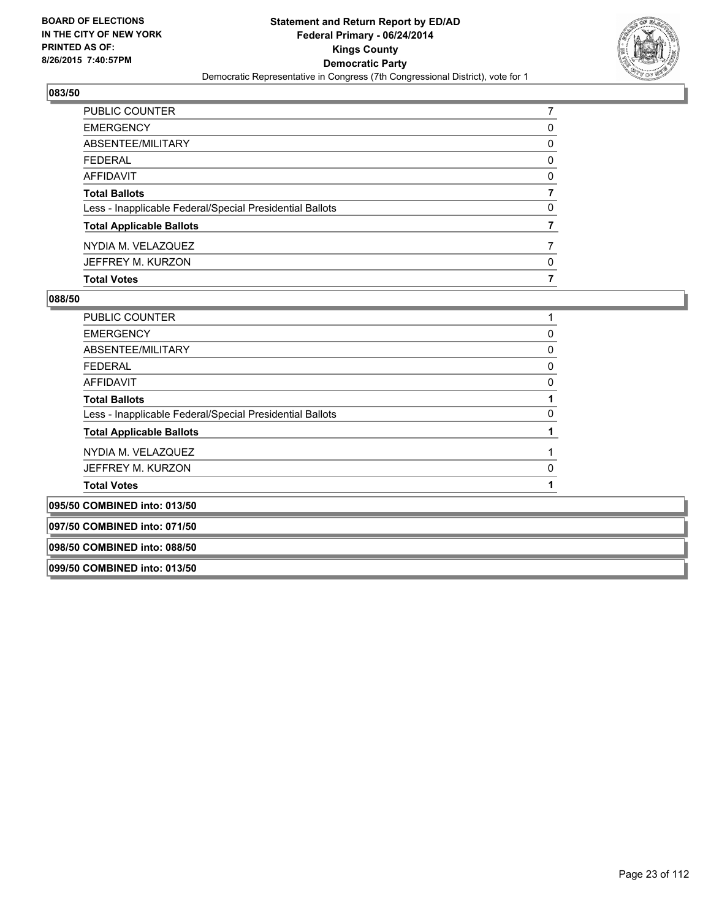BOARD OF ELECTIONS
IN THE CITY OF NEW YORK
PRINTED AS OF:
8/26/2015 7:40:57PM

**Statement and Return Report by ED/AD**
**Federal Primary - 06/24/2014**
**Kings County**
**Democratic Party**
Democratic Representative in Congress (7th Congressional District), vote for 1

### 083/50

| | |
|---|---|
| PUBLIC COUNTER | 7 |
| EMERGENCY | 0 |
| ABSENTEE/MILITARY | 0 |
| FEDERAL | 0 |
| AFFIDAVIT | 0 |
| **Total Ballots** | **7** |
| Less - Inapplicable Federal/Special Presidential Ballots | 0 |
| **Total Applicable Ballots** | **7** |
| NYDIA M. VELAZQUEZ | 7 |
| JEFFREY M. KURZON | 0 |
| **Total Votes** | **7** |

### 088/50

| | |
|---|---|
| PUBLIC COUNTER | 1 |
| EMERGENCY | 0 |
| ABSENTEE/MILITARY | 0 |
| FEDERAL | 0 |
| AFFIDAVIT | 0 |
| **Total Ballots** | **1** |
| Less - Inapplicable Federal/Special Presidential Ballots | 0 |
| **Total Applicable Ballots** | **1** |
| NYDIA M. VELAZQUEZ | 1 |
| JEFFREY M. KURZON | 0 |
| **Total Votes** | **1** |

### 095/50 COMBINED into: 013/50

### 097/50 COMBINED into: 071/50

### 098/50 COMBINED into: 088/50

### 099/50 COMBINED into: 013/50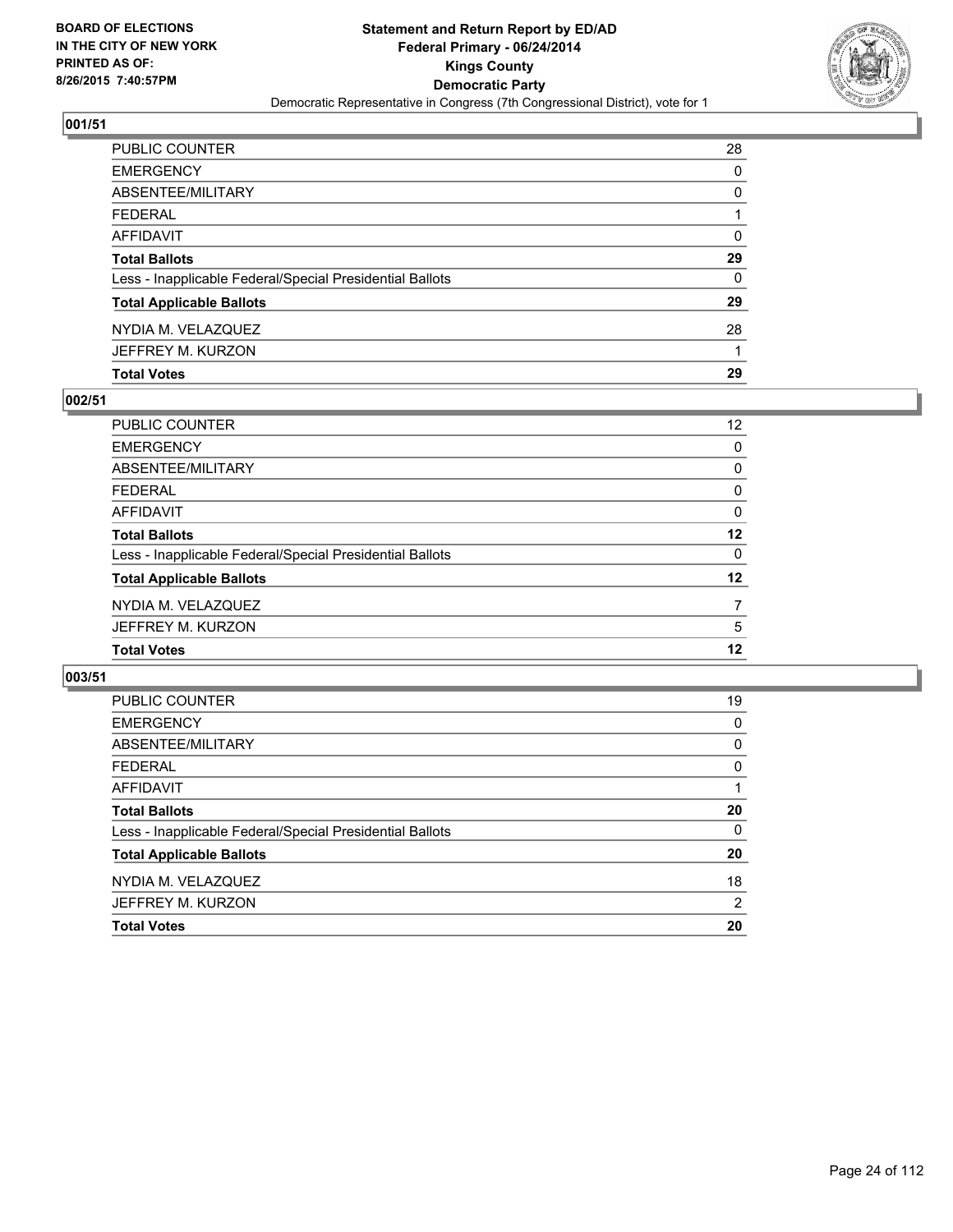BOARD OF ELECTIONS
IN THE CITY OF NEW YORK
PRINTED AS OF:
8/26/2015 7:40:57PM

**Statement and Return Report by ED/AD**
**Federal Primary - 06/24/2014**
**Kings County**
**Democratic Party**
Democratic Representative in Congress (7th Congressional District), vote for 1

### 001/51

| | |
|---|---|
| PUBLIC COUNTER | 28 |
| EMERGENCY | 0 |
| ABSENTEE/MILITARY | 0 |
| FEDERAL | 1 |
| AFFIDAVIT | 0 |
| **Total Ballots** | **29** |
| Less - Inapplicable Federal/Special Presidential Ballots | 0 |
| **Total Applicable Ballots** | **29** |
| NYDIA M. VELAZQUEZ | 28 |
| JEFFREY M. KURZON | 1 |
| **Total Votes** | **29** |

### 002/51

| | |
|---|---|
| PUBLIC COUNTER | 12 |
| EMERGENCY | 0 |
| ABSENTEE/MILITARY | 0 |
| FEDERAL | 0 |
| AFFIDAVIT | 0 |
| **Total Ballots** | **12** |
| Less - Inapplicable Federal/Special Presidential Ballots | 0 |
| **Total Applicable Ballots** | **12** |
| NYDIA M. VELAZQUEZ | 7 |
| JEFFREY M. KURZON | 5 |
| **Total Votes** | **12** |

### 003/51

| | |
|---|---|
| PUBLIC COUNTER | 19 |
| EMERGENCY | 0 |
| ABSENTEE/MILITARY | 0 |
| FEDERAL | 0 |
| AFFIDAVIT | 1 |
| **Total Ballots** | **20** |
| Less - Inapplicable Federal/Special Presidential Ballots | 0 |
| **Total Applicable Ballots** | **20** |
| NYDIA M. VELAZQUEZ | 18 |
| JEFFREY M. KURZON | 2 |
| **Total Votes** | **20** |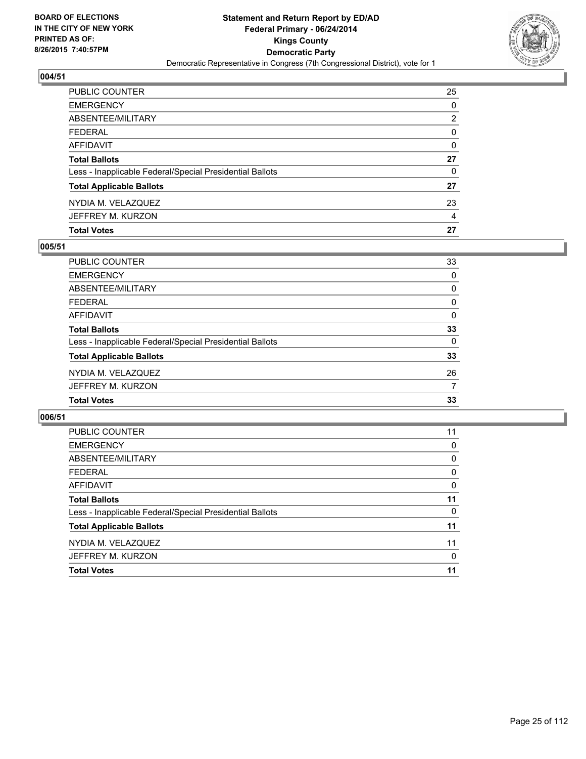**BOARD OF ELECTIONS IN THE CITY OF NEW YORK PRINTED AS OF: 8/26/2015 7:40:57PM**

# Statement and Return Report by ED/AD
## Federal Primary - 06/24/2014
## Kings County
## Democratic Party
### Democratic Representative in Congress (7th Congressional District), vote for 1

**004/51**

| | |
|---|---|
| PUBLIC COUNTER | 25 |
| EMERGENCY | 0 |
| ABSENTEE/MILITARY | 2 |
| FEDERAL | 0 |
| AFFIDAVIT | 0 |
| **Total Ballots** | **27** |
| Less - Inapplicable Federal/Special Presidential Ballots | 0 |
| **Total Applicable Ballots** | **27** |
| NYDIA M. VELAZQUEZ | 23 |
| JEFFREY M. KURZON | 4 |
| **Total Votes** | **27** |

**005/51**

| | |
|---|---|
| PUBLIC COUNTER | 33 |
| EMERGENCY | 0 |
| ABSENTEE/MILITARY | 0 |
| FEDERAL | 0 |
| AFFIDAVIT | 0 |
| **Total Ballots** | **33** |
| Less - Inapplicable Federal/Special Presidential Ballots | 0 |
| **Total Applicable Ballots** | **33** |
| NYDIA M. VELAZQUEZ | 26 |
| JEFFREY M. KURZON | 7 |
| **Total Votes** | **33** |

**006/51**

| | |
|---|---|
| PUBLIC COUNTER | 11 |
| EMERGENCY | 0 |
| ABSENTEE/MILITARY | 0 |
| FEDERAL | 0 |
| AFFIDAVIT | 0 |
| **Total Ballots** | **11** |
| Less - Inapplicable Federal/Special Presidential Ballots | 0 |
| **Total Applicable Ballots** | **11** |
| NYDIA M. VELAZQUEZ | 11 |
| JEFFREY M. KURZON | 0 |
| **Total Votes** | **11** |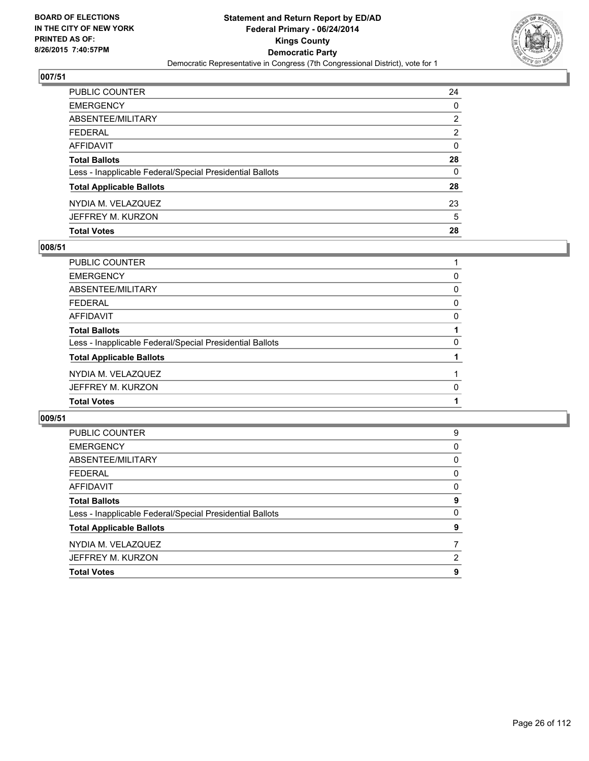BOARD OF ELECTIONS
IN THE CITY OF NEW YORK
PRINTED AS OF:
8/26/2015 7:40:57PM

**Statement and Return Report by ED/AD**
**Federal Primary - 06/24/2014**
**Kings County**
**Democratic Party**
Democratic Representative in Congress (7th Congressional District), vote for 1

### 007/51

| | |
|---|---|
| PUBLIC COUNTER | 24 |
| EMERGENCY | 0 |
| ABSENTEE/MILITARY | 2 |
| FEDERAL | 2 |
| AFFIDAVIT | 0 |
| **Total Ballots** | **28** |
| Less - Inapplicable Federal/Special Presidential Ballots | 0 |
| **Total Applicable Ballots** | **28** |
| NYDIA M. VELAZQUEZ | 23 |
| JEFFREY M. KURZON | 5 |
| **Total Votes** | **28** |

### 008/51

| | |
|---|---|
| PUBLIC COUNTER | 1 |
| EMERGENCY | 0 |
| ABSENTEE/MILITARY | 0 |
| FEDERAL | 0 |
| AFFIDAVIT | 0 |
| **Total Ballots** | **1** |
| Less - Inapplicable Federal/Special Presidential Ballots | 0 |
| **Total Applicable Ballots** | **1** |
| NYDIA M. VELAZQUEZ | 1 |
| JEFFREY M. KURZON | 0 |
| **Total Votes** | **1** |

### 009/51

| | |
|---|---|
| PUBLIC COUNTER | 9 |
| EMERGENCY | 0 |
| ABSENTEE/MILITARY | 0 |
| FEDERAL | 0 |
| AFFIDAVIT | 0 |
| **Total Ballots** | **9** |
| Less - Inapplicable Federal/Special Presidential Ballots | 0 |
| **Total Applicable Ballots** | **9** |
| NYDIA M. VELAZQUEZ | 7 |
| JEFFREY M. KURZON | 2 |
| **Total Votes** | **9** |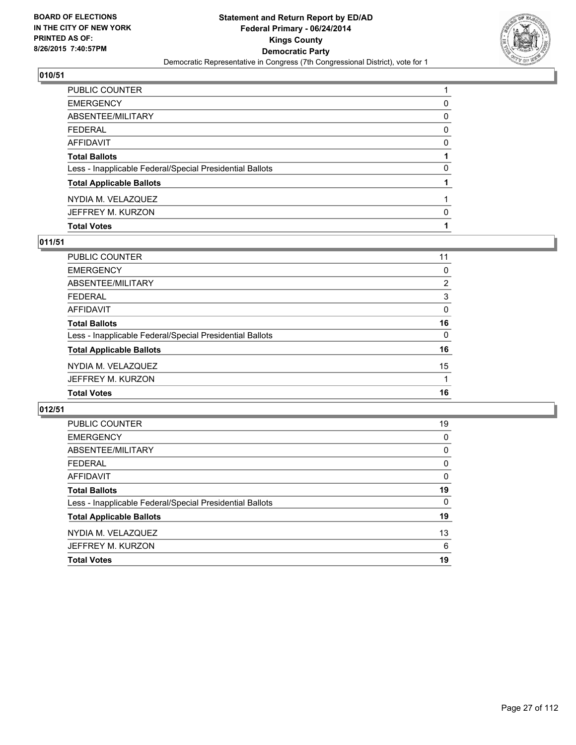**BOARD OF ELECTIONS IN THE CITY OF NEW YORK PRINTED AS OF: 8/26/2015 7:40:57PM**

# Statement and Return Report by ED/AD
## Federal Primary - 06/24/2014
## Kings County
## Democratic Party
Democratic Representative in Congress (7th Congressional District), vote for 1

### 010/51

| | |
|---|---|
| PUBLIC COUNTER | 1 |
| EMERGENCY | 0 |
| ABSENTEE/MILITARY | 0 |
| FEDERAL | 0 |
| AFFIDAVIT | 0 |
| **Total Ballots** | **1** |
| Less - Inapplicable Federal/Special Presidential Ballots | 0 |
| **Total Applicable Ballots** | **1** |
| NYDIA M. VELAZQUEZ | 1 |
| JEFFREY M. KURZON | 0 |
| **Total Votes** | **1** |

### 011/51

| | |
|---|---|
| PUBLIC COUNTER | 11 |
| EMERGENCY | 0 |
| ABSENTEE/MILITARY | 2 |
| FEDERAL | 3 |
| AFFIDAVIT | 0 |
| **Total Ballots** | **16** |
| Less - Inapplicable Federal/Special Presidential Ballots | 0 |
| **Total Applicable Ballots** | **16** |
| NYDIA M. VELAZQUEZ | 15 |
| JEFFREY M. KURZON | 1 |
| **Total Votes** | **16** |

### 012/51

| | |
|---|---|
| PUBLIC COUNTER | 19 |
| EMERGENCY | 0 |
| ABSENTEE/MILITARY | 0 |
| FEDERAL | 0 |
| AFFIDAVIT | 0 |
| **Total Ballots** | **19** |
| Less - Inapplicable Federal/Special Presidential Ballots | 0 |
| **Total Applicable Ballots** | **19** |
| NYDIA M. VELAZQUEZ | 13 |
| JEFFREY M. KURZON | 6 |
| **Total Votes** | **19** |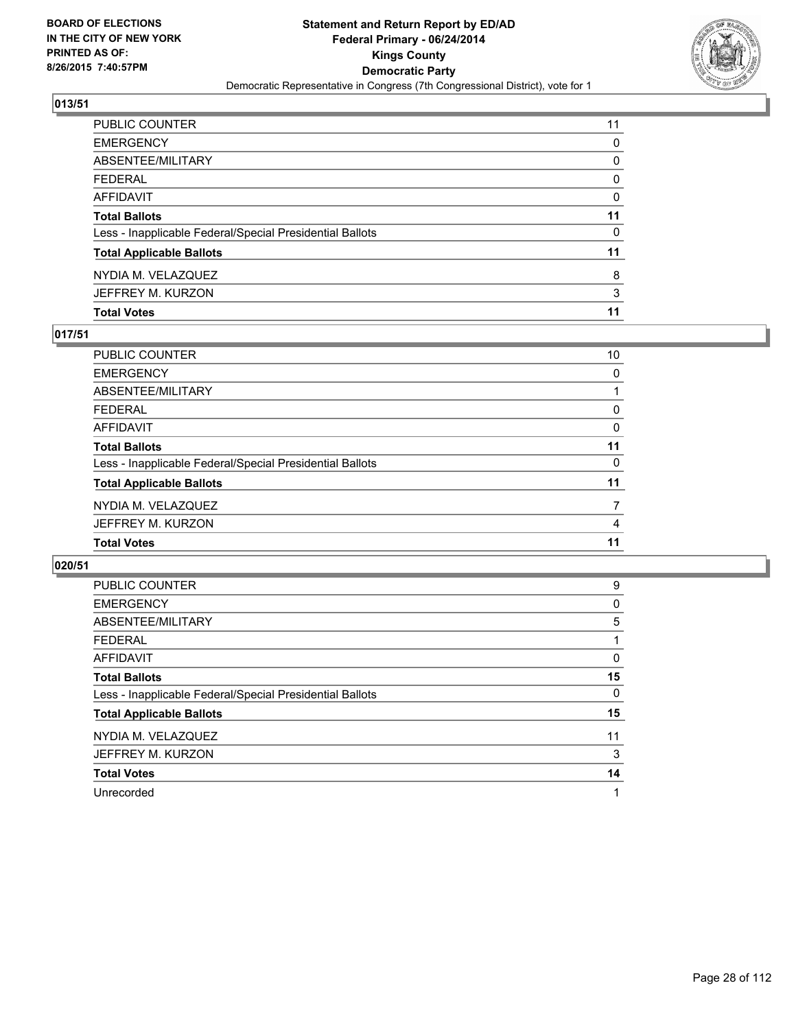BOARD OF ELECTIONS
IN THE CITY OF NEW YORK
PRINTED AS OF:
8/26/2015 7:40:57PM

**Statement and Return Report by ED/AD**
**Federal Primary - 06/24/2014**
**Kings County**
**Democratic Party**
Democratic Representative in Congress (7th Congressional District), vote for 1

### 013/51

| | |
|---|---|
| PUBLIC COUNTER | 11 |
| EMERGENCY | 0 |
| ABSENTEE/MILITARY | 0 |
| FEDERAL | 0 |
| AFFIDAVIT | 0 |
| **Total Ballots** | **11** |
| Less - Inapplicable Federal/Special Presidential Ballots | 0 |
| **Total Applicable Ballots** | **11** |
| NYDIA M. VELAZQUEZ | 8 |
| JEFFREY M. KURZON | 3 |
| **Total Votes** | **11** |

### 017/51

| | |
|---|---|
| PUBLIC COUNTER | 10 |
| EMERGENCY | 0 |
| ABSENTEE/MILITARY | 1 |
| FEDERAL | 0 |
| AFFIDAVIT | 0 |
| **Total Ballots** | **11** |
| Less - Inapplicable Federal/Special Presidential Ballots | 0 |
| **Total Applicable Ballots** | **11** |
| NYDIA M. VELAZQUEZ | 7 |
| JEFFREY M. KURZON | 4 |
| **Total Votes** | **11** |

### 020/51

| | |
|---|---|
| PUBLIC COUNTER | 9 |
| EMERGENCY | 0 |
| ABSENTEE/MILITARY | 5 |
| FEDERAL | 1 |
| AFFIDAVIT | 0 |
| **Total Ballots** | **15** |
| Less - Inapplicable Federal/Special Presidential Ballots | 0 |
| **Total Applicable Ballots** | **15** |
| NYDIA M. VELAZQUEZ | 11 |
| JEFFREY M. KURZON | 3 |
| **Total Votes** | **14** |
| Unrecorded | 1 |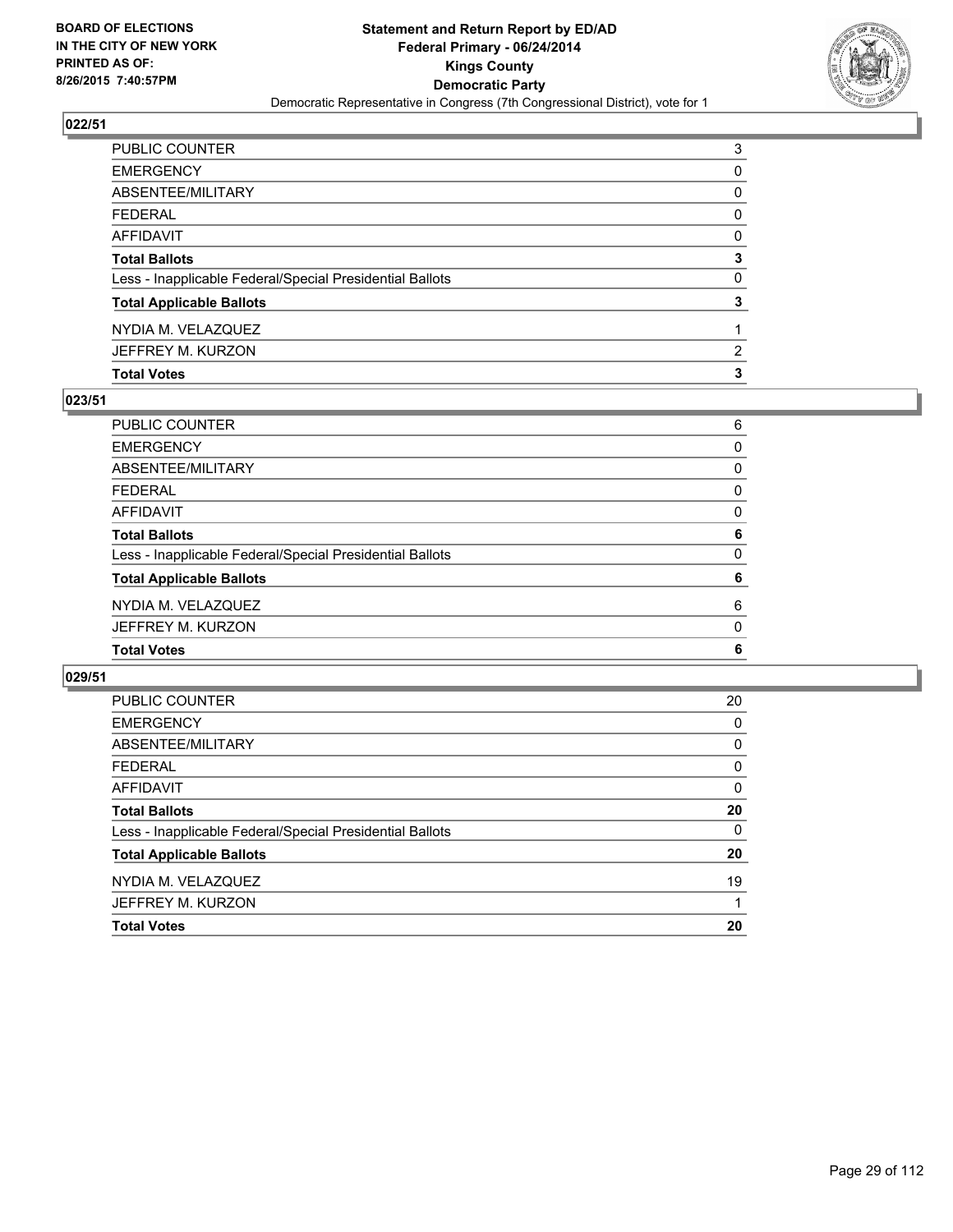## 022/51

| | |
|---|---|
| PUBLIC COUNTER | 3 |
| EMERGENCY | 0 |
| ABSENTEE/MILITARY | 0 |
| FEDERAL | 0 |
| AFFIDAVIT | 0 |
| **Total Ballots** | **3** |
| Less - Inapplicable Federal/Special Presidential Ballots | 0 |
| **Total Applicable Ballots** | **3** |
| NYDIA M. VELAZQUEZ | 1 |
| JEFFREY M. KURZON | 2 |
| **Total Votes** | **3** |

## 023/51

| | |
|---|---|
| PUBLIC COUNTER | 6 |
| EMERGENCY | 0 |
| ABSENTEE/MILITARY | 0 |
| FEDERAL | 0 |
| AFFIDAVIT | 0 |
| **Total Ballots** | **6** |
| Less - Inapplicable Federal/Special Presidential Ballots | 0 |
| **Total Applicable Ballots** | **6** |
| NYDIA M. VELAZQUEZ | 6 |
| JEFFREY M. KURZON | 0 |
| **Total Votes** | **6** |

## 029/51

| | |
|---|---|
| PUBLIC COUNTER | 20 |
| EMERGENCY | 0 |
| ABSENTEE/MILITARY | 0 |
| FEDERAL | 0 |
| AFFIDAVIT | 0 |
| **Total Ballots** | **20** |
| Less - Inapplicable Federal/Special Presidential Ballots | 0 |
| **Total Applicable Ballots** | **20** |
| NYDIA M. VELAZQUEZ | 19 |
| JEFFREY M. KURZON | 1 |
| **Total Votes** | **20** |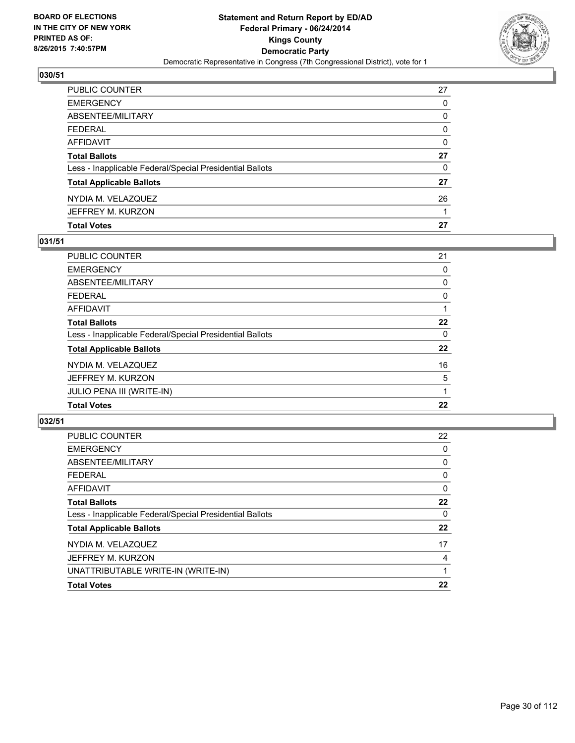BOARD OF ELECTIONS
IN THE CITY OF NEW YORK
PRINTED AS OF:
8/26/2015 7:40:57PM

**Statement and Return Report by ED/AD**
**Federal Primary - 06/24/2014**
**Kings County**
**Democratic Party**
Democratic Representative in Congress (7th Congressional District), vote for 1

## 030/51

| | |
|---|---|
| PUBLIC COUNTER | 27 |
| EMERGENCY | 0 |
| ABSENTEE/MILITARY | 0 |
| FEDERAL | 0 |
| AFFIDAVIT | 0 |
| **Total Ballots** | **27** |
| Less - Inapplicable Federal/Special Presidential Ballots | 0 |
| **Total Applicable Ballots** | **27** |
| NYDIA M. VELAZQUEZ | 26 |
| JEFFREY M. KURZON | 1 |
| **Total Votes** | **27** |

## 031/51

| | |
|---|---|
| PUBLIC COUNTER | 21 |
| EMERGENCY | 0 |
| ABSENTEE/MILITARY | 0 |
| FEDERAL | 0 |
| AFFIDAVIT | 1 |
| **Total Ballots** | **22** |
| Less - Inapplicable Federal/Special Presidential Ballots | 0 |
| **Total Applicable Ballots** | **22** |
| NYDIA M. VELAZQUEZ | 16 |
| JEFFREY M. KURZON | 5 |
| JULIO PENA III (WRITE-IN) | 1 |
| **Total Votes** | **22** |

## 032/51

| | |
|---|---|
| PUBLIC COUNTER | 22 |
| EMERGENCY | 0 |
| ABSENTEE/MILITARY | 0 |
| FEDERAL | 0 |
| AFFIDAVIT | 0 |
| **Total Ballots** | **22** |
| Less - Inapplicable Federal/Special Presidential Ballots | 0 |
| **Total Applicable Ballots** | **22** |
| NYDIA M. VELAZQUEZ | 17 |
| JEFFREY M. KURZON | 4 |
| UNATTRIBUTABLE WRITE-IN (WRITE-IN) | 1 |
| **Total Votes** | **22** |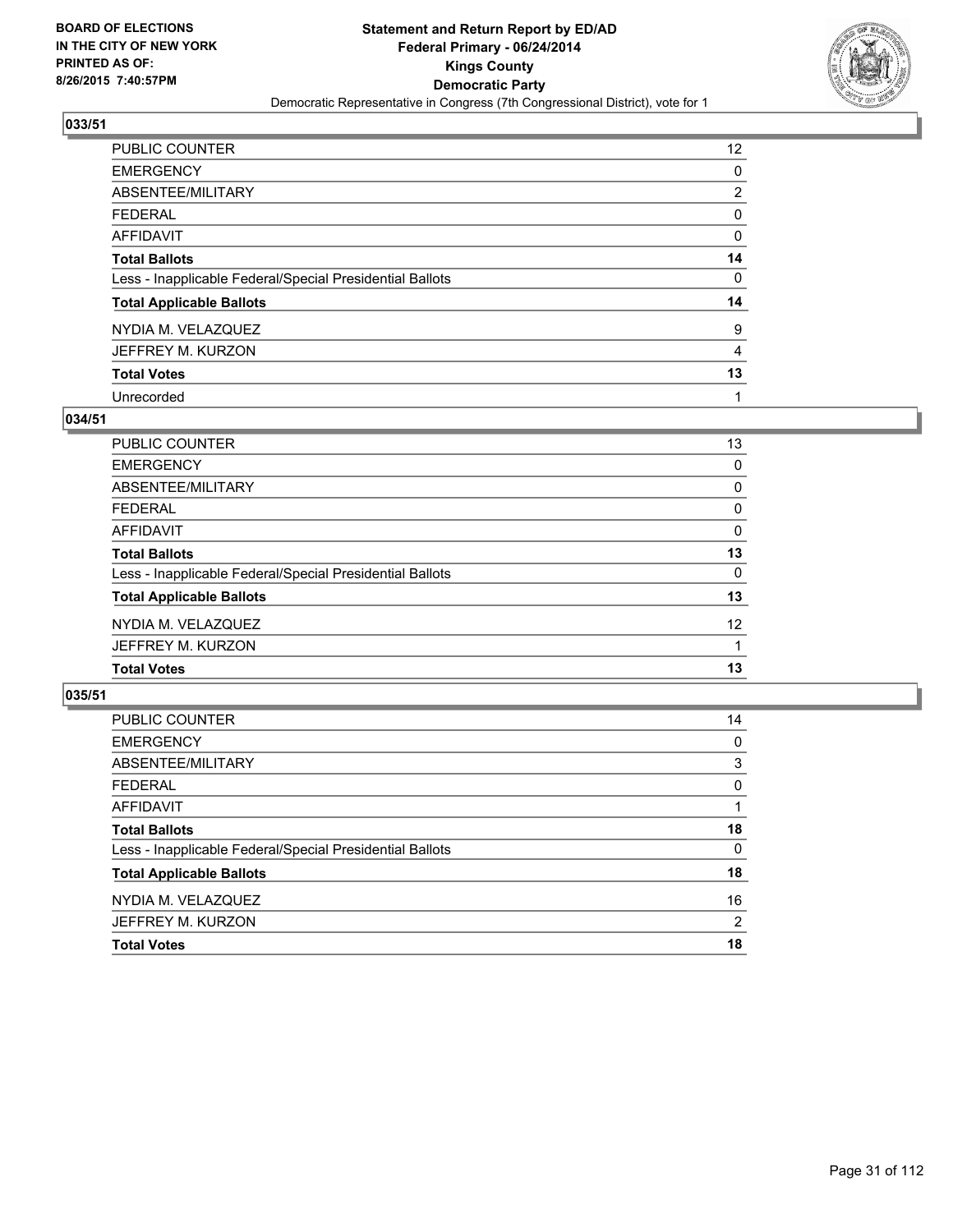BOARD OF ELECTIONS
IN THE CITY OF NEW YORK
PRINTED AS OF:
8/26/2015 7:40:57PM

**Statement and Return Report by ED/AD**
**Federal Primary - 06/24/2014**
**Kings County**
**Democratic Party**
Democratic Representative in Congress (7th Congressional District), vote for 1

## 033/51

| | |
|---|---|
| PUBLIC COUNTER | 12 |
| EMERGENCY | 0 |
| ABSENTEE/MILITARY | 2 |
| FEDERAL | 0 |
| AFFIDAVIT | 0 |
| **Total Ballots** | **14** |
| Less - Inapplicable Federal/Special Presidential Ballots | 0 |
| **Total Applicable Ballots** | **14** |
| NYDIA M. VELAZQUEZ | 9 |
| JEFFREY M. KURZON | 4 |
| **Total Votes** | **13** |
| Unrecorded | 1 |

## 034/51

| | |
|---|---|
| PUBLIC COUNTER | 13 |
| EMERGENCY | 0 |
| ABSENTEE/MILITARY | 0 |
| FEDERAL | 0 |
| AFFIDAVIT | 0 |
| **Total Ballots** | **13** |
| Less - Inapplicable Federal/Special Presidential Ballots | 0 |
| **Total Applicable Ballots** | **13** |
| NYDIA M. VELAZQUEZ | 12 |
| JEFFREY M. KURZON | 1 |
| **Total Votes** | **13** |

## 035/51

| | |
|---|---|
| PUBLIC COUNTER | 14 |
| EMERGENCY | 0 |
| ABSENTEE/MILITARY | 3 |
| FEDERAL | 0 |
| AFFIDAVIT | 1 |
| **Total Ballots** | **18** |
| Less - Inapplicable Federal/Special Presidential Ballots | 0 |
| **Total Applicable Ballots** | **18** |
| NYDIA M. VELAZQUEZ | 16 |
| JEFFREY M. KURZON | 2 |
| **Total Votes** | **18** |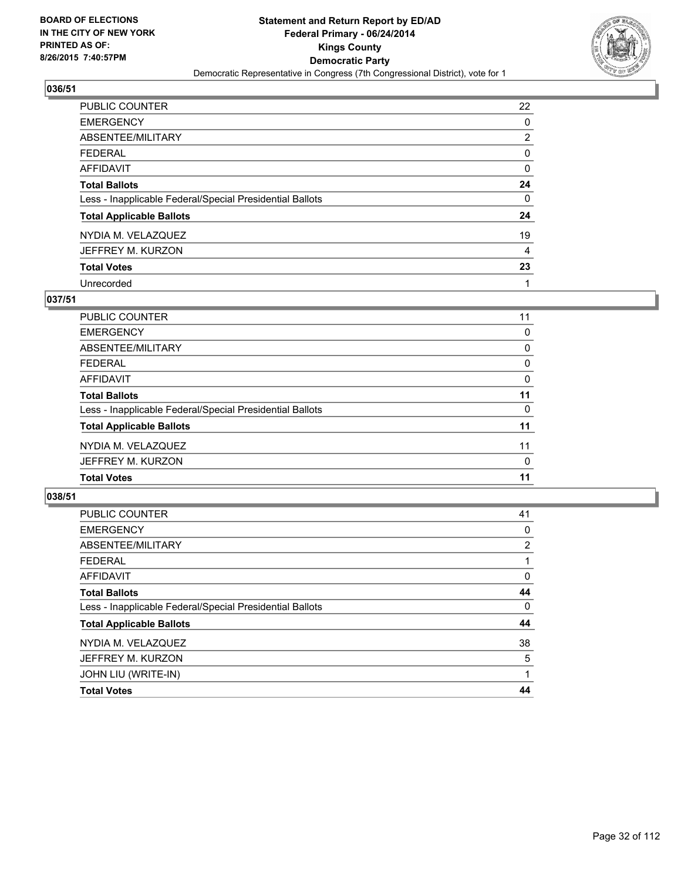## 036/51

| | |
|---|---|
| PUBLIC COUNTER | 22 |
| EMERGENCY | 0 |
| ABSENTEE/MILITARY | 2 |
| FEDERAL | 0 |
| AFFIDAVIT | 0 |
| **Total Ballots** | **24** |
| Less - Inapplicable Federal/Special Presidential Ballots | 0 |
| **Total Applicable Ballots** | **24** |
| NYDIA M. VELAZQUEZ | 19 |
| JEFFREY M. KURZON | 4 |
| **Total Votes** | **23** |
| Unrecorded | 1 |

## 037/51

| | |
|---|---|
| PUBLIC COUNTER | 11 |
| EMERGENCY | 0 |
| ABSENTEE/MILITARY | 0 |
| FEDERAL | 0 |
| AFFIDAVIT | 0 |
| **Total Ballots** | **11** |
| Less - Inapplicable Federal/Special Presidential Ballots | 0 |
| **Total Applicable Ballots** | **11** |
| NYDIA M. VELAZQUEZ | 11 |
| JEFFREY M. KURZON | 0 |
| **Total Votes** | **11** |

## 038/51

| | |
|---|---|
| PUBLIC COUNTER | 41 |
| EMERGENCY | 0 |
| ABSENTEE/MILITARY | 2 |
| FEDERAL | 1 |
| AFFIDAVIT | 0 |
| **Total Ballots** | **44** |
| Less - Inapplicable Federal/Special Presidential Ballots | 0 |
| **Total Applicable Ballots** | **44** |
| NYDIA M. VELAZQUEZ | 38 |
| JEFFREY M. KURZON | 5 |
| JOHN LIU (WRITE-IN) | 1 |
| **Total Votes** | **44** |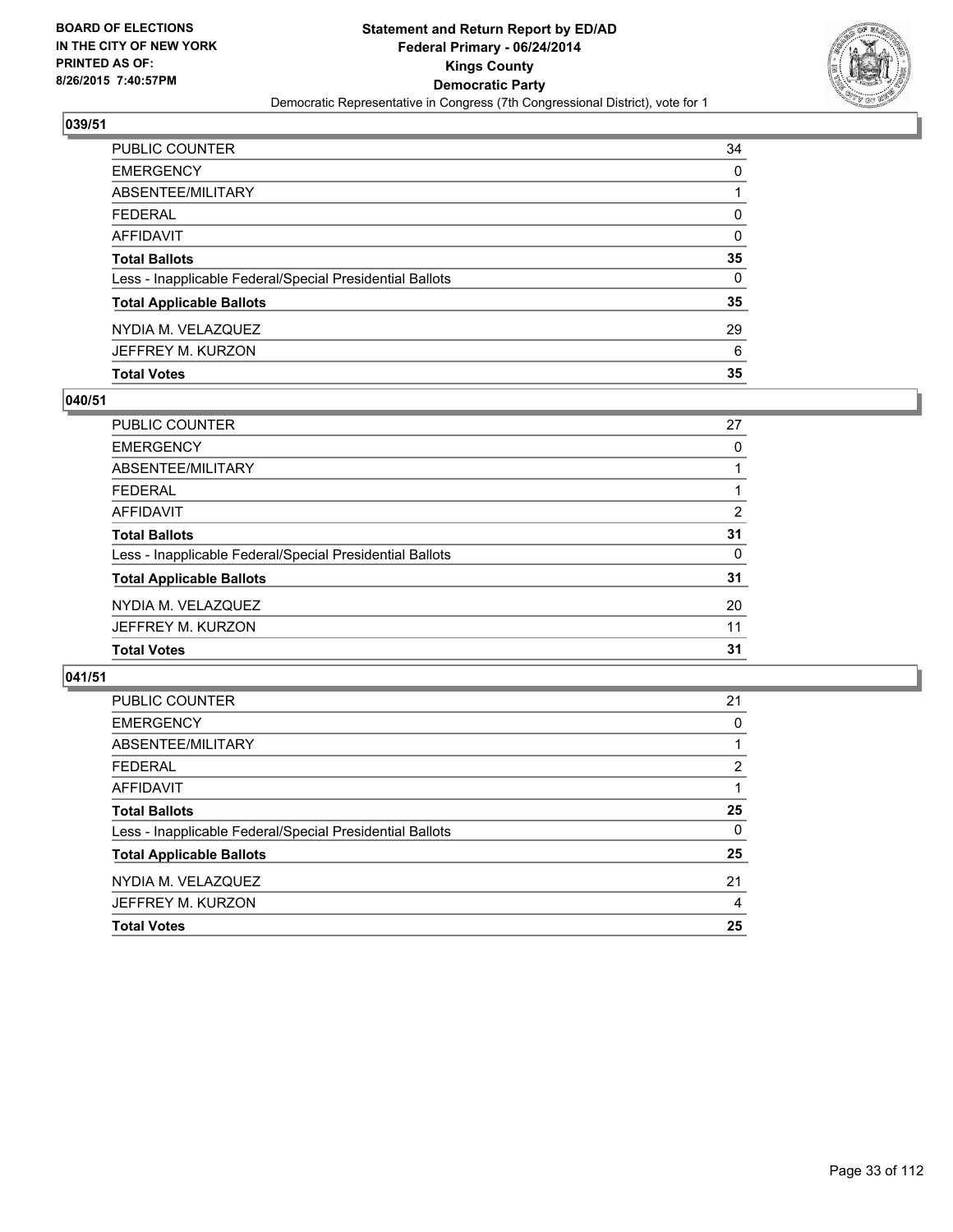**BOARD OF ELECTIONS IN THE CITY OF NEW YORK PRINTED AS OF: 8/26/2015 7:40:57PM**

**Statement and Return Report by ED/AD**
**Federal Primary - 06/24/2014**
**Kings County**
**Democratic Party**
Democratic Representative in Congress (7th Congressional District), vote for 1

### 039/51

| | |
|---|---|
| PUBLIC COUNTER | 34 |
| EMERGENCY | 0 |
| ABSENTEE/MILITARY | 1 |
| FEDERAL | 0 |
| AFFIDAVIT | 0 |
| **Total Ballots** | **35** |
| Less - Inapplicable Federal/Special Presidential Ballots | 0 |
| **Total Applicable Ballots** | **35** |
| NYDIA M. VELAZQUEZ | 29 |
| JEFFREY M. KURZON | 6 |
| **Total Votes** | **35** |

### 040/51

| | |
|---|---|
| PUBLIC COUNTER | 27 |
| EMERGENCY | 0 |
| ABSENTEE/MILITARY | 1 |
| FEDERAL | 1 |
| AFFIDAVIT | 2 |
| **Total Ballots** | **31** |
| Less - Inapplicable Federal/Special Presidential Ballots | 0 |
| **Total Applicable Ballots** | **31** |
| NYDIA M. VELAZQUEZ | 20 |
| JEFFREY M. KURZON | 11 |
| **Total Votes** | **31** |

### 041/51

| | |
|---|---|
| PUBLIC COUNTER | 21 |
| EMERGENCY | 0 |
| ABSENTEE/MILITARY | 1 |
| FEDERAL | 2 |
| AFFIDAVIT | 1 |
| **Total Ballots** | **25** |
| Less - Inapplicable Federal/Special Presidential Ballots | 0 |
| **Total Applicable Ballots** | **25** |
| NYDIA M. VELAZQUEZ | 21 |
| JEFFREY M. KURZON | 4 |
| **Total Votes** | **25** |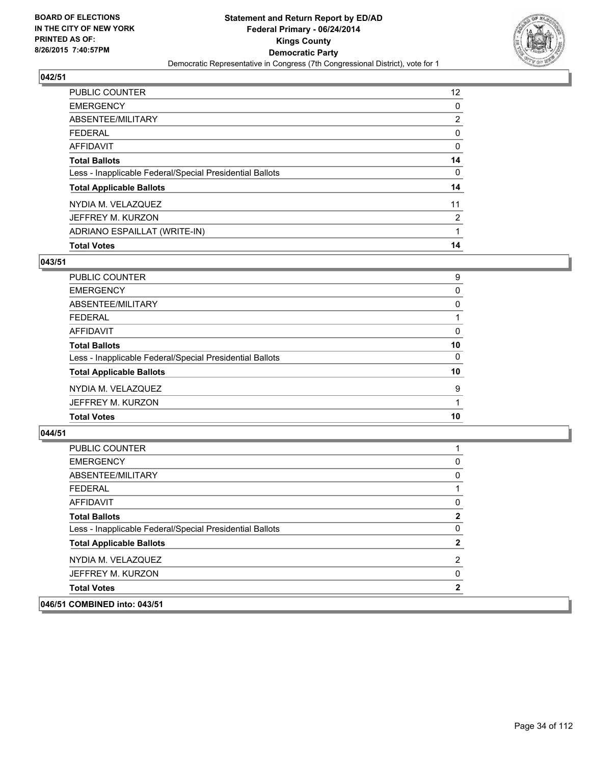**BOARD OF ELECTIONS IN THE CITY OF NEW YORK PRINTED AS OF: 8/26/2015 7:40:57PM**

**Statement and Return Report by ED/AD**
**Federal Primary - 06/24/2014**
**Kings County**
**Democratic Party**
Democratic Representative in Congress (7th Congressional District), vote for 1

## 042/51

| | |
|---|---|
| PUBLIC COUNTER | 12 |
| EMERGENCY | 0 |
| ABSENTEE/MILITARY | 2 |
| FEDERAL | 0 |
| AFFIDAVIT | 0 |
| **Total Ballots** | **14** |
| Less - Inapplicable Federal/Special Presidential Ballots | 0 |
| **Total Applicable Ballots** | **14** |
| NYDIA M. VELAZQUEZ | 11 |
| JEFFREY M. KURZON | 2 |
| ADRIANO ESPAILLAT (WRITE-IN) | 1 |
| **Total Votes** | **14** |

## 043/51

| | |
|---|---|
| PUBLIC COUNTER | 9 |
| EMERGENCY | 0 |
| ABSENTEE/MILITARY | 0 |
| FEDERAL | 1 |
| AFFIDAVIT | 0 |
| **Total Ballots** | **10** |
| Less - Inapplicable Federal/Special Presidential Ballots | 0 |
| **Total Applicable Ballots** | **10** |
| NYDIA M. VELAZQUEZ | 9 |
| JEFFREY M. KURZON | 1 |
| **Total Votes** | **10** |

## 044/51

| | |
|---|---|
| PUBLIC COUNTER | 1 |
| EMERGENCY | 0 |
| ABSENTEE/MILITARY | 0 |
| FEDERAL | 1 |
| AFFIDAVIT | 0 |
| **Total Ballots** | **2** |
| Less - Inapplicable Federal/Special Presidential Ballots | 0 |
| **Total Applicable Ballots** | **2** |
| NYDIA M. VELAZQUEZ | 2 |
| JEFFREY M. KURZON | 0 |
| **Total Votes** | **2** |

**046/51 COMBINED into: 043/51**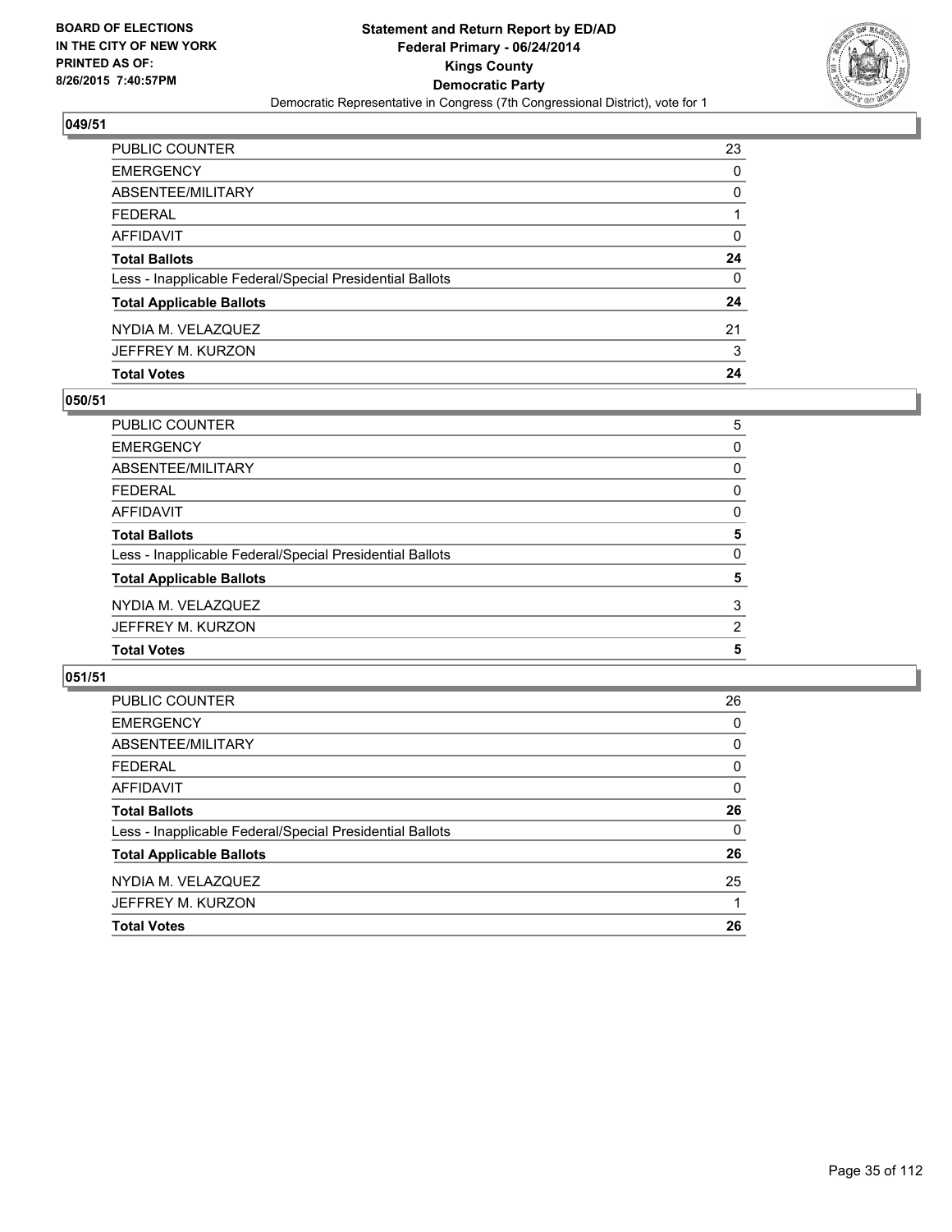BOARD OF ELECTIONS
IN THE CITY OF NEW YORK
PRINTED AS OF:
8/26/2015 7:40:57PM

**Statement and Return Report by ED/AD**
**Federal Primary - 06/24/2014**
**Kings County**
**Democratic Party**
Democratic Representative in Congress (7th Congressional District), vote for 1

### 049/51

| | |
|---|---|
| PUBLIC COUNTER | 23 |
| EMERGENCY | 0 |
| ABSENTEE/MILITARY | 0 |
| FEDERAL | 1 |
| AFFIDAVIT | 0 |
| **Total Ballots** | **24** |
| Less - Inapplicable Federal/Special Presidential Ballots | 0 |
| **Total Applicable Ballots** | **24** |
| NYDIA M. VELAZQUEZ | 21 |
| JEFFREY M. KURZON | 3 |
| **Total Votes** | **24** |

### 050/51

| | |
|---|---|
| PUBLIC COUNTER | 5 |
| EMERGENCY | 0 |
| ABSENTEE/MILITARY | 0 |
| FEDERAL | 0 |
| AFFIDAVIT | 0 |
| **Total Ballots** | **5** |
| Less - Inapplicable Federal/Special Presidential Ballots | 0 |
| **Total Applicable Ballots** | **5** |
| NYDIA M. VELAZQUEZ | 3 |
| JEFFREY M. KURZON | 2 |
| **Total Votes** | **5** |

### 051/51

| | |
|---|---|
| PUBLIC COUNTER | 26 |
| EMERGENCY | 0 |
| ABSENTEE/MILITARY | 0 |
| FEDERAL | 0 |
| AFFIDAVIT | 0 |
| **Total Ballots** | **26** |
| Less - Inapplicable Federal/Special Presidential Ballots | 0 |
| **Total Applicable Ballots** | **26** |
| NYDIA M. VELAZQUEZ | 25 |
| JEFFREY M. KURZON | 1 |
| **Total Votes** | **26** |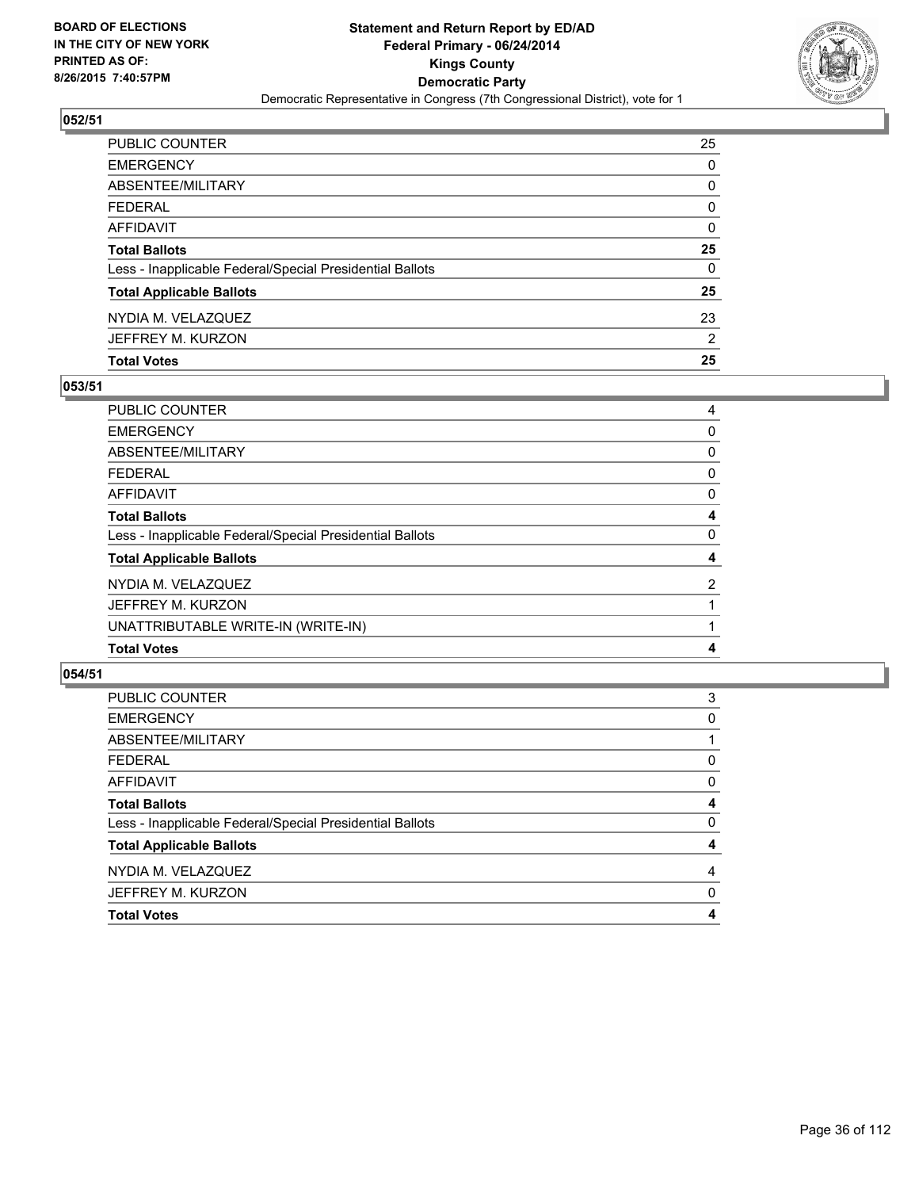BOARD OF ELECTIONS
IN THE CITY OF NEW YORK
PRINTED AS OF:
8/26/2015 7:40:57PM

**Statement and Return Report by ED/AD**
**Federal Primary - 06/24/2014**
**Kings County**
**Democratic Party**
Democratic Representative in Congress (7th Congressional District), vote for 1

## 052/51

| | |
|---|---|
| PUBLIC COUNTER | 25 |
| EMERGENCY | 0 |
| ABSENTEE/MILITARY | 0 |
| FEDERAL | 0 |
| AFFIDAVIT | 0 |
| **Total Ballots** | **25** |
| Less - Inapplicable Federal/Special Presidential Ballots | 0 |
| **Total Applicable Ballots** | **25** |
| NYDIA M. VELAZQUEZ | 23 |
| JEFFREY M. KURZON | 2 |
| **Total Votes** | **25** |

## 053/51

| | |
|---|---|
| PUBLIC COUNTER | 4 |
| EMERGENCY | 0 |
| ABSENTEE/MILITARY | 0 |
| FEDERAL | 0 |
| AFFIDAVIT | 0 |
| **Total Ballots** | **4** |
| Less - Inapplicable Federal/Special Presidential Ballots | 0 |
| **Total Applicable Ballots** | **4** |
| NYDIA M. VELAZQUEZ | 2 |
| JEFFREY M. KURZON | 1 |
| UNATTRIBUTABLE WRITE-IN (WRITE-IN) | 1 |
| **Total Votes** | **4** |

## 054/51

| | |
|---|---|
| PUBLIC COUNTER | 3 |
| EMERGENCY | 0 |
| ABSENTEE/MILITARY | 1 |
| FEDERAL | 0 |
| AFFIDAVIT | 0 |
| **Total Ballots** | **4** |
| Less - Inapplicable Federal/Special Presidential Ballots | 0 |
| **Total Applicable Ballots** | **4** |
| NYDIA M. VELAZQUEZ | 4 |
| JEFFREY M. KURZON | 0 |
| **Total Votes** | **4** |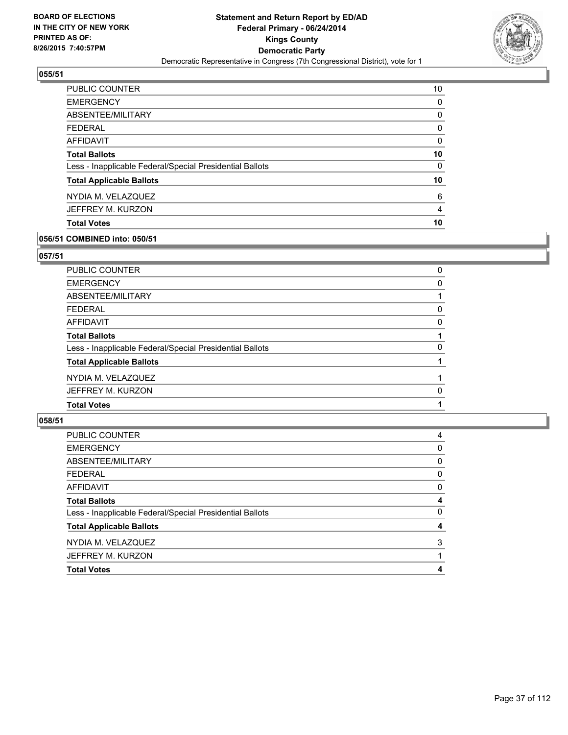**BOARD OF ELECTIONS IN THE CITY OF NEW YORK PRINTED AS OF: 8/26/2015 7:40:57PM**

**Statement and Return Report by ED/AD**
**Federal Primary - 06/24/2014**
**Kings County**
**Democratic Party**
Democratic Representative in Congress (7th Congressional District), vote for 1

### 055/51

| | |
|---|---|
| PUBLIC COUNTER | 10 |
| EMERGENCY | 0 |
| ABSENTEE/MILITARY | 0 |
| FEDERAL | 0 |
| AFFIDAVIT | 0 |
| **Total Ballots** | **10** |
| Less - Inapplicable Federal/Special Presidential Ballots | 0 |
| **Total Applicable Ballots** | **10** |
| NYDIA M. VELAZQUEZ | 6 |
| JEFFREY M. KURZON | 4 |
| **Total Votes** | **10** |

### 056/51 COMBINED into: 050/51

### 057/51

| | |
|---|---|
| PUBLIC COUNTER | 0 |
| EMERGENCY | 0 |
| ABSENTEE/MILITARY | 1 |
| FEDERAL | 0 |
| AFFIDAVIT | 0 |
| **Total Ballots** | **1** |
| Less - Inapplicable Federal/Special Presidential Ballots | 0 |
| **Total Applicable Ballots** | **1** |
| NYDIA M. VELAZQUEZ | 1 |
| JEFFREY M. KURZON | 0 |
| **Total Votes** | **1** |

### 058/51

| | |
|---|---|
| PUBLIC COUNTER | 4 |
| EMERGENCY | 0 |
| ABSENTEE/MILITARY | 0 |
| FEDERAL | 0 |
| AFFIDAVIT | 0 |
| **Total Ballots** | **4** |
| Less - Inapplicable Federal/Special Presidential Ballots | 0 |
| **Total Applicable Ballots** | **4** |
| NYDIA M. VELAZQUEZ | 3 |
| JEFFREY M. KURZON | 1 |
| **Total Votes** | **4** |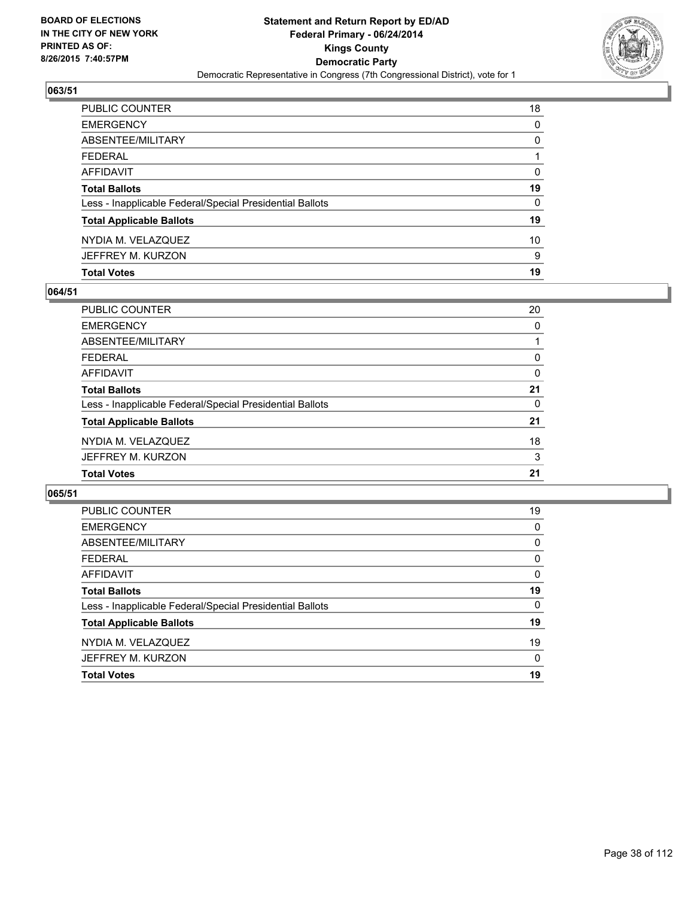**BOARD OF ELECTIONS IN THE CITY OF NEW YORK PRINTED AS OF: 8/26/2015 7:40:57PM**

**Statement and Return Report by ED/AD Federal Primary - 06/24/2014 Kings County Democratic Party**

Democratic Representative in Congress (7th Congressional District), vote for 1

## 063/51

| | |
|---|---|
| PUBLIC COUNTER | 18 |
| EMERGENCY | 0 |
| ABSENTEE/MILITARY | 0 |
| FEDERAL | 1 |
| AFFIDAVIT | 0 |
| **Total Ballots** | **19** |
| Less - Inapplicable Federal/Special Presidential Ballots | 0 |
| **Total Applicable Ballots** | **19** |
| NYDIA M. VELAZQUEZ | 10 |
| JEFFREY M. KURZON | 9 |
| **Total Votes** | **19** |

## 064/51

| | |
|---|---|
| PUBLIC COUNTER | 20 |
| EMERGENCY | 0 |
| ABSENTEE/MILITARY | 1 |
| FEDERAL | 0 |
| AFFIDAVIT | 0 |
| **Total Ballots** | **21** |
| Less - Inapplicable Federal/Special Presidential Ballots | 0 |
| **Total Applicable Ballots** | **21** |
| NYDIA M. VELAZQUEZ | 18 |
| JEFFREY M. KURZON | 3 |
| **Total Votes** | **21** |

## 065/51

| | |
|---|---|
| PUBLIC COUNTER | 19 |
| EMERGENCY | 0 |
| ABSENTEE/MILITARY | 0 |
| FEDERAL | 0 |
| AFFIDAVIT | 0 |
| **Total Ballots** | **19** |
| Less - Inapplicable Federal/Special Presidential Ballots | 0 |
| **Total Applicable Ballots** | **19** |
| NYDIA M. VELAZQUEZ | 19 |
| JEFFREY M. KURZON | 0 |
| **Total Votes** | **19** |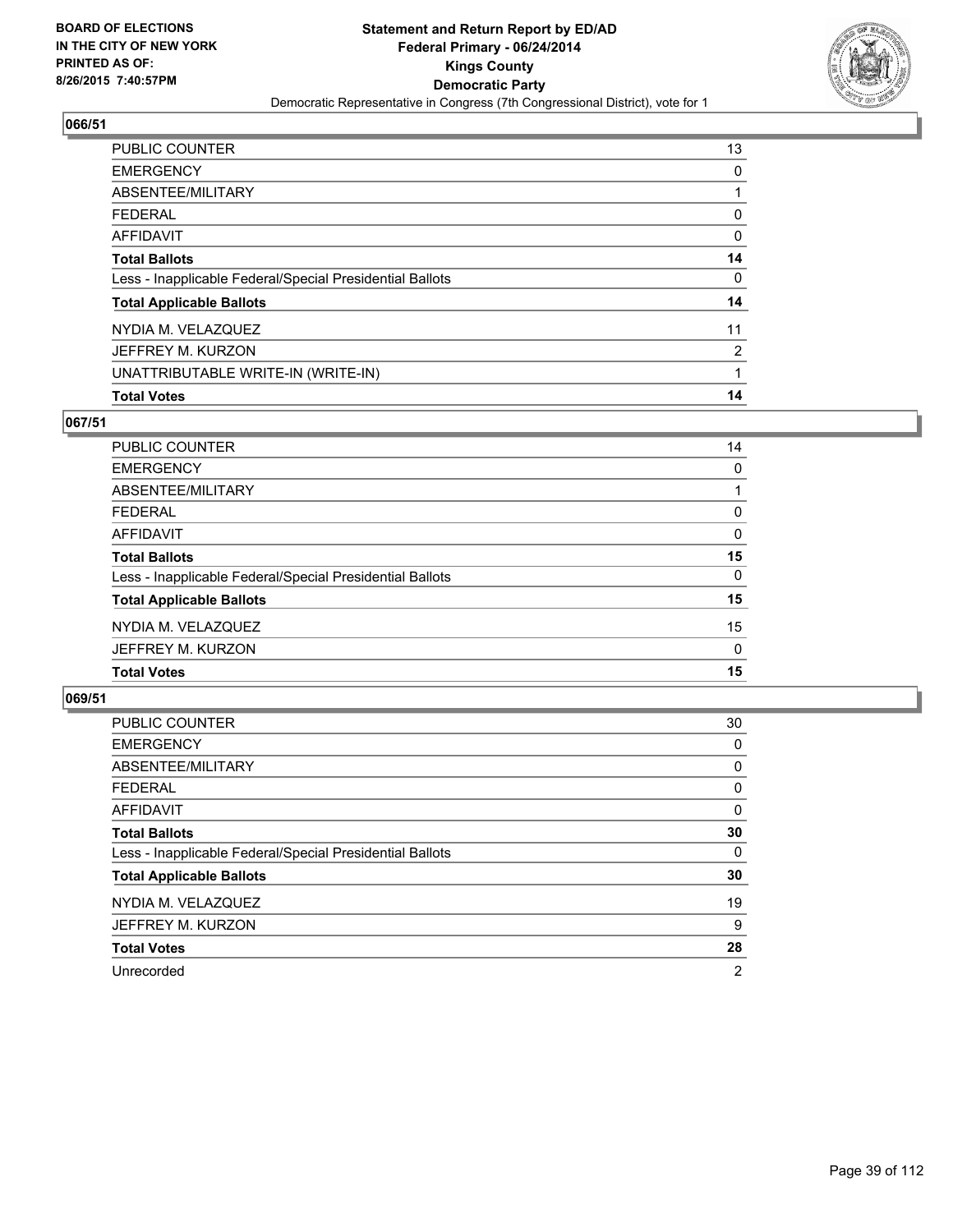BOARD OF ELECTIONS
IN THE CITY OF NEW YORK
PRINTED AS OF:
8/26/2015 7:40:57PM

**Statement and Return Report by ED/AD**
**Federal Primary - 06/24/2014**
**Kings County**
**Democratic Party**
Democratic Representative in Congress (7th Congressional District), vote for 1

### 066/51

| | |
|---|---|
| PUBLIC COUNTER | 13 |
| EMERGENCY | 0 |
| ABSENTEE/MILITARY | 1 |
| FEDERAL | 0 |
| AFFIDAVIT | 0 |
| **Total Ballots** | **14** |
| Less - Inapplicable Federal/Special Presidential Ballots | 0 |
| **Total Applicable Ballots** | **14** |
| NYDIA M. VELAZQUEZ | 11 |
| JEFFREY M. KURZON | 2 |
| UNATTRIBUTABLE WRITE-IN (WRITE-IN) | 1 |
| **Total Votes** | **14** |

### 067/51

| | |
|---|---|
| PUBLIC COUNTER | 14 |
| EMERGENCY | 0 |
| ABSENTEE/MILITARY | 1 |
| FEDERAL | 0 |
| AFFIDAVIT | 0 |
| **Total Ballots** | **15** |
| Less - Inapplicable Federal/Special Presidential Ballots | 0 |
| **Total Applicable Ballots** | **15** |
| NYDIA M. VELAZQUEZ | 15 |
| JEFFREY M. KURZON | 0 |
| **Total Votes** | **15** |

### 069/51

| | |
|---|---|
| PUBLIC COUNTER | 30 |
| EMERGENCY | 0 |
| ABSENTEE/MILITARY | 0 |
| FEDERAL | 0 |
| AFFIDAVIT | 0 |
| **Total Ballots** | **30** |
| Less - Inapplicable Federal/Special Presidential Ballots | 0 |
| **Total Applicable Ballots** | **30** |
| NYDIA M. VELAZQUEZ | 19 |
| JEFFREY M. KURZON | 9 |
| **Total Votes** | **28** |
| Unrecorded | 2 |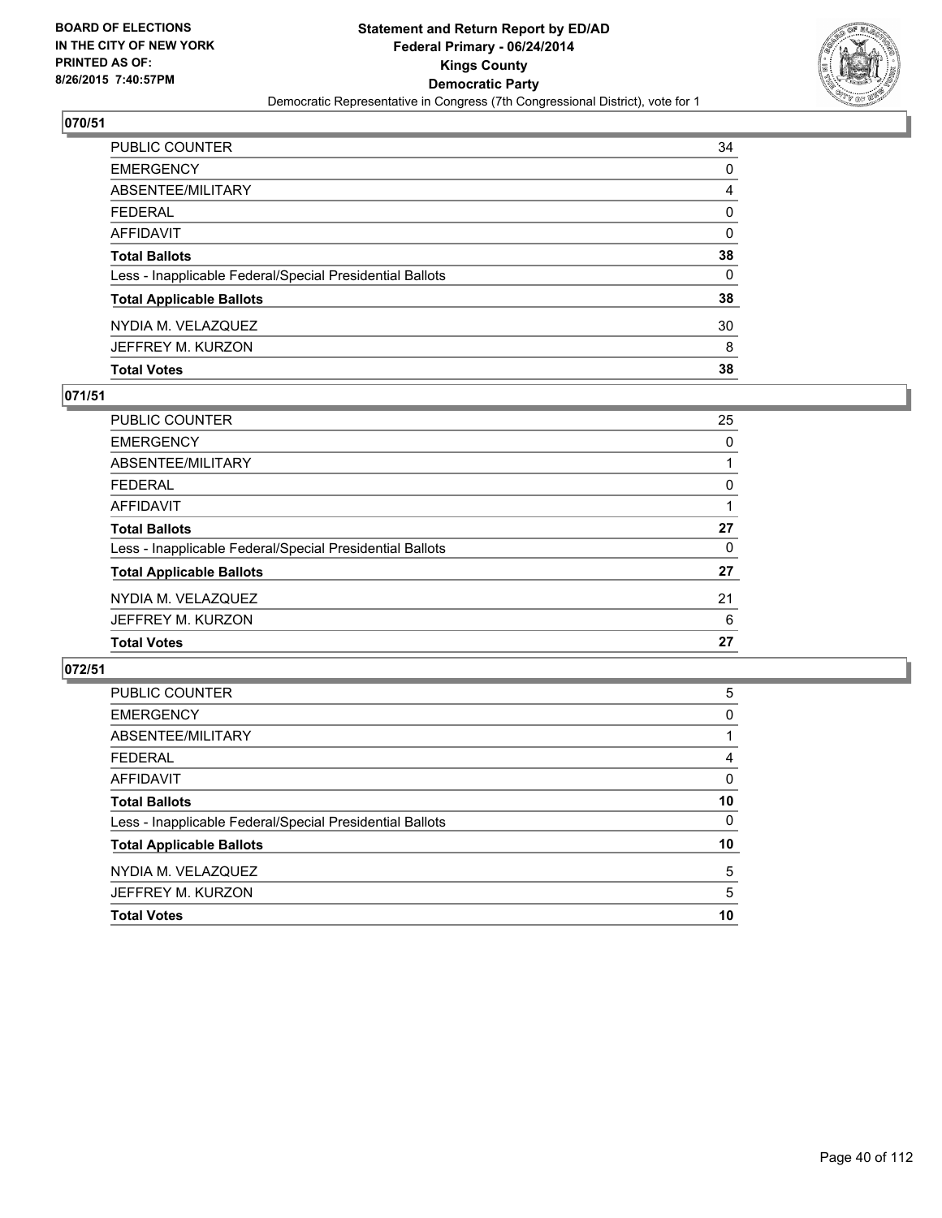BOARD OF ELECTIONS
IN THE CITY OF NEW YORK
PRINTED AS OF:
8/26/2015 7:40:57PM

**Statement and Return Report by ED/AD**
**Federal Primary - 06/24/2014**
**Kings County**
**Democratic Party**
Democratic Representative in Congress (7th Congressional District), vote for 1

## 070/51

| | |
|---|---|
| PUBLIC COUNTER | 34 |
| EMERGENCY | 0 |
| ABSENTEE/MILITARY | 4 |
| FEDERAL | 0 |
| AFFIDAVIT | 0 |
| **Total Ballots** | **38** |
| Less - Inapplicable Federal/Special Presidential Ballots | 0 |
| **Total Applicable Ballots** | **38** |
| NYDIA M. VELAZQUEZ | 30 |
| JEFFREY M. KURZON | 8 |
| **Total Votes** | **38** |

## 071/51

| | |
|---|---|
| PUBLIC COUNTER | 25 |
| EMERGENCY | 0 |
| ABSENTEE/MILITARY | 1 |
| FEDERAL | 0 |
| AFFIDAVIT | 1 |
| **Total Ballots** | **27** |
| Less - Inapplicable Federal/Special Presidential Ballots | 0 |
| **Total Applicable Ballots** | **27** |
| NYDIA M. VELAZQUEZ | 21 |
| JEFFREY M. KURZON | 6 |
| **Total Votes** | **27** |

## 072/51

| | |
|---|---|
| PUBLIC COUNTER | 5 |
| EMERGENCY | 0 |
| ABSENTEE/MILITARY | 1 |
| FEDERAL | 4 |
| AFFIDAVIT | 0 |
| **Total Ballots** | **10** |
| Less - Inapplicable Federal/Special Presidential Ballots | 0 |
| **Total Applicable Ballots** | **10** |
| NYDIA M. VELAZQUEZ | 5 |
| JEFFREY M. KURZON | 5 |
| **Total Votes** | **10** |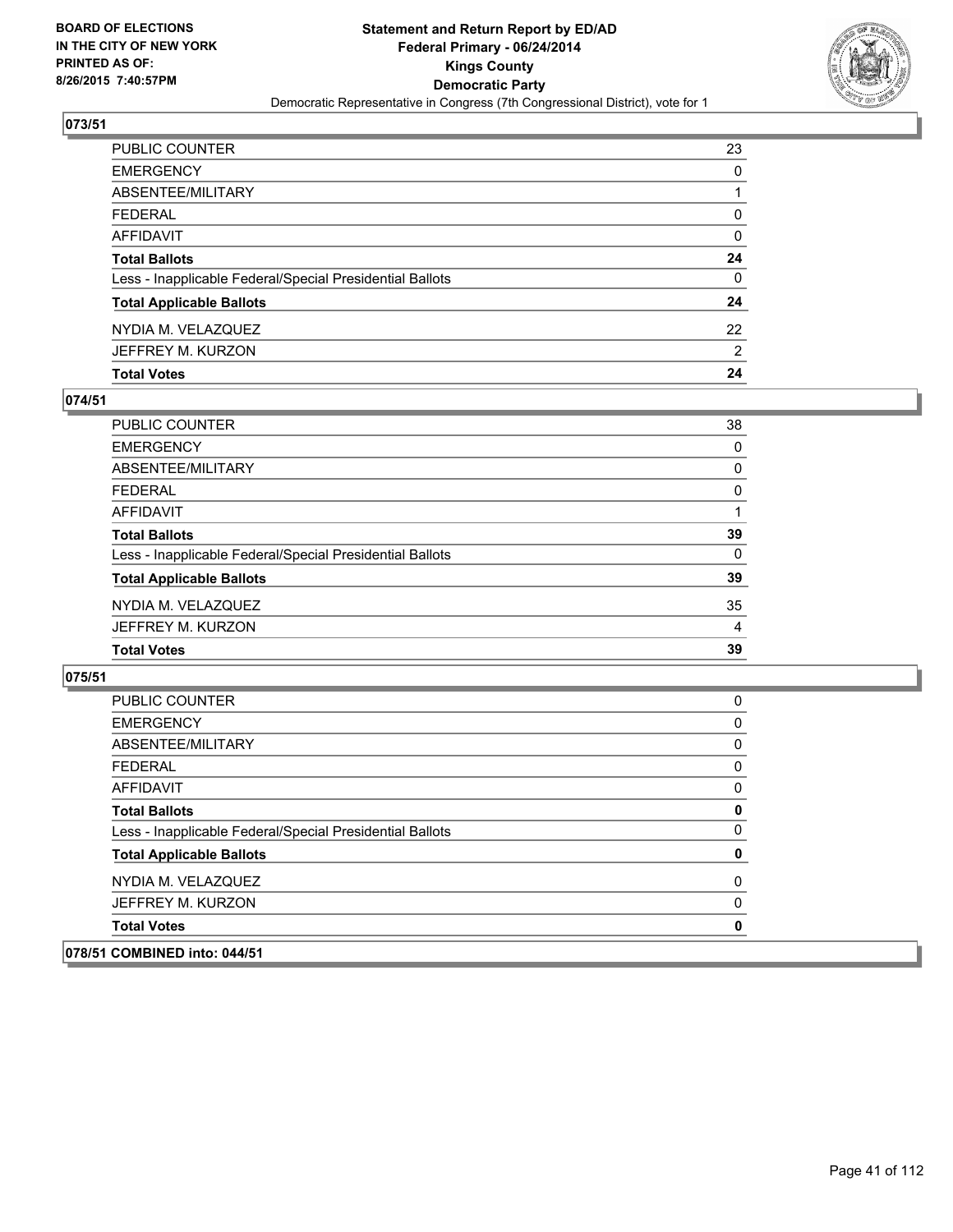**BOARD OF ELECTIONS IN THE CITY OF NEW YORK PRINTED AS OF: 8/26/2015 7:40:57PM**

**Statement and Return Report by ED/AD**
**Federal Primary - 06/24/2014**
**Kings County**
**Democratic Party**
Democratic Representative in Congress (7th Congressional District), vote for 1

### 073/51

| | |
|---|---|
| PUBLIC COUNTER | 23 |
| EMERGENCY | 0 |
| ABSENTEE/MILITARY | 1 |
| FEDERAL | 0 |
| AFFIDAVIT | 0 |
| **Total Ballots** | **24** |
| Less - Inapplicable Federal/Special Presidential Ballots | 0 |
| **Total Applicable Ballots** | **24** |
| NYDIA M. VELAZQUEZ | 22 |
| JEFFREY M. KURZON | 2 |
| **Total Votes** | **24** |

### 074/51

| | |
|---|---|
| PUBLIC COUNTER | 38 |
| EMERGENCY | 0 |
| ABSENTEE/MILITARY | 0 |
| FEDERAL | 0 |
| AFFIDAVIT | 1 |
| **Total Ballots** | **39** |
| Less - Inapplicable Federal/Special Presidential Ballots | 0 |
| **Total Applicable Ballots** | **39** |
| NYDIA M. VELAZQUEZ | 35 |
| JEFFREY M. KURZON | 4 |
| **Total Votes** | **39** |

### 075/51

| | |
|---|---|
| PUBLIC COUNTER | 0 |
| EMERGENCY | 0 |
| ABSENTEE/MILITARY | 0 |
| FEDERAL | 0 |
| AFFIDAVIT | 0 |
| **Total Ballots** | **0** |
| Less - Inapplicable Federal/Special Presidential Ballots | 0 |
| **Total Applicable Ballots** | **0** |
| NYDIA M. VELAZQUEZ | 0 |
| JEFFREY M. KURZON | 0 |
| **Total Votes** | **0** |

### 078/51 COMBINED into: 044/51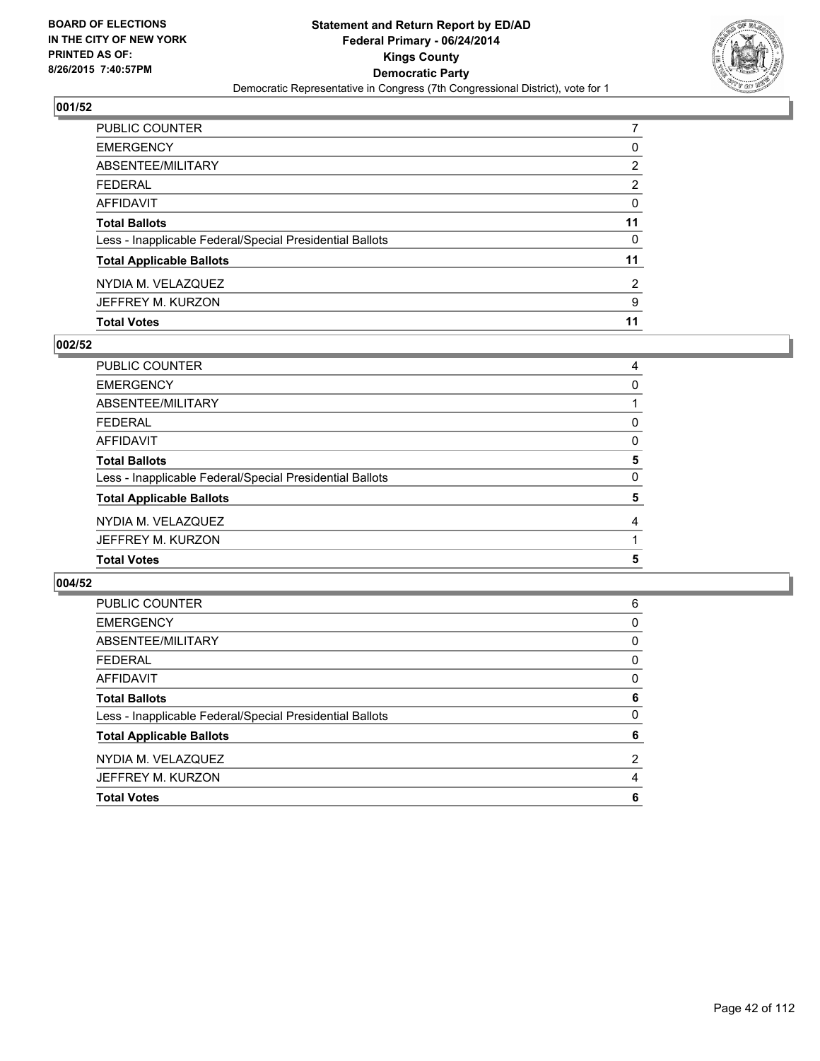BOARD OF ELECTIONS
IN THE CITY OF NEW YORK
PRINTED AS OF:
8/26/2015 7:40:57PM

**Statement and Return Report by ED/AD**
**Federal Primary - 06/24/2014**
**Kings County**
**Democratic Party**
Democratic Representative in Congress (7th Congressional District), vote for 1

### 001/52

| | |
|---|---|
| PUBLIC COUNTER | 7 |
| EMERGENCY | 0 |
| ABSENTEE/MILITARY | 2 |
| FEDERAL | 2 |
| AFFIDAVIT | 0 |
| **Total Ballots** | **11** |
| Less - Inapplicable Federal/Special Presidential Ballots | 0 |
| **Total Applicable Ballots** | **11** |
| NYDIA M. VELAZQUEZ | 2 |
| JEFFREY M. KURZON | 9 |
| **Total Votes** | **11** |

### 002/52

| | |
|---|---|
| PUBLIC COUNTER | 4 |
| EMERGENCY | 0 |
| ABSENTEE/MILITARY | 1 |
| FEDERAL | 0 |
| AFFIDAVIT | 0 |
| **Total Ballots** | **5** |
| Less - Inapplicable Federal/Special Presidential Ballots | 0 |
| **Total Applicable Ballots** | **5** |
| NYDIA M. VELAZQUEZ | 4 |
| JEFFREY M. KURZON | 1 |
| **Total Votes** | **5** |

### 004/52

| | |
|---|---|
| PUBLIC COUNTER | 6 |
| EMERGENCY | 0 |
| ABSENTEE/MILITARY | 0 |
| FEDERAL | 0 |
| AFFIDAVIT | 0 |
| **Total Ballots** | **6** |
| Less - Inapplicable Federal/Special Presidential Ballots | 0 |
| **Total Applicable Ballots** | **6** |
| NYDIA M. VELAZQUEZ | 2 |
| JEFFREY M. KURZON | 4 |
| **Total Votes** | **6** |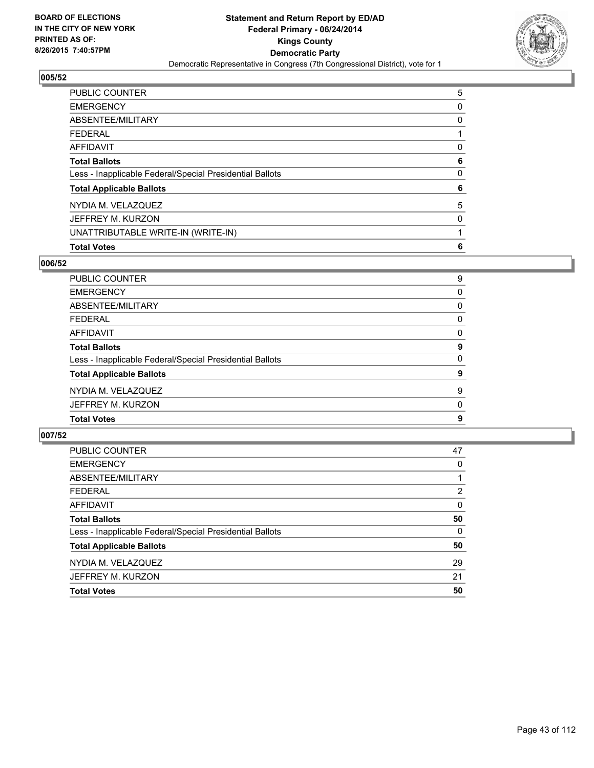BOARD OF ELECTIONS
IN THE CITY OF NEW YORK
PRINTED AS OF:
8/26/2015 7:40:57PM

**Statement and Return Report by ED/AD**
**Federal Primary - 06/24/2014**
**Kings County**
**Democratic Party**
Democratic Representative in Congress (7th Congressional District), vote for 1

## 005/52

| | |
|---|---|
| PUBLIC COUNTER | 5 |
| EMERGENCY | 0 |
| ABSENTEE/MILITARY | 0 |
| FEDERAL | 1 |
| AFFIDAVIT | 0 |
| **Total Ballots** | **6** |
| Less - Inapplicable Federal/Special Presidential Ballots | 0 |
| **Total Applicable Ballots** | **6** |
| NYDIA M. VELAZQUEZ | 5 |
| JEFFREY M. KURZON | 0 |
| UNATTRIBUTABLE WRITE-IN (WRITE-IN) | 1 |
| **Total Votes** | **6** |

## 006/52

| | |
|---|---|
| PUBLIC COUNTER | 9 |
| EMERGENCY | 0 |
| ABSENTEE/MILITARY | 0 |
| FEDERAL | 0 |
| AFFIDAVIT | 0 |
| **Total Ballots** | **9** |
| Less - Inapplicable Federal/Special Presidential Ballots | 0 |
| **Total Applicable Ballots** | **9** |
| NYDIA M. VELAZQUEZ | 9 |
| JEFFREY M. KURZON | 0 |
| **Total Votes** | **9** |

## 007/52

| | |
|---|---|
| PUBLIC COUNTER | 47 |
| EMERGENCY | 0 |
| ABSENTEE/MILITARY | 1 |
| FEDERAL | 2 |
| AFFIDAVIT | 0 |
| **Total Ballots** | **50** |
| Less - Inapplicable Federal/Special Presidential Ballots | 0 |
| **Total Applicable Ballots** | **50** |
| NYDIA M. VELAZQUEZ | 29 |
| JEFFREY M. KURZON | 21 |
| **Total Votes** | **50** |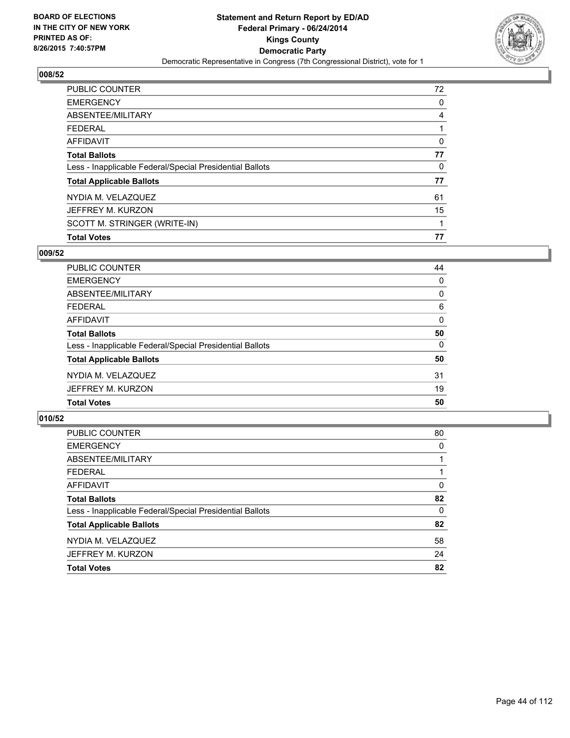BOARD OF ELECTIONS
IN THE CITY OF NEW YORK
PRINTED AS OF:
8/26/2015 7:40:57PM

**Statement and Return Report by ED/AD**
**Federal Primary - 06/24/2014**
**Kings County**
**Democratic Party**
Democratic Representative in Congress (7th Congressional District), vote for 1

## 008/52

| | |
|---|---|
| PUBLIC COUNTER | 72 |
| EMERGENCY | 0 |
| ABSENTEE/MILITARY | 4 |
| FEDERAL | 1 |
| AFFIDAVIT | 0 |
| **Total Ballots** | **77** |
| Less - Inapplicable Federal/Special Presidential Ballots | 0 |
| **Total Applicable Ballots** | **77** |
| NYDIA M. VELAZQUEZ | 61 |
| JEFFREY M. KURZON | 15 |
| SCOTT M. STRINGER (WRITE-IN) | 1 |
| **Total Votes** | **77** |

## 009/52

| | |
|---|---|
| PUBLIC COUNTER | 44 |
| EMERGENCY | 0 |
| ABSENTEE/MILITARY | 0 |
| FEDERAL | 6 |
| AFFIDAVIT | 0 |
| **Total Ballots** | **50** |
| Less - Inapplicable Federal/Special Presidential Ballots | 0 |
| **Total Applicable Ballots** | **50** |
| NYDIA M. VELAZQUEZ | 31 |
| JEFFREY M. KURZON | 19 |
| **Total Votes** | **50** |

## 010/52

| | |
|---|---|
| PUBLIC COUNTER | 80 |
| EMERGENCY | 0 |
| ABSENTEE/MILITARY | 1 |
| FEDERAL | 1 |
| AFFIDAVIT | 0 |
| **Total Ballots** | **82** |
| Less - Inapplicable Federal/Special Presidential Ballots | 0 |
| **Total Applicable Ballots** | **82** |
| NYDIA M. VELAZQUEZ | 58 |
| JEFFREY M. KURZON | 24 |
| **Total Votes** | **82** |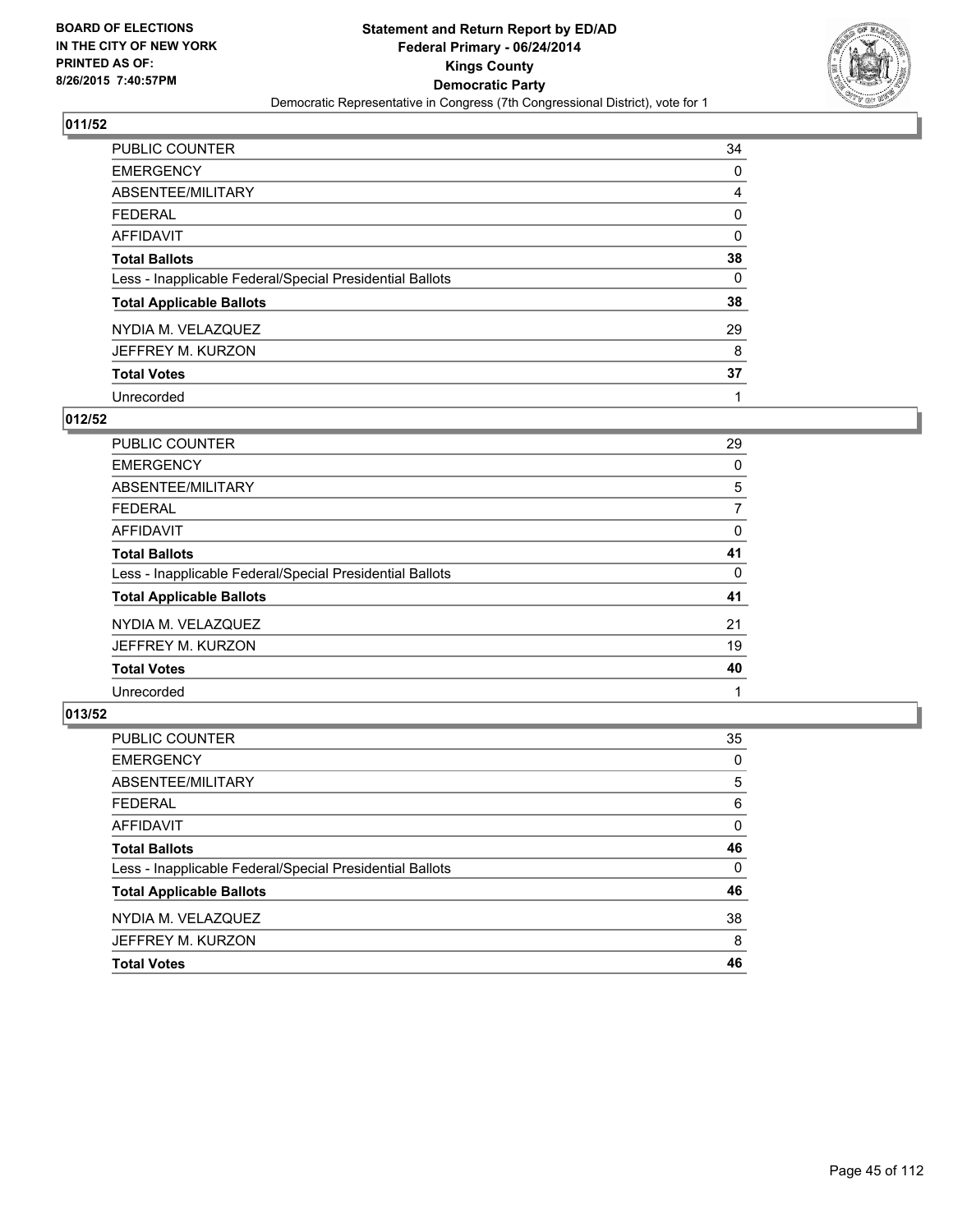**BOARD OF ELECTIONS IN THE CITY OF NEW YORK PRINTED AS OF: 8/26/2015 7:40:57PM**

**Statement and Return Report by ED/AD**
**Federal Primary - 06/24/2014**
**Kings County**
**Democratic Party**
Democratic Representative in Congress (7th Congressional District), vote for 1

## 011/52

| | |
|---|---|
| PUBLIC COUNTER | 34 |
| EMERGENCY | 0 |
| ABSENTEE/MILITARY | 4 |
| FEDERAL | 0 |
| AFFIDAVIT | 0 |
| **Total Ballots** | **38** |
| Less - Inapplicable Federal/Special Presidential Ballots | 0 |
| **Total Applicable Ballots** | **38** |
| NYDIA M. VELAZQUEZ | 29 |
| JEFFREY M. KURZON | 8 |
| **Total Votes** | **37** |
| Unrecorded | 1 |

## 012/52

| | |
|---|---|
| PUBLIC COUNTER | 29 |
| EMERGENCY | 0 |
| ABSENTEE/MILITARY | 5 |
| FEDERAL | 7 |
| AFFIDAVIT | 0 |
| **Total Ballots** | **41** |
| Less - Inapplicable Federal/Special Presidential Ballots | 0 |
| **Total Applicable Ballots** | **41** |
| NYDIA M. VELAZQUEZ | 21 |
| JEFFREY M. KURZON | 19 |
| **Total Votes** | **40** |
| Unrecorded | 1 |

## 013/52

| | |
|---|---|
| PUBLIC COUNTER | 35 |
| EMERGENCY | 0 |
| ABSENTEE/MILITARY | 5 |
| FEDERAL | 6 |
| AFFIDAVIT | 0 |
| **Total Ballots** | **46** |
| Less - Inapplicable Federal/Special Presidential Ballots | 0 |
| **Total Applicable Ballots** | **46** |
| NYDIA M. VELAZQUEZ | 38 |
| JEFFREY M. KURZON | 8 |
| **Total Votes** | **46** |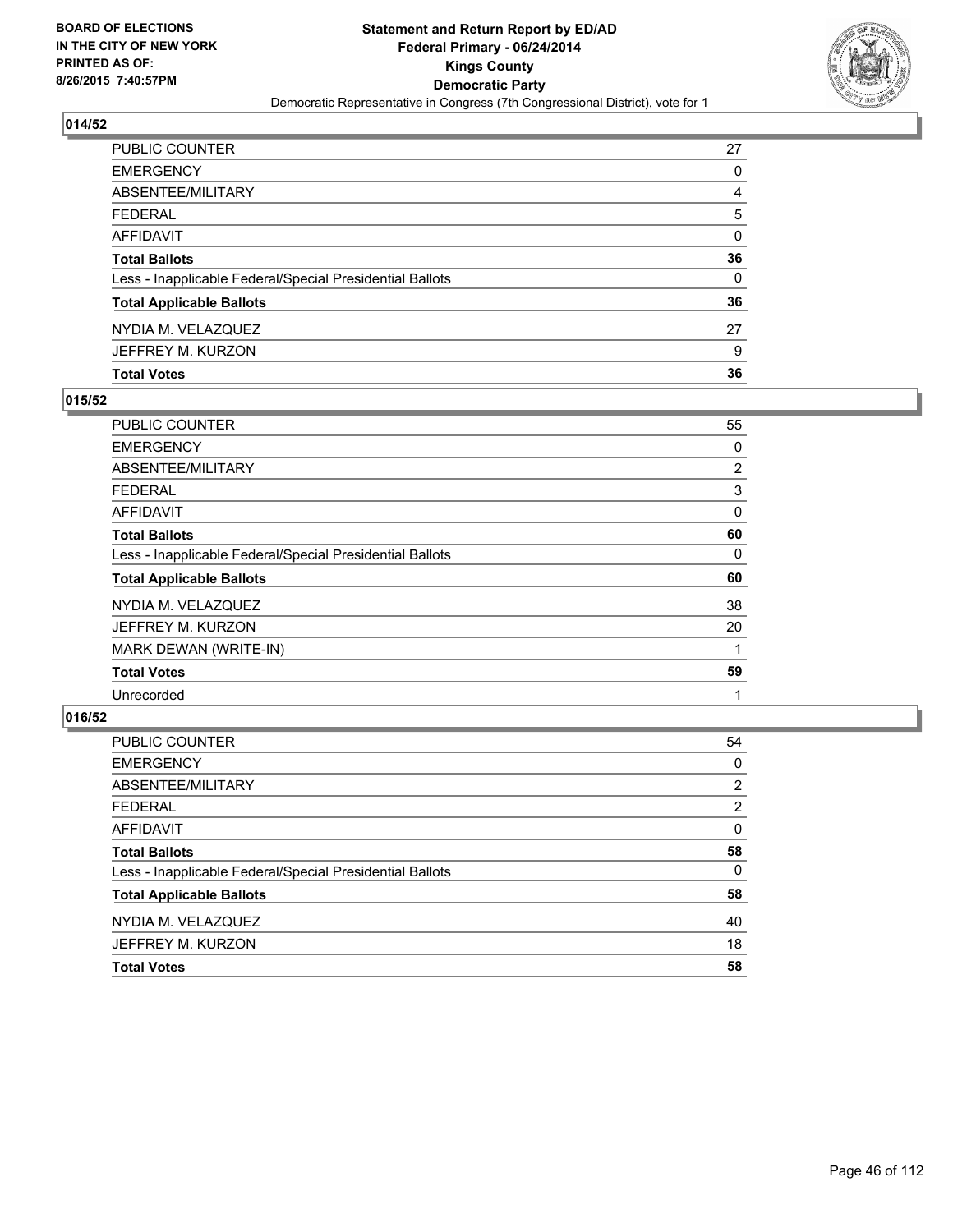**BOARD OF ELECTIONS IN THE CITY OF NEW YORK PRINTED AS OF: 8/26/2015 7:40:57PM**

**Statement and Return Report by ED/AD**
**Federal Primary - 06/24/2014**
**Kings County**
**Democratic Party**
Democratic Representative in Congress (7th Congressional District), vote for 1

## 014/52

| | |
|---|---|
| PUBLIC COUNTER | 27 |
| EMERGENCY | 0 |
| ABSENTEE/MILITARY | 4 |
| FEDERAL | 5 |
| AFFIDAVIT | 0 |
| **Total Ballots** | **36** |
| Less - Inapplicable Federal/Special Presidential Ballots | 0 |
| **Total Applicable Ballots** | **36** |
| NYDIA M. VELAZQUEZ | 27 |
| JEFFREY M. KURZON | 9 |
| **Total Votes** | **36** |

## 015/52

| | |
|---|---|
| PUBLIC COUNTER | 55 |
| EMERGENCY | 0 |
| ABSENTEE/MILITARY | 2 |
| FEDERAL | 3 |
| AFFIDAVIT | 0 |
| **Total Ballots** | **60** |
| Less - Inapplicable Federal/Special Presidential Ballots | 0 |
| **Total Applicable Ballots** | **60** |
| NYDIA M. VELAZQUEZ | 38 |
| JEFFREY M. KURZON | 20 |
| MARK DEWAN (WRITE-IN) | 1 |
| **Total Votes** | **59** |
| Unrecorded | 1 |

## 016/52

| | |
|---|---|
| PUBLIC COUNTER | 54 |
| EMERGENCY | 0 |
| ABSENTEE/MILITARY | 2 |
| FEDERAL | 2 |
| AFFIDAVIT | 0 |
| **Total Ballots** | **58** |
| Less - Inapplicable Federal/Special Presidential Ballots | 0 |
| **Total Applicable Ballots** | **58** |
| NYDIA M. VELAZQUEZ | 40 |
| JEFFREY M. KURZON | 18 |
| **Total Votes** | **58** |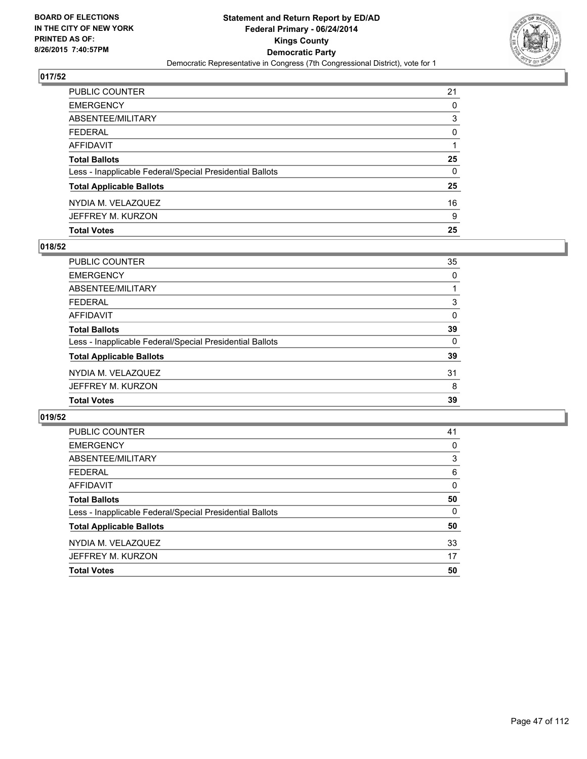**BOARD OF ELECTIONS IN THE CITY OF NEW YORK PRINTED AS OF: 8/26/2015 7:40:57PM**

**Statement and Return Report by ED/AD**
**Federal Primary - 06/24/2014**
**Kings County**
**Democratic Party**
Democratic Representative in Congress (7th Congressional District), vote for 1

## 017/52

| | |
|---|---|
| PUBLIC COUNTER | 21 |
| EMERGENCY | 0 |
| ABSENTEE/MILITARY | 3 |
| FEDERAL | 0 |
| AFFIDAVIT | 1 |
| **Total Ballots** | **25** |
| Less - Inapplicable Federal/Special Presidential Ballots | 0 |
| **Total Applicable Ballots** | **25** |
| NYDIA M. VELAZQUEZ | 16 |
| JEFFREY M. KURZON | 9 |
| **Total Votes** | **25** |

## 018/52

| | |
|---|---|
| PUBLIC COUNTER | 35 |
| EMERGENCY | 0 |
| ABSENTEE/MILITARY | 1 |
| FEDERAL | 3 |
| AFFIDAVIT | 0 |
| **Total Ballots** | **39** |
| Less - Inapplicable Federal/Special Presidential Ballots | 0 |
| **Total Applicable Ballots** | **39** |
| NYDIA M. VELAZQUEZ | 31 |
| JEFFREY M. KURZON | 8 |
| **Total Votes** | **39** |

## 019/52

| | |
|---|---|
| PUBLIC COUNTER | 41 |
| EMERGENCY | 0 |
| ABSENTEE/MILITARY | 3 |
| FEDERAL | 6 |
| AFFIDAVIT | 0 |
| **Total Ballots** | **50** |
| Less - Inapplicable Federal/Special Presidential Ballots | 0 |
| **Total Applicable Ballots** | **50** |
| NYDIA M. VELAZQUEZ | 33 |
| JEFFREY M. KURZON | 17 |
| **Total Votes** | **50** |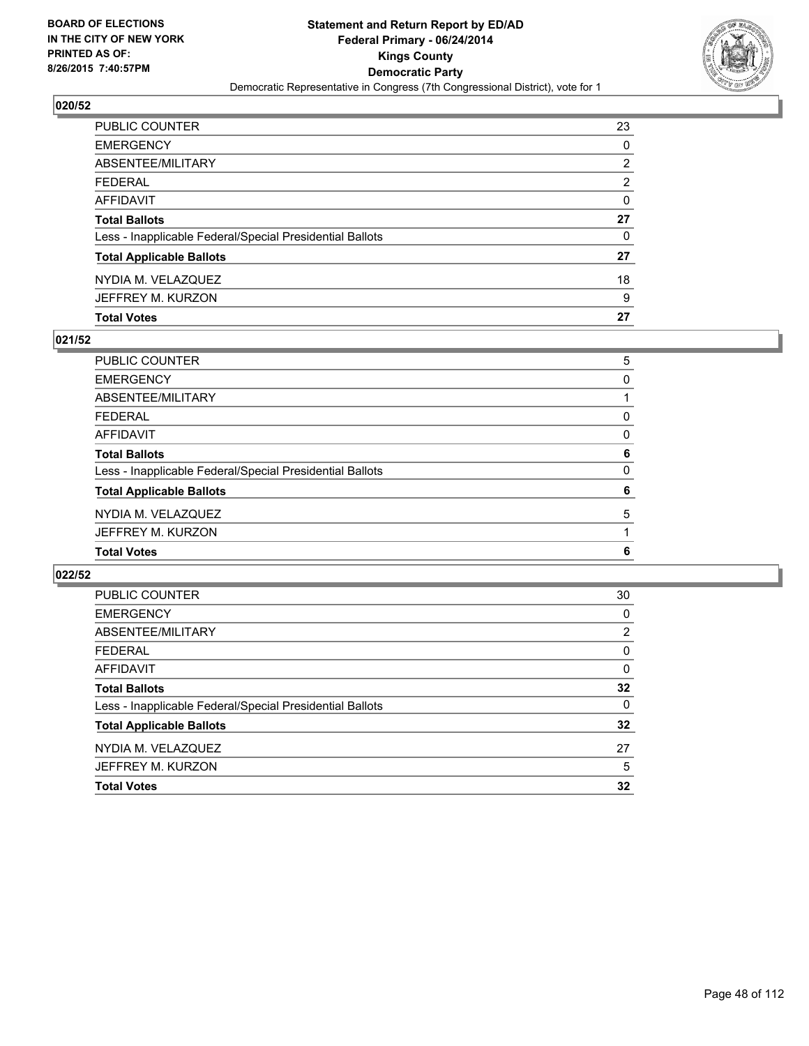BOARD OF ELECTIONS
IN THE CITY OF NEW YORK
PRINTED AS OF:
8/26/2015 7:40:57PM

**Statement and Return Report by ED/AD**
**Federal Primary - 06/24/2014**
**Kings County**
**Democratic Party**
Democratic Representative in Congress (7th Congressional District), vote for 1

### 020/52

| | |
|---|---|
| PUBLIC COUNTER | 23 |
| EMERGENCY | 0 |
| ABSENTEE/MILITARY | 2 |
| FEDERAL | 2 |
| AFFIDAVIT | 0 |
| **Total Ballots** | **27** |
| Less - Inapplicable Federal/Special Presidential Ballots | 0 |
| **Total Applicable Ballots** | **27** |
| NYDIA M. VELAZQUEZ | 18 |
| JEFFREY M. KURZON | 9 |
| **Total Votes** | **27** |

### 021/52

| | |
|---|---|
| PUBLIC COUNTER | 5 |
| EMERGENCY | 0 |
| ABSENTEE/MILITARY | 1 |
| FEDERAL | 0 |
| AFFIDAVIT | 0 |
| **Total Ballots** | **6** |
| Less - Inapplicable Federal/Special Presidential Ballots | 0 |
| **Total Applicable Ballots** | **6** |
| NYDIA M. VELAZQUEZ | 5 |
| JEFFREY M. KURZON | 1 |
| **Total Votes** | **6** |

### 022/52

| | |
|---|---|
| PUBLIC COUNTER | 30 |
| EMERGENCY | 0 |
| ABSENTEE/MILITARY | 2 |
| FEDERAL | 0 |
| AFFIDAVIT | 0 |
| **Total Ballots** | **32** |
| Less - Inapplicable Federal/Special Presidential Ballots | 0 |
| **Total Applicable Ballots** | **32** |
| NYDIA M. VELAZQUEZ | 27 |
| JEFFREY M. KURZON | 5 |
| **Total Votes** | **32** |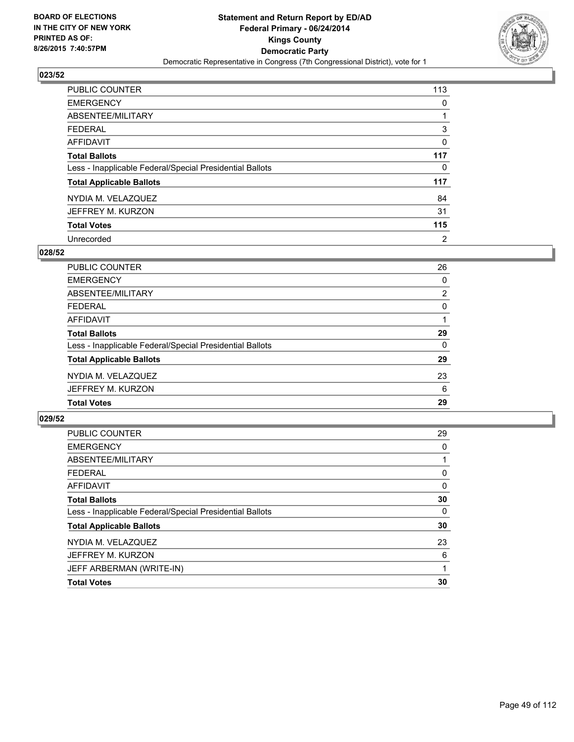BOARD OF ELECTIONS
IN THE CITY OF NEW YORK
PRINTED AS OF:
8/26/2015 7:40:57PM

**Statement and Return Report by ED/AD**
**Federal Primary - 06/24/2014**
**Kings County**
**Democratic Party**
Democratic Representative in Congress (7th Congressional District), vote for 1

## 023/52

| | |
|---|---|
| PUBLIC COUNTER | 113 |
| EMERGENCY | 0 |
| ABSENTEE/MILITARY | 1 |
| FEDERAL | 3 |
| AFFIDAVIT | 0 |
| **Total Ballots** | **117** |
| Less - Inapplicable Federal/Special Presidential Ballots | 0 |
| **Total Applicable Ballots** | **117** |
| NYDIA M. VELAZQUEZ | 84 |
| JEFFREY M. KURZON | 31 |
| **Total Votes** | **115** |
| Unrecorded | 2 |

## 028/52

| | |
|---|---|
| PUBLIC COUNTER | 26 |
| EMERGENCY | 0 |
| ABSENTEE/MILITARY | 2 |
| FEDERAL | 0 |
| AFFIDAVIT | 1 |
| **Total Ballots** | **29** |
| Less - Inapplicable Federal/Special Presidential Ballots | 0 |
| **Total Applicable Ballots** | **29** |
| NYDIA M. VELAZQUEZ | 23 |
| JEFFREY M. KURZON | 6 |
| **Total Votes** | **29** |

## 029/52

| | |
|---|---|
| PUBLIC COUNTER | 29 |
| EMERGENCY | 0 |
| ABSENTEE/MILITARY | 1 |
| FEDERAL | 0 |
| AFFIDAVIT | 0 |
| **Total Ballots** | **30** |
| Less - Inapplicable Federal/Special Presidential Ballots | 0 |
| **Total Applicable Ballots** | **30** |
| NYDIA M. VELAZQUEZ | 23 |
| JEFFREY M. KURZON | 6 |
| JEFF ARBERMAN (WRITE-IN) | 1 |
| **Total Votes** | **30** |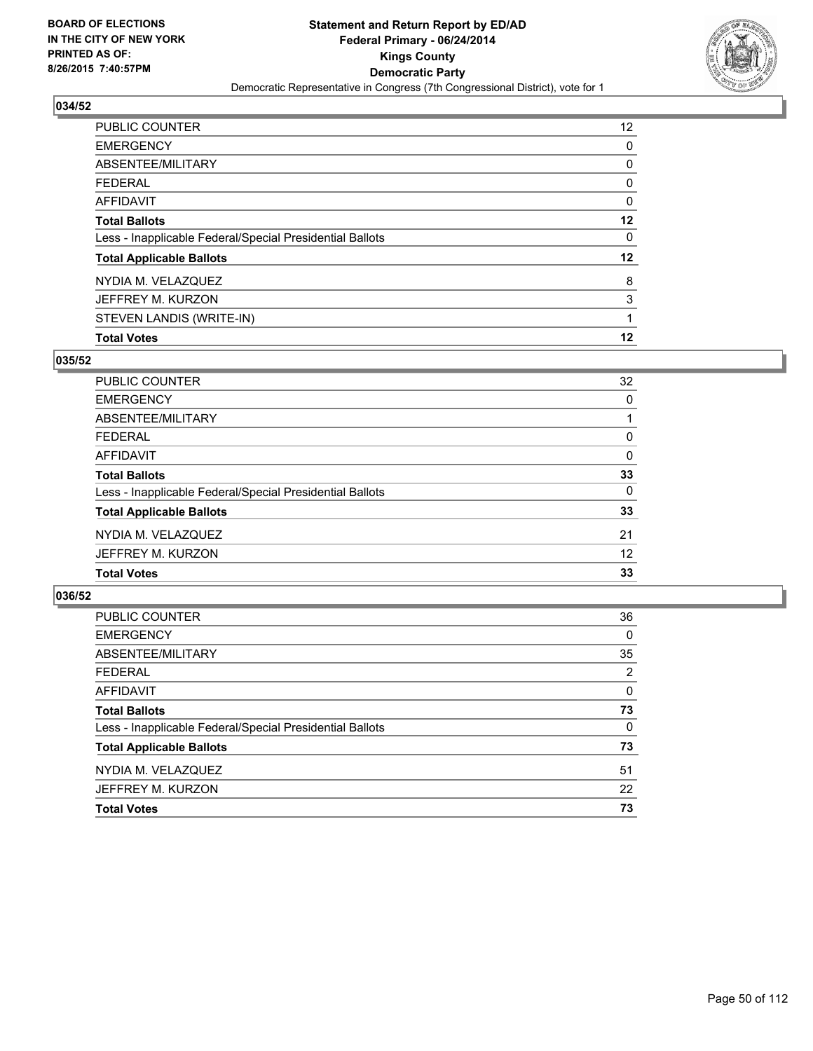BOARD OF ELECTIONS
IN THE CITY OF NEW YORK
PRINTED AS OF:
8/26/2015 7:40:57PM

**Statement and Return Report by ED/AD**
**Federal Primary - 06/24/2014**
**Kings County**
**Democratic Party**
Democratic Representative in Congress (7th Congressional District), vote for 1

## 034/52

| | |
|---|---|
| PUBLIC COUNTER | 12 |
| EMERGENCY | 0 |
| ABSENTEE/MILITARY | 0 |
| FEDERAL | 0 |
| AFFIDAVIT | 0 |
| **Total Ballots** | **12** |
| Less - Inapplicable Federal/Special Presidential Ballots | 0 |
| **Total Applicable Ballots** | **12** |
| NYDIA M. VELAZQUEZ | 8 |
| JEFFREY M. KURZON | 3 |
| STEVEN LANDIS (WRITE-IN) | 1 |
| **Total Votes** | **12** |

## 035/52

| | |
|---|---|
| PUBLIC COUNTER | 32 |
| EMERGENCY | 0 |
| ABSENTEE/MILITARY | 1 |
| FEDERAL | 0 |
| AFFIDAVIT | 0 |
| **Total Ballots** | **33** |
| Less - Inapplicable Federal/Special Presidential Ballots | 0 |
| **Total Applicable Ballots** | **33** |
| NYDIA M. VELAZQUEZ | 21 |
| JEFFREY M. KURZON | 12 |
| **Total Votes** | **33** |

## 036/52

| | |
|---|---|
| PUBLIC COUNTER | 36 |
| EMERGENCY | 0 |
| ABSENTEE/MILITARY | 35 |
| FEDERAL | 2 |
| AFFIDAVIT | 0 |
| **Total Ballots** | **73** |
| Less - Inapplicable Federal/Special Presidential Ballots | 0 |
| **Total Applicable Ballots** | **73** |
| NYDIA M. VELAZQUEZ | 51 |
| JEFFREY M. KURZON | 22 |
| **Total Votes** | **73** |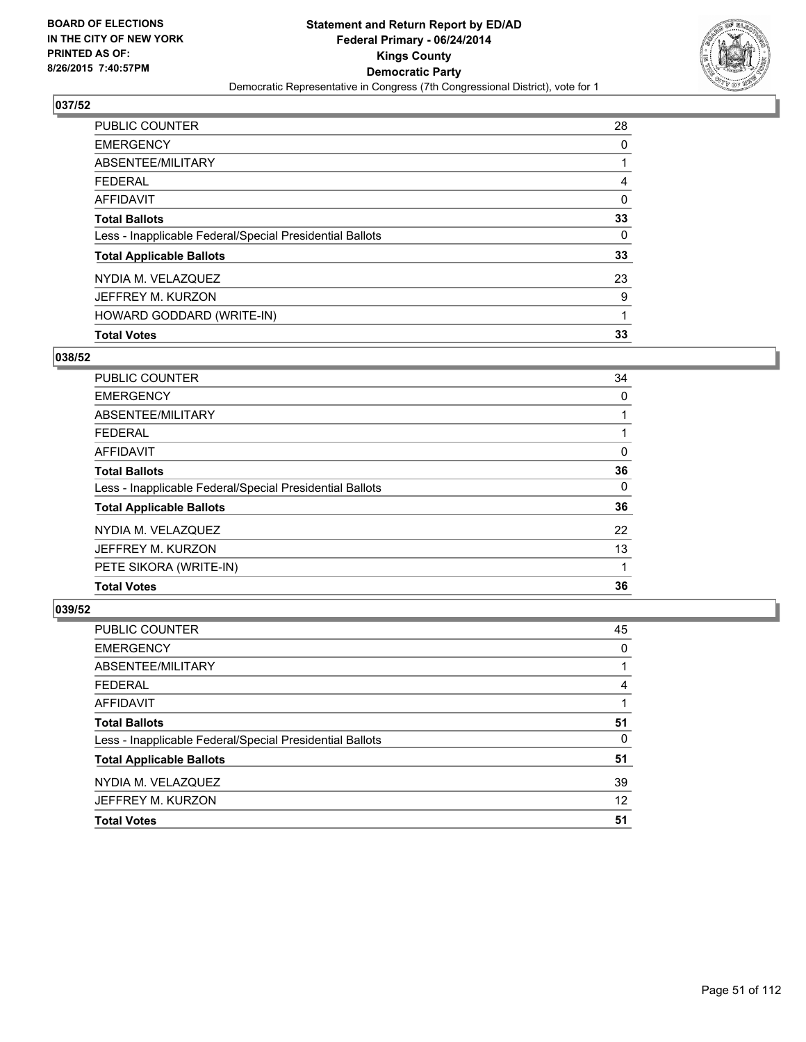BOARD OF ELECTIONS
IN THE CITY OF NEW YORK
PRINTED AS OF:
8/26/2015 7:40:57PM

# Statement and Return Report by ED/AD
## Federal Primary - 06/24/2014
## Kings County
## Democratic Party
Democratic Representative in Congress (7th Congressional District), vote for 1

### 037/52

| | |
|---|---|
| PUBLIC COUNTER | 28 |
| EMERGENCY | 0 |
| ABSENTEE/MILITARY | 1 |
| FEDERAL | 4 |
| AFFIDAVIT | 0 |
| **Total Ballots** | **33** |
| Less - Inapplicable Federal/Special Presidential Ballots | 0 |
| **Total Applicable Ballots** | **33** |
| NYDIA M. VELAZQUEZ | 23 |
| JEFFREY M. KURZON | 9 |
| HOWARD GODDARD (WRITE-IN) | 1 |
| **Total Votes** | **33** |

### 038/52

| | |
|---|---|
| PUBLIC COUNTER | 34 |
| EMERGENCY | 0 |
| ABSENTEE/MILITARY | 1 |
| FEDERAL | 1 |
| AFFIDAVIT | 0 |
| **Total Ballots** | **36** |
| Less - Inapplicable Federal/Special Presidential Ballots | 0 |
| **Total Applicable Ballots** | **36** |
| NYDIA M. VELAZQUEZ | 22 |
| JEFFREY M. KURZON | 13 |
| PETE SIKORA (WRITE-IN) | 1 |
| **Total Votes** | **36** |

### 039/52

| | |
|---|---|
| PUBLIC COUNTER | 45 |
| EMERGENCY | 0 |
| ABSENTEE/MILITARY | 1 |
| FEDERAL | 4 |
| AFFIDAVIT | 1 |
| **Total Ballots** | **51** |
| Less - Inapplicable Federal/Special Presidential Ballots | 0 |
| **Total Applicable Ballots** | **51** |
| NYDIA M. VELAZQUEZ | 39 |
| JEFFREY M. KURZON | 12 |
| **Total Votes** | **51** |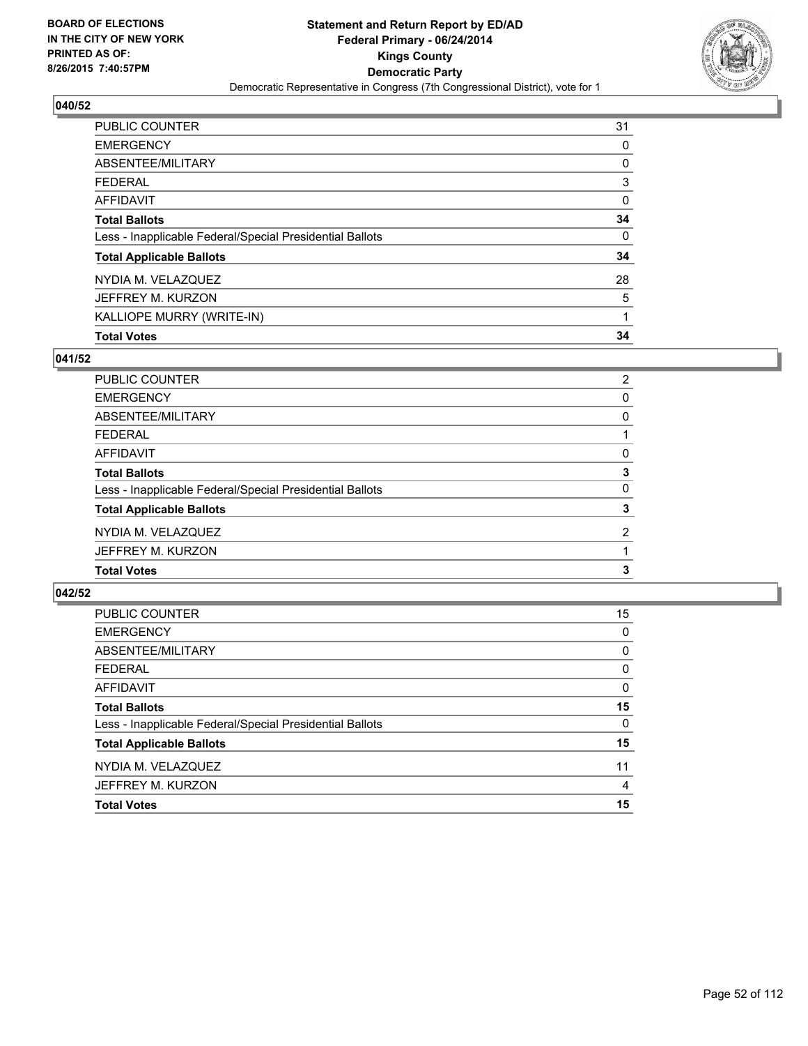BOARD OF ELECTIONS
IN THE CITY OF NEW YORK
PRINTED AS OF:
8/26/2015 7:40:57PM

**Statement and Return Report by ED/AD**
**Federal Primary - 06/24/2014**
**Kings County**
**Democratic Party**
Democratic Representative in Congress (7th Congressional District), vote for 1

## 040/52

| | |
|---|---|
| PUBLIC COUNTER | 31 |
| EMERGENCY | 0 |
| ABSENTEE/MILITARY | 0 |
| FEDERAL | 3 |
| AFFIDAVIT | 0 |
| **Total Ballots** | **34** |
| Less - Inapplicable Federal/Special Presidential Ballots | 0 |
| **Total Applicable Ballots** | **34** |
| NYDIA M. VELAZQUEZ | 28 |
| JEFFREY M. KURZON | 5 |
| KALLIOPE MURRY (WRITE-IN) | 1 |
| **Total Votes** | **34** |

## 041/52

| | |
|---|---|
| PUBLIC COUNTER | 2 |
| EMERGENCY | 0 |
| ABSENTEE/MILITARY | 0 |
| FEDERAL | 1 |
| AFFIDAVIT | 0 |
| **Total Ballots** | **3** |
| Less - Inapplicable Federal/Special Presidential Ballots | 0 |
| **Total Applicable Ballots** | **3** |
| NYDIA M. VELAZQUEZ | 2 |
| JEFFREY M. KURZON | 1 |
| **Total Votes** | **3** |

## 042/52

| | |
|---|---|
| PUBLIC COUNTER | 15 |
| EMERGENCY | 0 |
| ABSENTEE/MILITARY | 0 |
| FEDERAL | 0 |
| AFFIDAVIT | 0 |
| **Total Ballots** | **15** |
| Less - Inapplicable Federal/Special Presidential Ballots | 0 |
| **Total Applicable Ballots** | **15** |
| NYDIA M. VELAZQUEZ | 11 |
| JEFFREY M. KURZON | 4 |
| **Total Votes** | **15** |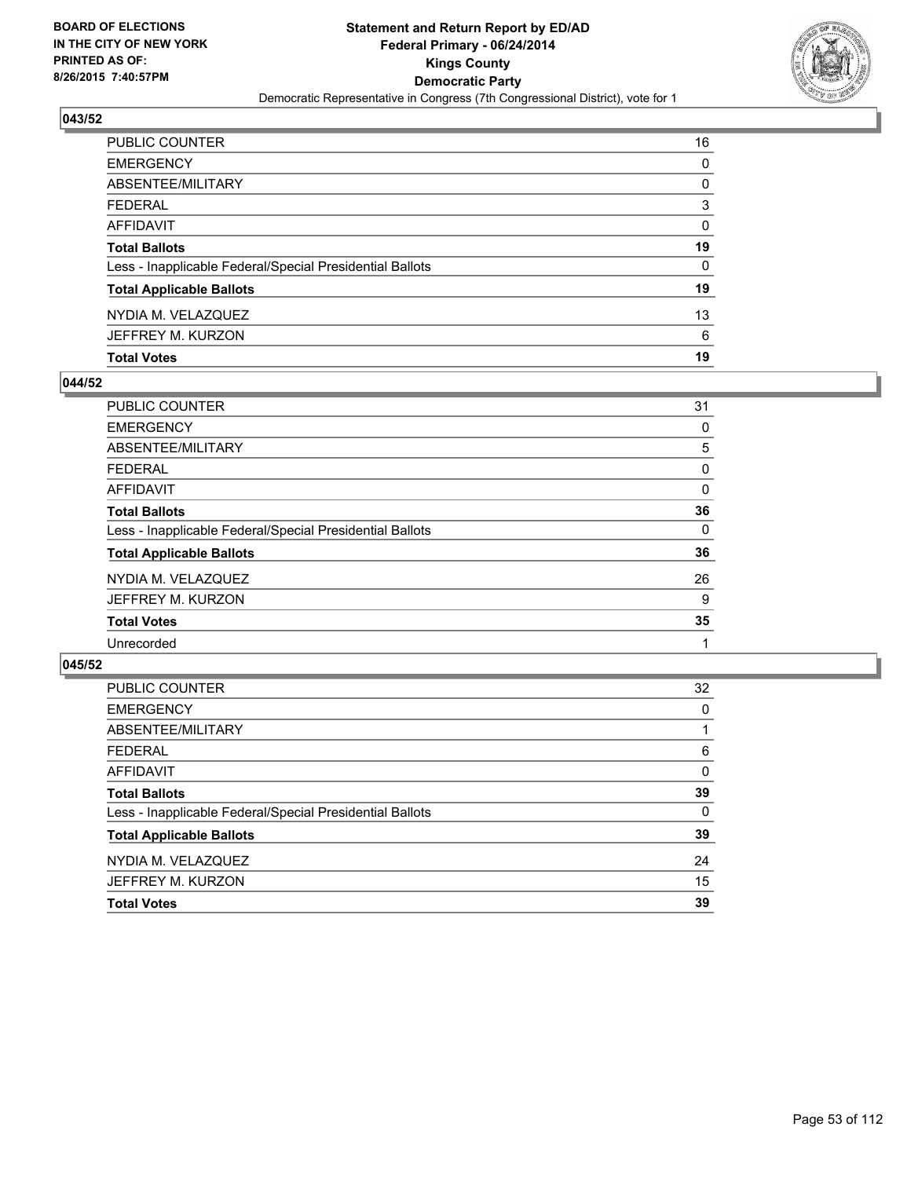BOARD OF ELECTIONS
IN THE CITY OF NEW YORK
PRINTED AS OF:
8/26/2015 7:40:57PM

**Statement and Return Report by ED/AD**
**Federal Primary - 06/24/2014**
**Kings County**
**Democratic Party**
Democratic Representative in Congress (7th Congressional District), vote for 1

## 043/52

| | |
|---|---|
| PUBLIC COUNTER | 16 |
| EMERGENCY | 0 |
| ABSENTEE/MILITARY | 0 |
| FEDERAL | 3 |
| AFFIDAVIT | 0 |
| **Total Ballots** | **19** |
| Less - Inapplicable Federal/Special Presidential Ballots | 0 |
| **Total Applicable Ballots** | **19** |
| NYDIA M. VELAZQUEZ | 13 |
| JEFFREY M. KURZON | 6 |
| **Total Votes** | **19** |

## 044/52

| | |
|---|---|
| PUBLIC COUNTER | 31 |
| EMERGENCY | 0 |
| ABSENTEE/MILITARY | 5 |
| FEDERAL | 0 |
| AFFIDAVIT | 0 |
| **Total Ballots** | **36** |
| Less - Inapplicable Federal/Special Presidential Ballots | 0 |
| **Total Applicable Ballots** | **36** |
| NYDIA M. VELAZQUEZ | 26 |
| JEFFREY M. KURZON | 9 |
| **Total Votes** | **35** |
| Unrecorded | 1 |

## 045/52

| | |
|---|---|
| PUBLIC COUNTER | 32 |
| EMERGENCY | 0 |
| ABSENTEE/MILITARY | 1 |
| FEDERAL | 6 |
| AFFIDAVIT | 0 |
| **Total Ballots** | **39** |
| Less - Inapplicable Federal/Special Presidential Ballots | 0 |
| **Total Applicable Ballots** | **39** |
| NYDIA M. VELAZQUEZ | 24 |
| JEFFREY M. KURZON | 15 |
| **Total Votes** | **39** |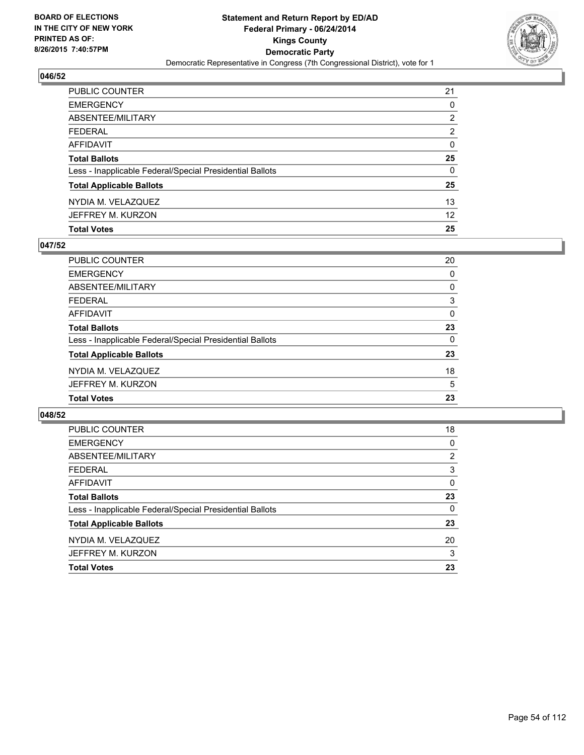BOARD OF ELECTIONS
IN THE CITY OF NEW YORK
PRINTED AS OF:
8/26/2015 7:40:57PM

**Statement and Return Report by ED/AD**
**Federal Primary - 06/24/2014**
**Kings County**
**Democratic Party**
Democratic Representative in Congress (7th Congressional District), vote for 1

## 046/52

| | |
|---|---|
| PUBLIC COUNTER | 21 |
| EMERGENCY | 0 |
| ABSENTEE/MILITARY | 2 |
| FEDERAL | 2 |
| AFFIDAVIT | 0 |
| **Total Ballots** | **25** |
| Less - Inapplicable Federal/Special Presidential Ballots | 0 |
| **Total Applicable Ballots** | **25** |
| NYDIA M. VELAZQUEZ | 13 |
| JEFFREY M. KURZON | 12 |
| **Total Votes** | **25** |

## 047/52

| | |
|---|---|
| PUBLIC COUNTER | 20 |
| EMERGENCY | 0 |
| ABSENTEE/MILITARY | 0 |
| FEDERAL | 3 |
| AFFIDAVIT | 0 |
| **Total Ballots** | **23** |
| Less - Inapplicable Federal/Special Presidential Ballots | 0 |
| **Total Applicable Ballots** | **23** |
| NYDIA M. VELAZQUEZ | 18 |
| JEFFREY M. KURZON | 5 |
| **Total Votes** | **23** |

## 048/52

| | |
|---|---|
| PUBLIC COUNTER | 18 |
| EMERGENCY | 0 |
| ABSENTEE/MILITARY | 2 |
| FEDERAL | 3 |
| AFFIDAVIT | 0 |
| **Total Ballots** | **23** |
| Less - Inapplicable Federal/Special Presidential Ballots | 0 |
| **Total Applicable Ballots** | **23** |
| NYDIA M. VELAZQUEZ | 20 |
| JEFFREY M. KURZON | 3 |
| **Total Votes** | **23** |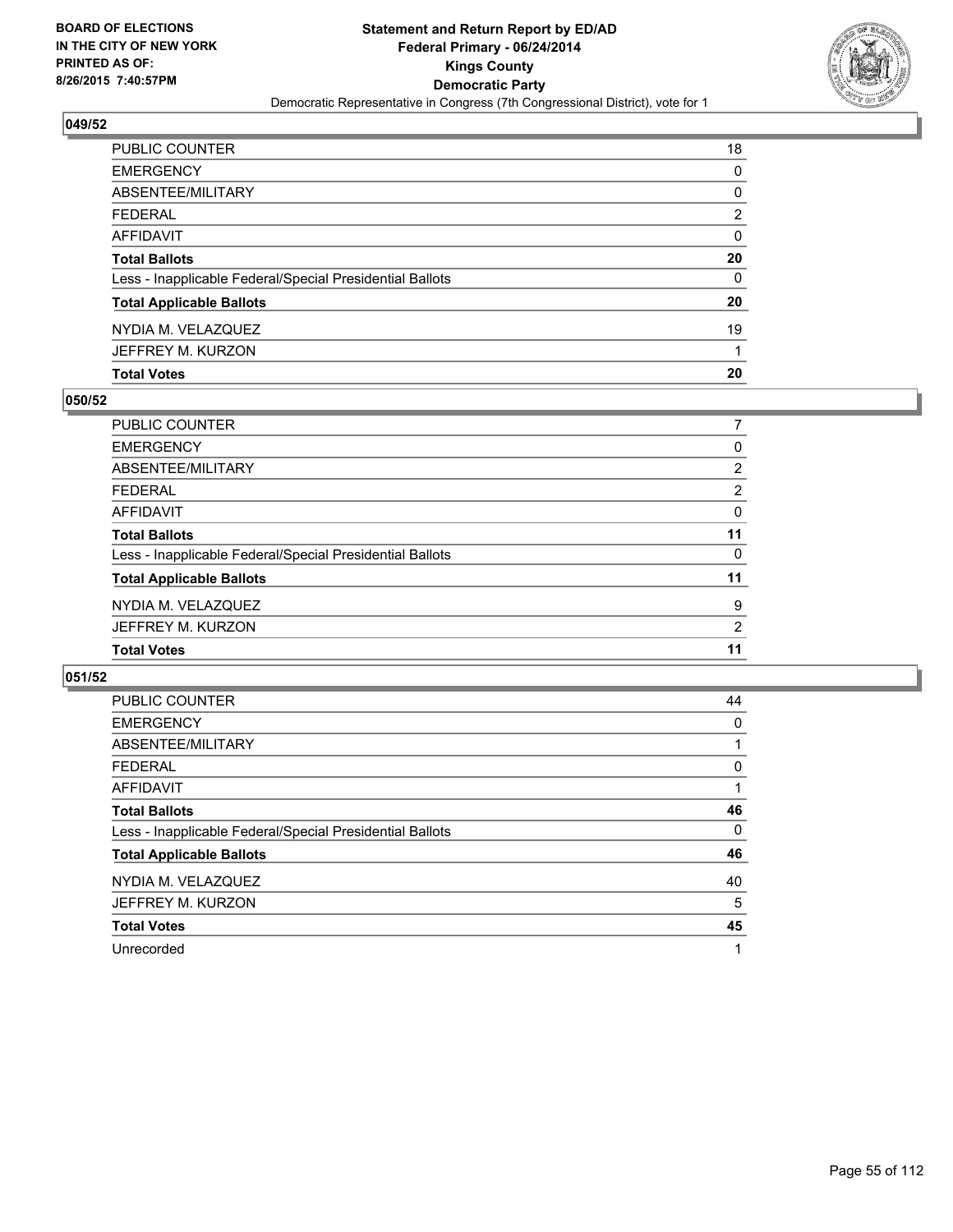BOARD OF ELECTIONS
IN THE CITY OF NEW YORK
PRINTED AS OF:
8/26/2015 7:40:57PM

**Statement and Return Report by ED/AD**
**Federal Primary - 06/24/2014**
**Kings County**
**Democratic Party**
Democratic Representative in Congress (7th Congressional District), vote for 1

### 049/52

| | |
|---|---|
| PUBLIC COUNTER | 18 |
| EMERGENCY | 0 |
| ABSENTEE/MILITARY | 0 |
| FEDERAL | 2 |
| AFFIDAVIT | 0 |
| **Total Ballots** | **20** |
| Less - Inapplicable Federal/Special Presidential Ballots | 0 |
| **Total Applicable Ballots** | **20** |
| NYDIA M. VELAZQUEZ | 19 |
| JEFFREY M. KURZON | 1 |
| **Total Votes** | **20** |

### 050/52

| | |
|---|---|
| PUBLIC COUNTER | 7 |
| EMERGENCY | 0 |
| ABSENTEE/MILITARY | 2 |
| FEDERAL | 2 |
| AFFIDAVIT | 0 |
| **Total Ballots** | **11** |
| Less - Inapplicable Federal/Special Presidential Ballots | 0 |
| **Total Applicable Ballots** | **11** |
| NYDIA M. VELAZQUEZ | 9 |
| JEFFREY M. KURZON | 2 |
| **Total Votes** | **11** |

### 051/52

| | |
|---|---|
| PUBLIC COUNTER | 44 |
| EMERGENCY | 0 |
| ABSENTEE/MILITARY | 1 |
| FEDERAL | 0 |
| AFFIDAVIT | 1 |
| **Total Ballots** | **46** |
| Less - Inapplicable Federal/Special Presidential Ballots | 0 |
| **Total Applicable Ballots** | **46** |
| NYDIA M. VELAZQUEZ | 40 |
| JEFFREY M. KURZON | 5 |
| **Total Votes** | **45** |
| Unrecorded | 1 |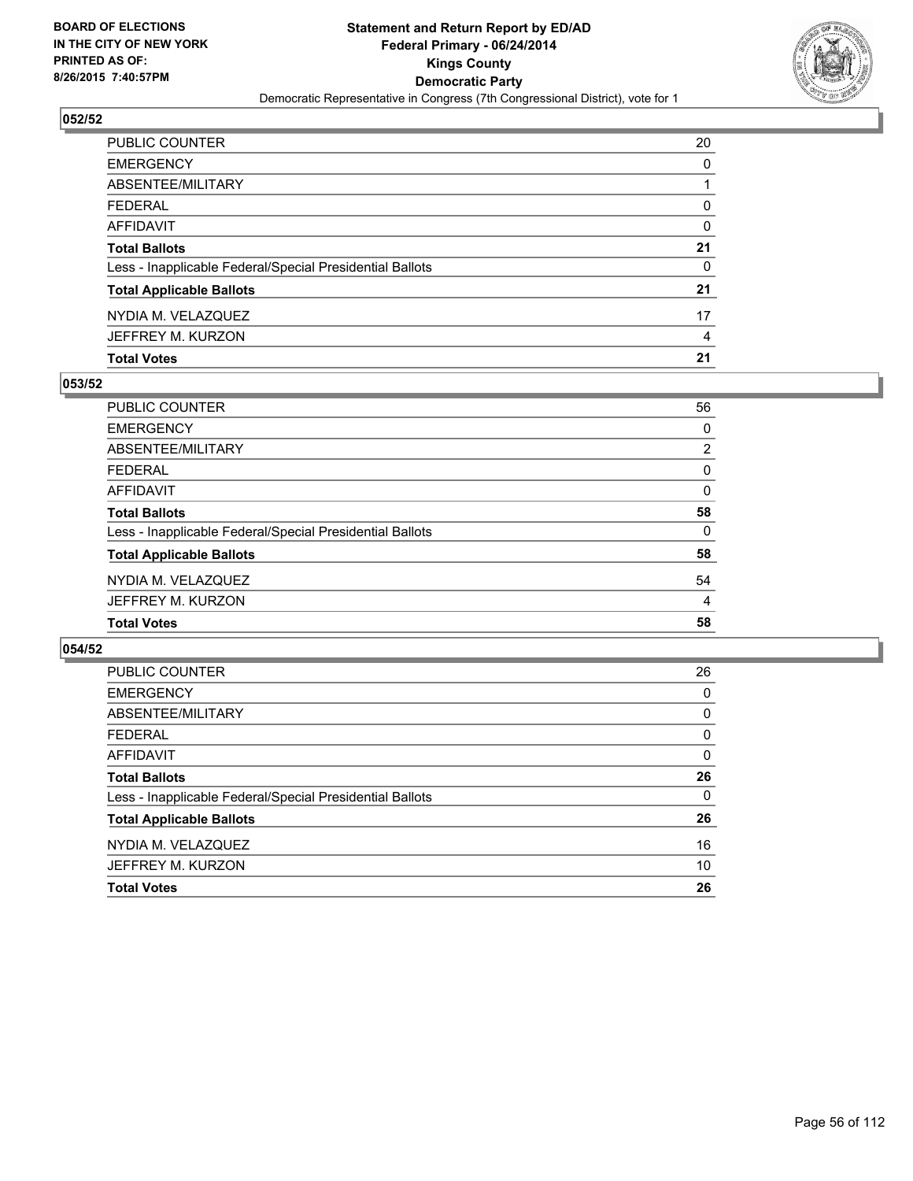**BOARD OF ELECTIONS IN THE CITY OF NEW YORK PRINTED AS OF: 8/26/2015 7:40:57PM**

**Statement and Return Report by ED/AD**
**Federal Primary - 06/24/2014**
**Kings County**
**Democratic Party**
Democratic Representative in Congress (7th Congressional District), vote for 1

### 052/52

| | |
|---|---|
| PUBLIC COUNTER | 20 |
| EMERGENCY | 0 |
| ABSENTEE/MILITARY | 1 |
| FEDERAL | 0 |
| AFFIDAVIT | 0 |
| **Total Ballots** | **21** |
| Less - Inapplicable Federal/Special Presidential Ballots | 0 |
| **Total Applicable Ballots** | **21** |
| NYDIA M. VELAZQUEZ | 17 |
| JEFFREY M. KURZON | 4 |
| **Total Votes** | **21** |

### 053/52

| | |
|---|---|
| PUBLIC COUNTER | 56 |
| EMERGENCY | 0 |
| ABSENTEE/MILITARY | 2 |
| FEDERAL | 0 |
| AFFIDAVIT | 0 |
| **Total Ballots** | **58** |
| Less - Inapplicable Federal/Special Presidential Ballots | 0 |
| **Total Applicable Ballots** | **58** |
| NYDIA M. VELAZQUEZ | 54 |
| JEFFREY M. KURZON | 4 |
| **Total Votes** | **58** |

### 054/52

| | |
|---|---|
| PUBLIC COUNTER | 26 |
| EMERGENCY | 0 |
| ABSENTEE/MILITARY | 0 |
| FEDERAL | 0 |
| AFFIDAVIT | 0 |
| **Total Ballots** | **26** |
| Less - Inapplicable Federal/Special Presidential Ballots | 0 |
| **Total Applicable Ballots** | **26** |
| NYDIA M. VELAZQUEZ | 16 |
| JEFFREY M. KURZON | 10 |
| **Total Votes** | **26** |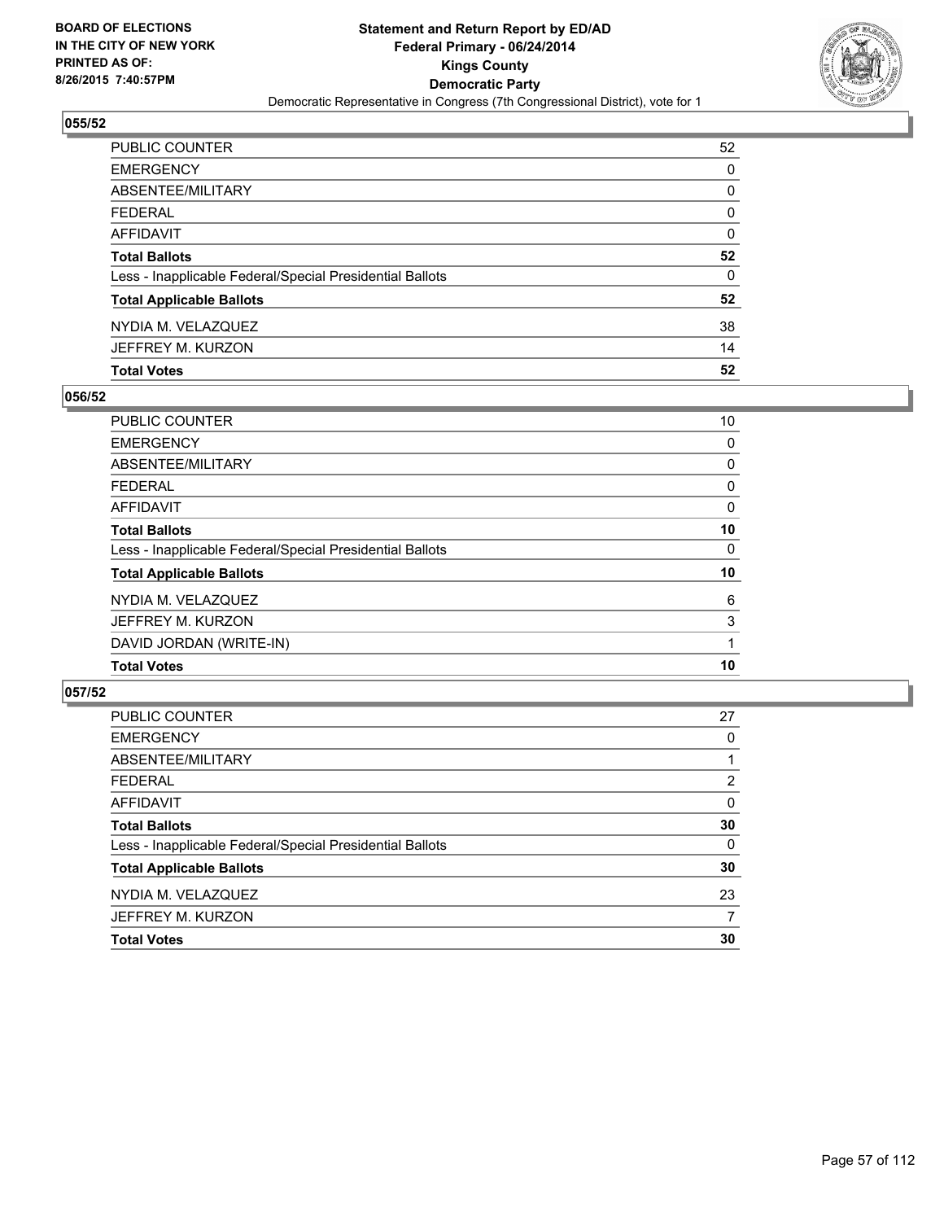BOARD OF ELECTIONS
IN THE CITY OF NEW YORK
PRINTED AS OF:
8/26/2015 7:40:57PM

**Statement and Return Report by ED/AD**
**Federal Primary - 06/24/2014**
**Kings County**
**Democratic Party**
Democratic Representative in Congress (7th Congressional District), vote for 1

### 055/52

| | |
|---|---|
| PUBLIC COUNTER | 52 |
| EMERGENCY | 0 |
| ABSENTEE/MILITARY | 0 |
| FEDERAL | 0 |
| AFFIDAVIT | 0 |
| **Total Ballots** | **52** |
| Less - Inapplicable Federal/Special Presidential Ballots | 0 |
| **Total Applicable Ballots** | **52** |
| NYDIA M. VELAZQUEZ | 38 |
| JEFFREY M. KURZON | 14 |
| **Total Votes** | **52** |

### 056/52

| | |
|---|---|
| PUBLIC COUNTER | 10 |
| EMERGENCY | 0 |
| ABSENTEE/MILITARY | 0 |
| FEDERAL | 0 |
| AFFIDAVIT | 0 |
| **Total Ballots** | **10** |
| Less - Inapplicable Federal/Special Presidential Ballots | 0 |
| **Total Applicable Ballots** | **10** |
| NYDIA M. VELAZQUEZ | 6 |
| JEFFREY M. KURZON | 3 |
| DAVID JORDAN (WRITE-IN) | 1 |
| **Total Votes** | **10** |

### 057/52

| | |
|---|---|
| PUBLIC COUNTER | 27 |
| EMERGENCY | 0 |
| ABSENTEE/MILITARY | 1 |
| FEDERAL | 2 |
| AFFIDAVIT | 0 |
| **Total Ballots** | **30** |
| Less - Inapplicable Federal/Special Presidential Ballots | 0 |
| **Total Applicable Ballots** | **30** |
| NYDIA M. VELAZQUEZ | 23 |
| JEFFREY M. KURZON | 7 |
| **Total Votes** | **30** |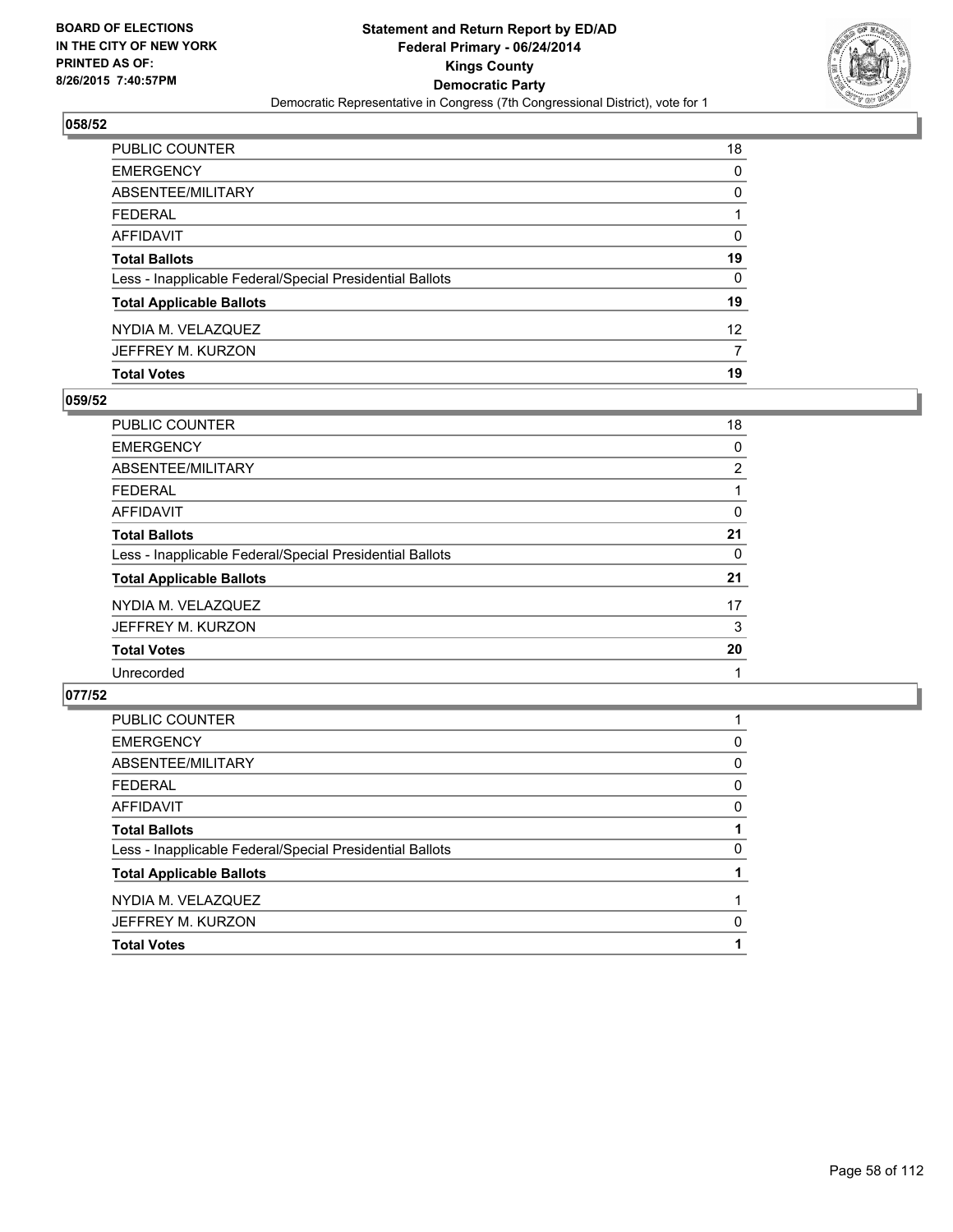BOARD OF ELECTIONS
IN THE CITY OF NEW YORK
PRINTED AS OF:
8/26/2015 7:40:57PM

**Statement and Return Report by ED/AD**
**Federal Primary - 06/24/2014**
**Kings County**
**Democratic Party**
Democratic Representative in Congress (7th Congressional District), vote for 1

### 058/52

| | |
|---|---|
| PUBLIC COUNTER | 18 |
| EMERGENCY | 0 |
| ABSENTEE/MILITARY | 0 |
| FEDERAL | 1 |
| AFFIDAVIT | 0 |
| **Total Ballots** | **19** |
| Less - Inapplicable Federal/Special Presidential Ballots | 0 |
| **Total Applicable Ballots** | **19** |
| NYDIA M. VELAZQUEZ | 12 |
| JEFFREY M. KURZON | 7 |
| **Total Votes** | **19** |

### 059/52

| | |
|---|---|
| PUBLIC COUNTER | 18 |
| EMERGENCY | 0 |
| ABSENTEE/MILITARY | 2 |
| FEDERAL | 1 |
| AFFIDAVIT | 0 |
| **Total Ballots** | **21** |
| Less - Inapplicable Federal/Special Presidential Ballots | 0 |
| **Total Applicable Ballots** | **21** |
| NYDIA M. VELAZQUEZ | 17 |
| JEFFREY M. KURZON | 3 |
| **Total Votes** | **20** |
| Unrecorded | 1 |

### 077/52

| | |
|---|---|
| PUBLIC COUNTER | 1 |
| EMERGENCY | 0 |
| ABSENTEE/MILITARY | 0 |
| FEDERAL | 0 |
| AFFIDAVIT | 0 |
| **Total Ballots** | **1** |
| Less - Inapplicable Federal/Special Presidential Ballots | 0 |
| **Total Applicable Ballots** | **1** |
| NYDIA M. VELAZQUEZ | 1 |
| JEFFREY M. KURZON | 0 |
| **Total Votes** | **1** |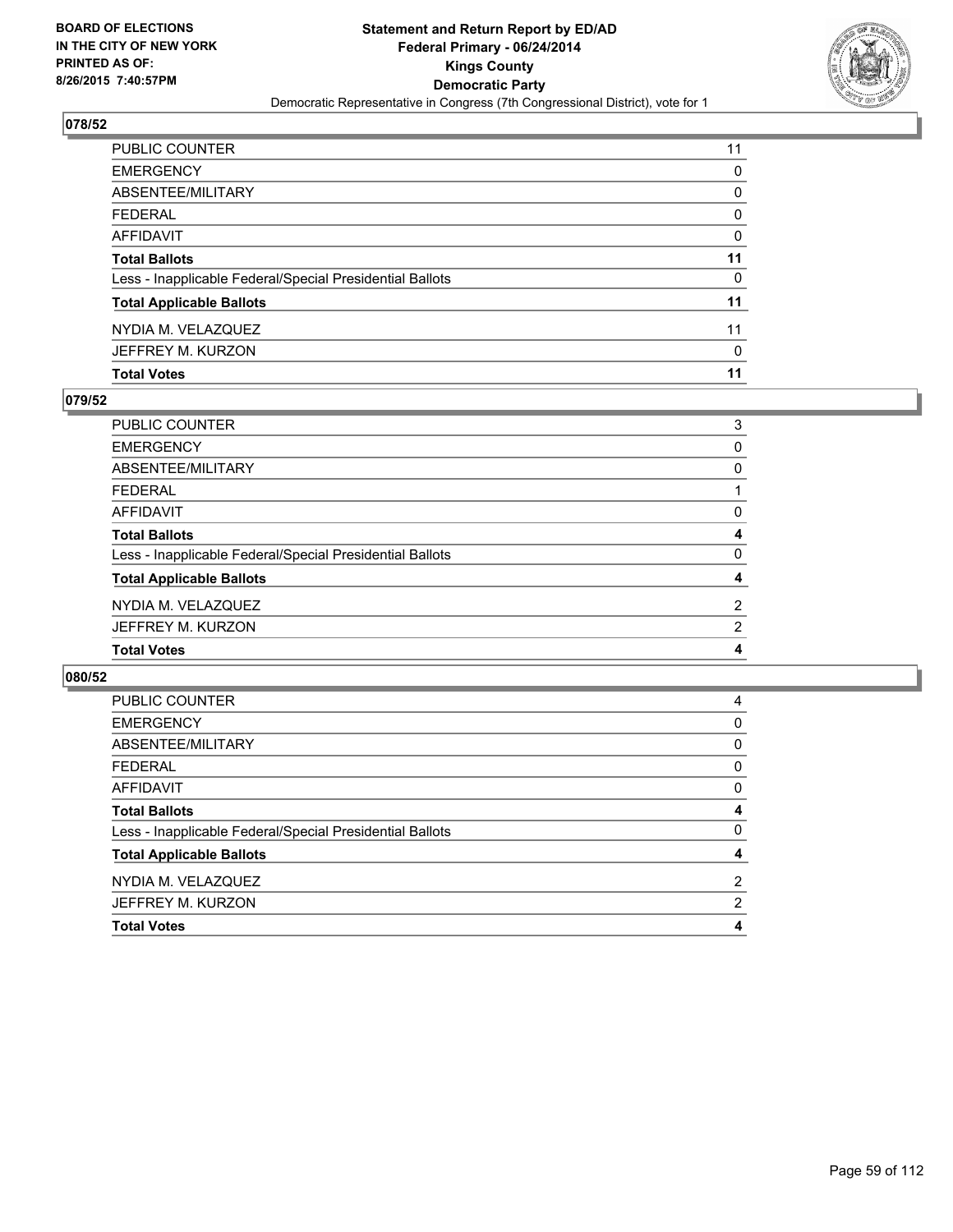**BOARD OF ELECTIONS IN THE CITY OF NEW YORK PRINTED AS OF: 8/26/2015 7:40:57PM**

**Statement and Return Report by ED/AD Federal Primary - 06/24/2014 Kings County Democratic Party**

Democratic Representative in Congress (7th Congressional District), vote for 1

### 078/52

| | |
|---|---|
| PUBLIC COUNTER | 11 |
| EMERGENCY | 0 |
| ABSENTEE/MILITARY | 0 |
| FEDERAL | 0 |
| AFFIDAVIT | 0 |
| **Total Ballots** | **11** |
| Less - Inapplicable Federal/Special Presidential Ballots | 0 |
| **Total Applicable Ballots** | **11** |
| NYDIA M. VELAZQUEZ | 11 |
| JEFFREY M. KURZON | 0 |
| **Total Votes** | **11** |

### 079/52

| | |
|---|---|
| PUBLIC COUNTER | 3 |
| EMERGENCY | 0 |
| ABSENTEE/MILITARY | 0 |
| FEDERAL | 1 |
| AFFIDAVIT | 0 |
| **Total Ballots** | **4** |
| Less - Inapplicable Federal/Special Presidential Ballots | 0 |
| **Total Applicable Ballots** | **4** |
| NYDIA M. VELAZQUEZ | 2 |
| JEFFREY M. KURZON | 2 |
| **Total Votes** | **4** |

### 080/52

| | |
|---|---|
| PUBLIC COUNTER | 4 |
| EMERGENCY | 0 |
| ABSENTEE/MILITARY | 0 |
| FEDERAL | 0 |
| AFFIDAVIT | 0 |
| **Total Ballots** | **4** |
| Less - Inapplicable Federal/Special Presidential Ballots | 0 |
| **Total Applicable Ballots** | **4** |
| NYDIA M. VELAZQUEZ | 2 |
| JEFFREY M. KURZON | 2 |
| **Total Votes** | **4** |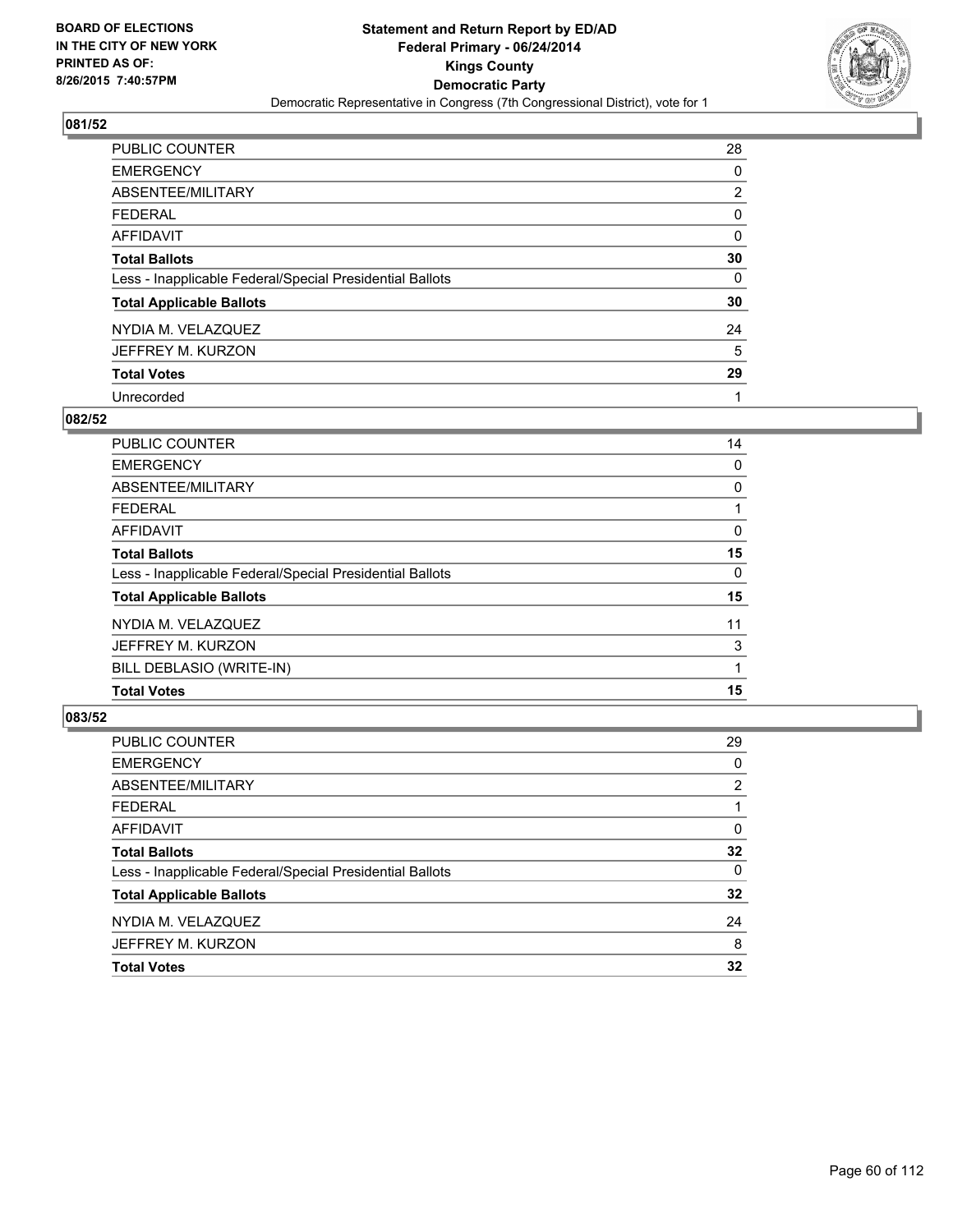BOARD OF ELECTIONS
IN THE CITY OF NEW YORK
PRINTED AS OF:
8/26/2015 7:40:57PM

**Statement and Return Report by ED/AD**
**Federal Primary - 06/24/2014**
**Kings County**
**Democratic Party**
Democratic Representative in Congress (7th Congressional District), vote for 1

### 081/52

| | |
|---|---|
| PUBLIC COUNTER | 28 |
| EMERGENCY | 0 |
| ABSENTEE/MILITARY | 2 |
| FEDERAL | 0 |
| AFFIDAVIT | 0 |
| **Total Ballots** | **30** |
| Less - Inapplicable Federal/Special Presidential Ballots | 0 |
| **Total Applicable Ballots** | **30** |
| NYDIA M. VELAZQUEZ | 24 |
| JEFFREY M. KURZON | 5 |
| **Total Votes** | **29** |
| Unrecorded | 1 |

### 082/52

| | |
|---|---|
| PUBLIC COUNTER | 14 |
| EMERGENCY | 0 |
| ABSENTEE/MILITARY | 0 |
| FEDERAL | 1 |
| AFFIDAVIT | 0 |
| **Total Ballots** | **15** |
| Less - Inapplicable Federal/Special Presidential Ballots | 0 |
| **Total Applicable Ballots** | **15** |
| NYDIA M. VELAZQUEZ | 11 |
| JEFFREY M. KURZON | 3 |
| BILL DEBLASIO (WRITE-IN) | 1 |
| **Total Votes** | **15** |

### 083/52

| | |
|---|---|
| PUBLIC COUNTER | 29 |
| EMERGENCY | 0 |
| ABSENTEE/MILITARY | 2 |
| FEDERAL | 1 |
| AFFIDAVIT | 0 |
| **Total Ballots** | **32** |
| Less - Inapplicable Federal/Special Presidential Ballots | 0 |
| **Total Applicable Ballots** | **32** |
| NYDIA M. VELAZQUEZ | 24 |
| JEFFREY M. KURZON | 8 |
| **Total Votes** | **32** |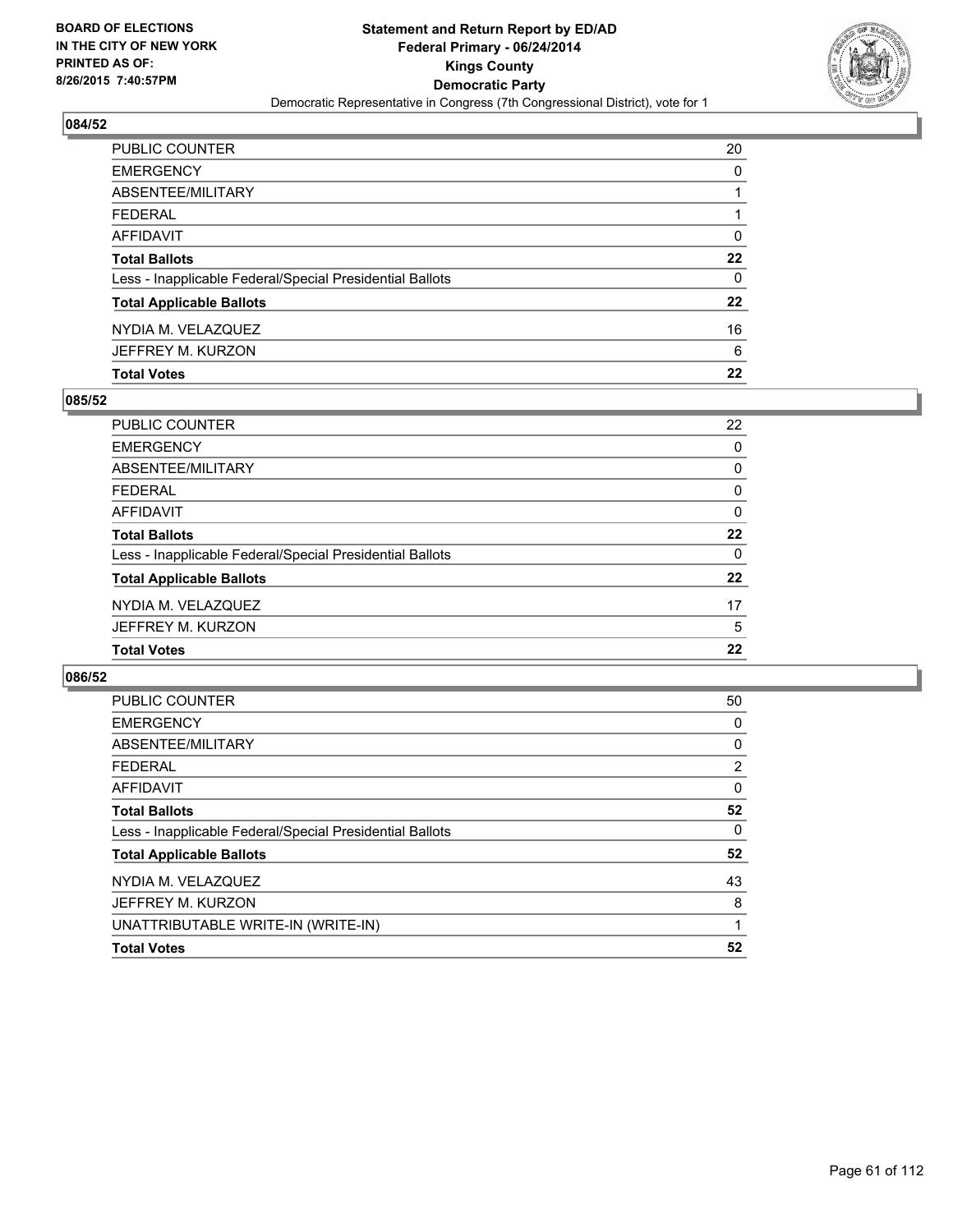BOARD OF ELECTIONS
IN THE CITY OF NEW YORK
PRINTED AS OF:
8/26/2015 7:40:57PM

**Statement and Return Report by ED/AD**
**Federal Primary - 06/24/2014**
**Kings County**
**Democratic Party**
Democratic Representative in Congress (7th Congressional District), vote for 1

### 084/52

| | |
|---|---|
| PUBLIC COUNTER | 20 |
| EMERGENCY | 0 |
| ABSENTEE/MILITARY | 1 |
| FEDERAL | 1 |
| AFFIDAVIT | 0 |
| **Total Ballots** | **22** |
| Less - Inapplicable Federal/Special Presidential Ballots | 0 |
| **Total Applicable Ballots** | **22** |
| NYDIA M. VELAZQUEZ | 16 |
| JEFFREY M. KURZON | 6 |
| **Total Votes** | **22** |

### 085/52

| | |
|---|---|
| PUBLIC COUNTER | 22 |
| EMERGENCY | 0 |
| ABSENTEE/MILITARY | 0 |
| FEDERAL | 0 |
| AFFIDAVIT | 0 |
| **Total Ballots** | **22** |
| Less - Inapplicable Federal/Special Presidential Ballots | 0 |
| **Total Applicable Ballots** | **22** |
| NYDIA M. VELAZQUEZ | 17 |
| JEFFREY M. KURZON | 5 |
| **Total Votes** | **22** |

### 086/52

| | |
|---|---|
| PUBLIC COUNTER | 50 |
| EMERGENCY | 0 |
| ABSENTEE/MILITARY | 0 |
| FEDERAL | 2 |
| AFFIDAVIT | 0 |
| **Total Ballots** | **52** |
| Less - Inapplicable Federal/Special Presidential Ballots | 0 |
| **Total Applicable Ballots** | **52** |
| NYDIA M. VELAZQUEZ | 43 |
| JEFFREY M. KURZON | 8 |
| UNATTRIBUTABLE WRITE-IN (WRITE-IN) | 1 |
| **Total Votes** | **52** |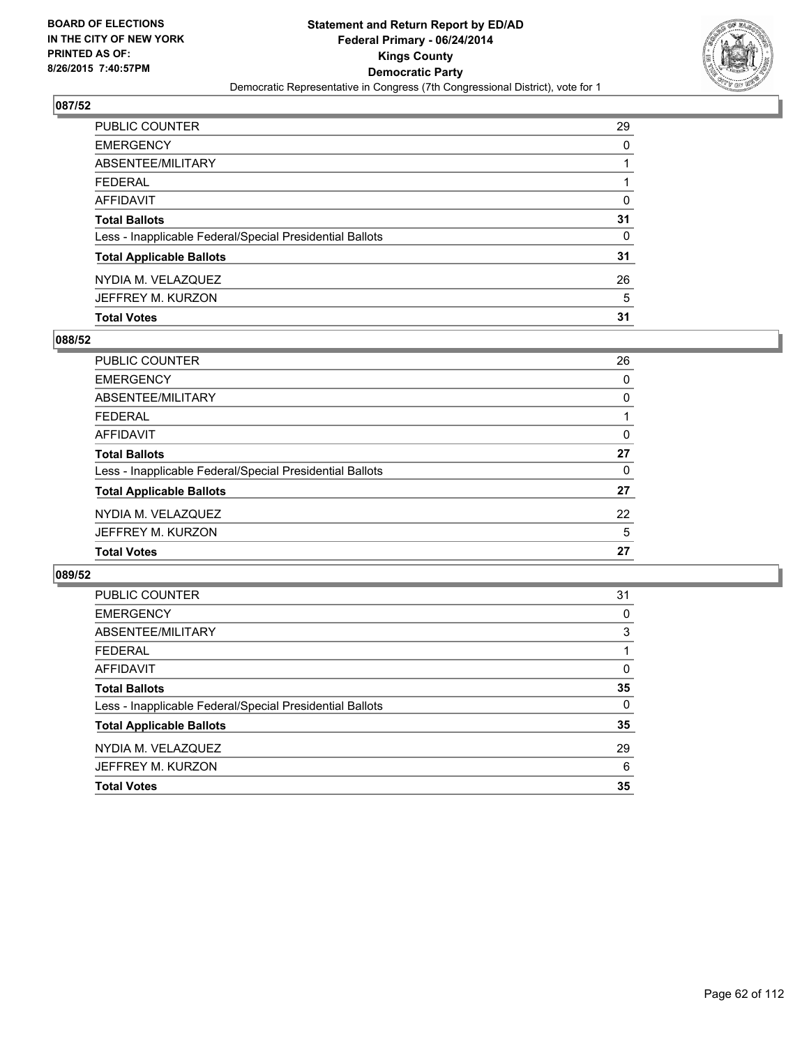BOARD OF ELECTIONS
IN THE CITY OF NEW YORK
PRINTED AS OF:
8/26/2015 7:40:57PM

**Statement and Return Report by ED/AD**
**Federal Primary - 06/24/2014**
**Kings County**
**Democratic Party**
Democratic Representative in Congress (7th Congressional District), vote for 1

## 087/52

| | |
|---|---|
| PUBLIC COUNTER | 29 |
| EMERGENCY | 0 |
| ABSENTEE/MILITARY | 1 |
| FEDERAL | 1 |
| AFFIDAVIT | 0 |
| **Total Ballots** | **31** |
| Less - Inapplicable Federal/Special Presidential Ballots | 0 |
| **Total Applicable Ballots** | **31** |
| NYDIA M. VELAZQUEZ | 26 |
| JEFFREY M. KURZON | 5 |
| **Total Votes** | **31** |

## 088/52

| | |
|---|---|
| PUBLIC COUNTER | 26 |
| EMERGENCY | 0 |
| ABSENTEE/MILITARY | 0 |
| FEDERAL | 1 |
| AFFIDAVIT | 0 |
| **Total Ballots** | **27** |
| Less - Inapplicable Federal/Special Presidential Ballots | 0 |
| **Total Applicable Ballots** | **27** |
| NYDIA M. VELAZQUEZ | 22 |
| JEFFREY M. KURZON | 5 |
| **Total Votes** | **27** |

## 089/52

| | |
|---|---|
| PUBLIC COUNTER | 31 |
| EMERGENCY | 0 |
| ABSENTEE/MILITARY | 3 |
| FEDERAL | 1 |
| AFFIDAVIT | 0 |
| **Total Ballots** | **35** |
| Less - Inapplicable Federal/Special Presidential Ballots | 0 |
| **Total Applicable Ballots** | **35** |
| NYDIA M. VELAZQUEZ | 29 |
| JEFFREY M. KURZON | 6 |
| **Total Votes** | **35** |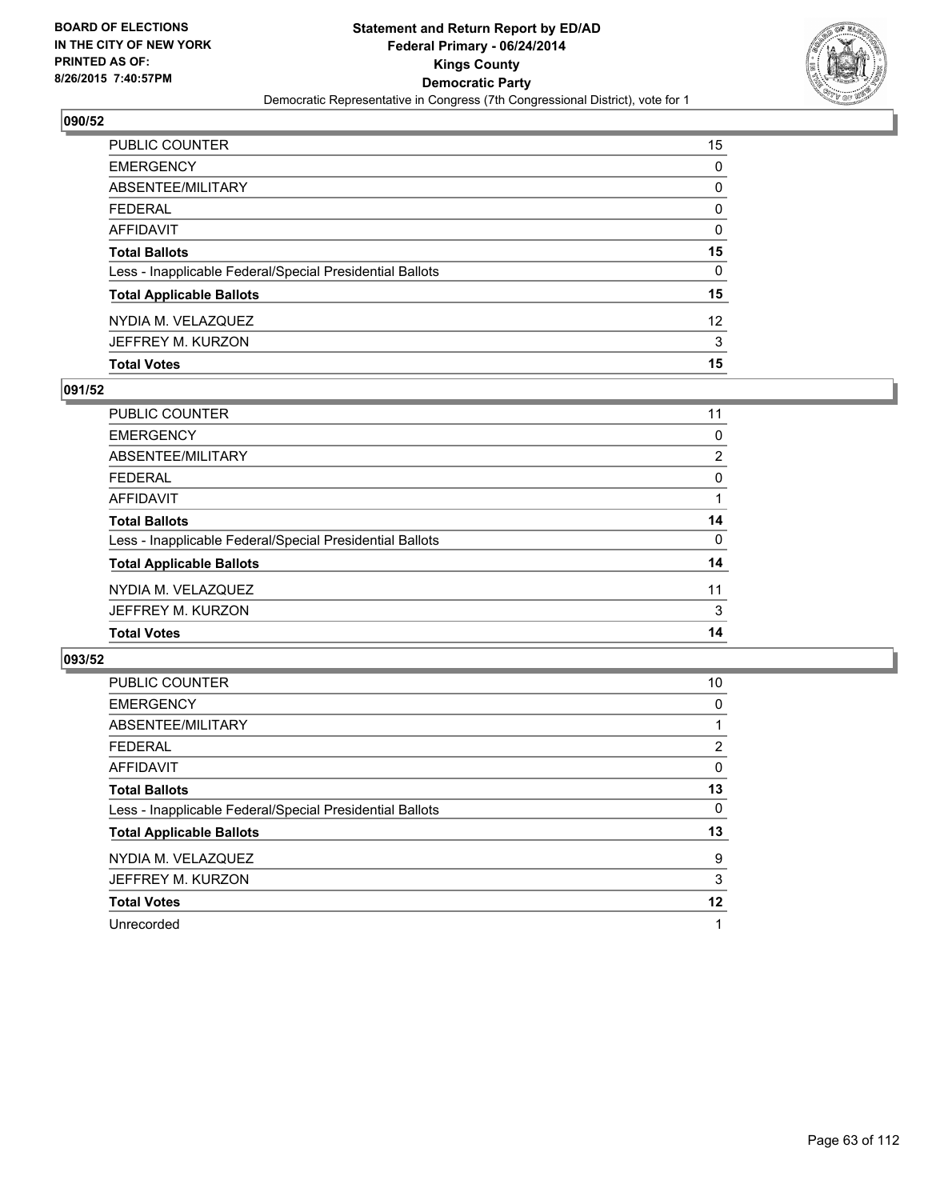BOARD OF ELECTIONS
IN THE CITY OF NEW YORK
PRINTED AS OF:
8/26/2015 7:40:57PM

**Statement and Return Report by ED/AD**
**Federal Primary - 06/24/2014**
**Kings County**
**Democratic Party**
Democratic Representative in Congress (7th Congressional District), vote for 1

### 090/52

| | |
|---|---|
| PUBLIC COUNTER | 15 |
| EMERGENCY | 0 |
| ABSENTEE/MILITARY | 0 |
| FEDERAL | 0 |
| AFFIDAVIT | 0 |
| **Total Ballots** | **15** |
| Less - Inapplicable Federal/Special Presidential Ballots | 0 |
| **Total Applicable Ballots** | **15** |
| NYDIA M. VELAZQUEZ | 12 |
| JEFFREY M. KURZON | 3 |
| **Total Votes** | **15** |

### 091/52

| | |
|---|---|
| PUBLIC COUNTER | 11 |
| EMERGENCY | 0 |
| ABSENTEE/MILITARY | 2 |
| FEDERAL | 0 |
| AFFIDAVIT | 1 |
| **Total Ballots** | **14** |
| Less - Inapplicable Federal/Special Presidential Ballots | 0 |
| **Total Applicable Ballots** | **14** |
| NYDIA M. VELAZQUEZ | 11 |
| JEFFREY M. KURZON | 3 |
| **Total Votes** | **14** |

### 093/52

| | |
|---|---|
| PUBLIC COUNTER | 10 |
| EMERGENCY | 0 |
| ABSENTEE/MILITARY | 1 |
| FEDERAL | 2 |
| AFFIDAVIT | 0 |
| **Total Ballots** | **13** |
| Less - Inapplicable Federal/Special Presidential Ballots | 0 |
| **Total Applicable Ballots** | **13** |
| NYDIA M. VELAZQUEZ | 9 |
| JEFFREY M. KURZON | 3 |
| **Total Votes** | **12** |
| Unrecorded | 1 |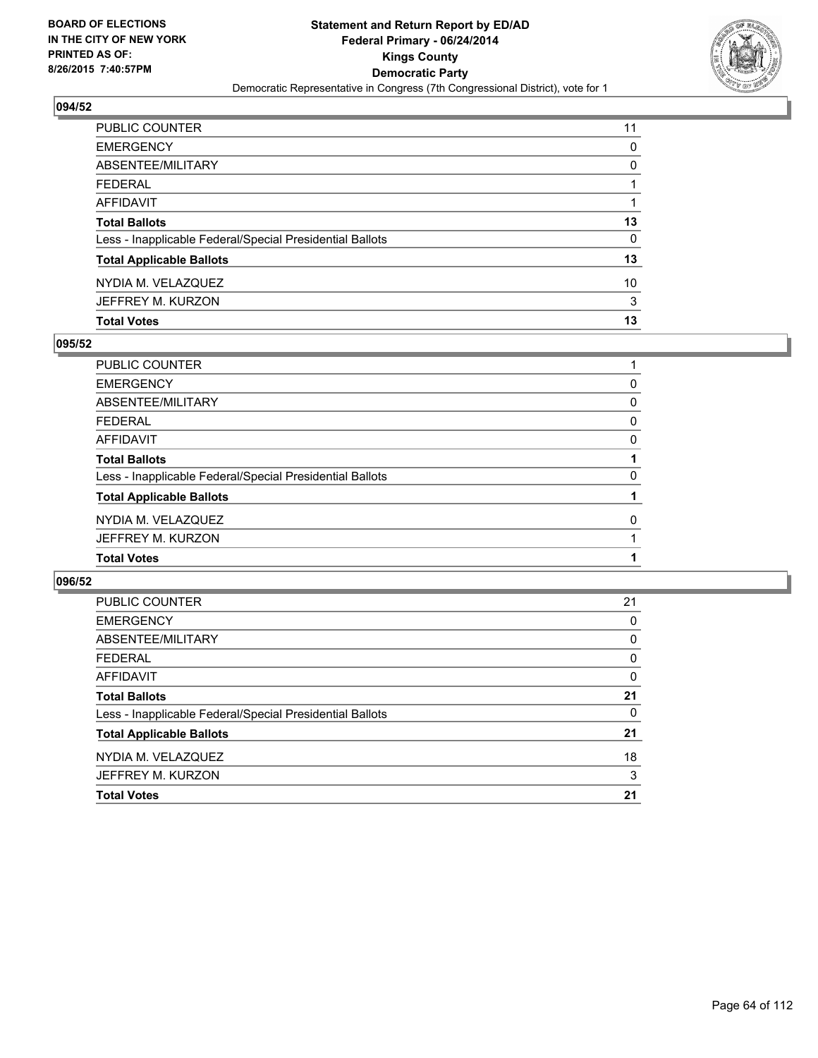BOARD OF ELECTIONS
IN THE CITY OF NEW YORK
PRINTED AS OF:
8/26/2015 7:40:57PM

**Statement and Return Report by ED/AD**
**Federal Primary - 06/24/2014**
**Kings County**
**Democratic Party**
Democratic Representative in Congress (7th Congressional District), vote for 1

## 094/52

| | |
|---|---|
| PUBLIC COUNTER | 11 |
| EMERGENCY | 0 |
| ABSENTEE/MILITARY | 0 |
| FEDERAL | 1 |
| AFFIDAVIT | 1 |
| **Total Ballots** | **13** |
| Less - Inapplicable Federal/Special Presidential Ballots | 0 |
| **Total Applicable Ballots** | **13** |
| NYDIA M. VELAZQUEZ | 10 |
| JEFFREY M. KURZON | 3 |
| **Total Votes** | **13** |

## 095/52

| | |
|---|---|
| PUBLIC COUNTER | 1 |
| EMERGENCY | 0 |
| ABSENTEE/MILITARY | 0 |
| FEDERAL | 0 |
| AFFIDAVIT | 0 |
| **Total Ballots** | **1** |
| Less - Inapplicable Federal/Special Presidential Ballots | 0 |
| **Total Applicable Ballots** | **1** |
| NYDIA M. VELAZQUEZ | 0 |
| JEFFREY M. KURZON | 1 |
| **Total Votes** | **1** |

## 096/52

| | |
|---|---|
| PUBLIC COUNTER | 21 |
| EMERGENCY | 0 |
| ABSENTEE/MILITARY | 0 |
| FEDERAL | 0 |
| AFFIDAVIT | 0 |
| **Total Ballots** | **21** |
| Less - Inapplicable Federal/Special Presidential Ballots | 0 |
| **Total Applicable Ballots** | **21** |
| NYDIA M. VELAZQUEZ | 18 |
| JEFFREY M. KURZON | 3 |
| **Total Votes** | **21** |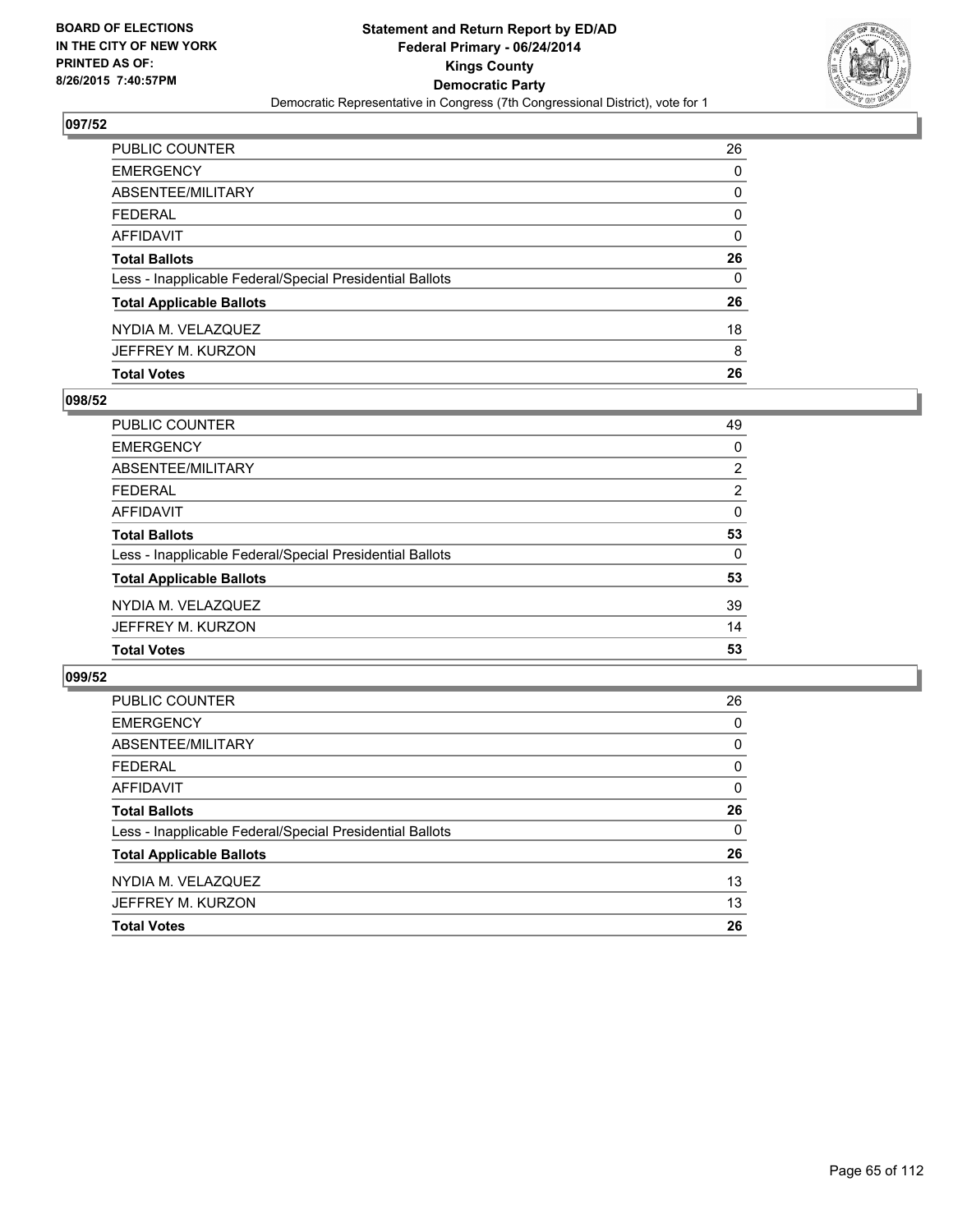**BOARD OF ELECTIONS IN THE CITY OF NEW YORK PRINTED AS OF: 8/26/2015 7:40:57PM**

**Statement and Return Report by ED/AD**
**Federal Primary - 06/24/2014**
**Kings County**
**Democratic Party**
Democratic Representative in Congress (7th Congressional District), vote for 1

### 097/52

| | |
|---|---|
| PUBLIC COUNTER | 26 |
| EMERGENCY | 0 |
| ABSENTEE/MILITARY | 0 |
| FEDERAL | 0 |
| AFFIDAVIT | 0 |
| **Total Ballots** | **26** |
| Less - Inapplicable Federal/Special Presidential Ballots | 0 |
| **Total Applicable Ballots** | **26** |
| NYDIA M. VELAZQUEZ | 18 |
| JEFFREY M. KURZON | 8 |
| **Total Votes** | **26** |

### 098/52

| | |
|---|---|
| PUBLIC COUNTER | 49 |
| EMERGENCY | 0 |
| ABSENTEE/MILITARY | 2 |
| FEDERAL | 2 |
| AFFIDAVIT | 0 |
| **Total Ballots** | **53** |
| Less - Inapplicable Federal/Special Presidential Ballots | 0 |
| **Total Applicable Ballots** | **53** |
| NYDIA M. VELAZQUEZ | 39 |
| JEFFREY M. KURZON | 14 |
| **Total Votes** | **53** |

### 099/52

| | |
|---|---|
| PUBLIC COUNTER | 26 |
| EMERGENCY | 0 |
| ABSENTEE/MILITARY | 0 |
| FEDERAL | 0 |
| AFFIDAVIT | 0 |
| **Total Ballots** | **26** |
| Less - Inapplicable Federal/Special Presidential Ballots | 0 |
| **Total Applicable Ballots** | **26** |
| NYDIA M. VELAZQUEZ | 13 |
| JEFFREY M. KURZON | 13 |
| **Total Votes** | **26** |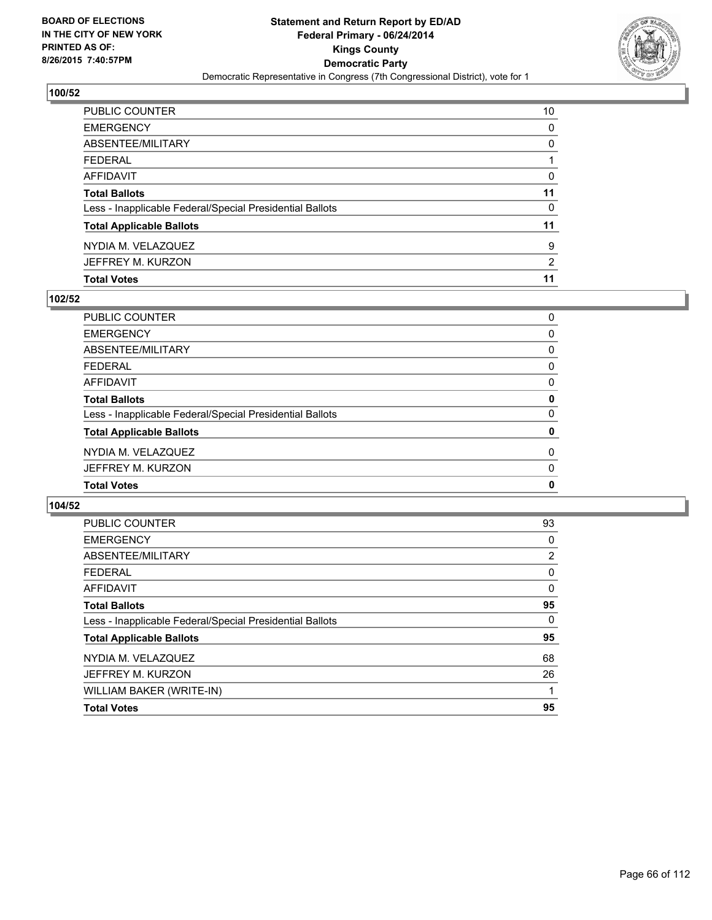BOARD OF ELECTIONS
IN THE CITY OF NEW YORK
PRINTED AS OF:
8/26/2015 7:40:57PM

**Statement and Return Report by ED/AD**
**Federal Primary - 06/24/2014**
**Kings County**
**Democratic Party**
Democratic Representative in Congress (7th Congressional District), vote for 1

### 100/52

| | |
|---|---|
| PUBLIC COUNTER | 10 |
| EMERGENCY | 0 |
| ABSENTEE/MILITARY | 0 |
| FEDERAL | 1 |
| AFFIDAVIT | 0 |
| **Total Ballots** | **11** |
| Less - Inapplicable Federal/Special Presidential Ballots | 0 |
| **Total Applicable Ballots** | **11** |
| NYDIA M. VELAZQUEZ | 9 |
| JEFFREY M. KURZON | 2 |
| **Total Votes** | **11** |

### 102/52

| | |
|---|---|
| PUBLIC COUNTER | 0 |
| EMERGENCY | 0 |
| ABSENTEE/MILITARY | 0 |
| FEDERAL | 0 |
| AFFIDAVIT | 0 |
| **Total Ballots** | **0** |
| Less - Inapplicable Federal/Special Presidential Ballots | 0 |
| **Total Applicable Ballots** | **0** |
| NYDIA M. VELAZQUEZ | 0 |
| JEFFREY M. KURZON | 0 |
| **Total Votes** | **0** |

### 104/52

| | |
|---|---|
| PUBLIC COUNTER | 93 |
| EMERGENCY | 0 |
| ABSENTEE/MILITARY | 2 |
| FEDERAL | 0 |
| AFFIDAVIT | 0 |
| **Total Ballots** | **95** |
| Less - Inapplicable Federal/Special Presidential Ballots | 0 |
| **Total Applicable Ballots** | **95** |
| NYDIA M. VELAZQUEZ | 68 |
| JEFFREY M. KURZON | 26 |
| WILLIAM BAKER (WRITE-IN) | 1 |
| **Total Votes** | **95** |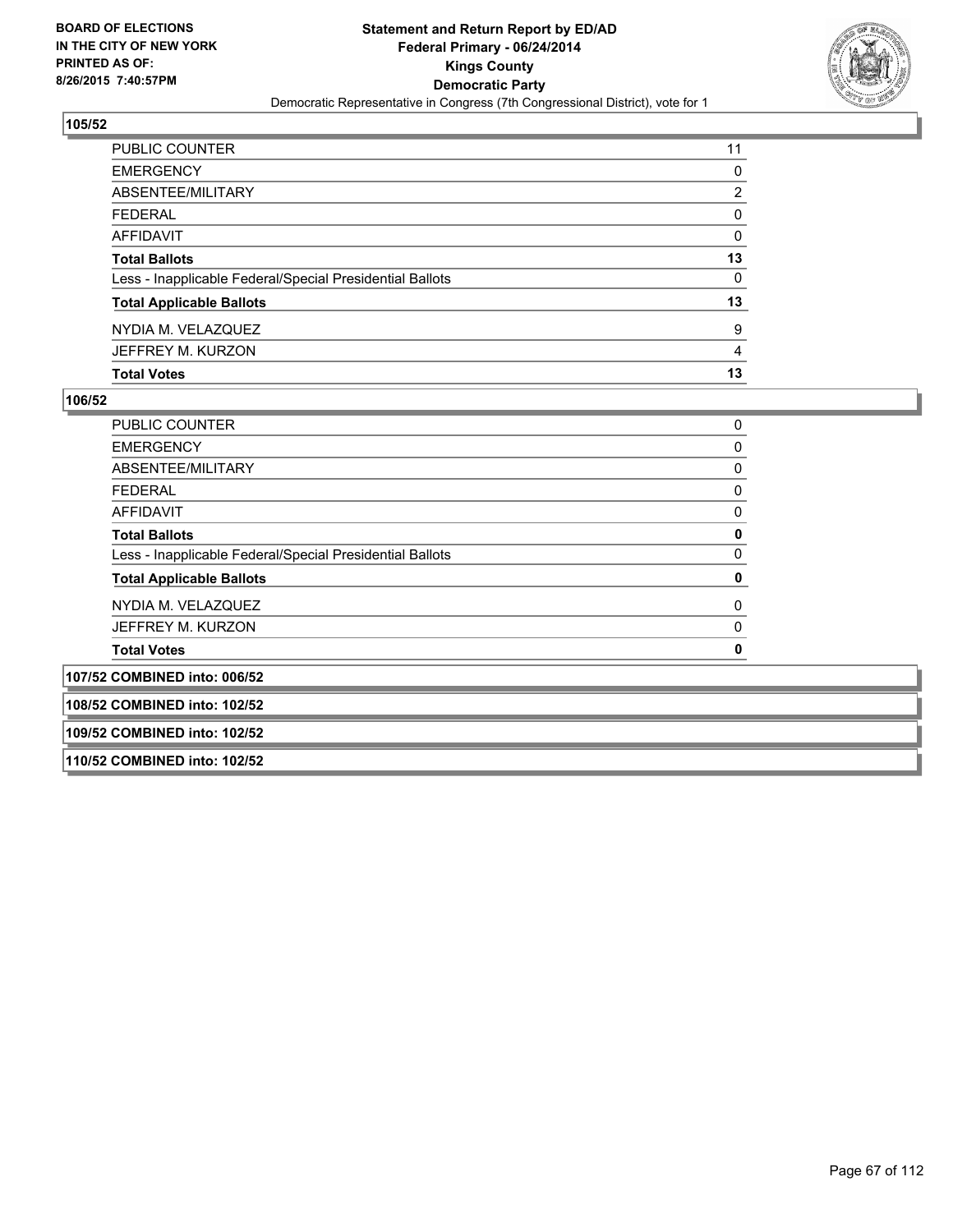## 105/52

| | |
|---|---|
| PUBLIC COUNTER | 11 |
| EMERGENCY | 0 |
| ABSENTEE/MILITARY | 2 |
| FEDERAL | 0 |
| AFFIDAVIT | 0 |
| **Total Ballots** | **13** |
| Less - Inapplicable Federal/Special Presidential Ballots | 0 |
| **Total Applicable Ballots** | **13** |
| NYDIA M. VELAZQUEZ | 9 |
| JEFFREY M. KURZON | 4 |
| **Total Votes** | **13** |

## 106/52

| | |
|---|---|
| PUBLIC COUNTER | 0 |
| EMERGENCY | 0 |
| ABSENTEE/MILITARY | 0 |
| FEDERAL | 0 |
| AFFIDAVIT | 0 |
| **Total Ballots** | **0** |
| Less - Inapplicable Federal/Special Presidential Ballots | 0 |
| **Total Applicable Ballots** | **0** |
| NYDIA M. VELAZQUEZ | 0 |
| JEFFREY M. KURZON | 0 |
| **Total Votes** | **0** |

**107/52 COMBINED into: 006/52**

**108/52 COMBINED into: 102/52**

**109/52 COMBINED into: 102/52**

**110/52 COMBINED into: 102/52**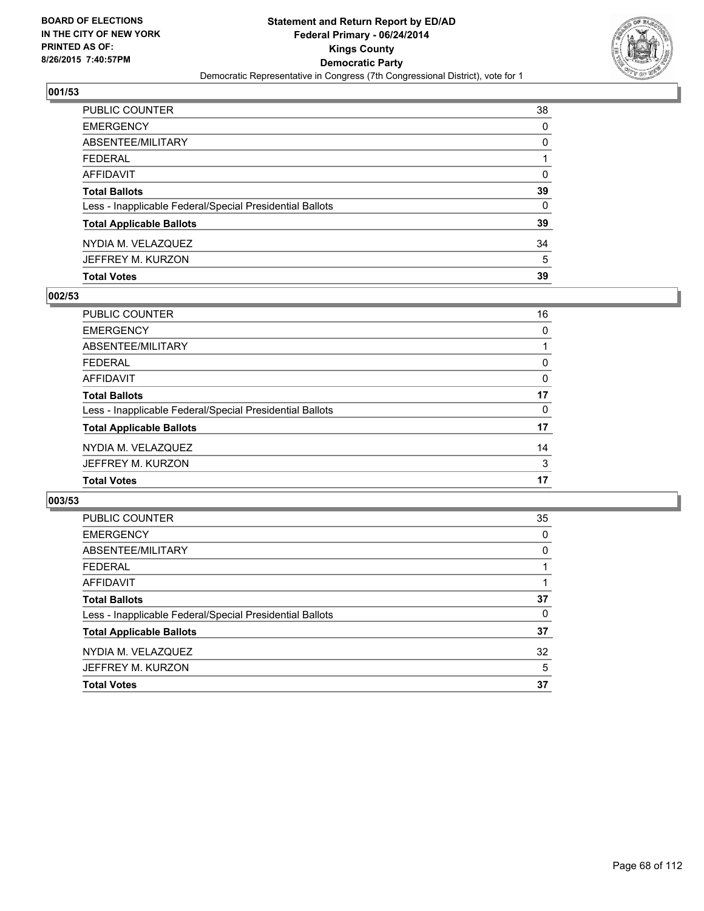BOARD OF ELECTIONS
IN THE CITY OF NEW YORK
PRINTED AS OF:
8/26/2015 7:40:57PM

**Statement and Return Report by ED/AD**
**Federal Primary - 06/24/2014**
**Kings County**
**Democratic Party**
Democratic Representative in Congress (7th Congressional District), vote for 1

### 001/53

| | |
|---|---|
| PUBLIC COUNTER | 38 |
| EMERGENCY | 0 |
| ABSENTEE/MILITARY | 0 |
| FEDERAL | 1 |
| AFFIDAVIT | 0 |
| **Total Ballots** | **39** |
| Less - Inapplicable Federal/Special Presidential Ballots | 0 |
| **Total Applicable Ballots** | **39** |
| NYDIA M. VELAZQUEZ | 34 |
| JEFFREY M. KURZON | 5 |
| **Total Votes** | **39** |

### 002/53

| | |
|---|---|
| PUBLIC COUNTER | 16 |
| EMERGENCY | 0 |
| ABSENTEE/MILITARY | 1 |
| FEDERAL | 0 |
| AFFIDAVIT | 0 |
| **Total Ballots** | **17** |
| Less - Inapplicable Federal/Special Presidential Ballots | 0 |
| **Total Applicable Ballots** | **17** |
| NYDIA M. VELAZQUEZ | 14 |
| JEFFREY M. KURZON | 3 |
| **Total Votes** | **17** |

### 003/53

| | |
|---|---|
| PUBLIC COUNTER | 35 |
| EMERGENCY | 0 |
| ABSENTEE/MILITARY | 0 |
| FEDERAL | 1 |
| AFFIDAVIT | 1 |
| **Total Ballots** | **37** |
| Less - Inapplicable Federal/Special Presidential Ballots | 0 |
| **Total Applicable Ballots** | **37** |
| NYDIA M. VELAZQUEZ | 32 |
| JEFFREY M. KURZON | 5 |
| **Total Votes** | **37** |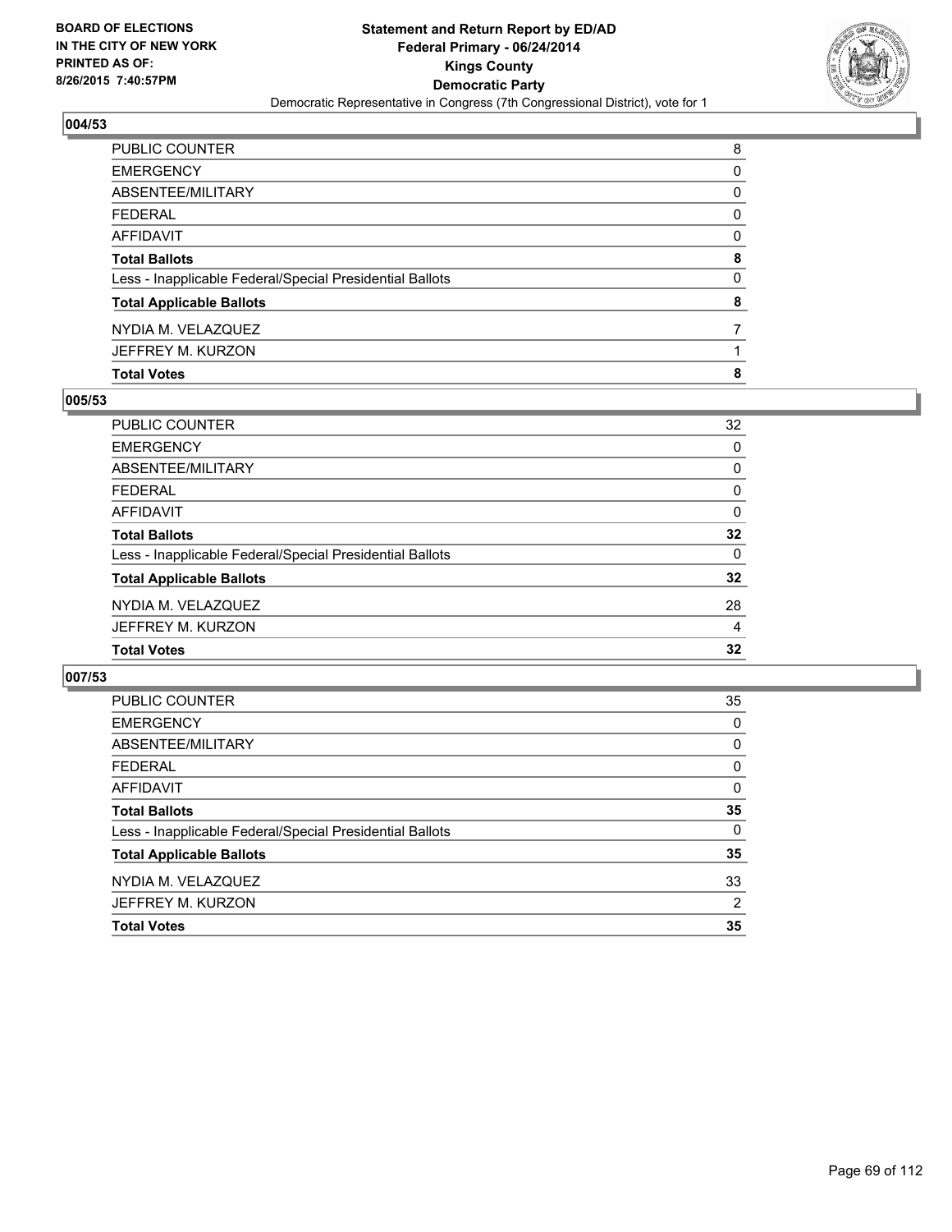BOARD OF ELECTIONS
IN THE CITY OF NEW YORK
PRINTED AS OF:
8/26/2015 7:40:57PM

# Statement and Return Report by ED/AD
## Federal Primary - 06/24/2014
## Kings County
## Democratic Party
Democratic Representative in Congress (7th Congressional District), vote for 1

### 004/53

| | |
|---|---|
| PUBLIC COUNTER | 8 |
| EMERGENCY | 0 |
| ABSENTEE/MILITARY | 0 |
| FEDERAL | 0 |
| AFFIDAVIT | 0 |
| **Total Ballots** | **8** |
| Less - Inapplicable Federal/Special Presidential Ballots | 0 |
| **Total Applicable Ballots** | **8** |
| NYDIA M. VELAZQUEZ | 7 |
| JEFFREY M. KURZON | 1 |
| **Total Votes** | **8** |

### 005/53

| | |
|---|---|
| PUBLIC COUNTER | 32 |
| EMERGENCY | 0 |
| ABSENTEE/MILITARY | 0 |
| FEDERAL | 0 |
| AFFIDAVIT | 0 |
| **Total Ballots** | **32** |
| Less - Inapplicable Federal/Special Presidential Ballots | 0 |
| **Total Applicable Ballots** | **32** |
| NYDIA M. VELAZQUEZ | 28 |
| JEFFREY M. KURZON | 4 |
| **Total Votes** | **32** |

### 007/53

| | |
|---|---|
| PUBLIC COUNTER | 35 |
| EMERGENCY | 0 |
| ABSENTEE/MILITARY | 0 |
| FEDERAL | 0 |
| AFFIDAVIT | 0 |
| **Total Ballots** | **35** |
| Less - Inapplicable Federal/Special Presidential Ballots | 0 |
| **Total Applicable Ballots** | **35** |
| NYDIA M. VELAZQUEZ | 33 |
| JEFFREY M. KURZON | 2 |
| **Total Votes** | **35** |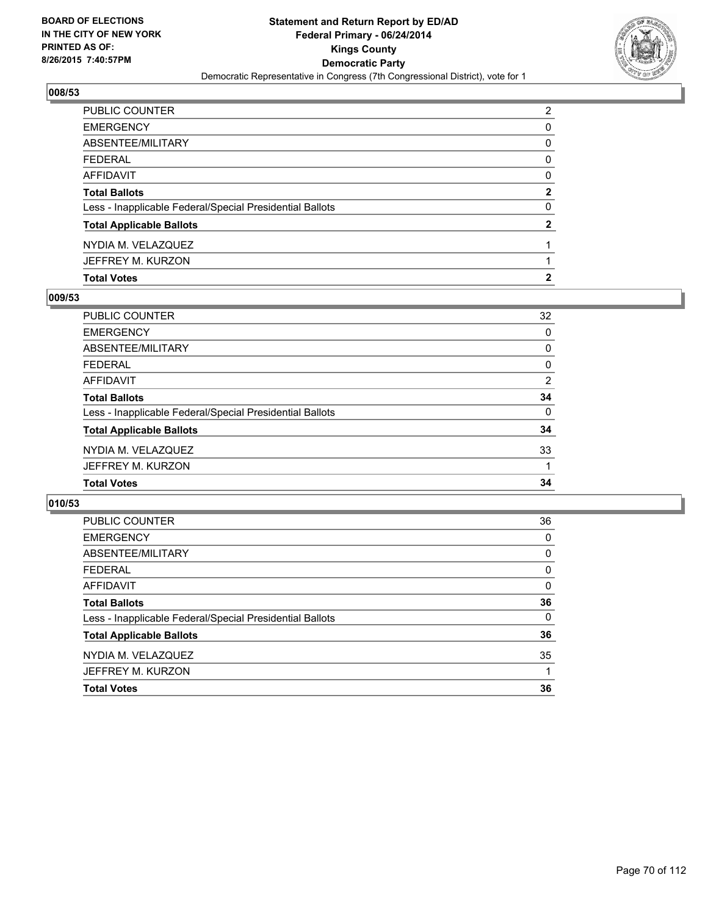**BOARD OF ELECTIONS IN THE CITY OF NEW YORK PRINTED AS OF: 8/26/2015 7:40:57PM**

**Statement and Return Report by ED/AD Federal Primary - 06/24/2014 Kings County Democratic Party**

Democratic Representative in Congress (7th Congressional District), vote for 1

### 008/53

| | |
|---|---|
| PUBLIC COUNTER | 2 |
| EMERGENCY | 0 |
| ABSENTEE/MILITARY | 0 |
| FEDERAL | 0 |
| AFFIDAVIT | 0 |
| **Total Ballots** | **2** |
| Less - Inapplicable Federal/Special Presidential Ballots | 0 |
| **Total Applicable Ballots** | **2** |
| NYDIA M. VELAZQUEZ | 1 |
| JEFFREY M. KURZON | 1 |
| **Total Votes** | **2** |

### 009/53

| | |
|---|---|
| PUBLIC COUNTER | 32 |
| EMERGENCY | 0 |
| ABSENTEE/MILITARY | 0 |
| FEDERAL | 0 |
| AFFIDAVIT | 2 |
| **Total Ballots** | **34** |
| Less - Inapplicable Federal/Special Presidential Ballots | 0 |
| **Total Applicable Ballots** | **34** |
| NYDIA M. VELAZQUEZ | 33 |
| JEFFREY M. KURZON | 1 |
| **Total Votes** | **34** |

### 010/53

| | |
|---|---|
| PUBLIC COUNTER | 36 |
| EMERGENCY | 0 |
| ABSENTEE/MILITARY | 0 |
| FEDERAL | 0 |
| AFFIDAVIT | 0 |
| **Total Ballots** | **36** |
| Less - Inapplicable Federal/Special Presidential Ballots | 0 |
| **Total Applicable Ballots** | **36** |
| NYDIA M. VELAZQUEZ | 35 |
| JEFFREY M. KURZON | 1 |
| **Total Votes** | **36** |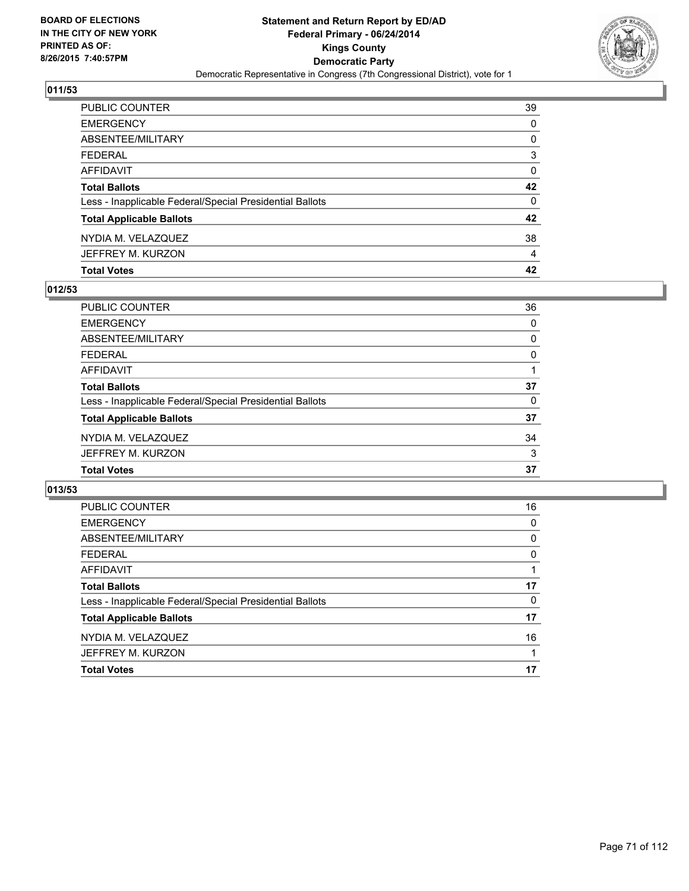BOARD OF ELECTIONS
IN THE CITY OF NEW YORK
PRINTED AS OF:
8/26/2015 7:40:57PM

# Statement and Return Report by ED/AD
## Federal Primary - 06/24/2014
## Kings County
## Democratic Party
Democratic Representative in Congress (7th Congressional District), vote for 1

### 011/53

| | |
|---|---|
| PUBLIC COUNTER | 39 |
| EMERGENCY | 0 |
| ABSENTEE/MILITARY | 0 |
| FEDERAL | 3 |
| AFFIDAVIT | 0 |
| **Total Ballots** | **42** |
| Less - Inapplicable Federal/Special Presidential Ballots | 0 |
| **Total Applicable Ballots** | **42** |
| NYDIA M. VELAZQUEZ | 38 |
| JEFFREY M. KURZON | 4 |
| **Total Votes** | **42** |

### 012/53

| | |
|---|---|
| PUBLIC COUNTER | 36 |
| EMERGENCY | 0 |
| ABSENTEE/MILITARY | 0 |
| FEDERAL | 0 |
| AFFIDAVIT | 1 |
| **Total Ballots** | **37** |
| Less - Inapplicable Federal/Special Presidential Ballots | 0 |
| **Total Applicable Ballots** | **37** |
| NYDIA M. VELAZQUEZ | 34 |
| JEFFREY M. KURZON | 3 |
| **Total Votes** | **37** |

### 013/53

| | |
|---|---|
| PUBLIC COUNTER | 16 |
| EMERGENCY | 0 |
| ABSENTEE/MILITARY | 0 |
| FEDERAL | 0 |
| AFFIDAVIT | 1 |
| **Total Ballots** | **17** |
| Less - Inapplicable Federal/Special Presidential Ballots | 0 |
| **Total Applicable Ballots** | **17** |
| NYDIA M. VELAZQUEZ | 16 |
| JEFFREY M. KURZON | 1 |
| **Total Votes** | **17** |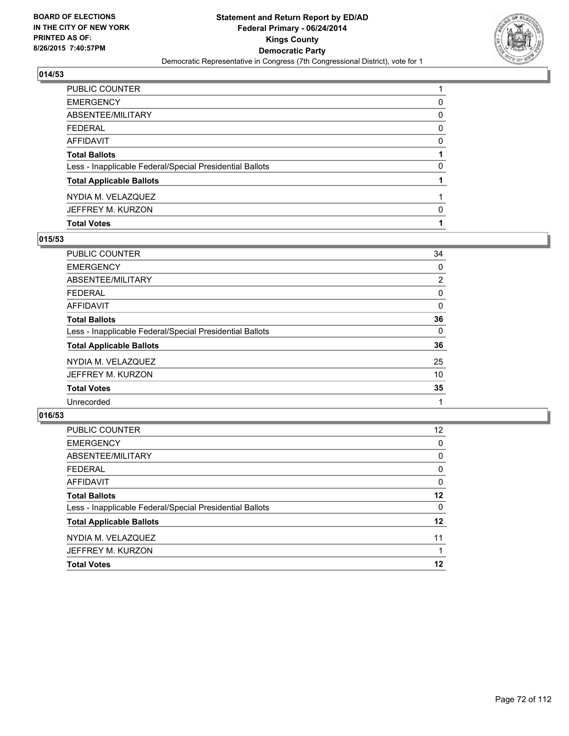BOARD OF ELECTIONS
IN THE CITY OF NEW YORK
PRINTED AS OF:
8/26/2015 7:40:57PM

**Statement and Return Report by ED/AD**
**Federal Primary - 06/24/2014**
**Kings County**
**Democratic Party**
Democratic Representative in Congress (7th Congressional District), vote for 1

### 014/53

| | |
|---|---|
| PUBLIC COUNTER | 1 |
| EMERGENCY | 0 |
| ABSENTEE/MILITARY | 0 |
| FEDERAL | 0 |
| AFFIDAVIT | 0 |
| **Total Ballots** | **1** |
| Less - Inapplicable Federal/Special Presidential Ballots | 0 |
| **Total Applicable Ballots** | **1** |
| NYDIA M. VELAZQUEZ | 1 |
| JEFFREY M. KURZON | 0 |
| **Total Votes** | **1** |

### 015/53

| | |
|---|---|
| PUBLIC COUNTER | 34 |
| EMERGENCY | 0 |
| ABSENTEE/MILITARY | 2 |
| FEDERAL | 0 |
| AFFIDAVIT | 0 |
| **Total Ballots** | **36** |
| Less - Inapplicable Federal/Special Presidential Ballots | 0 |
| **Total Applicable Ballots** | **36** |
| NYDIA M. VELAZQUEZ | 25 |
| JEFFREY M. KURZON | 10 |
| **Total Votes** | **35** |
| Unrecorded | 1 |

### 016/53

| | |
|---|---|
| PUBLIC COUNTER | 12 |
| EMERGENCY | 0 |
| ABSENTEE/MILITARY | 0 |
| FEDERAL | 0 |
| AFFIDAVIT | 0 |
| **Total Ballots** | **12** |
| Less - Inapplicable Federal/Special Presidential Ballots | 0 |
| **Total Applicable Ballots** | **12** |
| NYDIA M. VELAZQUEZ | 11 |
| JEFFREY M. KURZON | 1 |
| **Total Votes** | **12** |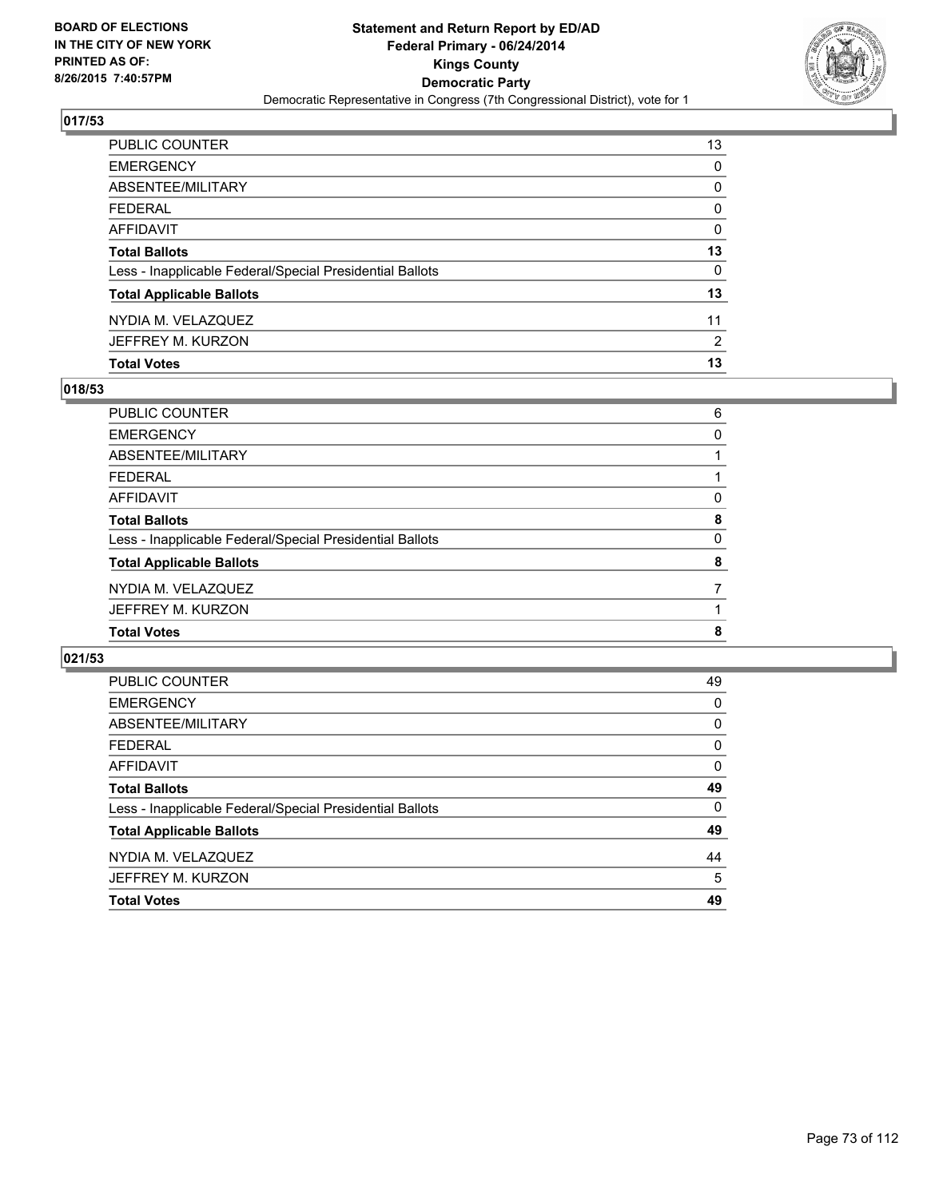BOARD OF ELECTIONS
IN THE CITY OF NEW YORK
PRINTED AS OF:
8/26/2015 7:40:57PM

**Statement and Return Report by ED/AD**
**Federal Primary - 06/24/2014**
**Kings County**
**Democratic Party**
Democratic Representative in Congress (7th Congressional District), vote for 1

### 017/53

| | |
|---|---|
| PUBLIC COUNTER | 13 |
| EMERGENCY | 0 |
| ABSENTEE/MILITARY | 0 |
| FEDERAL | 0 |
| AFFIDAVIT | 0 |
| **Total Ballots** | **13** |
| Less - Inapplicable Federal/Special Presidential Ballots | 0 |
| **Total Applicable Ballots** | **13** |
| NYDIA M. VELAZQUEZ | 11 |
| JEFFREY M. KURZON | 2 |
| **Total Votes** | **13** |

### 018/53

| | |
|---|---|
| PUBLIC COUNTER | 6 |
| EMERGENCY | 0 |
| ABSENTEE/MILITARY | 1 |
| FEDERAL | 1 |
| AFFIDAVIT | 0 |
| **Total Ballots** | **8** |
| Less - Inapplicable Federal/Special Presidential Ballots | 0 |
| **Total Applicable Ballots** | **8** |
| NYDIA M. VELAZQUEZ | 7 |
| JEFFREY M. KURZON | 1 |
| **Total Votes** | **8** |

### 021/53

| | |
|---|---|
| PUBLIC COUNTER | 49 |
| EMERGENCY | 0 |
| ABSENTEE/MILITARY | 0 |
| FEDERAL | 0 |
| AFFIDAVIT | 0 |
| **Total Ballots** | **49** |
| Less - Inapplicable Federal/Special Presidential Ballots | 0 |
| **Total Applicable Ballots** | **49** |
| NYDIA M. VELAZQUEZ | 44 |
| JEFFREY M. KURZON | 5 |
| **Total Votes** | **49** |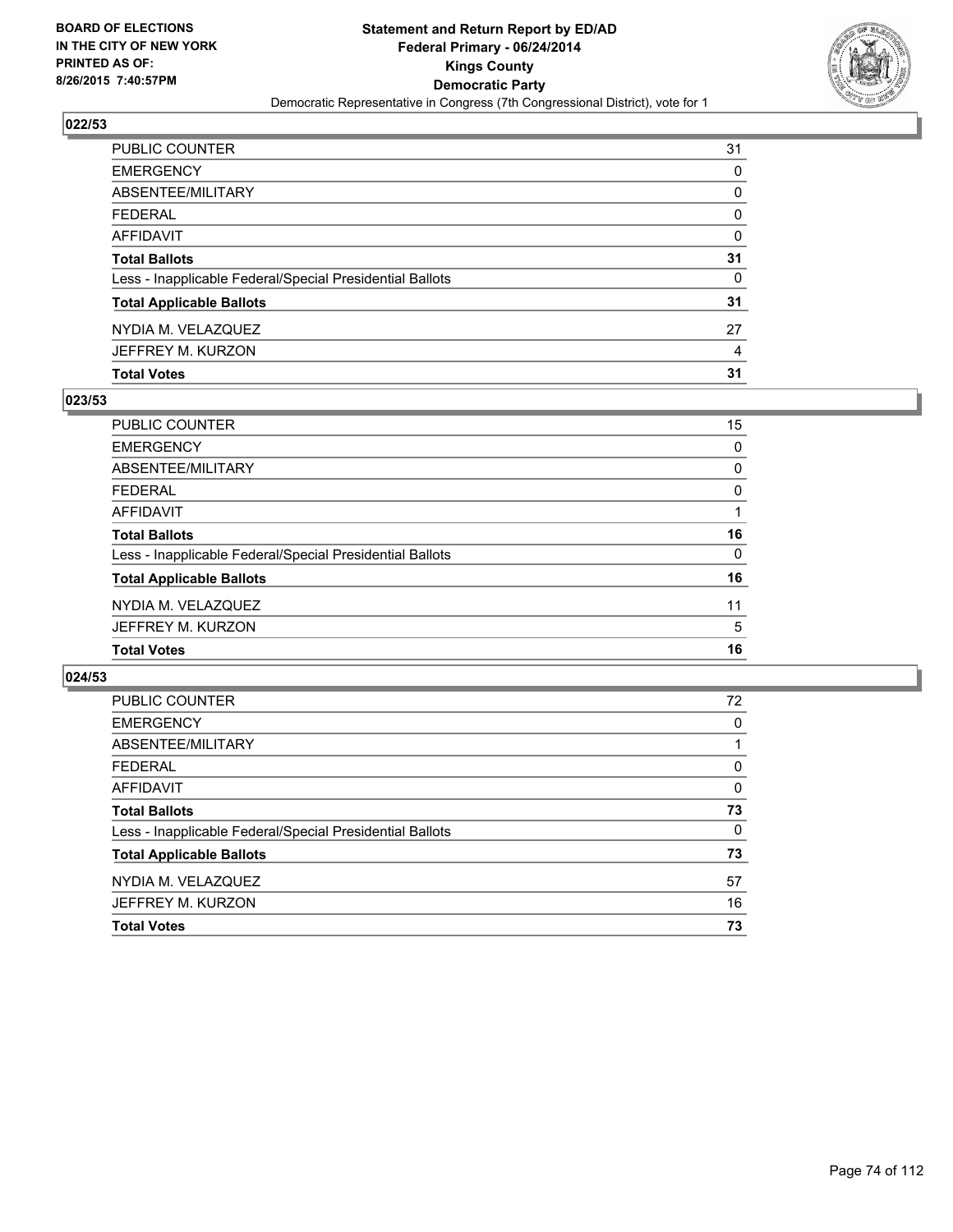BOARD OF ELECTIONS
IN THE CITY OF NEW YORK
PRINTED AS OF:
8/26/2015 7:40:57PM

**Statement and Return Report by ED/AD**
**Federal Primary - 06/24/2014**
**Kings County**
**Democratic Party**
Democratic Representative in Congress (7th Congressional District), vote for 1

### 022/53

| | |
|---|---|
| PUBLIC COUNTER | 31 |
| EMERGENCY | 0 |
| ABSENTEE/MILITARY | 0 |
| FEDERAL | 0 |
| AFFIDAVIT | 0 |
| **Total Ballots** | **31** |
| Less - Inapplicable Federal/Special Presidential Ballots | 0 |
| **Total Applicable Ballots** | **31** |
| NYDIA M. VELAZQUEZ | 27 |
| JEFFREY M. KURZON | 4 |
| **Total Votes** | **31** |

### 023/53

| | |
|---|---|
| PUBLIC COUNTER | 15 |
| EMERGENCY | 0 |
| ABSENTEE/MILITARY | 0 |
| FEDERAL | 0 |
| AFFIDAVIT | 1 |
| **Total Ballots** | **16** |
| Less - Inapplicable Federal/Special Presidential Ballots | 0 |
| **Total Applicable Ballots** | **16** |
| NYDIA M. VELAZQUEZ | 11 |
| JEFFREY M. KURZON | 5 |
| **Total Votes** | **16** |

### 024/53

| | |
|---|---|
| PUBLIC COUNTER | 72 |
| EMERGENCY | 0 |
| ABSENTEE/MILITARY | 1 |
| FEDERAL | 0 |
| AFFIDAVIT | 0 |
| **Total Ballots** | **73** |
| Less - Inapplicable Federal/Special Presidential Ballots | 0 |
| **Total Applicable Ballots** | **73** |
| NYDIA M. VELAZQUEZ | 57 |
| JEFFREY M. KURZON | 16 |
| **Total Votes** | **73** |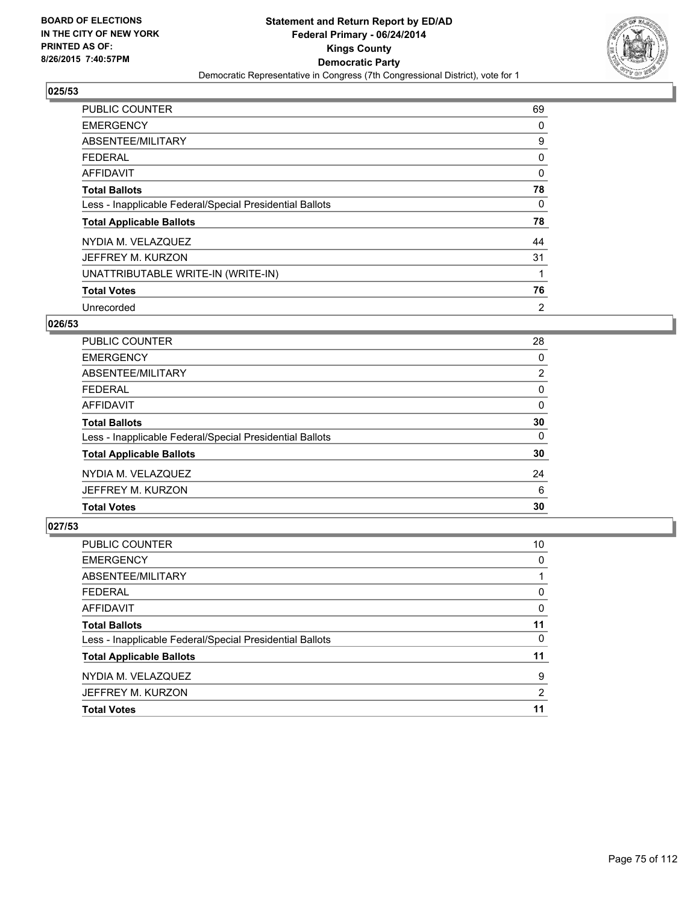BOARD OF ELECTIONS
IN THE CITY OF NEW YORK
PRINTED AS OF:
8/26/2015 7:40:57PM

**Statement and Return Report by ED/AD**
**Federal Primary - 06/24/2014**
**Kings County**
**Democratic Party**
Democratic Representative in Congress (7th Congressional District), vote for 1

### 025/53

| | |
|---|---|
| PUBLIC COUNTER | 69 |
| EMERGENCY | 0 |
| ABSENTEE/MILITARY | 9 |
| FEDERAL | 0 |
| AFFIDAVIT | 0 |
| **Total Ballots** | **78** |
| Less - Inapplicable Federal/Special Presidential Ballots | 0 |
| **Total Applicable Ballots** | **78** |
| NYDIA M. VELAZQUEZ | 44 |
| JEFFREY M. KURZON | 31 |
| UNATTRIBUTABLE WRITE-IN (WRITE-IN) | 1 |
| **Total Votes** | **76** |
| Unrecorded | 2 |

### 026/53

| | |
|---|---|
| PUBLIC COUNTER | 28 |
| EMERGENCY | 0 |
| ABSENTEE/MILITARY | 2 |
| FEDERAL | 0 |
| AFFIDAVIT | 0 |
| **Total Ballots** | **30** |
| Less - Inapplicable Federal/Special Presidential Ballots | 0 |
| **Total Applicable Ballots** | **30** |
| NYDIA M. VELAZQUEZ | 24 |
| JEFFREY M. KURZON | 6 |
| **Total Votes** | **30** |

### 027/53

| | |
|---|---|
| PUBLIC COUNTER | 10 |
| EMERGENCY | 0 |
| ABSENTEE/MILITARY | 1 |
| FEDERAL | 0 |
| AFFIDAVIT | 0 |
| **Total Ballots** | **11** |
| Less - Inapplicable Federal/Special Presidential Ballots | 0 |
| **Total Applicable Ballots** | **11** |
| NYDIA M. VELAZQUEZ | 9 |
| JEFFREY M. KURZON | 2 |
| **Total Votes** | **11** |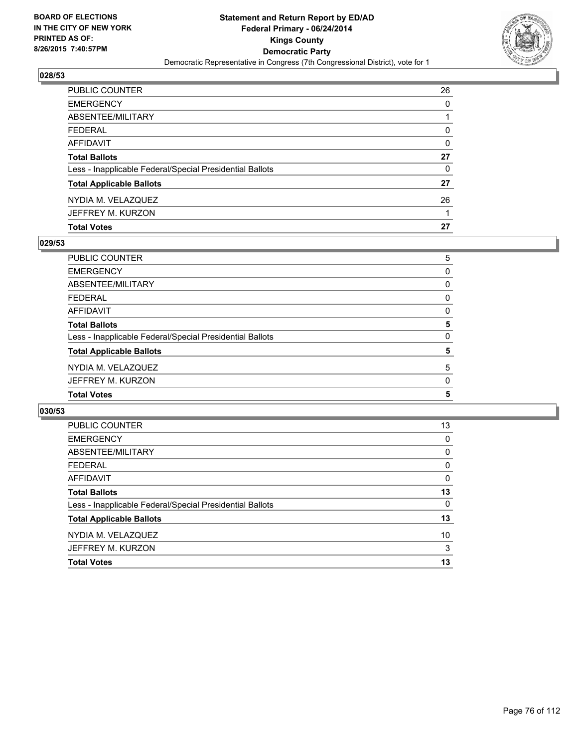BOARD OF ELECTIONS
IN THE CITY OF NEW YORK
PRINTED AS OF:
8/26/2015 7:40:57PM

**Statement and Return Report by ED/AD**
**Federal Primary - 06/24/2014**
**Kings County**
**Democratic Party**
Democratic Representative in Congress (7th Congressional District), vote for 1

### 028/53

| | |
|---|---|
| PUBLIC COUNTER | 26 |
| EMERGENCY | 0 |
| ABSENTEE/MILITARY | 1 |
| FEDERAL | 0 |
| AFFIDAVIT | 0 |
| **Total Ballots** | **27** |
| Less - Inapplicable Federal/Special Presidential Ballots | 0 |
| **Total Applicable Ballots** | **27** |
| NYDIA M. VELAZQUEZ | 26 |
| JEFFREY M. KURZON | 1 |
| **Total Votes** | **27** |

### 029/53

| | |
|---|---|
| PUBLIC COUNTER | 5 |
| EMERGENCY | 0 |
| ABSENTEE/MILITARY | 0 |
| FEDERAL | 0 |
| AFFIDAVIT | 0 |
| **Total Ballots** | **5** |
| Less - Inapplicable Federal/Special Presidential Ballots | 0 |
| **Total Applicable Ballots** | **5** |
| NYDIA M. VELAZQUEZ | 5 |
| JEFFREY M. KURZON | 0 |
| **Total Votes** | **5** |

### 030/53

| | |
|---|---|
| PUBLIC COUNTER | 13 |
| EMERGENCY | 0 |
| ABSENTEE/MILITARY | 0 |
| FEDERAL | 0 |
| AFFIDAVIT | 0 |
| **Total Ballots** | **13** |
| Less - Inapplicable Federal/Special Presidential Ballots | 0 |
| **Total Applicable Ballots** | **13** |
| NYDIA M. VELAZQUEZ | 10 |
| JEFFREY M. KURZON | 3 |
| **Total Votes** | **13** |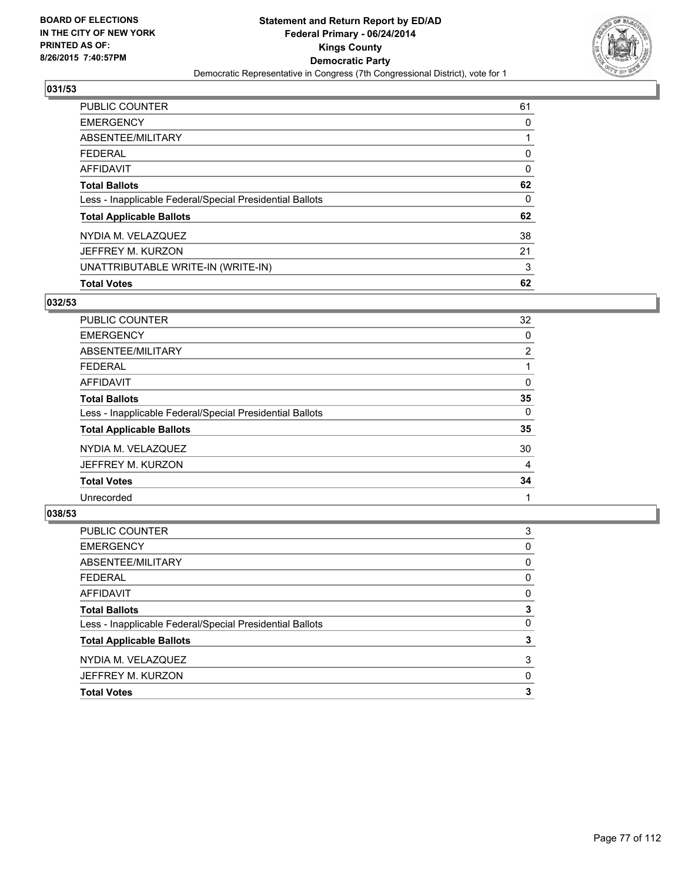**BOARD OF ELECTIONS IN THE CITY OF NEW YORK PRINTED AS OF: 8/26/2015 7:40:57PM**

**Statement and Return Report by ED/AD Federal Primary - 06/24/2014 Kings County Democratic Party**

Democratic Representative in Congress (7th Congressional District), vote for 1

### 031/53

| | |
|---|---|
| PUBLIC COUNTER | 61 |
| EMERGENCY | 0 |
| ABSENTEE/MILITARY | 1 |
| FEDERAL | 0 |
| AFFIDAVIT | 0 |
| **Total Ballots** | **62** |
| Less - Inapplicable Federal/Special Presidential Ballots | 0 |
| **Total Applicable Ballots** | **62** |
| NYDIA M. VELAZQUEZ | 38 |
| JEFFREY M. KURZON | 21 |
| UNATTRIBUTABLE WRITE-IN (WRITE-IN) | 3 |
| **Total Votes** | **62** |

### 032/53

| | |
|---|---|
| PUBLIC COUNTER | 32 |
| EMERGENCY | 0 |
| ABSENTEE/MILITARY | 2 |
| FEDERAL | 1 |
| AFFIDAVIT | 0 |
| **Total Ballots** | **35** |
| Less - Inapplicable Federal/Special Presidential Ballots | 0 |
| **Total Applicable Ballots** | **35** |
| NYDIA M. VELAZQUEZ | 30 |
| JEFFREY M. KURZON | 4 |
| **Total Votes** | **34** |
| Unrecorded | 1 |

### 038/53

| | |
|---|---|
| PUBLIC COUNTER | 3 |
| EMERGENCY | 0 |
| ABSENTEE/MILITARY | 0 |
| FEDERAL | 0 |
| AFFIDAVIT | 0 |
| **Total Ballots** | **3** |
| Less - Inapplicable Federal/Special Presidential Ballots | 0 |
| **Total Applicable Ballots** | **3** |
| NYDIA M. VELAZQUEZ | 3 |
| JEFFREY M. KURZON | 0 |
| **Total Votes** | **3** |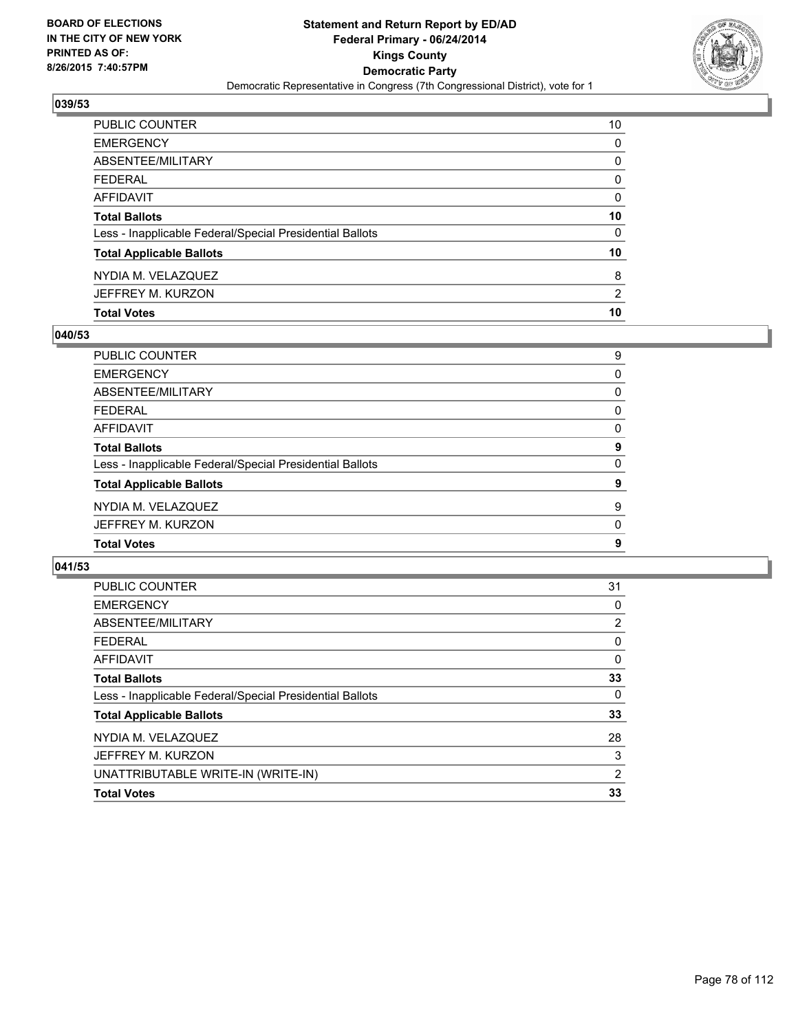BOARD OF ELECTIONS
IN THE CITY OF NEW YORK
PRINTED AS OF:
8/26/2015 7:40:57PM

**Statement and Return Report by ED/AD**
**Federal Primary - 06/24/2014**
**Kings County**
**Democratic Party**
Democratic Representative in Congress (7th Congressional District), vote for 1

## 039/53

| | |
|---|---|
| PUBLIC COUNTER | 10 |
| EMERGENCY | 0 |
| ABSENTEE/MILITARY | 0 |
| FEDERAL | 0 |
| AFFIDAVIT | 0 |
| **Total Ballots** | **10** |
| Less - Inapplicable Federal/Special Presidential Ballots | 0 |
| **Total Applicable Ballots** | **10** |
| NYDIA M. VELAZQUEZ | 8 |
| JEFFREY M. KURZON | 2 |
| **Total Votes** | **10** |

## 040/53

| | |
|---|---|
| PUBLIC COUNTER | 9 |
| EMERGENCY | 0 |
| ABSENTEE/MILITARY | 0 |
| FEDERAL | 0 |
| AFFIDAVIT | 0 |
| **Total Ballots** | **9** |
| Less - Inapplicable Federal/Special Presidential Ballots | 0 |
| **Total Applicable Ballots** | **9** |
| NYDIA M. VELAZQUEZ | 9 |
| JEFFREY M. KURZON | 0 |
| **Total Votes** | **9** |

## 041/53

| | |
|---|---|
| PUBLIC COUNTER | 31 |
| EMERGENCY | 0 |
| ABSENTEE/MILITARY | 2 |
| FEDERAL | 0 |
| AFFIDAVIT | 0 |
| **Total Ballots** | **33** |
| Less - Inapplicable Federal/Special Presidential Ballots | 0 |
| **Total Applicable Ballots** | **33** |
| NYDIA M. VELAZQUEZ | 28 |
| JEFFREY M. KURZON | 3 |
| UNATTRIBUTABLE WRITE-IN (WRITE-IN) | 2 |
| **Total Votes** | **33** |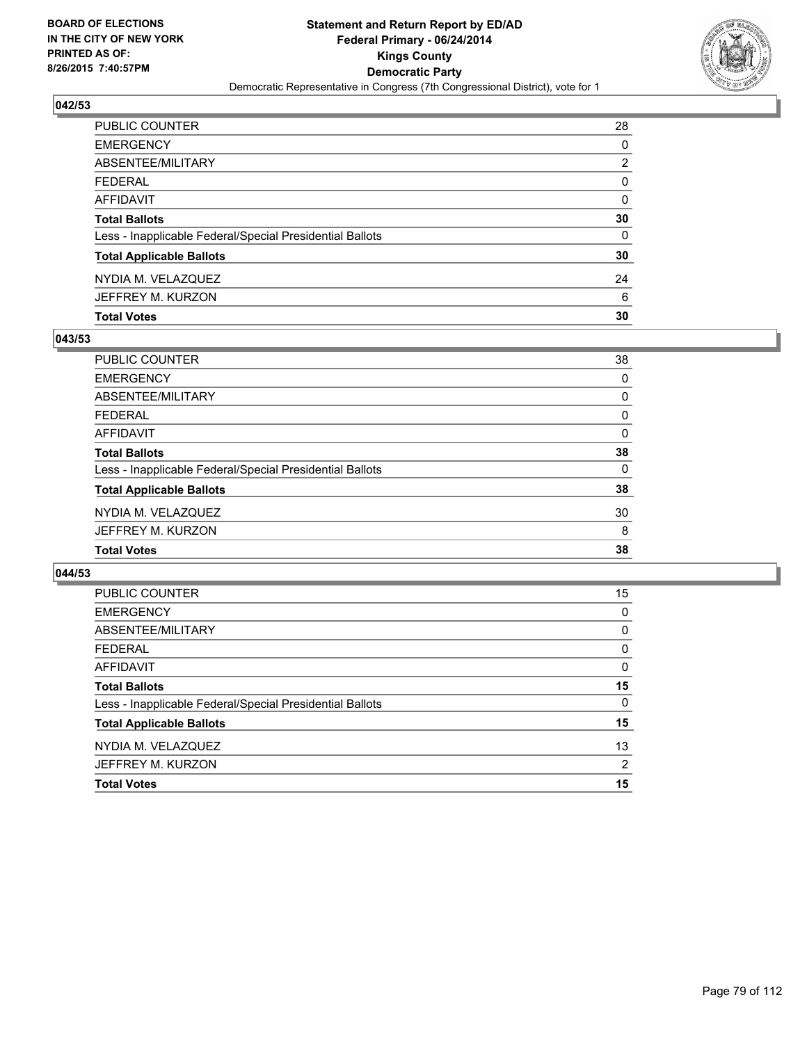**BOARD OF ELECTIONS IN THE CITY OF NEW YORK PRINTED AS OF: 8/26/2015 7:40:57PM**

# Statement and Return Report by ED/AD
## Federal Primary - 06/24/2014
## Kings County
## Democratic Party
Democratic Representative in Congress (7th Congressional District), vote for 1

### 042/53

| | |
|---|---|
| PUBLIC COUNTER | 28 |
| EMERGENCY | 0 |
| ABSENTEE/MILITARY | 2 |
| FEDERAL | 0 |
| AFFIDAVIT | 0 |
| **Total Ballots** | **30** |
| Less - Inapplicable Federal/Special Presidential Ballots | 0 |
| **Total Applicable Ballots** | **30** |
| NYDIA M. VELAZQUEZ | 24 |
| JEFFREY M. KURZON | 6 |
| **Total Votes** | **30** |

### 043/53

| | |
|---|---|
| PUBLIC COUNTER | 38 |
| EMERGENCY | 0 |
| ABSENTEE/MILITARY | 0 |
| FEDERAL | 0 |
| AFFIDAVIT | 0 |
| **Total Ballots** | **38** |
| Less - Inapplicable Federal/Special Presidential Ballots | 0 |
| **Total Applicable Ballots** | **38** |
| NYDIA M. VELAZQUEZ | 30 |
| JEFFREY M. KURZON | 8 |
| **Total Votes** | **38** |

### 044/53

| | |
|---|---|
| PUBLIC COUNTER | 15 |
| EMERGENCY | 0 |
| ABSENTEE/MILITARY | 0 |
| FEDERAL | 0 |
| AFFIDAVIT | 0 |
| **Total Ballots** | **15** |
| Less - Inapplicable Federal/Special Presidential Ballots | 0 |
| **Total Applicable Ballots** | **15** |
| NYDIA M. VELAZQUEZ | 13 |
| JEFFREY M. KURZON | 2 |
| **Total Votes** | **15** |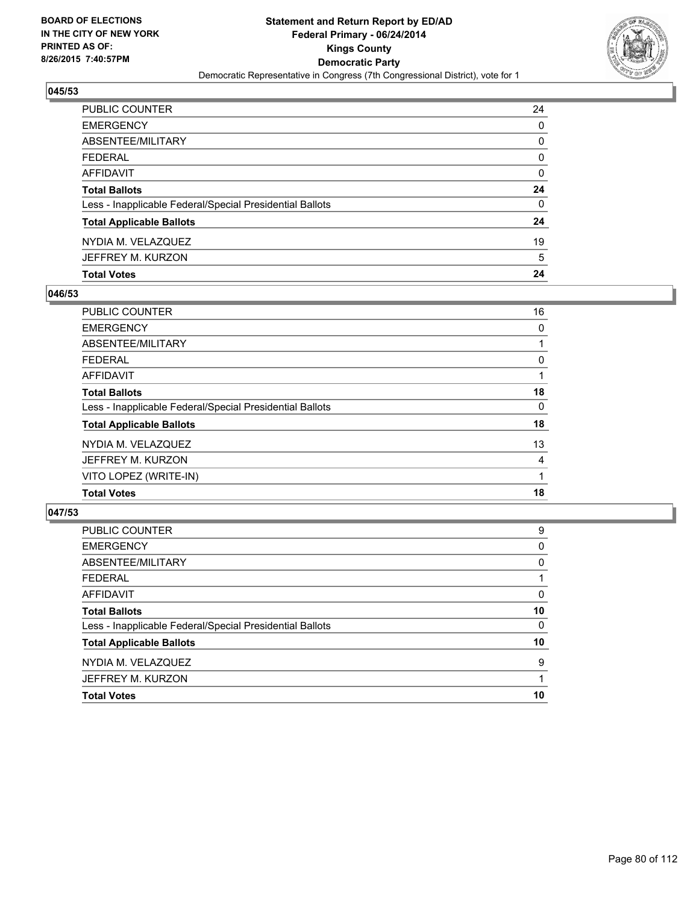BOARD OF ELECTIONS
IN THE CITY OF NEW YORK
PRINTED AS OF:
8/26/2015 7:40:57PM

**Statement and Return Report by ED/AD**
**Federal Primary - 06/24/2014**
**Kings County**
**Democratic Party**
Democratic Representative in Congress (7th Congressional District), vote for 1

### 045/53

| | |
|---|---|
| PUBLIC COUNTER | 24 |
| EMERGENCY | 0 |
| ABSENTEE/MILITARY | 0 |
| FEDERAL | 0 |
| AFFIDAVIT | 0 |
| **Total Ballots** | **24** |
| Less - Inapplicable Federal/Special Presidential Ballots | 0 |
| **Total Applicable Ballots** | **24** |
| NYDIA M. VELAZQUEZ | 19 |
| JEFFREY M. KURZON | 5 |
| **Total Votes** | **24** |

### 046/53

| | |
|---|---|
| PUBLIC COUNTER | 16 |
| EMERGENCY | 0 |
| ABSENTEE/MILITARY | 1 |
| FEDERAL | 0 |
| AFFIDAVIT | 1 |
| **Total Ballots** | **18** |
| Less - Inapplicable Federal/Special Presidential Ballots | 0 |
| **Total Applicable Ballots** | **18** |
| NYDIA M. VELAZQUEZ | 13 |
| JEFFREY M. KURZON | 4 |
| VITO LOPEZ (WRITE-IN) | 1 |
| **Total Votes** | **18** |

### 047/53

| | |
|---|---|
| PUBLIC COUNTER | 9 |
| EMERGENCY | 0 |
| ABSENTEE/MILITARY | 0 |
| FEDERAL | 1 |
| AFFIDAVIT | 0 |
| **Total Ballots** | **10** |
| Less - Inapplicable Federal/Special Presidential Ballots | 0 |
| **Total Applicable Ballots** | **10** |
| NYDIA M. VELAZQUEZ | 9 |
| JEFFREY M. KURZON | 1 |
| **Total Votes** | **10** |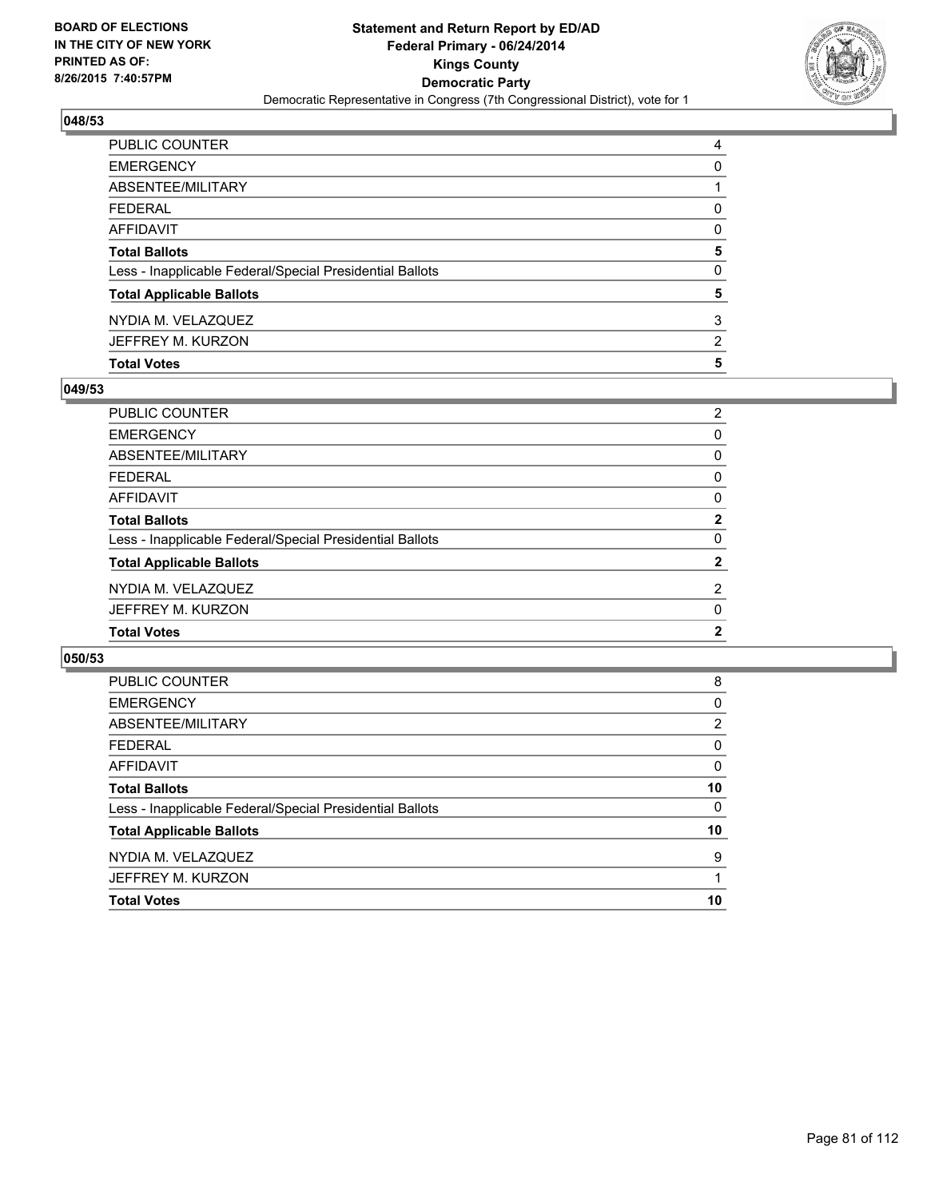BOARD OF ELECTIONS
IN THE CITY OF NEW YORK
PRINTED AS OF:
8/26/2015 7:40:57PM

**Statement and Return Report by ED/AD**
**Federal Primary - 06/24/2014**
**Kings County**
**Democratic Party**
Democratic Representative in Congress (7th Congressional District), vote for 1

### 048/53

| | |
|---|---|
| PUBLIC COUNTER | 4 |
| EMERGENCY | 0 |
| ABSENTEE/MILITARY | 1 |
| FEDERAL | 0 |
| AFFIDAVIT | 0 |
| **Total Ballots** | **5** |
| Less - Inapplicable Federal/Special Presidential Ballots | 0 |
| **Total Applicable Ballots** | **5** |
| NYDIA M. VELAZQUEZ | 3 |
| JEFFREY M. KURZON | 2 |
| **Total Votes** | **5** |

### 049/53

| | |
|---|---|
| PUBLIC COUNTER | 2 |
| EMERGENCY | 0 |
| ABSENTEE/MILITARY | 0 |
| FEDERAL | 0 |
| AFFIDAVIT | 0 |
| **Total Ballots** | **2** |
| Less - Inapplicable Federal/Special Presidential Ballots | 0 |
| **Total Applicable Ballots** | **2** |
| NYDIA M. VELAZQUEZ | 2 |
| JEFFREY M. KURZON | 0 |
| **Total Votes** | **2** |

### 050/53

| | |
|---|---|
| PUBLIC COUNTER | 8 |
| EMERGENCY | 0 |
| ABSENTEE/MILITARY | 2 |
| FEDERAL | 0 |
| AFFIDAVIT | 0 |
| **Total Ballots** | **10** |
| Less - Inapplicable Federal/Special Presidential Ballots | 0 |
| **Total Applicable Ballots** | **10** |
| NYDIA M. VELAZQUEZ | 9 |
| JEFFREY M. KURZON | 1 |
| **Total Votes** | **10** |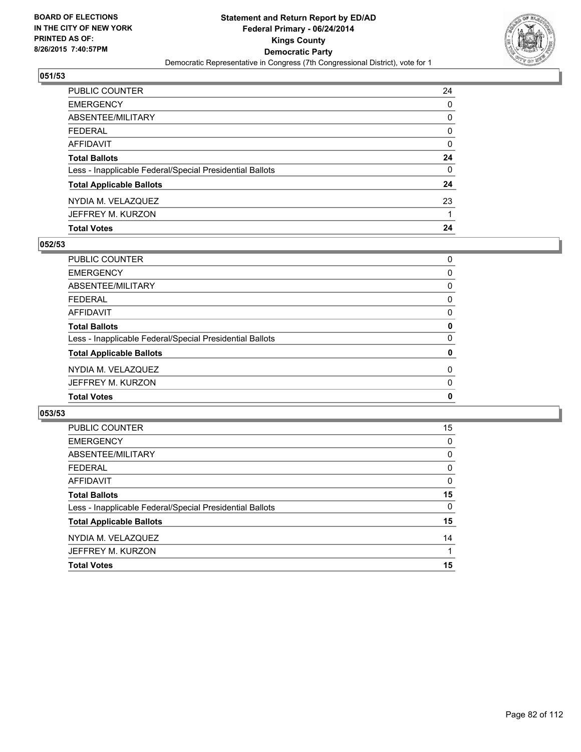BOARD OF ELECTIONS
IN THE CITY OF NEW YORK
PRINTED AS OF:
8/26/2015 7:40:57PM

**Statement and Return Report by ED/AD**
**Federal Primary - 06/24/2014**
**Kings County**
**Democratic Party**
Democratic Representative in Congress (7th Congressional District), vote for 1

### 051/53

| | |
|---|---|
| PUBLIC COUNTER | 24 |
| EMERGENCY | 0 |
| ABSENTEE/MILITARY | 0 |
| FEDERAL | 0 |
| AFFIDAVIT | 0 |
| **Total Ballots** | **24** |
| Less - Inapplicable Federal/Special Presidential Ballots | 0 |
| **Total Applicable Ballots** | **24** |
| NYDIA M. VELAZQUEZ | 23 |
| JEFFREY M. KURZON | 1 |
| **Total Votes** | **24** |

### 052/53

| | |
|---|---|
| PUBLIC COUNTER | 0 |
| EMERGENCY | 0 |
| ABSENTEE/MILITARY | 0 |
| FEDERAL | 0 |
| AFFIDAVIT | 0 |
| **Total Ballots** | **0** |
| Less - Inapplicable Federal/Special Presidential Ballots | 0 |
| **Total Applicable Ballots** | **0** |
| NYDIA M. VELAZQUEZ | 0 |
| JEFFREY M. KURZON | 0 |
| **Total Votes** | **0** |

### 053/53

| | |
|---|---|
| PUBLIC COUNTER | 15 |
| EMERGENCY | 0 |
| ABSENTEE/MILITARY | 0 |
| FEDERAL | 0 |
| AFFIDAVIT | 0 |
| **Total Ballots** | **15** |
| Less - Inapplicable Federal/Special Presidential Ballots | 0 |
| **Total Applicable Ballots** | **15** |
| NYDIA M. VELAZQUEZ | 14 |
| JEFFREY M. KURZON | 1 |
| **Total Votes** | **15** |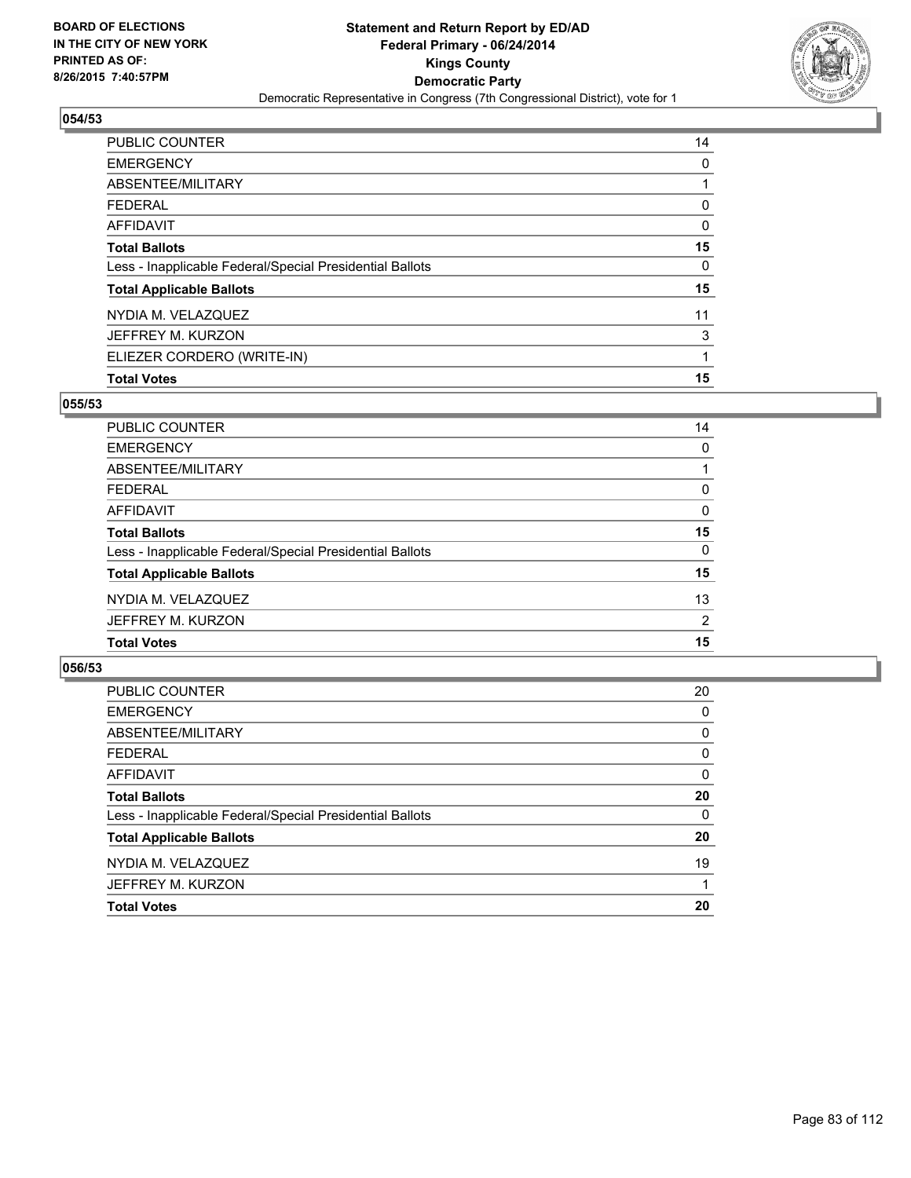**BOARD OF ELECTIONS IN THE CITY OF NEW YORK PRINTED AS OF: 8/26/2015 7:40:57PM**

**Statement and Return Report by ED/AD Federal Primary - 06/24/2014 Kings County Democratic Party**

Democratic Representative in Congress (7th Congressional District), vote for 1

### 054/53

| | |
|---|---|
| PUBLIC COUNTER | 14 |
| EMERGENCY | 0 |
| ABSENTEE/MILITARY | 1 |
| FEDERAL | 0 |
| AFFIDAVIT | 0 |
| **Total Ballots** | **15** |
| Less - Inapplicable Federal/Special Presidential Ballots | 0 |
| **Total Applicable Ballots** | **15** |
| NYDIA M. VELAZQUEZ | 11 |
| JEFFREY M. KURZON | 3 |
| ELIEZER CORDERO (WRITE-IN) | 1 |
| **Total Votes** | **15** |

### 055/53

| | |
|---|---|
| PUBLIC COUNTER | 14 |
| EMERGENCY | 0 |
| ABSENTEE/MILITARY | 1 |
| FEDERAL | 0 |
| AFFIDAVIT | 0 |
| **Total Ballots** | **15** |
| Less - Inapplicable Federal/Special Presidential Ballots | 0 |
| **Total Applicable Ballots** | **15** |
| NYDIA M. VELAZQUEZ | 13 |
| JEFFREY M. KURZON | 2 |
| **Total Votes** | **15** |

### 056/53

| | |
|---|---|
| PUBLIC COUNTER | 20 |
| EMERGENCY | 0 |
| ABSENTEE/MILITARY | 0 |
| FEDERAL | 0 |
| AFFIDAVIT | 0 |
| **Total Ballots** | **20** |
| Less - Inapplicable Federal/Special Presidential Ballots | 0 |
| **Total Applicable Ballots** | **20** |
| NYDIA M. VELAZQUEZ | 19 |
| JEFFREY M. KURZON | 1 |
| **Total Votes** | **20** |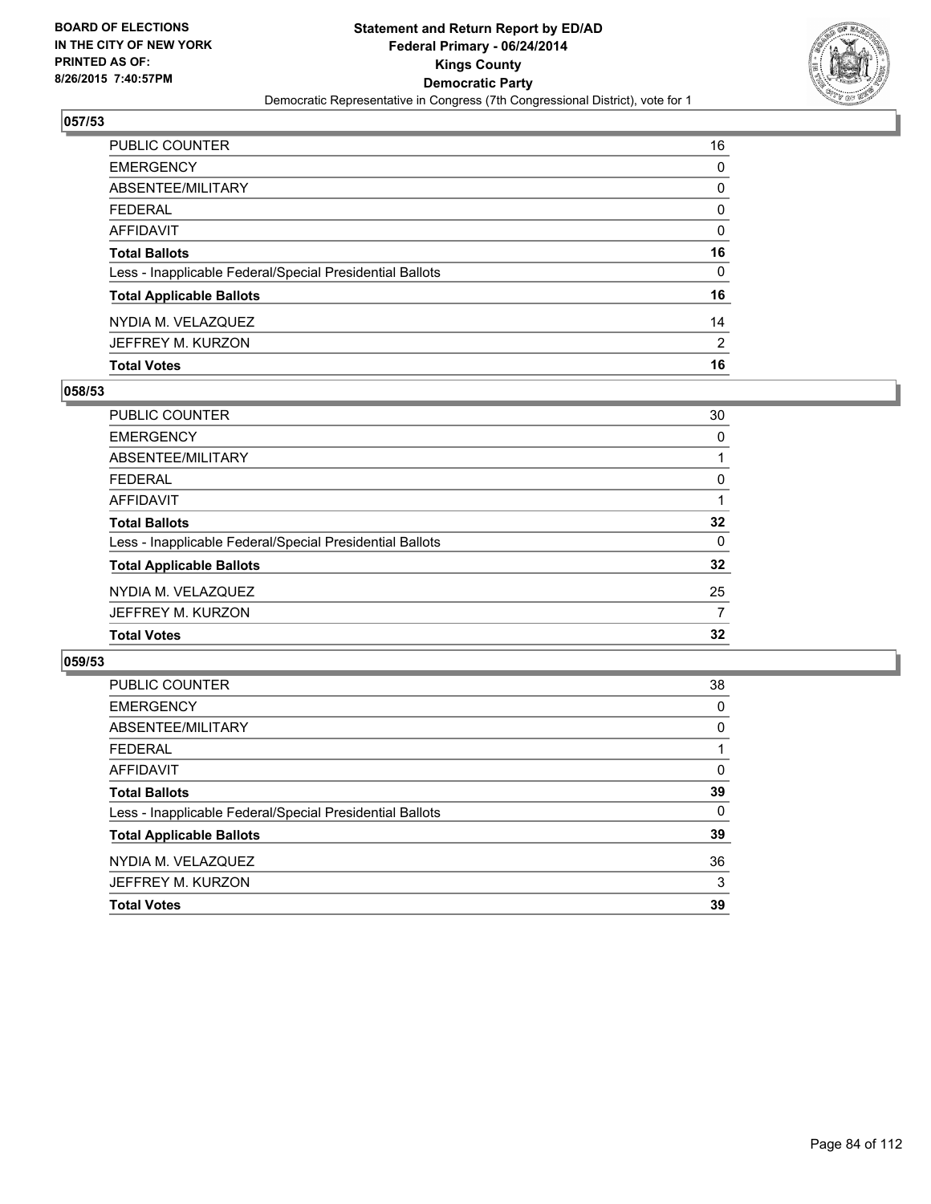**BOARD OF ELECTIONS IN THE CITY OF NEW YORK PRINTED AS OF: 8/26/2015 7:40:57PM**

**Statement and Return Report by ED/AD**
**Federal Primary - 06/24/2014**
**Kings County**
**Democratic Party**
Democratic Representative in Congress (7th Congressional District), vote for 1

### 057/53

| | |
|---|---|
| PUBLIC COUNTER | 16 |
| EMERGENCY | 0 |
| ABSENTEE/MILITARY | 0 |
| FEDERAL | 0 |
| AFFIDAVIT | 0 |
| **Total Ballots** | **16** |
| Less - Inapplicable Federal/Special Presidential Ballots | 0 |
| **Total Applicable Ballots** | **16** |
| NYDIA M. VELAZQUEZ | 14 |
| JEFFREY M. KURZON | 2 |
| **Total Votes** | **16** |

### 058/53

| | |
|---|---|
| PUBLIC COUNTER | 30 |
| EMERGENCY | 0 |
| ABSENTEE/MILITARY | 1 |
| FEDERAL | 0 |
| AFFIDAVIT | 1 |
| **Total Ballots** | **32** |
| Less - Inapplicable Federal/Special Presidential Ballots | 0 |
| **Total Applicable Ballots** | **32** |
| NYDIA M. VELAZQUEZ | 25 |
| JEFFREY M. KURZON | 7 |
| **Total Votes** | **32** |

### 059/53

| | |
|---|---|
| PUBLIC COUNTER | 38 |
| EMERGENCY | 0 |
| ABSENTEE/MILITARY | 0 |
| FEDERAL | 1 |
| AFFIDAVIT | 0 |
| **Total Ballots** | **39** |
| Less - Inapplicable Federal/Special Presidential Ballots | 0 |
| **Total Applicable Ballots** | **39** |
| NYDIA M. VELAZQUEZ | 36 |
| JEFFREY M. KURZON | 3 |
| **Total Votes** | **39** |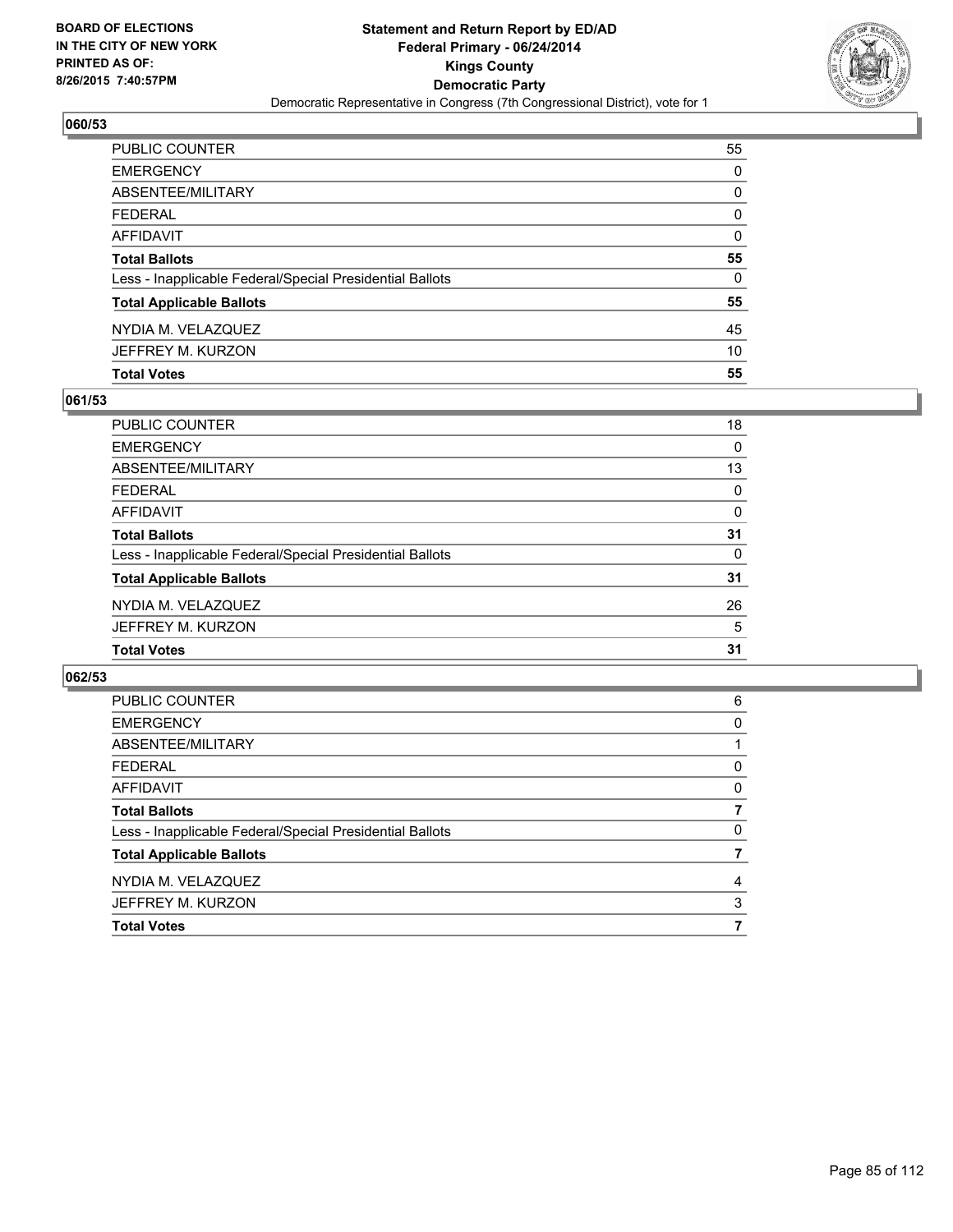BOARD OF ELECTIONS
IN THE CITY OF NEW YORK
PRINTED AS OF:
8/26/2015 7:40:57PM

**Statement and Return Report by ED/AD**
**Federal Primary - 06/24/2014**
**Kings County**
**Democratic Party**
Democratic Representative in Congress (7th Congressional District), vote for 1

### 060/53

| | |
|---|---|
| PUBLIC COUNTER | 55 |
| EMERGENCY | 0 |
| ABSENTEE/MILITARY | 0 |
| FEDERAL | 0 |
| AFFIDAVIT | 0 |
| **Total Ballots** | **55** |
| Less - Inapplicable Federal/Special Presidential Ballots | 0 |
| **Total Applicable Ballots** | **55** |
| NYDIA M. VELAZQUEZ | 45 |
| JEFFREY M. KURZON | 10 |
| **Total Votes** | **55** |

### 061/53

| | |
|---|---|
| PUBLIC COUNTER | 18 |
| EMERGENCY | 0 |
| ABSENTEE/MILITARY | 13 |
| FEDERAL | 0 |
| AFFIDAVIT | 0 |
| **Total Ballots** | **31** |
| Less - Inapplicable Federal/Special Presidential Ballots | 0 |
| **Total Applicable Ballots** | **31** |
| NYDIA M. VELAZQUEZ | 26 |
| JEFFREY M. KURZON | 5 |
| **Total Votes** | **31** |

### 062/53

| | |
|---|---|
| PUBLIC COUNTER | 6 |
| EMERGENCY | 0 |
| ABSENTEE/MILITARY | 1 |
| FEDERAL | 0 |
| AFFIDAVIT | 0 |
| **Total Ballots** | **7** |
| Less - Inapplicable Federal/Special Presidential Ballots | 0 |
| **Total Applicable Ballots** | **7** |
| NYDIA M. VELAZQUEZ | 4 |
| JEFFREY M. KURZON | 3 |
| **Total Votes** | **7** |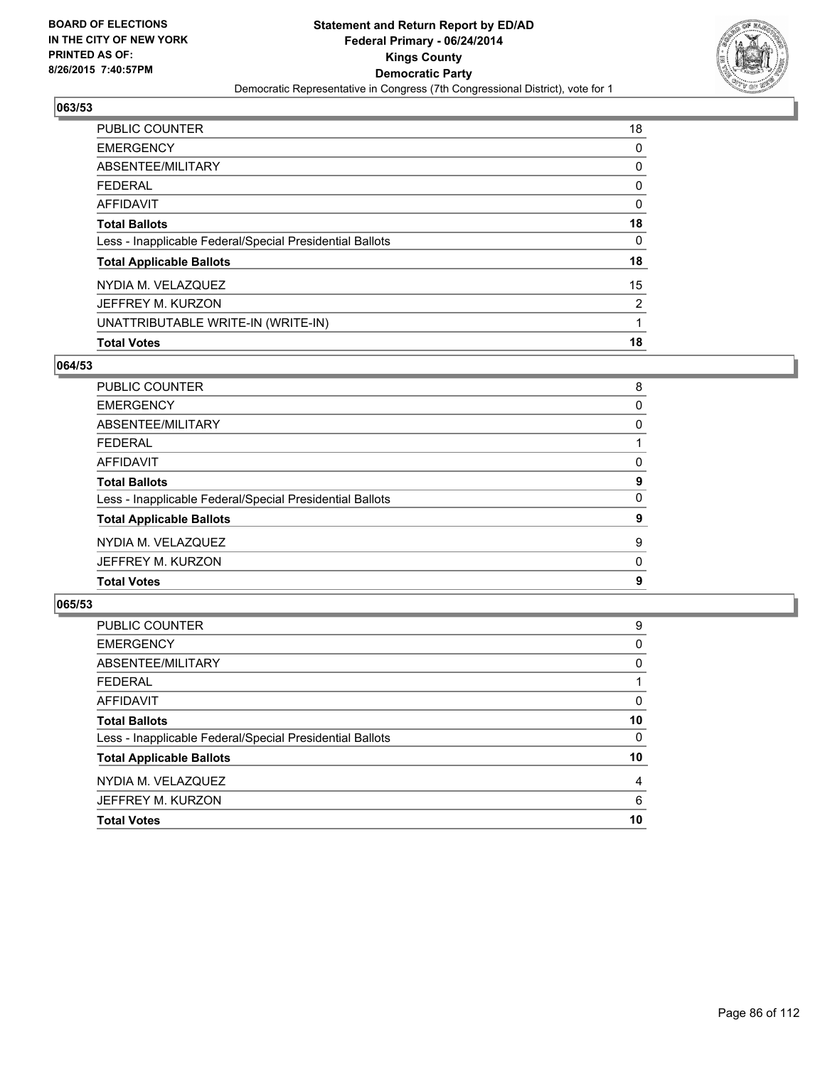BOARD OF ELECTIONS
IN THE CITY OF NEW YORK
PRINTED AS OF:
8/26/2015 7:40:57PM

**Statement and Return Report by ED/AD**
**Federal Primary - 06/24/2014**
**Kings County**
**Democratic Party**
Democratic Representative in Congress (7th Congressional District), vote for 1

### 063/53

| | |
|---|---|
| PUBLIC COUNTER | 18 |
| EMERGENCY | 0 |
| ABSENTEE/MILITARY | 0 |
| FEDERAL | 0 |
| AFFIDAVIT | 0 |
| **Total Ballots** | **18** |
| Less - Inapplicable Federal/Special Presidential Ballots | 0 |
| **Total Applicable Ballots** | **18** |
| NYDIA M. VELAZQUEZ | 15 |
| JEFFREY M. KURZON | 2 |
| UNATTRIBUTABLE WRITE-IN (WRITE-IN) | 1 |
| **Total Votes** | **18** |

### 064/53

| | |
|---|---|
| PUBLIC COUNTER | 8 |
| EMERGENCY | 0 |
| ABSENTEE/MILITARY | 0 |
| FEDERAL | 1 |
| AFFIDAVIT | 0 |
| **Total Ballots** | **9** |
| Less - Inapplicable Federal/Special Presidential Ballots | 0 |
| **Total Applicable Ballots** | **9** |
| NYDIA M. VELAZQUEZ | 9 |
| JEFFREY M. KURZON | 0 |
| **Total Votes** | **9** |

### 065/53

| | |
|---|---|
| PUBLIC COUNTER | 9 |
| EMERGENCY | 0 |
| ABSENTEE/MILITARY | 0 |
| FEDERAL | 1 |
| AFFIDAVIT | 0 |
| **Total Ballots** | **10** |
| Less - Inapplicable Federal/Special Presidential Ballots | 0 |
| **Total Applicable Ballots** | **10** |
| NYDIA M. VELAZQUEZ | 4 |
| JEFFREY M. KURZON | 6 |
| **Total Votes** | **10** |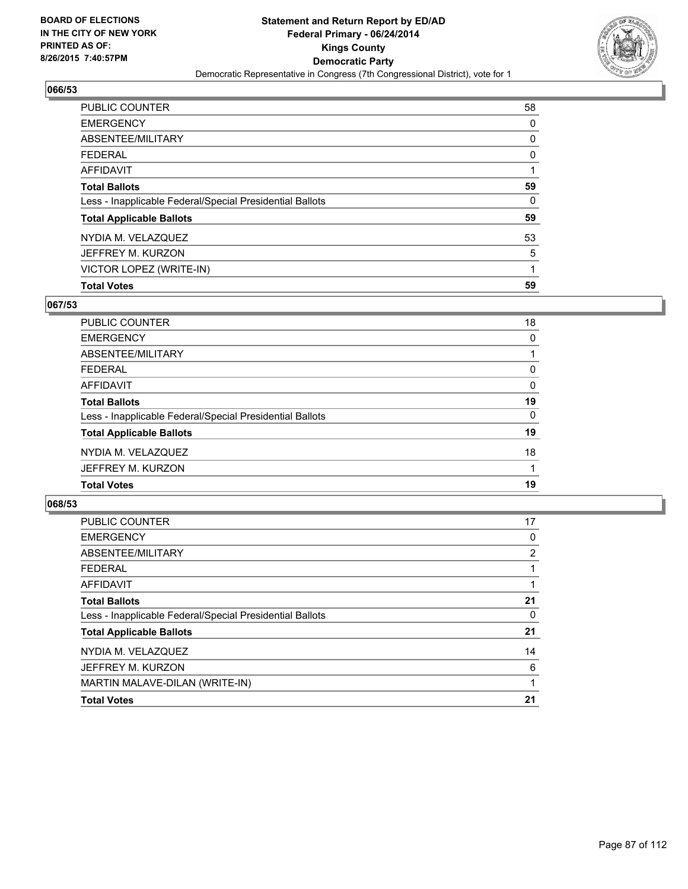BOARD OF ELECTIONS
IN THE CITY OF NEW YORK
PRINTED AS OF:
8/26/2015 7:40:57PM

**Statement and Return Report by ED/AD**
**Federal Primary - 06/24/2014**
**Kings County**
**Democratic Party**
Democratic Representative in Congress (7th Congressional District), vote for 1

## 066/53

| | |
|---|---|
| PUBLIC COUNTER | 58 |
| EMERGENCY | 0 |
| ABSENTEE/MILITARY | 0 |
| FEDERAL | 0 |
| AFFIDAVIT | 1 |
| **Total Ballots** | **59** |
| Less - Inapplicable Federal/Special Presidential Ballots | 0 |
| **Total Applicable Ballots** | **59** |
| NYDIA M. VELAZQUEZ | 53 |
| JEFFREY M. KURZON | 5 |
| VICTOR LOPEZ (WRITE-IN) | 1 |
| **Total Votes** | **59** |

## 067/53

| | |
|---|---|
| PUBLIC COUNTER | 18 |
| EMERGENCY | 0 |
| ABSENTEE/MILITARY | 1 |
| FEDERAL | 0 |
| AFFIDAVIT | 0 |
| **Total Ballots** | **19** |
| Less - Inapplicable Federal/Special Presidential Ballots | 0 |
| **Total Applicable Ballots** | **19** |
| NYDIA M. VELAZQUEZ | 18 |
| JEFFREY M. KURZON | 1 |
| **Total Votes** | **19** |

## 068/53

| | |
|---|---|
| PUBLIC COUNTER | 17 |
| EMERGENCY | 0 |
| ABSENTEE/MILITARY | 2 |
| FEDERAL | 1 |
| AFFIDAVIT | 1 |
| **Total Ballots** | **21** |
| Less - Inapplicable Federal/Special Presidential Ballots | 0 |
| **Total Applicable Ballots** | **21** |
| NYDIA M. VELAZQUEZ | 14 |
| JEFFREY M. KURZON | 6 |
| MARTIN MALAVE-DILAN (WRITE-IN) | 1 |
| **Total Votes** | **21** |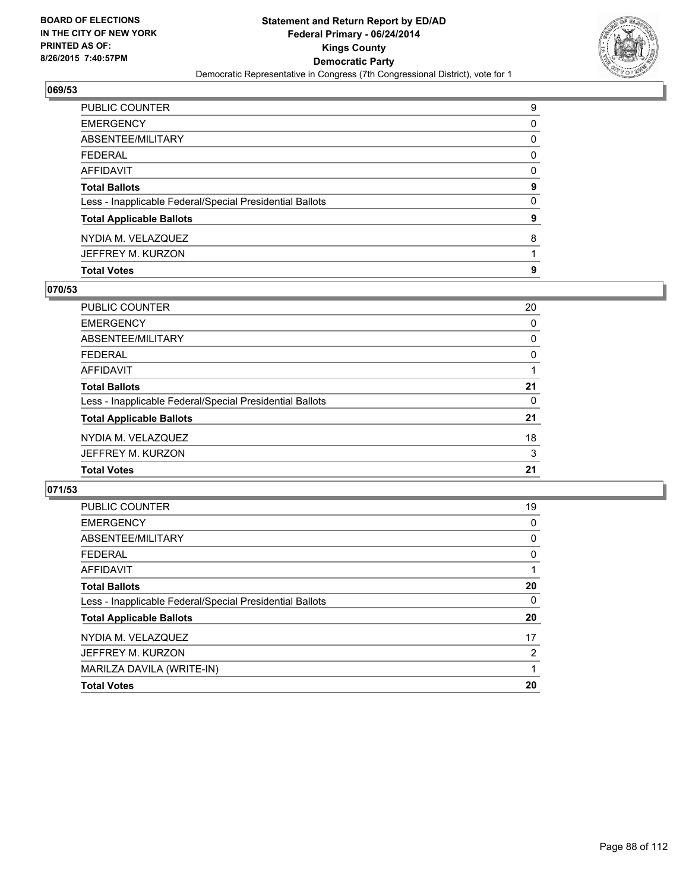**BOARD OF ELECTIONS IN THE CITY OF NEW YORK PRINTED AS OF: 8/26/2015 7:40:57PM**

**Statement and Return Report by ED/AD**
**Federal Primary - 06/24/2014**
**Kings County**
**Democratic Party**
Democratic Representative in Congress (7th Congressional District), vote for 1

### 069/53

| | |
|---|---|
| PUBLIC COUNTER | 9 |
| EMERGENCY | 0 |
| ABSENTEE/MILITARY | 0 |
| FEDERAL | 0 |
| AFFIDAVIT | 0 |
| **Total Ballots** | **9** |
| Less - Inapplicable Federal/Special Presidential Ballots | 0 |
| **Total Applicable Ballots** | **9** |
| NYDIA M. VELAZQUEZ | 8 |
| JEFFREY M. KURZON | 1 |
| **Total Votes** | **9** |

### 070/53

| | |
|---|---|
| PUBLIC COUNTER | 20 |
| EMERGENCY | 0 |
| ABSENTEE/MILITARY | 0 |
| FEDERAL | 0 |
| AFFIDAVIT | 1 |
| **Total Ballots** | **21** |
| Less - Inapplicable Federal/Special Presidential Ballots | 0 |
| **Total Applicable Ballots** | **21** |
| NYDIA M. VELAZQUEZ | 18 |
| JEFFREY M. KURZON | 3 |
| **Total Votes** | **21** |

### 071/53

| | |
|---|---|
| PUBLIC COUNTER | 19 |
| EMERGENCY | 0 |
| ABSENTEE/MILITARY | 0 |
| FEDERAL | 0 |
| AFFIDAVIT | 1 |
| **Total Ballots** | **20** |
| Less - Inapplicable Federal/Special Presidential Ballots | 0 |
| **Total Applicable Ballots** | **20** |
| NYDIA M. VELAZQUEZ | 17 |
| JEFFREY M. KURZON | 2 |
| MARILZA DAVILA (WRITE-IN) | 1 |
| **Total Votes** | **20** |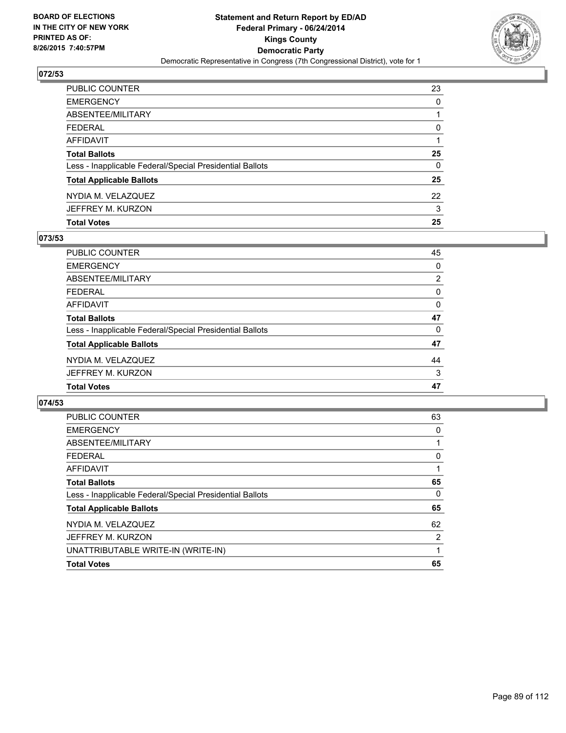BOARD OF ELECTIONS
IN THE CITY OF NEW YORK
PRINTED AS OF:
8/26/2015 7:40:57PM

**Statement and Return Report by ED/AD**
**Federal Primary - 06/24/2014**
**Kings County**
**Democratic Party**
Democratic Representative in Congress (7th Congressional District), vote for 1

### 072/53

| | |
|---|---|
| PUBLIC COUNTER | 23 |
| EMERGENCY | 0 |
| ABSENTEE/MILITARY | 1 |
| FEDERAL | 0 |
| AFFIDAVIT | 1 |
| **Total Ballots** | **25** |
| Less - Inapplicable Federal/Special Presidential Ballots | 0 |
| **Total Applicable Ballots** | **25** |
| NYDIA M. VELAZQUEZ | 22 |
| JEFFREY M. KURZON | 3 |
| **Total Votes** | **25** |

### 073/53

| | |
|---|---|
| PUBLIC COUNTER | 45 |
| EMERGENCY | 0 |
| ABSENTEE/MILITARY | 2 |
| FEDERAL | 0 |
| AFFIDAVIT | 0 |
| **Total Ballots** | **47** |
| Less - Inapplicable Federal/Special Presidential Ballots | 0 |
| **Total Applicable Ballots** | **47** |
| NYDIA M. VELAZQUEZ | 44 |
| JEFFREY M. KURZON | 3 |
| **Total Votes** | **47** |

### 074/53

| | |
|---|---|
| PUBLIC COUNTER | 63 |
| EMERGENCY | 0 |
| ABSENTEE/MILITARY | 1 |
| FEDERAL | 0 |
| AFFIDAVIT | 1 |
| **Total Ballots** | **65** |
| Less - Inapplicable Federal/Special Presidential Ballots | 0 |
| **Total Applicable Ballots** | **65** |
| NYDIA M. VELAZQUEZ | 62 |
| JEFFREY M. KURZON | 2 |
| UNATTRIBUTABLE WRITE-IN (WRITE-IN) | 1 |
| **Total Votes** | **65** |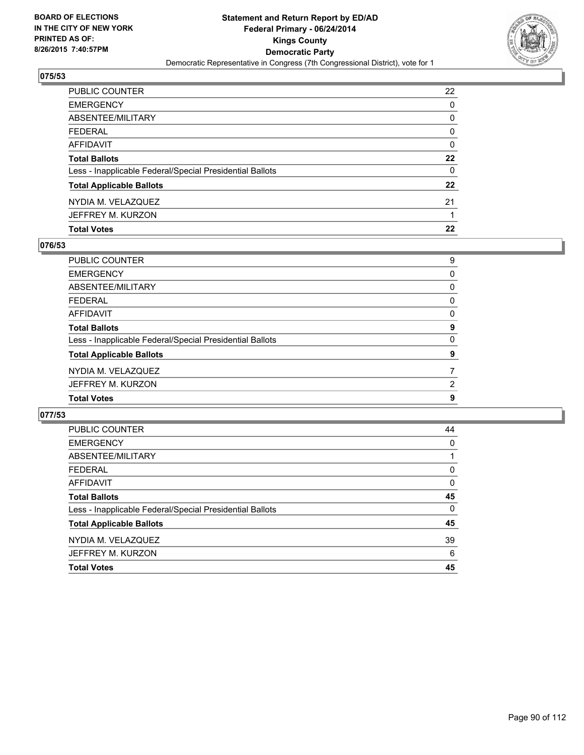BOARD OF ELECTIONS
IN THE CITY OF NEW YORK
PRINTED AS OF:
8/26/2015 7:40:57PM

**Statement and Return Report by ED/AD**
**Federal Primary - 06/24/2014**
**Kings County**
**Democratic Party**
Democratic Representative in Congress (7th Congressional District), vote for 1

### 075/53

| | |
|---|---|
| PUBLIC COUNTER | 22 |
| EMERGENCY | 0 |
| ABSENTEE/MILITARY | 0 |
| FEDERAL | 0 |
| AFFIDAVIT | 0 |
| **Total Ballots** | **22** |
| Less - Inapplicable Federal/Special Presidential Ballots | 0 |
| **Total Applicable Ballots** | **22** |
| NYDIA M. VELAZQUEZ | 21 |
| JEFFREY M. KURZON | 1 |
| **Total Votes** | **22** |

### 076/53

| | |
|---|---|
| PUBLIC COUNTER | 9 |
| EMERGENCY | 0 |
| ABSENTEE/MILITARY | 0 |
| FEDERAL | 0 |
| AFFIDAVIT | 0 |
| **Total Ballots** | **9** |
| Less - Inapplicable Federal/Special Presidential Ballots | 0 |
| **Total Applicable Ballots** | **9** |
| NYDIA M. VELAZQUEZ | 7 |
| JEFFREY M. KURZON | 2 |
| **Total Votes** | **9** |

### 077/53

| | |
|---|---|
| PUBLIC COUNTER | 44 |
| EMERGENCY | 0 |
| ABSENTEE/MILITARY | 1 |
| FEDERAL | 0 |
| AFFIDAVIT | 0 |
| **Total Ballots** | **45** |
| Less - Inapplicable Federal/Special Presidential Ballots | 0 |
| **Total Applicable Ballots** | **45** |
| NYDIA M. VELAZQUEZ | 39 |
| JEFFREY M. KURZON | 6 |
| **Total Votes** | **45** |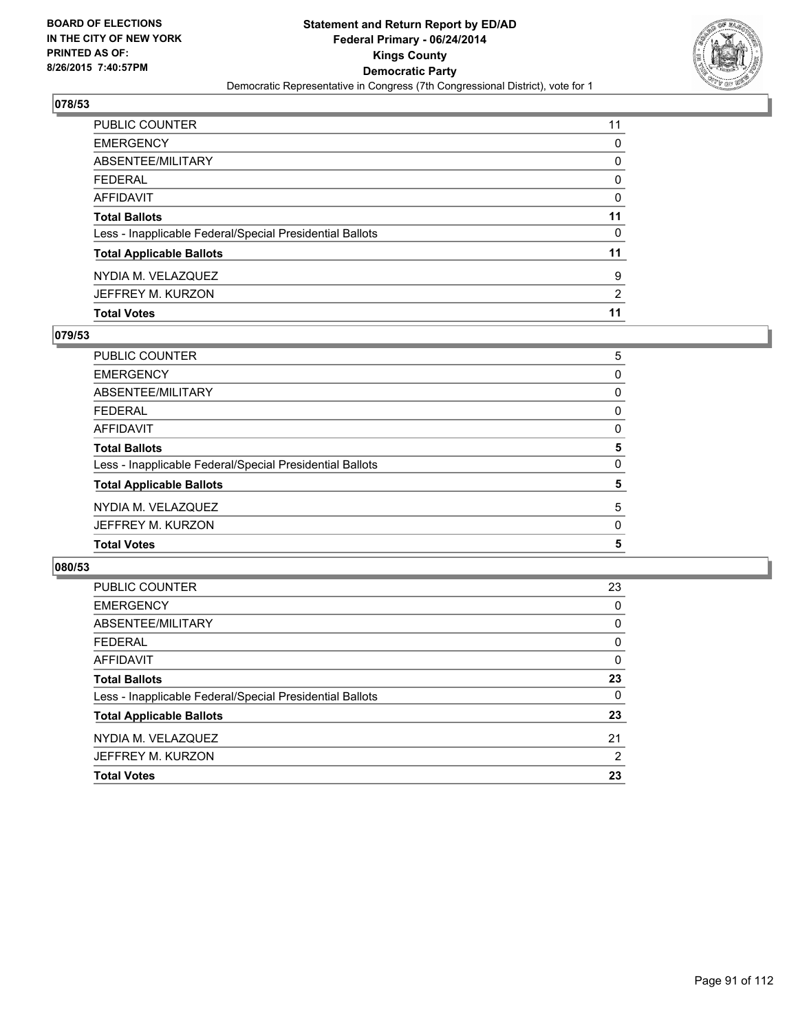BOARD OF ELECTIONS
IN THE CITY OF NEW YORK
PRINTED AS OF:
8/26/2015 7:40:57PM

**Statement and Return Report by ED/AD**
**Federal Primary - 06/24/2014**
**Kings County**
**Democratic Party**
Democratic Representative in Congress (7th Congressional District), vote for 1

### 078/53

| | |
|---|---|
| PUBLIC COUNTER | 11 |
| EMERGENCY | 0 |
| ABSENTEE/MILITARY | 0 |
| FEDERAL | 0 |
| AFFIDAVIT | 0 |
| **Total Ballots** | **11** |
| Less - Inapplicable Federal/Special Presidential Ballots | 0 |
| **Total Applicable Ballots** | **11** |
| NYDIA M. VELAZQUEZ | 9 |
| JEFFREY M. KURZON | 2 |
| **Total Votes** | **11** |

### 079/53

| | |
|---|---|
| PUBLIC COUNTER | 5 |
| EMERGENCY | 0 |
| ABSENTEE/MILITARY | 0 |
| FEDERAL | 0 |
| AFFIDAVIT | 0 |
| **Total Ballots** | **5** |
| Less - Inapplicable Federal/Special Presidential Ballots | 0 |
| **Total Applicable Ballots** | **5** |
| NYDIA M. VELAZQUEZ | 5 |
| JEFFREY M. KURZON | 0 |
| **Total Votes** | **5** |

### 080/53

| | |
|---|---|
| PUBLIC COUNTER | 23 |
| EMERGENCY | 0 |
| ABSENTEE/MILITARY | 0 |
| FEDERAL | 0 |
| AFFIDAVIT | 0 |
| **Total Ballots** | **23** |
| Less - Inapplicable Federal/Special Presidential Ballots | 0 |
| **Total Applicable Ballots** | **23** |
| NYDIA M. VELAZQUEZ | 21 |
| JEFFREY M. KURZON | 2 |
| **Total Votes** | **23** |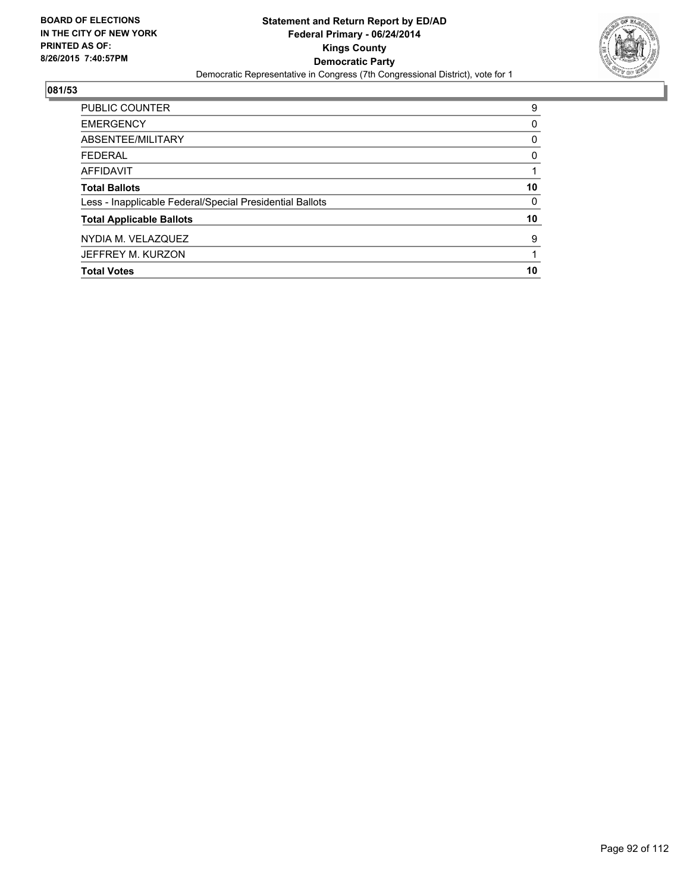BOARD OF ELECTIONS
IN THE CITY OF NEW YORK
PRINTED AS OF:
8/26/2015 7:40:57PM

**Statement and Return Report by ED/AD**
**Federal Primary - 06/24/2014**
**Kings County**
**Democratic Party**
Democratic Representative in Congress (7th Congressional District), vote for 1

## 081/53

| | |
|---|---|
| PUBLIC COUNTER | 9 |
| EMERGENCY | 0 |
| ABSENTEE/MILITARY | 0 |
| FEDERAL | 0 |
| AFFIDAVIT | 1 |
| **Total Ballots** | **10** |
| Less - Inapplicable Federal/Special Presidential Ballots | 0 |
| **Total Applicable Ballots** | **10** |
| NYDIA M. VELAZQUEZ | 9 |
| JEFFREY M. KURZON | 1 |
| **Total Votes** | **10** |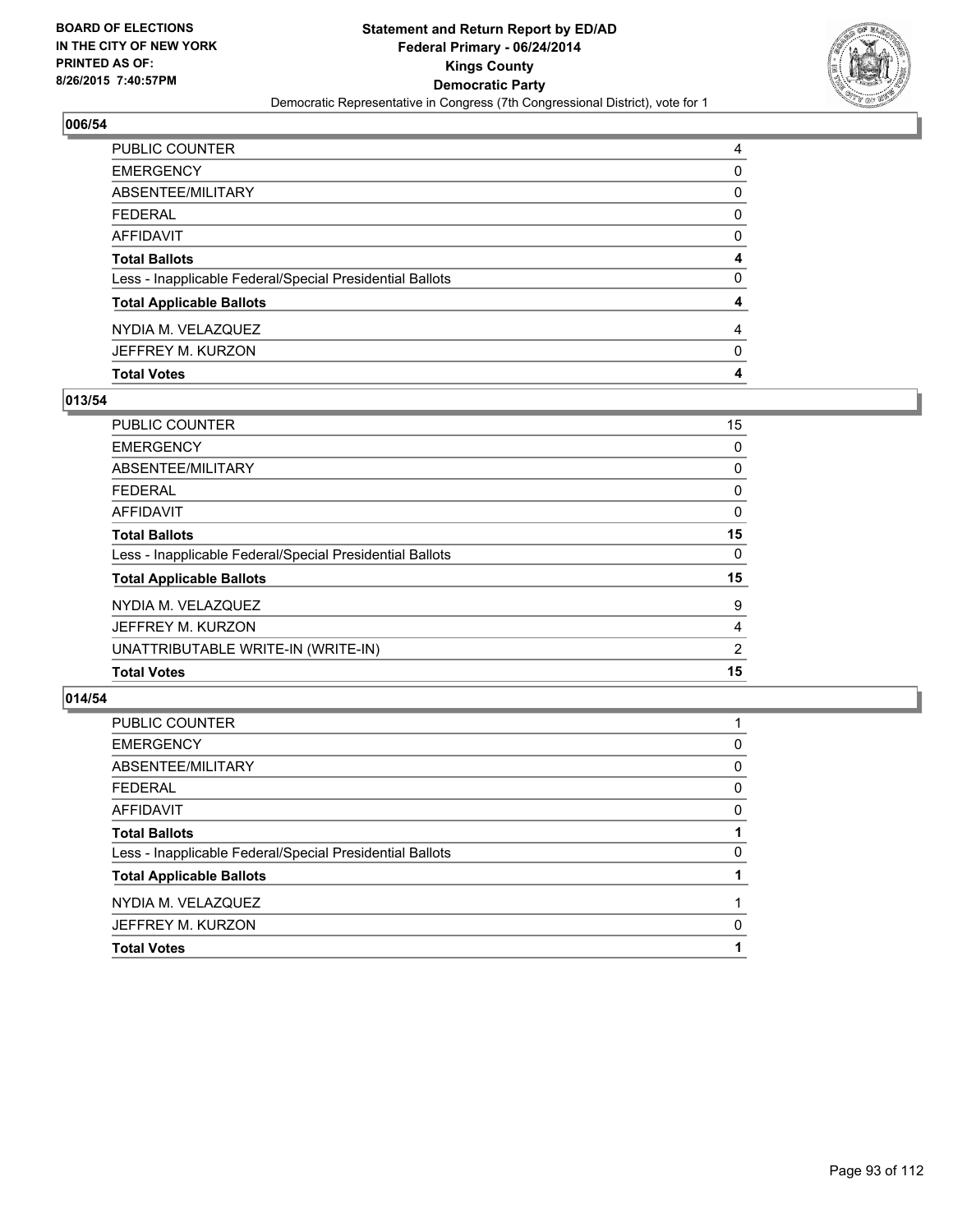BOARD OF ELECTIONS
IN THE CITY OF NEW YORK
PRINTED AS OF:
8/26/2015 7:40:57PM

**Statement and Return Report by ED/AD**
**Federal Primary - 06/24/2014**
**Kings County**
**Democratic Party**
Democratic Representative in Congress (7th Congressional District), vote for 1

## 006/54

| | |
|---|---|
| PUBLIC COUNTER | 4 |
| EMERGENCY | 0 |
| ABSENTEE/MILITARY | 0 |
| FEDERAL | 0 |
| AFFIDAVIT | 0 |
| **Total Ballots** | **4** |
| Less - Inapplicable Federal/Special Presidential Ballots | 0 |
| **Total Applicable Ballots** | **4** |
| NYDIA M. VELAZQUEZ | 4 |
| JEFFREY M. KURZON | 0 |
| **Total Votes** | **4** |

## 013/54

| | |
|---|---|
| PUBLIC COUNTER | 15 |
| EMERGENCY | 0 |
| ABSENTEE/MILITARY | 0 |
| FEDERAL | 0 |
| AFFIDAVIT | 0 |
| **Total Ballots** | **15** |
| Less - Inapplicable Federal/Special Presidential Ballots | 0 |
| **Total Applicable Ballots** | **15** |
| NYDIA M. VELAZQUEZ | 9 |
| JEFFREY M. KURZON | 4 |
| UNATTRIBUTABLE WRITE-IN (WRITE-IN) | 2 |
| **Total Votes** | **15** |

## 014/54

| | |
|---|---|
| PUBLIC COUNTER | 1 |
| EMERGENCY | 0 |
| ABSENTEE/MILITARY | 0 |
| FEDERAL | 0 |
| AFFIDAVIT | 0 |
| **Total Ballots** | **1** |
| Less - Inapplicable Federal/Special Presidential Ballots | 0 |
| **Total Applicable Ballots** | **1** |
| NYDIA M. VELAZQUEZ | 1 |
| JEFFREY M. KURZON | 0 |
| **Total Votes** | **1** |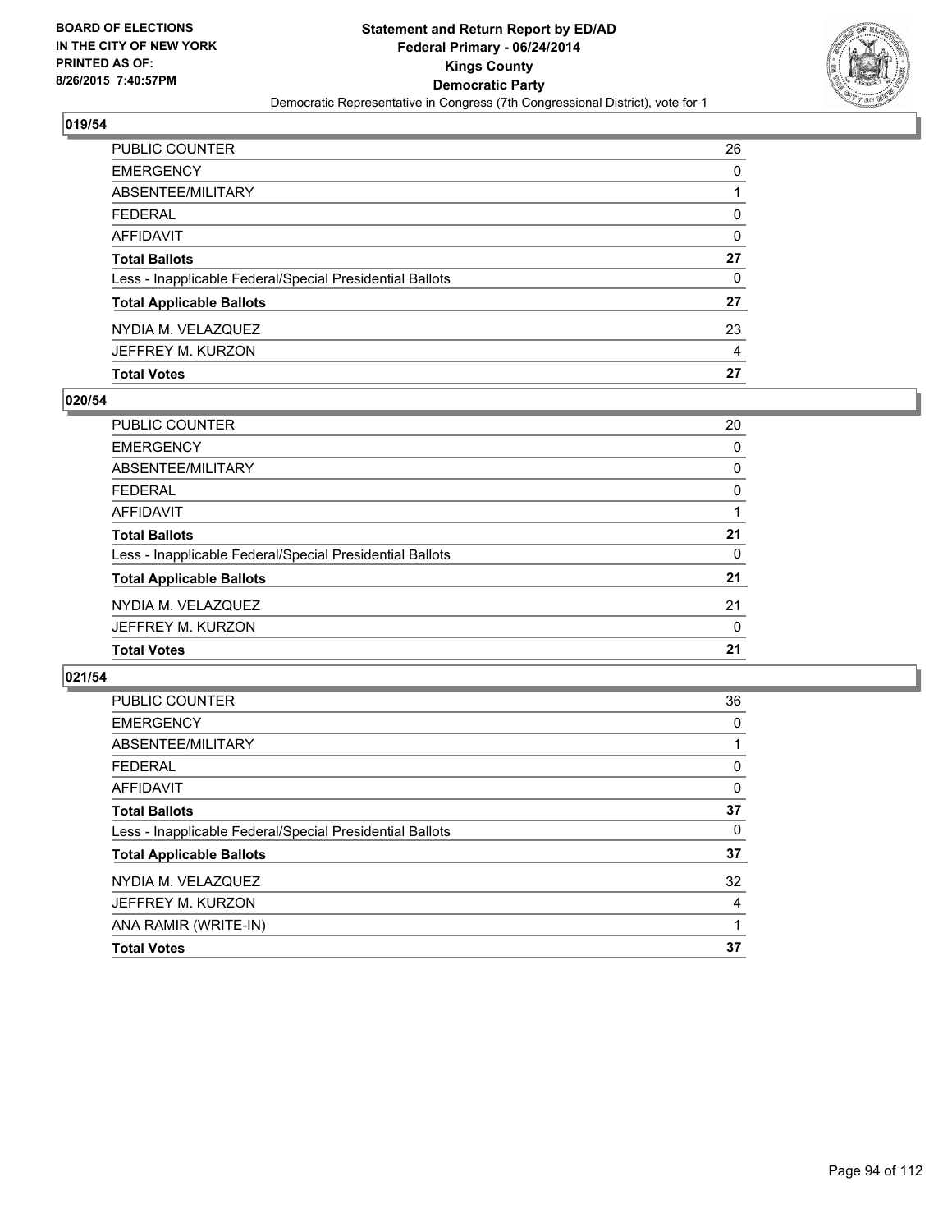BOARD OF ELECTIONS
IN THE CITY OF NEW YORK
PRINTED AS OF:
8/26/2015 7:40:57PM

**Statement and Return Report by ED/AD**
**Federal Primary - 06/24/2014**
**Kings County**
**Democratic Party**
Democratic Representative in Congress (7th Congressional District), vote for 1

### 019/54

| | |
|---|---|
| PUBLIC COUNTER | 26 |
| EMERGENCY | 0 |
| ABSENTEE/MILITARY | 1 |
| FEDERAL | 0 |
| AFFIDAVIT | 0 |
| **Total Ballots** | **27** |
| Less - Inapplicable Federal/Special Presidential Ballots | 0 |
| **Total Applicable Ballots** | **27** |
| NYDIA M. VELAZQUEZ | 23 |
| JEFFREY M. KURZON | 4 |
| **Total Votes** | **27** |

### 020/54

| | |
|---|---|
| PUBLIC COUNTER | 20 |
| EMERGENCY | 0 |
| ABSENTEE/MILITARY | 0 |
| FEDERAL | 0 |
| AFFIDAVIT | 1 |
| **Total Ballots** | **21** |
| Less - Inapplicable Federal/Special Presidential Ballots | 0 |
| **Total Applicable Ballots** | **21** |
| NYDIA M. VELAZQUEZ | 21 |
| JEFFREY M. KURZON | 0 |
| **Total Votes** | **21** |

### 021/54

| | |
|---|---|
| PUBLIC COUNTER | 36 |
| EMERGENCY | 0 |
| ABSENTEE/MILITARY | 1 |
| FEDERAL | 0 |
| AFFIDAVIT | 0 |
| **Total Ballots** | **37** |
| Less - Inapplicable Federal/Special Presidential Ballots | 0 |
| **Total Applicable Ballots** | **37** |
| NYDIA M. VELAZQUEZ | 32 |
| JEFFREY M. KURZON | 4 |
| ANA RAMIR (WRITE-IN) | 1 |
| **Total Votes** | **37** |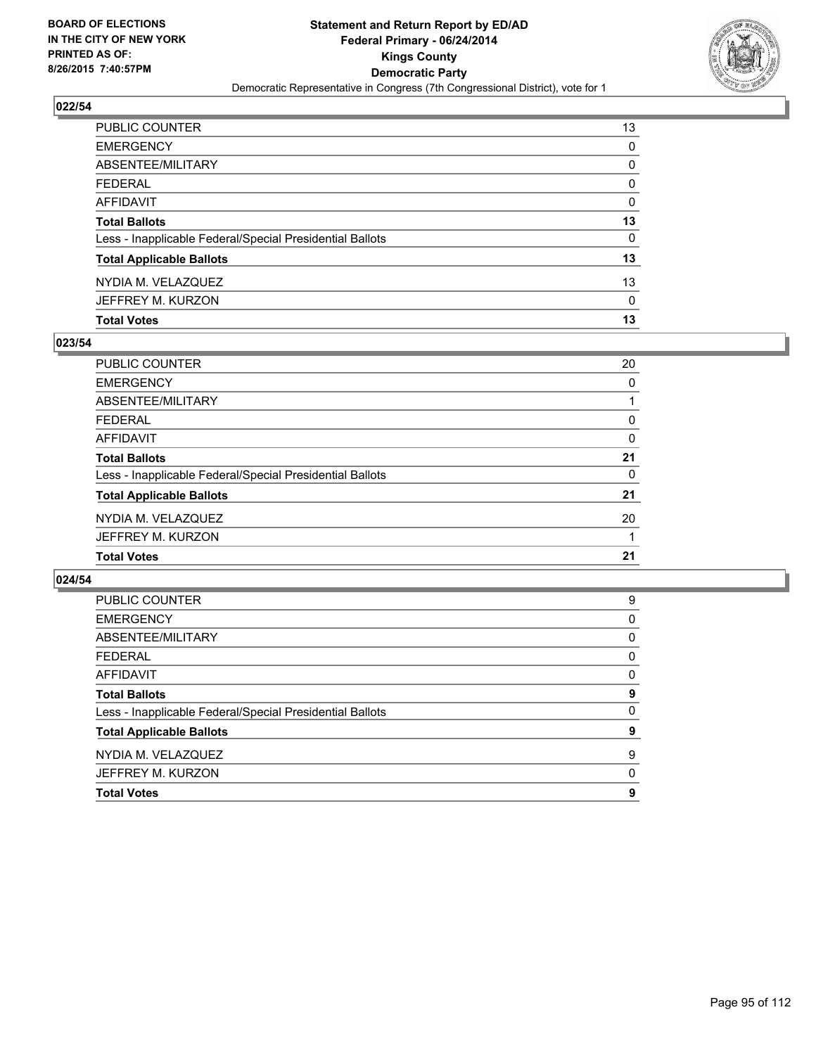BOARD OF ELECTIONS
IN THE CITY OF NEW YORK
PRINTED AS OF:
8/26/2015 7:40:57PM

**Statement and Return Report by ED/AD**
**Federal Primary - 06/24/2014**
**Kings County**
**Democratic Party**
Democratic Representative in Congress (7th Congressional District), vote for 1

### 022/54

| | |
|---|---|
| PUBLIC COUNTER | 13 |
| EMERGENCY | 0 |
| ABSENTEE/MILITARY | 0 |
| FEDERAL | 0 |
| AFFIDAVIT | 0 |
| **Total Ballots** | **13** |
| Less - Inapplicable Federal/Special Presidential Ballots | 0 |
| **Total Applicable Ballots** | **13** |
| NYDIA M. VELAZQUEZ | 13 |
| JEFFREY M. KURZON | 0 |
| **Total Votes** | **13** |

### 023/54

| | |
|---|---|
| PUBLIC COUNTER | 20 |
| EMERGENCY | 0 |
| ABSENTEE/MILITARY | 1 |
| FEDERAL | 0 |
| AFFIDAVIT | 0 |
| **Total Ballots** | **21** |
| Less - Inapplicable Federal/Special Presidential Ballots | 0 |
| **Total Applicable Ballots** | **21** |
| NYDIA M. VELAZQUEZ | 20 |
| JEFFREY M. KURZON | 1 |
| **Total Votes** | **21** |

### 024/54

| | |
|---|---|
| PUBLIC COUNTER | 9 |
| EMERGENCY | 0 |
| ABSENTEE/MILITARY | 0 |
| FEDERAL | 0 |
| AFFIDAVIT | 0 |
| **Total Ballots** | **9** |
| Less - Inapplicable Federal/Special Presidential Ballots | 0 |
| **Total Applicable Ballots** | **9** |
| NYDIA M. VELAZQUEZ | 9 |
| JEFFREY M. KURZON | 0 |
| **Total Votes** | **9** |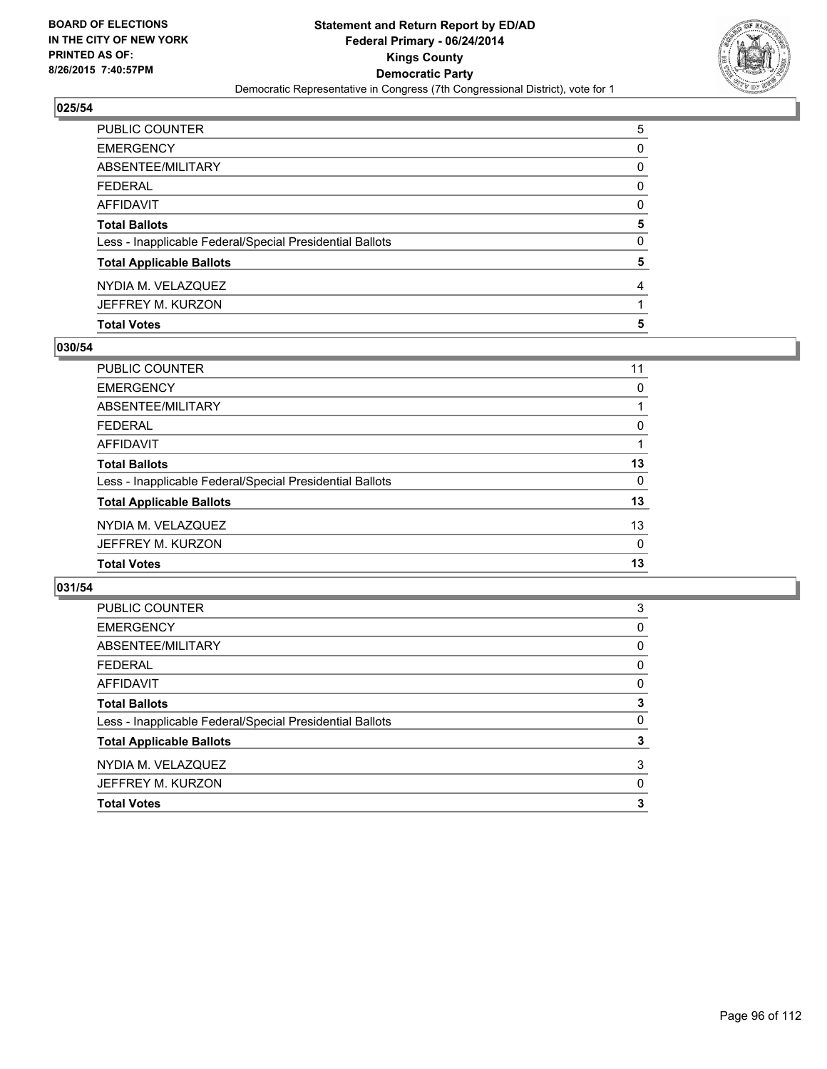BOARD OF ELECTIONS
IN THE CITY OF NEW YORK
PRINTED AS OF:
8/26/2015 7:40:57PM

**Statement and Return Report by ED/AD**
**Federal Primary - 06/24/2014**
**Kings County**
**Democratic Party**
Democratic Representative in Congress (7th Congressional District), vote for 1

### 025/54

| | |
|---|---|
| PUBLIC COUNTER | 5 |
| EMERGENCY | 0 |
| ABSENTEE/MILITARY | 0 |
| FEDERAL | 0 |
| AFFIDAVIT | 0 |
| **Total Ballots** | **5** |
| Less - Inapplicable Federal/Special Presidential Ballots | 0 |
| **Total Applicable Ballots** | **5** |
| NYDIA M. VELAZQUEZ | 4 |
| JEFFREY M. KURZON | 1 |
| **Total Votes** | **5** |

### 030/54

| | |
|---|---|
| PUBLIC COUNTER | 11 |
| EMERGENCY | 0 |
| ABSENTEE/MILITARY | 1 |
| FEDERAL | 0 |
| AFFIDAVIT | 1 |
| **Total Ballots** | **13** |
| Less - Inapplicable Federal/Special Presidential Ballots | 0 |
| **Total Applicable Ballots** | **13** |
| NYDIA M. VELAZQUEZ | 13 |
| JEFFREY M. KURZON | 0 |
| **Total Votes** | **13** |

### 031/54

| | |
|---|---|
| PUBLIC COUNTER | 3 |
| EMERGENCY | 0 |
| ABSENTEE/MILITARY | 0 |
| FEDERAL | 0 |
| AFFIDAVIT | 0 |
| **Total Ballots** | **3** |
| Less - Inapplicable Federal/Special Presidential Ballots | 0 |
| **Total Applicable Ballots** | **3** |
| NYDIA M. VELAZQUEZ | 3 |
| JEFFREY M. KURZON | 0 |
| **Total Votes** | **3** |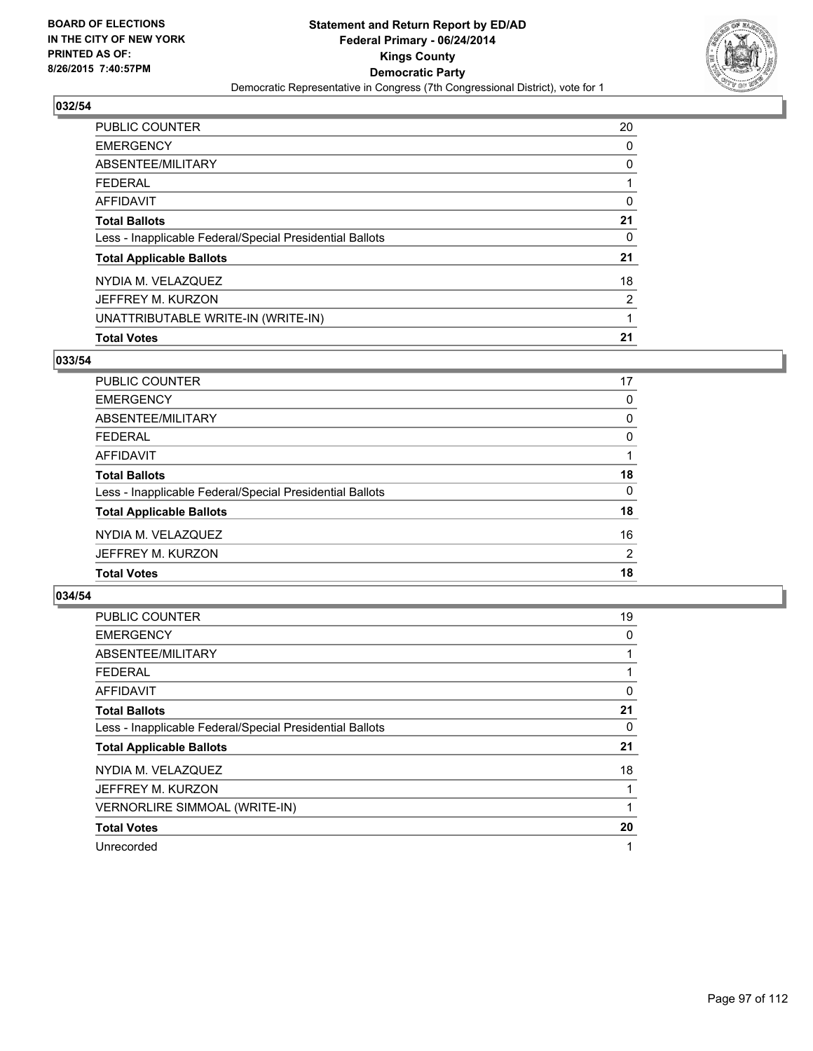BOARD OF ELECTIONS
IN THE CITY OF NEW YORK
PRINTED AS OF:
8/26/2015 7:40:57PM

**Statement and Return Report by ED/AD**
**Federal Primary - 06/24/2014**
**Kings County**
**Democratic Party**
Democratic Representative in Congress (7th Congressional District), vote for 1

### 032/54

| | |
|---|---|
| PUBLIC COUNTER | 20 |
| EMERGENCY | 0 |
| ABSENTEE/MILITARY | 0 |
| FEDERAL | 1 |
| AFFIDAVIT | 0 |
| **Total Ballots** | **21** |
| Less - Inapplicable Federal/Special Presidential Ballots | 0 |
| **Total Applicable Ballots** | **21** |
| NYDIA M. VELAZQUEZ | 18 |
| JEFFREY M. KURZON | 2 |
| UNATTRIBUTABLE WRITE-IN (WRITE-IN) | 1 |
| **Total Votes** | **21** |

### 033/54

| | |
|---|---|
| PUBLIC COUNTER | 17 |
| EMERGENCY | 0 |
| ABSENTEE/MILITARY | 0 |
| FEDERAL | 0 |
| AFFIDAVIT | 1 |
| **Total Ballots** | **18** |
| Less - Inapplicable Federal/Special Presidential Ballots | 0 |
| **Total Applicable Ballots** | **18** |
| NYDIA M. VELAZQUEZ | 16 |
| JEFFREY M. KURZON | 2 |
| **Total Votes** | **18** |

### 034/54

| | |
|---|---|
| PUBLIC COUNTER | 19 |
| EMERGENCY | 0 |
| ABSENTEE/MILITARY | 1 |
| FEDERAL | 1 |
| AFFIDAVIT | 0 |
| **Total Ballots** | **21** |
| Less - Inapplicable Federal/Special Presidential Ballots | 0 |
| **Total Applicable Ballots** | **21** |
| NYDIA M. VELAZQUEZ | 18 |
| JEFFREY M. KURZON | 1 |
| VERNORLIRE SIMMOAL (WRITE-IN) | 1 |
| **Total Votes** | **20** |
| Unrecorded | 1 |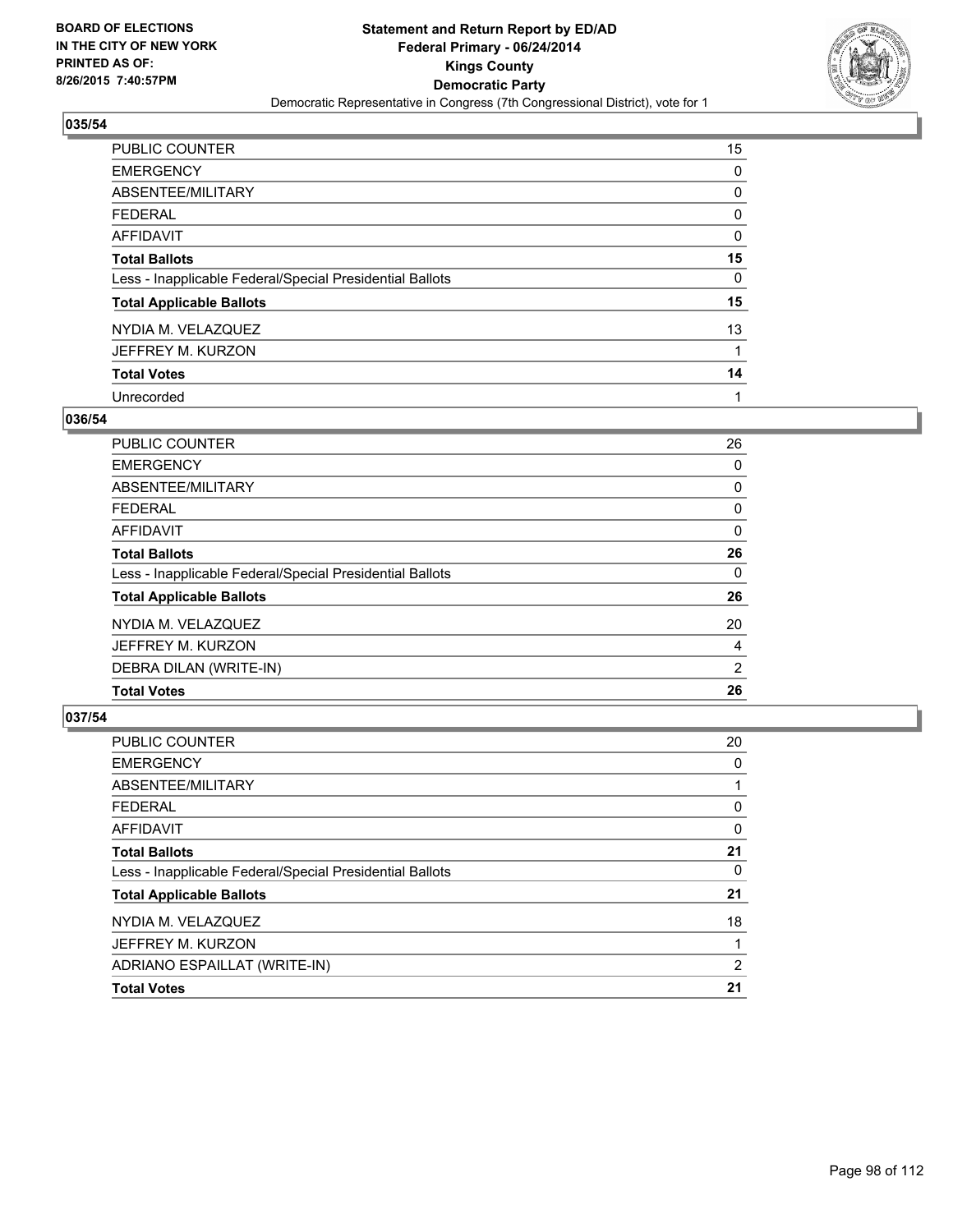BOARD OF ELECTIONS
IN THE CITY OF NEW YORK
PRINTED AS OF:
8/26/2015 7:40:57PM

**Statement and Return Report by ED/AD**
**Federal Primary - 06/24/2014**
**Kings County**
**Democratic Party**
Democratic Representative in Congress (7th Congressional District), vote for 1

### 035/54

| | |
|---|---|
| PUBLIC COUNTER | 15 |
| EMERGENCY | 0 |
| ABSENTEE/MILITARY | 0 |
| FEDERAL | 0 |
| AFFIDAVIT | 0 |
| **Total Ballots** | **15** |
| Less - Inapplicable Federal/Special Presidential Ballots | 0 |
| **Total Applicable Ballots** | **15** |
| NYDIA M. VELAZQUEZ | 13 |
| JEFFREY M. KURZON | 1 |
| **Total Votes** | **14** |
| Unrecorded | 1 |

### 036/54

| | |
|---|---|
| PUBLIC COUNTER | 26 |
| EMERGENCY | 0 |
| ABSENTEE/MILITARY | 0 |
| FEDERAL | 0 |
| AFFIDAVIT | 0 |
| **Total Ballots** | **26** |
| Less - Inapplicable Federal/Special Presidential Ballots | 0 |
| **Total Applicable Ballots** | **26** |
| NYDIA M. VELAZQUEZ | 20 |
| JEFFREY M. KURZON | 4 |
| DEBRA DILAN (WRITE-IN) | 2 |
| **Total Votes** | **26** |

### 037/54

| | |
|---|---|
| PUBLIC COUNTER | 20 |
| EMERGENCY | 0 |
| ABSENTEE/MILITARY | 1 |
| FEDERAL | 0 |
| AFFIDAVIT | 0 |
| **Total Ballots** | **21** |
| Less - Inapplicable Federal/Special Presidential Ballots | 0 |
| **Total Applicable Ballots** | **21** |
| NYDIA M. VELAZQUEZ | 18 |
| JEFFREY M. KURZON | 1 |
| ADRIANO ESPAILLAT (WRITE-IN) | 2 |
| **Total Votes** | **21** |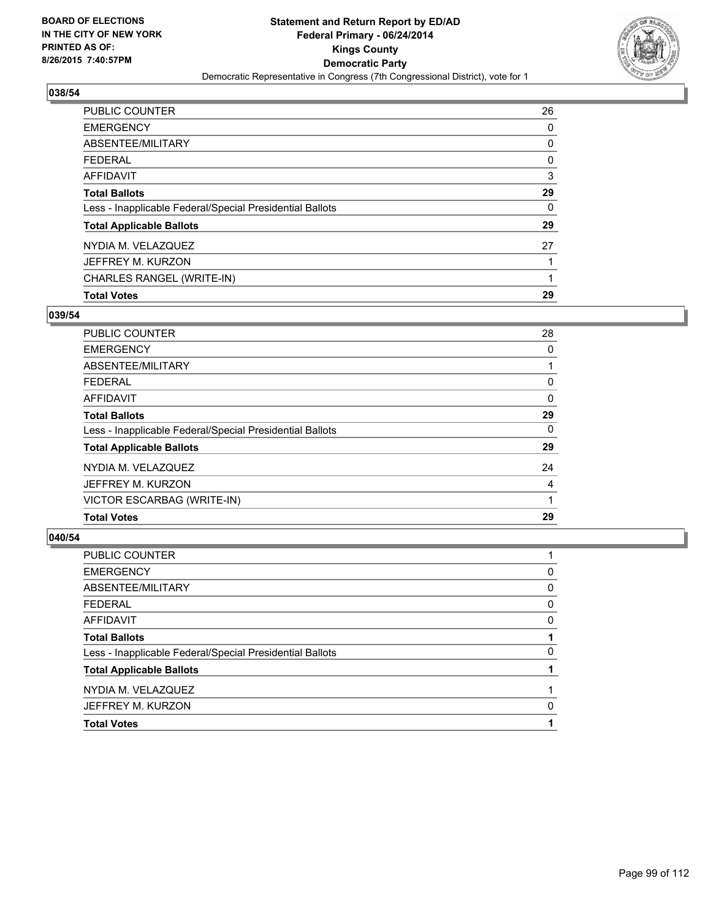BOARD OF ELECTIONS
IN THE CITY OF NEW YORK
PRINTED AS OF:
8/26/2015 7:40:57PM

# Statement and Return Report by ED/AD
## Federal Primary - 06/24/2014
## Kings County
## Democratic Party
Democratic Representative in Congress (7th Congressional District), vote for 1

### 038/54

| | |
|---|---|
| PUBLIC COUNTER | 26 |
| EMERGENCY | 0 |
| ABSENTEE/MILITARY | 0 |
| FEDERAL | 0 |
| AFFIDAVIT | 3 |
| **Total Ballots** | **29** |
| Less - Inapplicable Federal/Special Presidential Ballots | 0 |
| **Total Applicable Ballots** | **29** |
| NYDIA M. VELAZQUEZ | 27 |
| JEFFREY M. KURZON | 1 |
| CHARLES RANGEL (WRITE-IN) | 1 |
| **Total Votes** | **29** |

### 039/54

| | |
|---|---|
| PUBLIC COUNTER | 28 |
| EMERGENCY | 0 |
| ABSENTEE/MILITARY | 1 |
| FEDERAL | 0 |
| AFFIDAVIT | 0 |
| **Total Ballots** | **29** |
| Less - Inapplicable Federal/Special Presidential Ballots | 0 |
| **Total Applicable Ballots** | **29** |
| NYDIA M. VELAZQUEZ | 24 |
| JEFFREY M. KURZON | 4 |
| VICTOR ESCARBAG (WRITE-IN) | 1 |
| **Total Votes** | **29** |

### 040/54

| | |
|---|---|
| PUBLIC COUNTER | 1 |
| EMERGENCY | 0 |
| ABSENTEE/MILITARY | 0 |
| FEDERAL | 0 |
| AFFIDAVIT | 0 |
| **Total Ballots** | **1** |
| Less - Inapplicable Federal/Special Presidential Ballots | 0 |
| **Total Applicable Ballots** | **1** |
| NYDIA M. VELAZQUEZ | 1 |
| JEFFREY M. KURZON | 0 |
| **Total Votes** | **1** |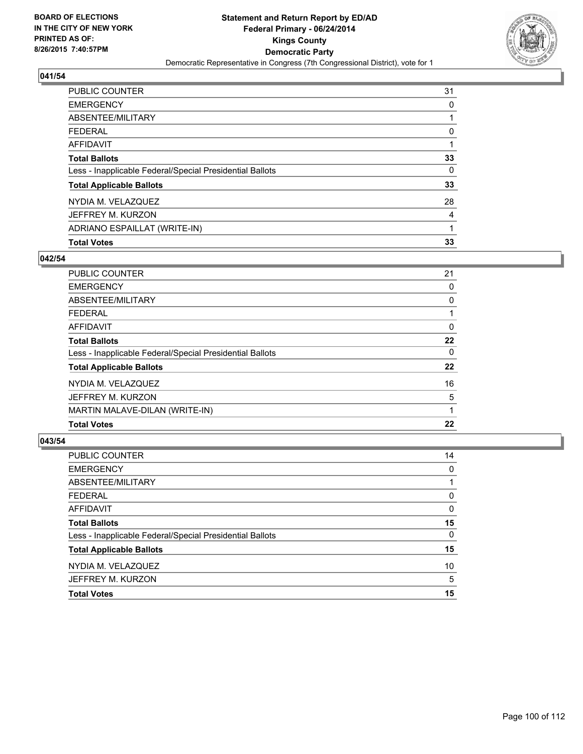BOARD OF ELECTIONS
IN THE CITY OF NEW YORK
PRINTED AS OF:
8/26/2015 7:40:57PM

**Statement and Return Report by ED/AD**
**Federal Primary - 06/24/2014**
**Kings County**
**Democratic Party**
Democratic Representative in Congress (7th Congressional District), vote for 1

## 041/54

| | |
|---|---|
| PUBLIC COUNTER | 31 |
| EMERGENCY | 0 |
| ABSENTEE/MILITARY | 1 |
| FEDERAL | 0 |
| AFFIDAVIT | 1 |
| **Total Ballots** | **33** |
| Less - Inapplicable Federal/Special Presidential Ballots | 0 |
| **Total Applicable Ballots** | **33** |
| NYDIA M. VELAZQUEZ | 28 |
| JEFFREY M. KURZON | 4 |
| ADRIANO ESPAILLAT (WRITE-IN) | 1 |
| **Total Votes** | **33** |

## 042/54

| | |
|---|---|
| PUBLIC COUNTER | 21 |
| EMERGENCY | 0 |
| ABSENTEE/MILITARY | 0 |
| FEDERAL | 1 |
| AFFIDAVIT | 0 |
| **Total Ballots** | **22** |
| Less - Inapplicable Federal/Special Presidential Ballots | 0 |
| **Total Applicable Ballots** | **22** |
| NYDIA M. VELAZQUEZ | 16 |
| JEFFREY M. KURZON | 5 |
| MARTIN MALAVE-DILAN (WRITE-IN) | 1 |
| **Total Votes** | **22** |

## 043/54

| | |
|---|---|
| PUBLIC COUNTER | 14 |
| EMERGENCY | 0 |
| ABSENTEE/MILITARY | 1 |
| FEDERAL | 0 |
| AFFIDAVIT | 0 |
| **Total Ballots** | **15** |
| Less - Inapplicable Federal/Special Presidential Ballots | 0 |
| **Total Applicable Ballots** | **15** |
| NYDIA M. VELAZQUEZ | 10 |
| JEFFREY M. KURZON | 5 |
| **Total Votes** | **15** |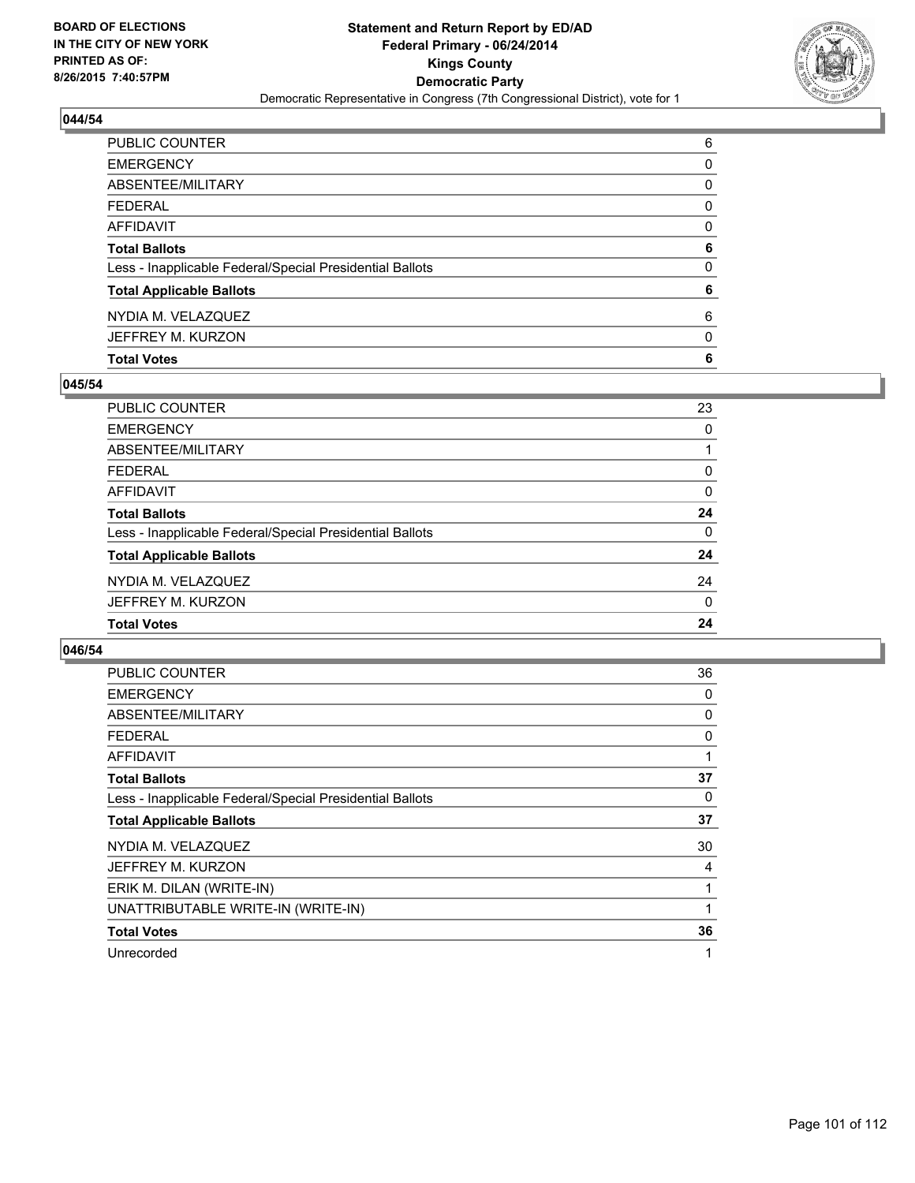BOARD OF ELECTIONS
IN THE CITY OF NEW YORK
PRINTED AS OF:
8/26/2015 7:40:57PM

**Statement and Return Report by ED/AD**
**Federal Primary - 06/24/2014**
**Kings County**
**Democratic Party**
Democratic Representative in Congress (7th Congressional District), vote for 1

### 044/54

| | |
|---|---|
| PUBLIC COUNTER | 6 |
| EMERGENCY | 0 |
| ABSENTEE/MILITARY | 0 |
| FEDERAL | 0 |
| AFFIDAVIT | 0 |
| **Total Ballots** | **6** |
| Less - Inapplicable Federal/Special Presidential Ballots | 0 |
| **Total Applicable Ballots** | **6** |
| NYDIA M. VELAZQUEZ | 6 |
| JEFFREY M. KURZON | 0 |
| **Total Votes** | **6** |

### 045/54

| | |
|---|---|
| PUBLIC COUNTER | 23 |
| EMERGENCY | 0 |
| ABSENTEE/MILITARY | 1 |
| FEDERAL | 0 |
| AFFIDAVIT | 0 |
| **Total Ballots** | **24** |
| Less - Inapplicable Federal/Special Presidential Ballots | 0 |
| **Total Applicable Ballots** | **24** |
| NYDIA M. VELAZQUEZ | 24 |
| JEFFREY M. KURZON | 0 |
| **Total Votes** | **24** |

### 046/54

| | |
|---|---|
| PUBLIC COUNTER | 36 |
| EMERGENCY | 0 |
| ABSENTEE/MILITARY | 0 |
| FEDERAL | 0 |
| AFFIDAVIT | 1 |
| **Total Ballots** | **37** |
| Less - Inapplicable Federal/Special Presidential Ballots | 0 |
| **Total Applicable Ballots** | **37** |
| NYDIA M. VELAZQUEZ | 30 |
| JEFFREY M. KURZON | 4 |
| ERIK M. DILAN (WRITE-IN) | 1 |
| UNATTRIBUTABLE WRITE-IN (WRITE-IN) | 1 |
| **Total Votes** | **36** |
| Unrecorded | 1 |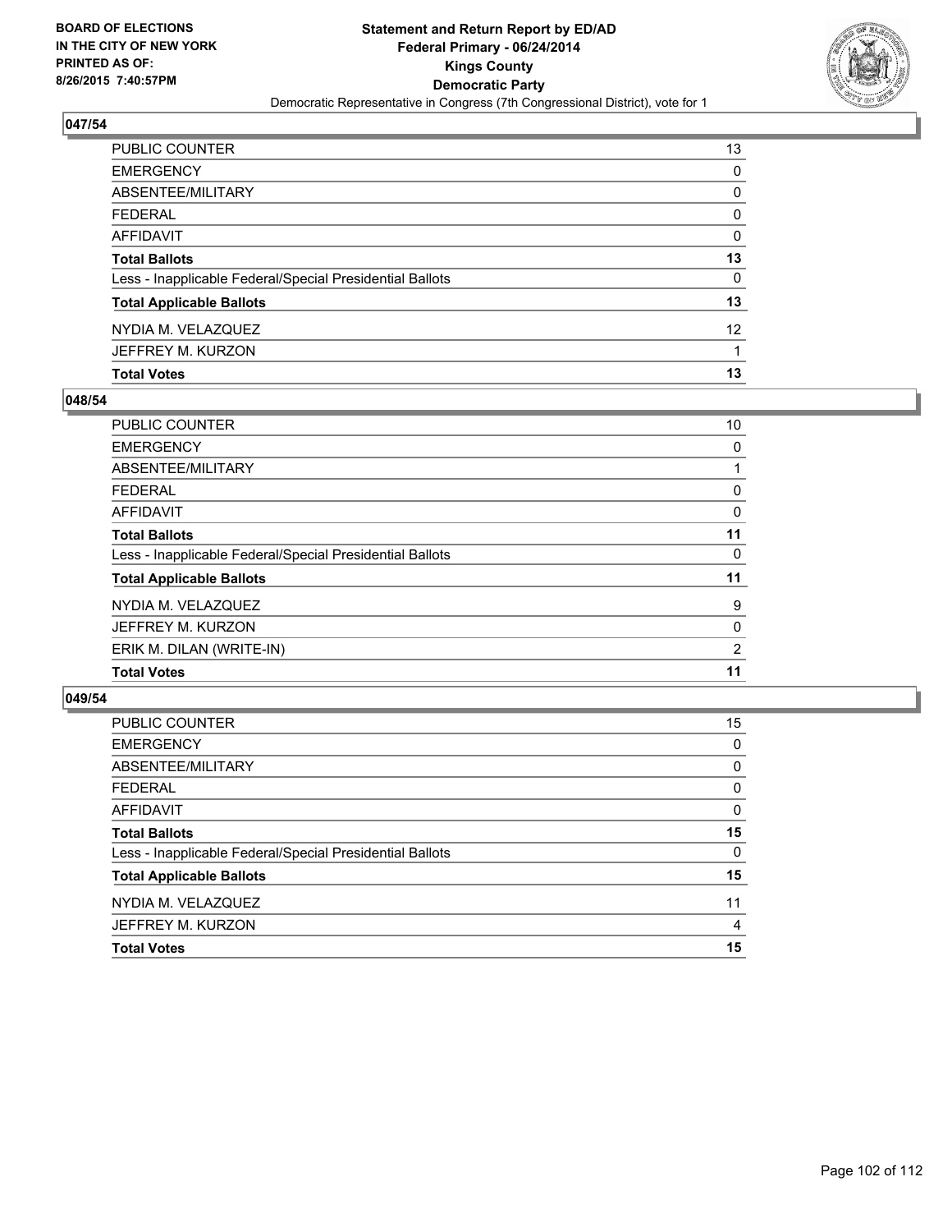BOARD OF ELECTIONS
IN THE CITY OF NEW YORK
PRINTED AS OF:
8/26/2015 7:40:57PM

**Statement and Return Report by ED/AD**
**Federal Primary - 06/24/2014**
**Kings County**
**Democratic Party**
Democratic Representative in Congress (7th Congressional District), vote for 1

### 047/54

| | |
|---|---|
| PUBLIC COUNTER | 13 |
| EMERGENCY | 0 |
| ABSENTEE/MILITARY | 0 |
| FEDERAL | 0 |
| AFFIDAVIT | 0 |
| **Total Ballots** | **13** |
| Less - Inapplicable Federal/Special Presidential Ballots | 0 |
| **Total Applicable Ballots** | **13** |
| NYDIA M. VELAZQUEZ | 12 |
| JEFFREY M. KURZON | 1 |
| **Total Votes** | **13** |

### 048/54

| | |
|---|---|
| PUBLIC COUNTER | 10 |
| EMERGENCY | 0 |
| ABSENTEE/MILITARY | 1 |
| FEDERAL | 0 |
| AFFIDAVIT | 0 |
| **Total Ballots** | **11** |
| Less - Inapplicable Federal/Special Presidential Ballots | 0 |
| **Total Applicable Ballots** | **11** |
| NYDIA M. VELAZQUEZ | 9 |
| JEFFREY M. KURZON | 0 |
| ERIK M. DILAN (WRITE-IN) | 2 |
| **Total Votes** | **11** |

### 049/54

| | |
|---|---|
| PUBLIC COUNTER | 15 |
| EMERGENCY | 0 |
| ABSENTEE/MILITARY | 0 |
| FEDERAL | 0 |
| AFFIDAVIT | 0 |
| **Total Ballots** | **15** |
| Less - Inapplicable Federal/Special Presidential Ballots | 0 |
| **Total Applicable Ballots** | **15** |
| NYDIA M. VELAZQUEZ | 11 |
| JEFFREY M. KURZON | 4 |
| **Total Votes** | **15** |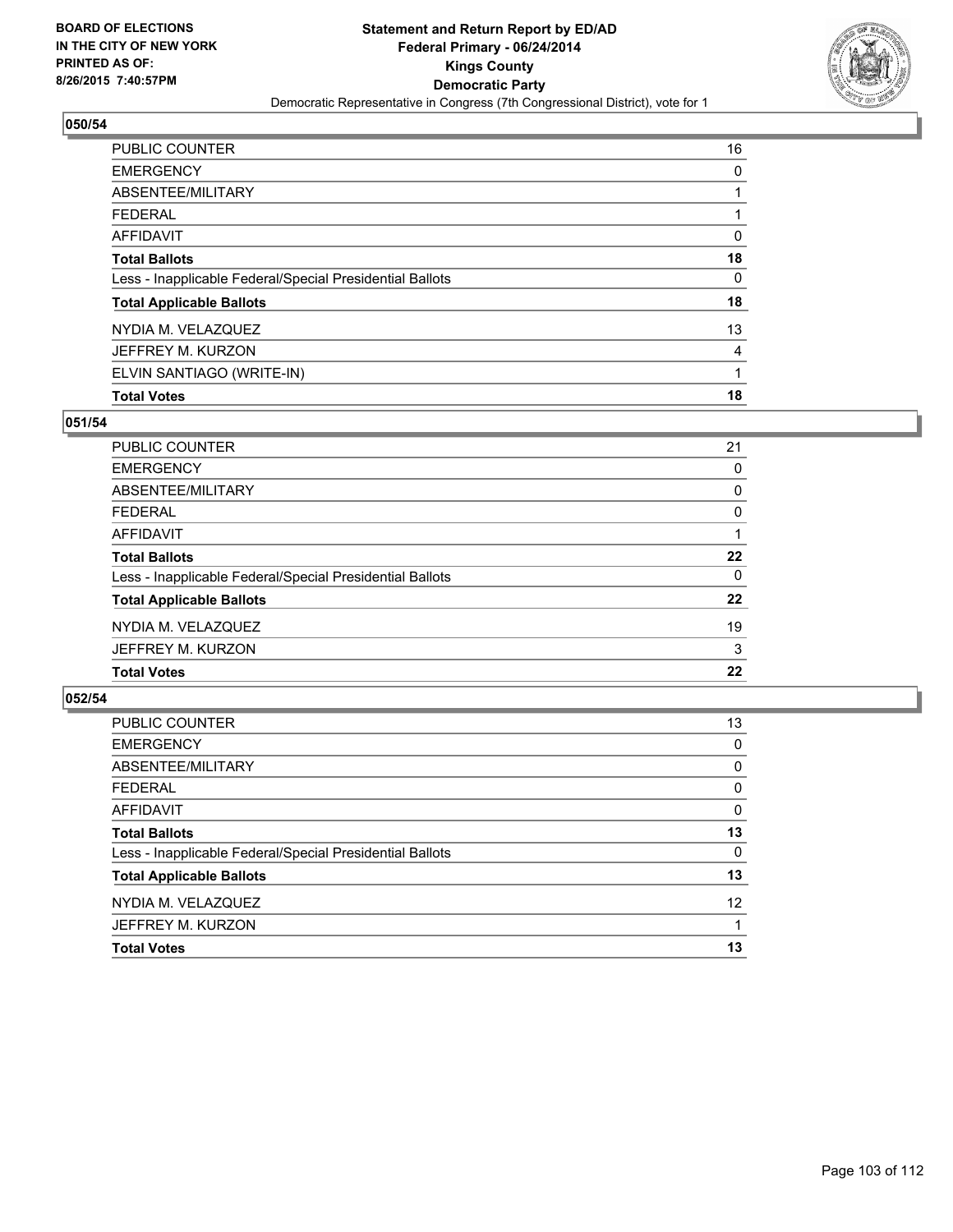**BOARD OF ELECTIONS IN THE CITY OF NEW YORK PRINTED AS OF: 8/26/2015 7:40:57PM**

**Statement and Return Report by ED/AD**
**Federal Primary - 06/24/2014**
**Kings County**
**Democratic Party**
Democratic Representative in Congress (7th Congressional District), vote for 1

### 050/54

| | |
|---|---|
| PUBLIC COUNTER | 16 |
| EMERGENCY | 0 |
| ABSENTEE/MILITARY | 1 |
| FEDERAL | 1 |
| AFFIDAVIT | 0 |
| **Total Ballots** | **18** |
| Less - Inapplicable Federal/Special Presidential Ballots | 0 |
| **Total Applicable Ballots** | **18** |
| NYDIA M. VELAZQUEZ | 13 |
| JEFFREY M. KURZON | 4 |
| ELVIN SANTIAGO (WRITE-IN) | 1 |
| **Total Votes** | **18** |

### 051/54

| | |
|---|---|
| PUBLIC COUNTER | 21 |
| EMERGENCY | 0 |
| ABSENTEE/MILITARY | 0 |
| FEDERAL | 0 |
| AFFIDAVIT | 1 |
| **Total Ballots** | **22** |
| Less - Inapplicable Federal/Special Presidential Ballots | 0 |
| **Total Applicable Ballots** | **22** |
| NYDIA M. VELAZQUEZ | 19 |
| JEFFREY M. KURZON | 3 |
| **Total Votes** | **22** |

### 052/54

| | |
|---|---|
| PUBLIC COUNTER | 13 |
| EMERGENCY | 0 |
| ABSENTEE/MILITARY | 0 |
| FEDERAL | 0 |
| AFFIDAVIT | 0 |
| **Total Ballots** | **13** |
| Less - Inapplicable Federal/Special Presidential Ballots | 0 |
| **Total Applicable Ballots** | **13** |
| NYDIA M. VELAZQUEZ | 12 |
| JEFFREY M. KURZON | 1 |
| **Total Votes** | **13** |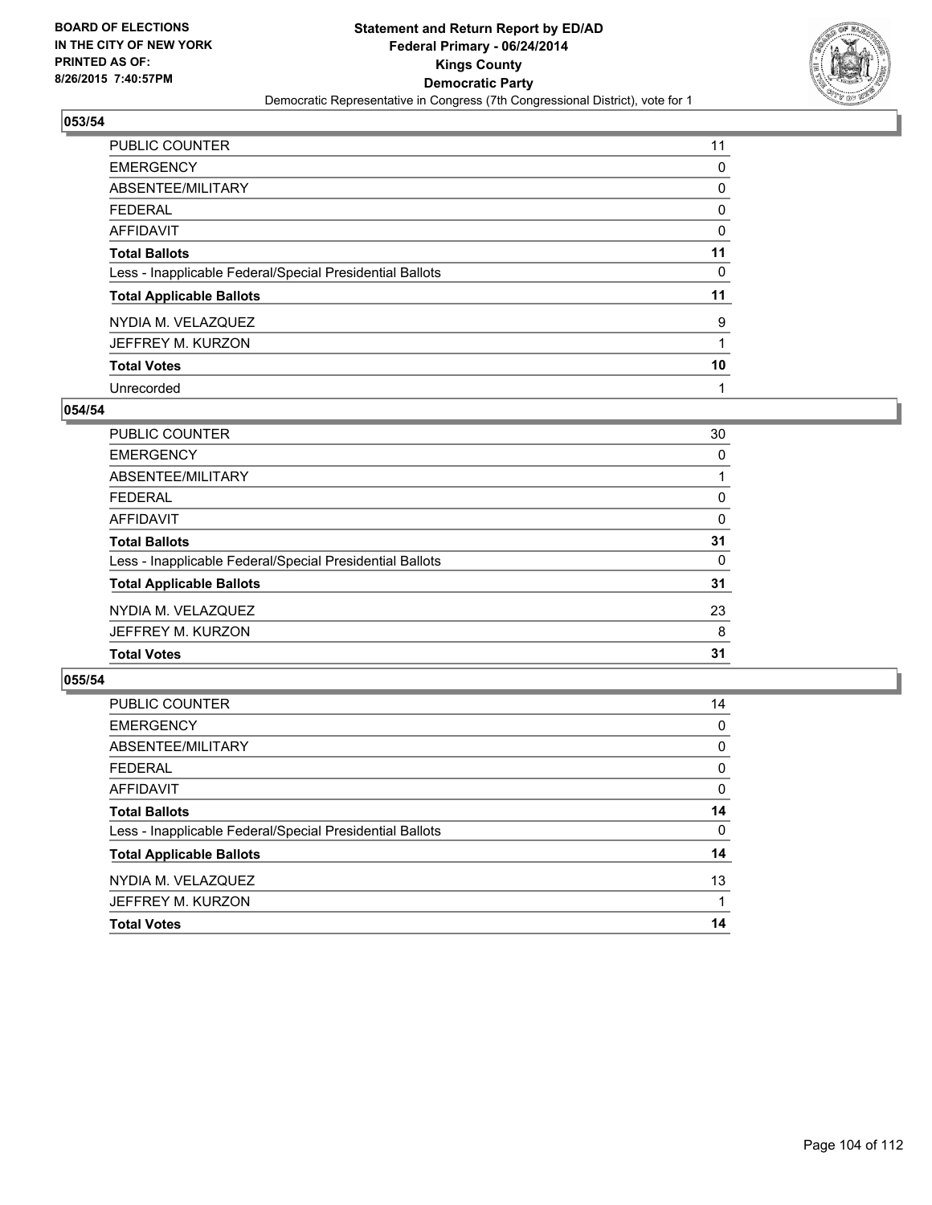BOARD OF ELECTIONS
IN THE CITY OF NEW YORK
PRINTED AS OF:
8/26/2015 7:40:57PM

**Statement and Return Report by ED/AD**
**Federal Primary - 06/24/2014**
**Kings County**
**Democratic Party**
Democratic Representative in Congress (7th Congressional District), vote for 1

## 053/54

| | |
|---|---|
| PUBLIC COUNTER | 11 |
| EMERGENCY | 0 |
| ABSENTEE/MILITARY | 0 |
| FEDERAL | 0 |
| AFFIDAVIT | 0 |
| **Total Ballots** | **11** |
| Less - Inapplicable Federal/Special Presidential Ballots | 0 |
| **Total Applicable Ballots** | **11** |
| NYDIA M. VELAZQUEZ | 9 |
| JEFFREY M. KURZON | 1 |
| **Total Votes** | **10** |
| Unrecorded | 1 |

## 054/54

| | |
|---|---|
| PUBLIC COUNTER | 30 |
| EMERGENCY | 0 |
| ABSENTEE/MILITARY | 1 |
| FEDERAL | 0 |
| AFFIDAVIT | 0 |
| **Total Ballots** | **31** |
| Less - Inapplicable Federal/Special Presidential Ballots | 0 |
| **Total Applicable Ballots** | **31** |
| NYDIA M. VELAZQUEZ | 23 |
| JEFFREY M. KURZON | 8 |
| **Total Votes** | **31** |

## 055/54

| | |
|---|---|
| PUBLIC COUNTER | 14 |
| EMERGENCY | 0 |
| ABSENTEE/MILITARY | 0 |
| FEDERAL | 0 |
| AFFIDAVIT | 0 |
| **Total Ballots** | **14** |
| Less - Inapplicable Federal/Special Presidential Ballots | 0 |
| **Total Applicable Ballots** | **14** |
| NYDIA M. VELAZQUEZ | 13 |
| JEFFREY M. KURZON | 1 |
| **Total Votes** | **14** |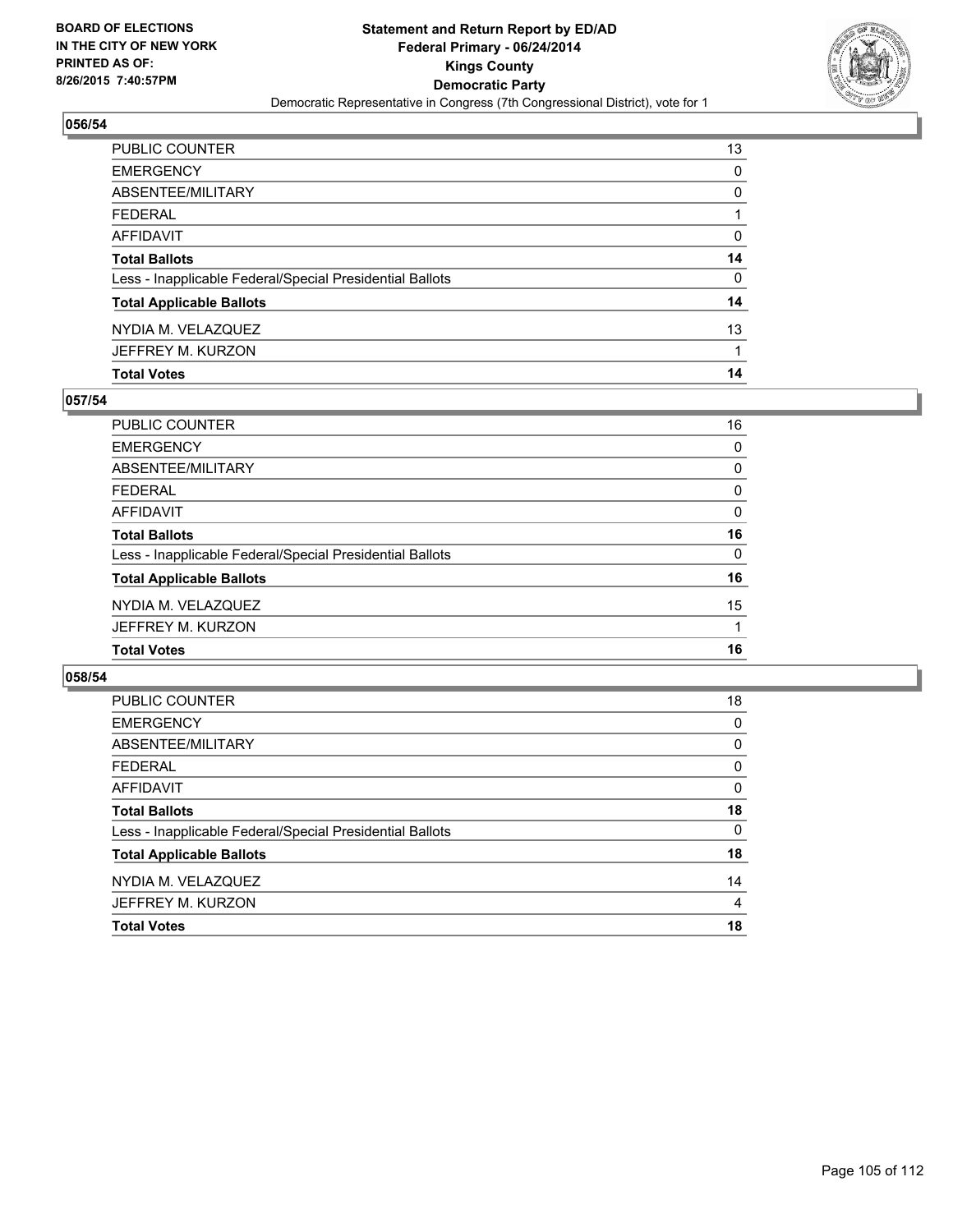BOARD OF ELECTIONS
IN THE CITY OF NEW YORK
PRINTED AS OF:
8/26/2015 7:40:57PM

**Statement and Return Report by ED/AD**
**Federal Primary - 06/24/2014**
**Kings County**
**Democratic Party**
Democratic Representative in Congress (7th Congressional District), vote for 1

### 056/54

| | |
|---|---|
| PUBLIC COUNTER | 13 |
| EMERGENCY | 0 |
| ABSENTEE/MILITARY | 0 |
| FEDERAL | 1 |
| AFFIDAVIT | 0 |
| **Total Ballots** | **14** |
| Less - Inapplicable Federal/Special Presidential Ballots | 0 |
| **Total Applicable Ballots** | **14** |
| NYDIA M. VELAZQUEZ | 13 |
| JEFFREY M. KURZON | 1 |
| **Total Votes** | **14** |

### 057/54

| | |
|---|---|
| PUBLIC COUNTER | 16 |
| EMERGENCY | 0 |
| ABSENTEE/MILITARY | 0 |
| FEDERAL | 0 |
| AFFIDAVIT | 0 |
| **Total Ballots** | **16** |
| Less - Inapplicable Federal/Special Presidential Ballots | 0 |
| **Total Applicable Ballots** | **16** |
| NYDIA M. VELAZQUEZ | 15 |
| JEFFREY M. KURZON | 1 |
| **Total Votes** | **16** |

### 058/54

| | |
|---|---|
| PUBLIC COUNTER | 18 |
| EMERGENCY | 0 |
| ABSENTEE/MILITARY | 0 |
| FEDERAL | 0 |
| AFFIDAVIT | 0 |
| **Total Ballots** | **18** |
| Less - Inapplicable Federal/Special Presidential Ballots | 0 |
| **Total Applicable Ballots** | **18** |
| NYDIA M. VELAZQUEZ | 14 |
| JEFFREY M. KURZON | 4 |
| **Total Votes** | **18** |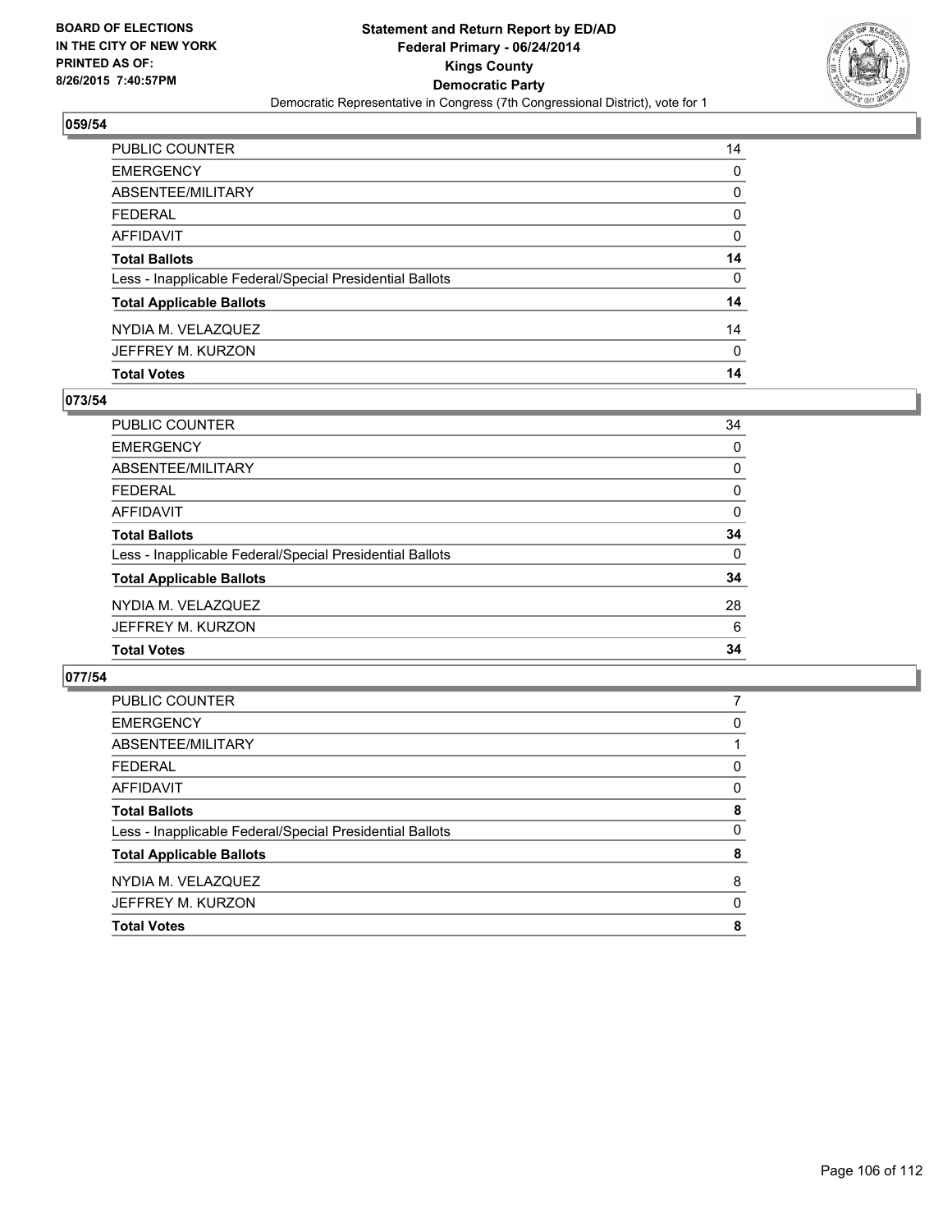**BOARD OF ELECTIONS IN THE CITY OF NEW YORK PRINTED AS OF: 8/26/2015 7:40:57PM**

**Statement and Return Report by ED/AD**
**Federal Primary - 06/24/2014**
**Kings County**
**Democratic Party**
Democratic Representative in Congress (7th Congressional District), vote for 1

## 059/54

| | |
|---|---|
| PUBLIC COUNTER | 14 |
| EMERGENCY | 0 |
| ABSENTEE/MILITARY | 0 |
| FEDERAL | 0 |
| AFFIDAVIT | 0 |
| **Total Ballots** | **14** |
| Less - Inapplicable Federal/Special Presidential Ballots | 0 |
| **Total Applicable Ballots** | **14** |
| NYDIA M. VELAZQUEZ | 14 |
| JEFFREY M. KURZON | 0 |
| **Total Votes** | **14** |

## 073/54

| | |
|---|---|
| PUBLIC COUNTER | 34 |
| EMERGENCY | 0 |
| ABSENTEE/MILITARY | 0 |
| FEDERAL | 0 |
| AFFIDAVIT | 0 |
| **Total Ballots** | **34** |
| Less - Inapplicable Federal/Special Presidential Ballots | 0 |
| **Total Applicable Ballots** | **34** |
| NYDIA M. VELAZQUEZ | 28 |
| JEFFREY M. KURZON | 6 |
| **Total Votes** | **34** |

## 077/54

| | |
|---|---|
| PUBLIC COUNTER | 7 |
| EMERGENCY | 0 |
| ABSENTEE/MILITARY | 1 |
| FEDERAL | 0 |
| AFFIDAVIT | 0 |
| **Total Ballots** | **8** |
| Less - Inapplicable Federal/Special Presidential Ballots | 0 |
| **Total Applicable Ballots** | **8** |
| NYDIA M. VELAZQUEZ | 8 |
| JEFFREY M. KURZON | 0 |
| **Total Votes** | **8** |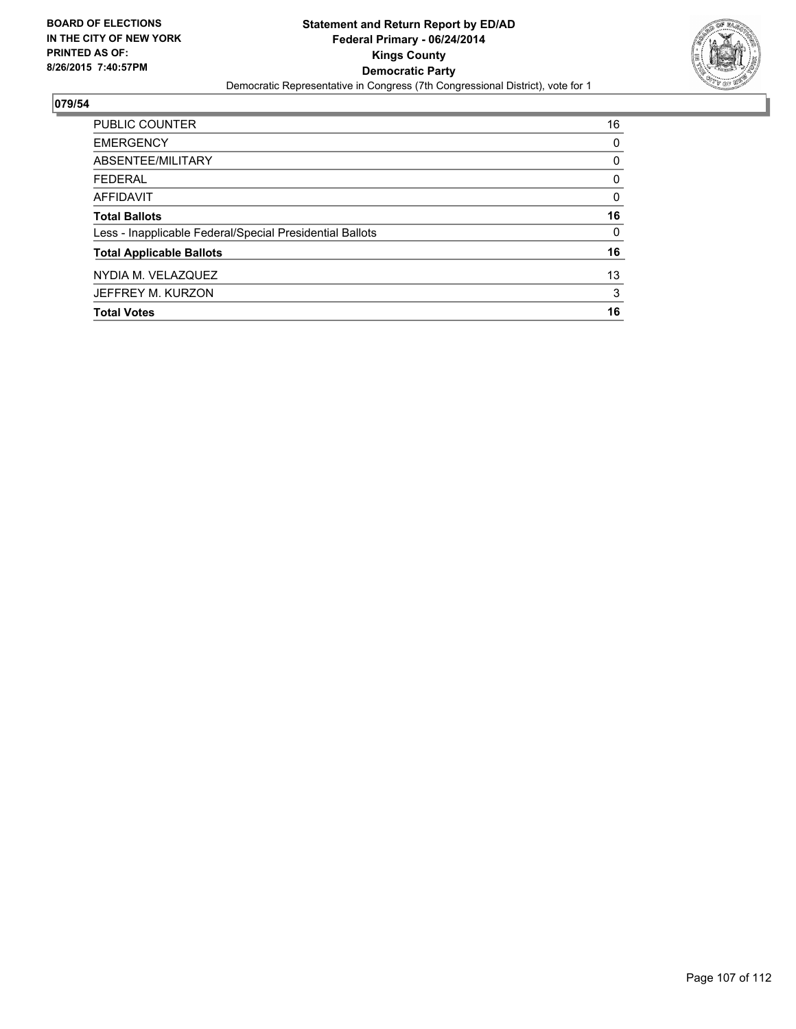**BOARD OF ELECTIONS IN THE CITY OF NEW YORK PRINTED AS OF: 8/26/2015 7:40:57PM**

**Statement and Return Report by ED/AD**
**Federal Primary - 06/24/2014**
**Kings County**
**Democratic Party**
Democratic Representative in Congress (7th Congressional District), vote for 1

## 079/54

| | |
|---|---|
| PUBLIC COUNTER | 16 |
| EMERGENCY | 0 |
| ABSENTEE/MILITARY | 0 |
| FEDERAL | 0 |
| AFFIDAVIT | 0 |
| **Total Ballots** | **16** |
| Less - Inapplicable Federal/Special Presidential Ballots | 0 |
| **Total Applicable Ballots** | **16** |
| NYDIA M. VELAZQUEZ | 13 |
| JEFFREY M. KURZON | 3 |
| **Total Votes** | **16** |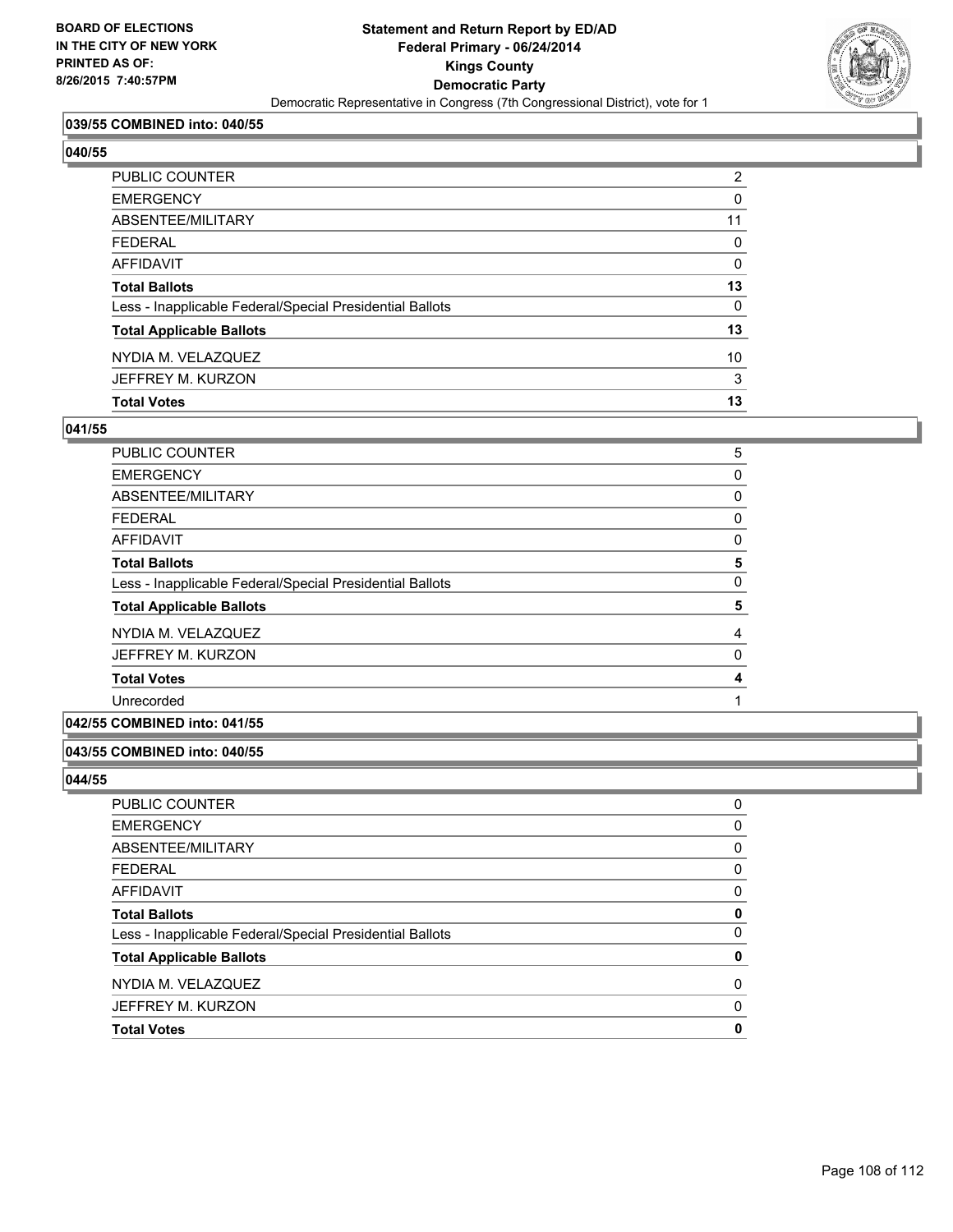**039/55 COMBINED into: 040/55**

**040/55**

| | |
|---|---|
| PUBLIC COUNTER | 2 |
| EMERGENCY | 0 |
| ABSENTEE/MILITARY | 11 |
| FEDERAL | 0 |
| AFFIDAVIT | 0 |
| **Total Ballots** | **13** |
| Less - Inapplicable Federal/Special Presidential Ballots | 0 |
| **Total Applicable Ballots** | **13** |
| NYDIA M. VELAZQUEZ | 10 |
| JEFFREY M. KURZON | 3 |
| **Total Votes** | **13** |

**041/55**

| | |
|---|---|
| PUBLIC COUNTER | 5 |
| EMERGENCY | 0 |
| ABSENTEE/MILITARY | 0 |
| FEDERAL | 0 |
| AFFIDAVIT | 0 |
| **Total Ballots** | **5** |
| Less - Inapplicable Federal/Special Presidential Ballots | 0 |
| **Total Applicable Ballots** | **5** |
| NYDIA M. VELAZQUEZ | 4 |
| JEFFREY M. KURZON | 0 |
| **Total Votes** | **4** |
| Unrecorded | 1 |

**042/55 COMBINED into: 041/55**

**043/55 COMBINED into: 040/55**

**044/55**

| | |
|---|---|
| PUBLIC COUNTER | 0 |
| EMERGENCY | 0 |
| ABSENTEE/MILITARY | 0 |
| FEDERAL | 0 |
| AFFIDAVIT | 0 |
| **Total Ballots** | **0** |
| Less - Inapplicable Federal/Special Presidential Ballots | 0 |
| **Total Applicable Ballots** | **0** |
| NYDIA M. VELAZQUEZ | 0 |
| JEFFREY M. KURZON | 0 |
| **Total Votes** | **0** |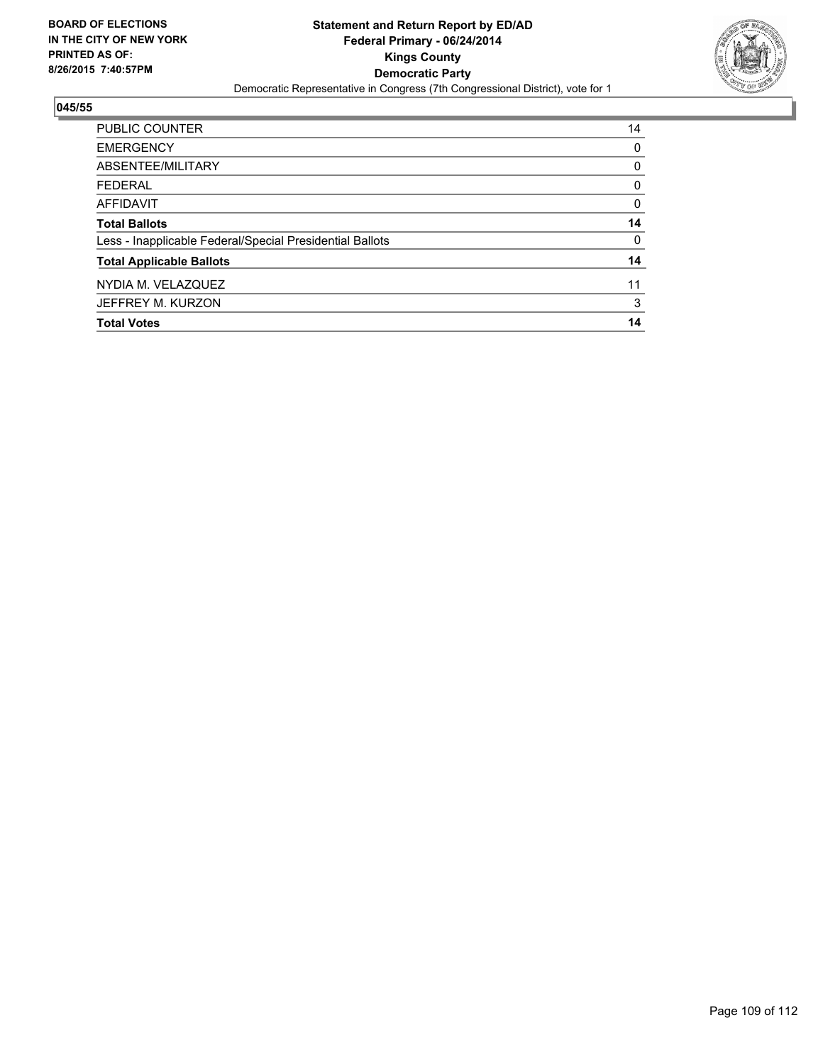BOARD OF ELECTIONS
IN THE CITY OF NEW YORK
PRINTED AS OF:
8/26/2015 7:40:57PM

**Statement and Return Report by ED/AD**
**Federal Primary - 06/24/2014**
**Kings County**
**Democratic Party**
Democratic Representative in Congress (7th Congressional District), vote for 1

## 045/55

| | |
|---|---|
| PUBLIC COUNTER | 14 |
| EMERGENCY | 0 |
| ABSENTEE/MILITARY | 0 |
| FEDERAL | 0 |
| AFFIDAVIT | 0 |
| **Total Ballots** | **14** |
| Less - Inapplicable Federal/Special Presidential Ballots | 0 |
| **Total Applicable Ballots** | **14** |
| NYDIA M. VELAZQUEZ | 11 |
| JEFFREY M. KURZON | 3 |
| **Total Votes** | **14** |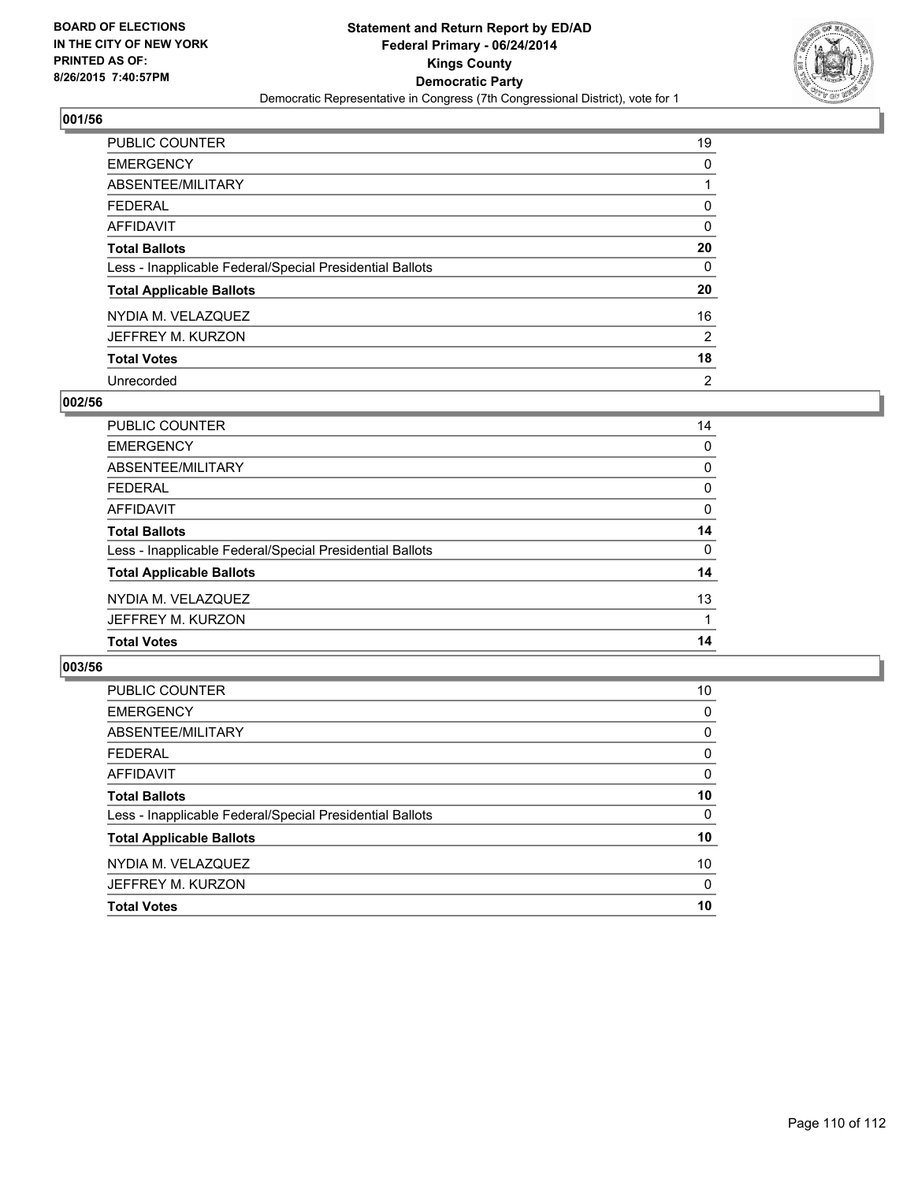BOARD OF ELECTIONS
IN THE CITY OF NEW YORK
PRINTED AS OF:
8/26/2015 7:40:57PM

**Statement and Return Report by ED/AD**
**Federal Primary - 06/24/2014**
**Kings County**
**Democratic Party**
Democratic Representative in Congress (7th Congressional District), vote for 1

### 001/56

| | |
|---|---|
| PUBLIC COUNTER | 19 |
| EMERGENCY | 0 |
| ABSENTEE/MILITARY | 1 |
| FEDERAL | 0 |
| AFFIDAVIT | 0 |
| **Total Ballots** | **20** |
| Less - Inapplicable Federal/Special Presidential Ballots | 0 |
| **Total Applicable Ballots** | **20** |
| NYDIA M. VELAZQUEZ | 16 |
| JEFFREY M. KURZON | 2 |
| **Total Votes** | **18** |
| Unrecorded | 2 |

### 002/56

| | |
|---|---|
| PUBLIC COUNTER | 14 |
| EMERGENCY | 0 |
| ABSENTEE/MILITARY | 0 |
| FEDERAL | 0 |
| AFFIDAVIT | 0 |
| **Total Ballots** | **14** |
| Less - Inapplicable Federal/Special Presidential Ballots | 0 |
| **Total Applicable Ballots** | **14** |
| NYDIA M. VELAZQUEZ | 13 |
| JEFFREY M. KURZON | 1 |
| **Total Votes** | **14** |

### 003/56

| | |
|---|---|
| PUBLIC COUNTER | 10 |
| EMERGENCY | 0 |
| ABSENTEE/MILITARY | 0 |
| FEDERAL | 0 |
| AFFIDAVIT | 0 |
| **Total Ballots** | **10** |
| Less - Inapplicable Federal/Special Presidential Ballots | 0 |
| **Total Applicable Ballots** | **10** |
| NYDIA M. VELAZQUEZ | 10 |
| JEFFREY M. KURZON | 0 |
| **Total Votes** | **10** |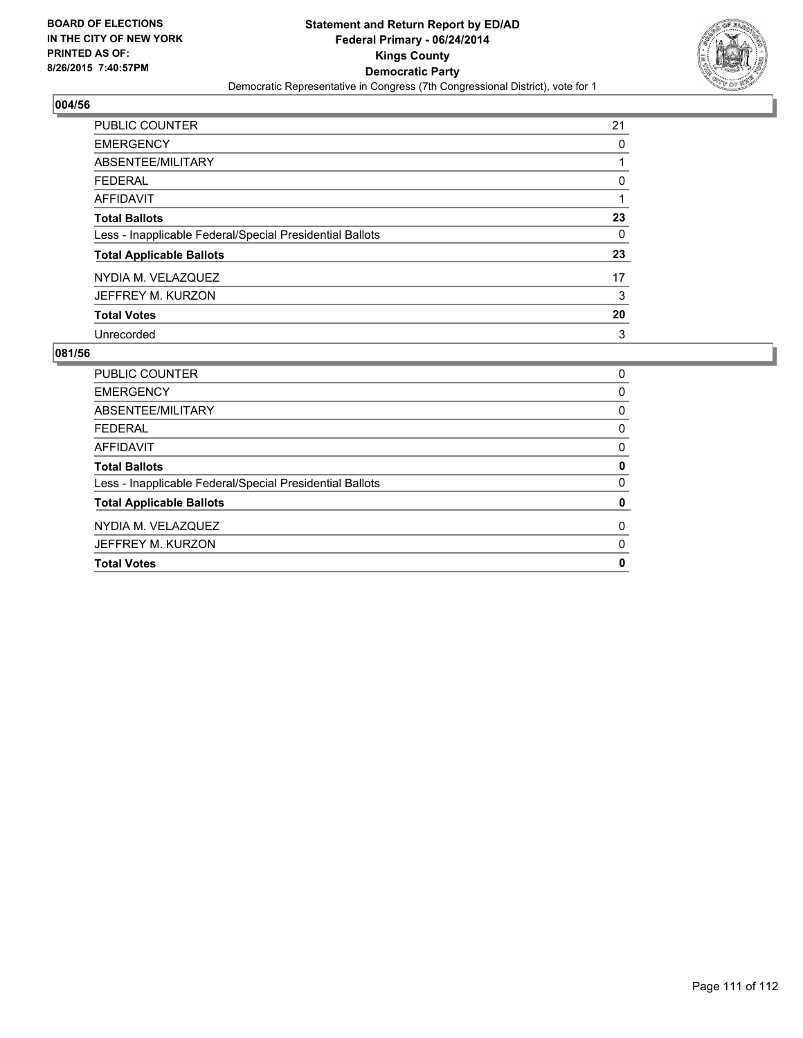BOARD OF ELECTIONS
IN THE CITY OF NEW YORK
PRINTED AS OF:
8/26/2015 7:40:57PM

**Statement and Return Report by ED/AD**
**Federal Primary - 06/24/2014**
**Kings County**
**Democratic Party**
Democratic Representative in Congress (7th Congressional District), vote for 1

## 004/56

| | |
|---|---|
| PUBLIC COUNTER | 21 |
| EMERGENCY | 0 |
| ABSENTEE/MILITARY | 1 |
| FEDERAL | 0 |
| AFFIDAVIT | 1 |
| **Total Ballots** | **23** |
| Less - Inapplicable Federal/Special Presidential Ballots | 0 |
| **Total Applicable Ballots** | **23** |
| NYDIA M. VELAZQUEZ | 17 |
| JEFFREY M. KURZON | 3 |
| **Total Votes** | **20** |
| Unrecorded | 3 |

## 081/56

| | |
|---|---|
| PUBLIC COUNTER | 0 |
| EMERGENCY | 0 |
| ABSENTEE/MILITARY | 0 |
| FEDERAL | 0 |
| AFFIDAVIT | 0 |
| **Total Ballots** | **0** |
| Less - Inapplicable Federal/Special Presidential Ballots | 0 |
| **Total Applicable Ballots** | **0** |
| NYDIA M. VELAZQUEZ | 0 |
| JEFFREY M. KURZON | 0 |
| **Total Votes** | **0** |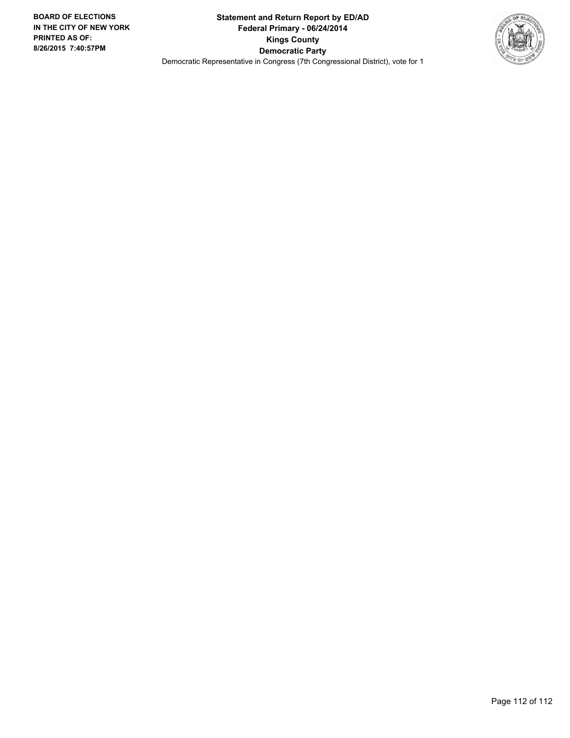**BOARD OF ELECTIONS IN THE CITY OF NEW YORK PRINTED AS OF: 8/26/2015 7:40:57PM**

**Statement and Return Report by ED/AD**
**Federal Primary - 06/24/2014**
**Kings County**
**Democratic Party**
Democratic Representative in Congress (7th Congressional District), vote for 1